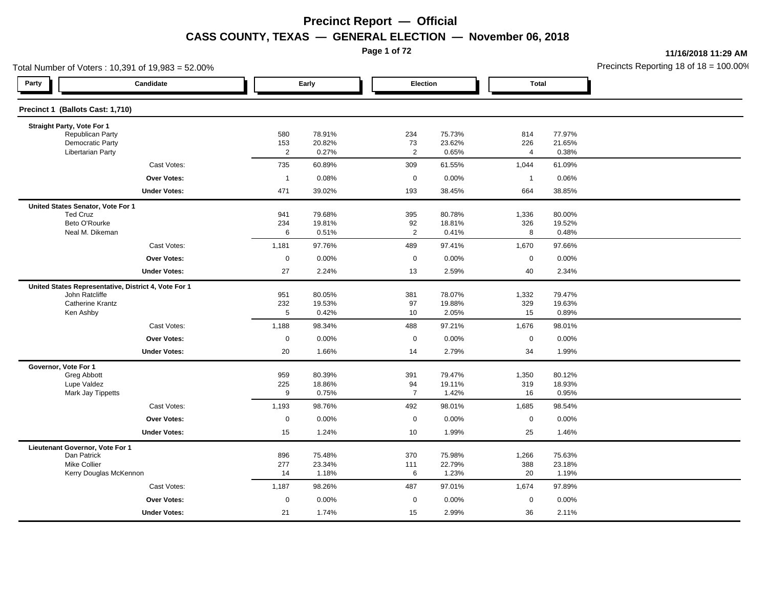# Precinct Report — Official

## CASS COUNTY, TEXAS — GENERAL ELECTION — November 06, 2018

11/16/2018 11:29 AM

Total Number of Voters : 10,391 of 19,983 = 52.00%

Precincts Reporting 18 of 18 = 100.00%

### Precinct 1 (Ballots Cast: 1,710)

| Party | Candidate | Early | | Election | | Total | |
|---|---|---|---|---|---|---|---|
| | **Straight Party, Vote For 1** | | | | | | |
| | Republican Party | 580 | 78.91% | 234 | 75.73% | 814 | 77.97% |
| | Democratic Party | 153 | 20.82% | 73 | 23.62% | 226 | 21.65% |
| | Libertarian Party | 2 | 0.27% | 2 | 0.65% | 4 | 0.38% |
| | Cast Votes: | 735 | 60.89% | 309 | 61.55% | 1,044 | 61.09% |
| | **Over Votes:** | 1 | 0.08% | 0 | 0.00% | 1 | 0.06% |
| | **Under Votes:** | 471 | 39.02% | 193 | 38.45% | 664 | 38.85% |
| | **United States Senator, Vote For 1** | | | | | | |
| | Ted Cruz | 941 | 79.68% | 395 | 80.78% | 1,336 | 80.00% |
| | Beto O'Rourke | 234 | 19.81% | 92 | 18.81% | 326 | 19.52% |
| | Neal M. Dikeman | 6 | 0.51% | 2 | 0.41% | 8 | 0.48% |
| | Cast Votes: | 1,181 | 97.76% | 489 | 97.41% | 1,670 | 97.66% |
| | **Over Votes:** | 0 | 0.00% | 0 | 0.00% | 0 | 0.00% |
| | **Under Votes:** | 27 | 2.24% | 13 | 2.59% | 40 | 2.34% |
| | **United States Representative, District 4, Vote For 1** | | | | | | |
| | John Ratcliffe | 951 | 80.05% | 381 | 78.07% | 1,332 | 79.47% |
| | Catherine Krantz | 232 | 19.53% | 97 | 19.88% | 329 | 19.63% |
| | Ken Ashby | 5 | 0.42% | 10 | 2.05% | 15 | 0.89% |
| | Cast Votes: | 1,188 | 98.34% | 488 | 97.21% | 1,676 | 98.01% |
| | **Over Votes:** | 0 | 0.00% | 0 | 0.00% | 0 | 0.00% |
| | **Under Votes:** | 20 | 1.66% | 14 | 2.79% | 34 | 1.99% |
| | **Governor, Vote For 1** | | | | | | |
| | Greg Abbott | 959 | 80.39% | 391 | 79.47% | 1,350 | 80.12% |
| | Lupe Valdez | 225 | 18.86% | 94 | 19.11% | 319 | 18.93% |
| | Mark Jay Tippetts | 9 | 0.75% | 7 | 1.42% | 16 | 0.95% |
| | Cast Votes: | 1,193 | 98.76% | 492 | 98.01% | 1,685 | 98.54% |
| | **Over Votes:** | 0 | 0.00% | 0 | 0.00% | 0 | 0.00% |
| | **Under Votes:** | 15 | 1.24% | 10 | 1.99% | 25 | 1.46% |
| | **Lieutenant Governor, Vote For 1** | | | | | | |
| | Dan Patrick | 896 | 75.48% | 370 | 75.98% | 1,266 | 75.63% |
| | Mike Collier | 277 | 23.34% | 111 | 22.79% | 388 | 23.18% |
| | Kerry Douglas McKennon | 14 | 1.18% | 6 | 1.23% | 20 | 1.19% |
| | Cast Votes: | 1,187 | 98.26% | 487 | 97.01% | 1,674 | 97.89% |
| | **Over Votes:** | 0 | 0.00% | 0 | 0.00% | 0 | 0.00% |
| | **Under Votes:** | 21 | 1.74% | 15 | 2.99% | 36 | 2.11% |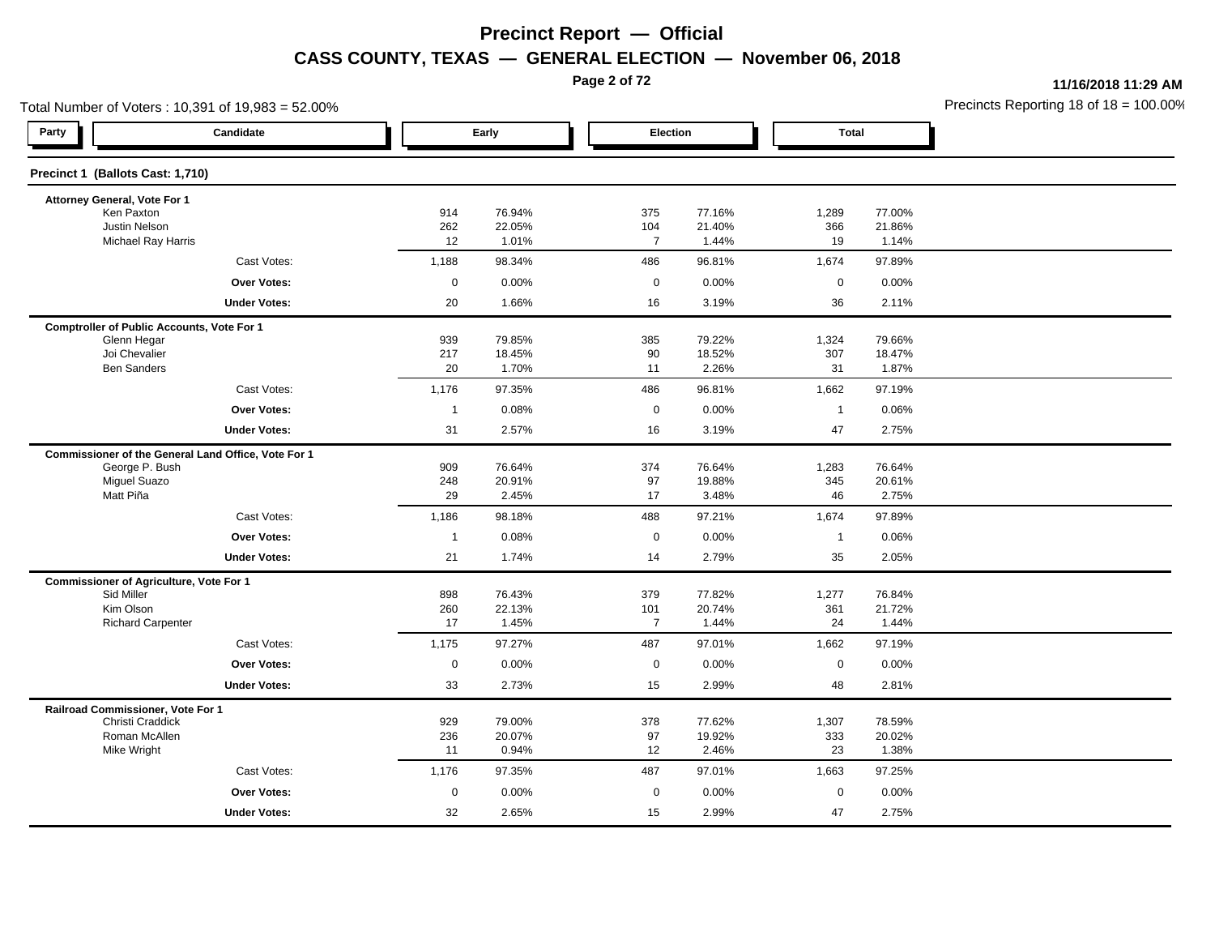# Precinct Report — Official

## CASS COUNTY, TEXAS — GENERAL ELECTION — November 06, 2018

11/16/2018 11:29 AM

Total Number of Voters : 10,391 of 19,983 = 52.00%

Precincts Reporting 18 of 18 = 100.00%

### Precinct 1 (Ballots Cast: 1,710)

| Party | Candidate | Early | | Election | | Total | |
|---|---|---|---|---|---|---|---|
| | **Attorney General, Vote For 1** | | | | | | |
| | Ken Paxton | 914 | 76.94% | 375 | 77.16% | 1,289 | 77.00% |
| | Justin Nelson | 262 | 22.05% | 104 | 21.40% | 366 | 21.86% |
| | Michael Ray Harris | 12 | 1.01% | 7 | 1.44% | 19 | 1.14% |
| | Cast Votes: | 1,188 | 98.34% | 486 | 96.81% | 1,674 | 97.89% |
| | **Over Votes:** | 0 | 0.00% | 0 | 0.00% | 0 | 0.00% |
| | **Under Votes:** | 20 | 1.66% | 16 | 3.19% | 36 | 2.11% |
| | **Comptroller of Public Accounts, Vote For 1** | | | | | | |
| | Glenn Hegar | 939 | 79.85% | 385 | 79.22% | 1,324 | 79.66% |
| | Joi Chevalier | 217 | 18.45% | 90 | 18.52% | 307 | 18.47% |
| | Ben Sanders | 20 | 1.70% | 11 | 2.26% | 31 | 1.87% |
| | Cast Votes: | 1,176 | 97.35% | 486 | 96.81% | 1,662 | 97.19% |
| | **Over Votes:** | 1 | 0.08% | 0 | 0.00% | 1 | 0.06% |
| | **Under Votes:** | 31 | 2.57% | 16 | 3.19% | 47 | 2.75% |
| | **Commissioner of the General Land Office, Vote For 1** | | | | | | |
| | George P. Bush | 909 | 76.64% | 374 | 76.64% | 1,283 | 76.64% |
| | Miguel Suazo | 248 | 20.91% | 97 | 19.88% | 345 | 20.61% |
| | Matt Piña | 29 | 2.45% | 17 | 3.48% | 46 | 2.75% |
| | Cast Votes: | 1,186 | 98.18% | 488 | 97.21% | 1,674 | 97.89% |
| | **Over Votes:** | 1 | 0.08% | 0 | 0.00% | 1 | 0.06% |
| | **Under Votes:** | 21 | 1.74% | 14 | 2.79% | 35 | 2.05% |
| | **Commissioner of Agriculture, Vote For 1** | | | | | | |
| | Sid Miller | 898 | 76.43% | 379 | 77.82% | 1,277 | 76.84% |
| | Kim Olson | 260 | 22.13% | 101 | 20.74% | 361 | 21.72% |
| | Richard Carpenter | 17 | 1.45% | 7 | 1.44% | 24 | 1.44% |
| | Cast Votes: | 1,175 | 97.27% | 487 | 97.01% | 1,662 | 97.19% |
| | **Over Votes:** | 0 | 0.00% | 0 | 0.00% | 0 | 0.00% |
| | **Under Votes:** | 33 | 2.73% | 15 | 2.99% | 48 | 2.81% |
| | **Railroad Commissioner, Vote For 1** | | | | | | |
| | Christi Craddick | 929 | 79.00% | 378 | 77.62% | 1,307 | 78.59% |
| | Roman McAllen | 236 | 20.07% | 97 | 19.92% | 333 | 20.02% |
| | Mike Wright | 11 | 0.94% | 12 | 2.46% | 23 | 1.38% |
| | Cast Votes: | 1,176 | 97.35% | 487 | 97.01% | 1,663 | 97.25% |
| | **Over Votes:** | 0 | 0.00% | 0 | 0.00% | 0 | 0.00% |
| | **Under Votes:** | 32 | 2.65% | 15 | 2.99% | 47 | 2.75% |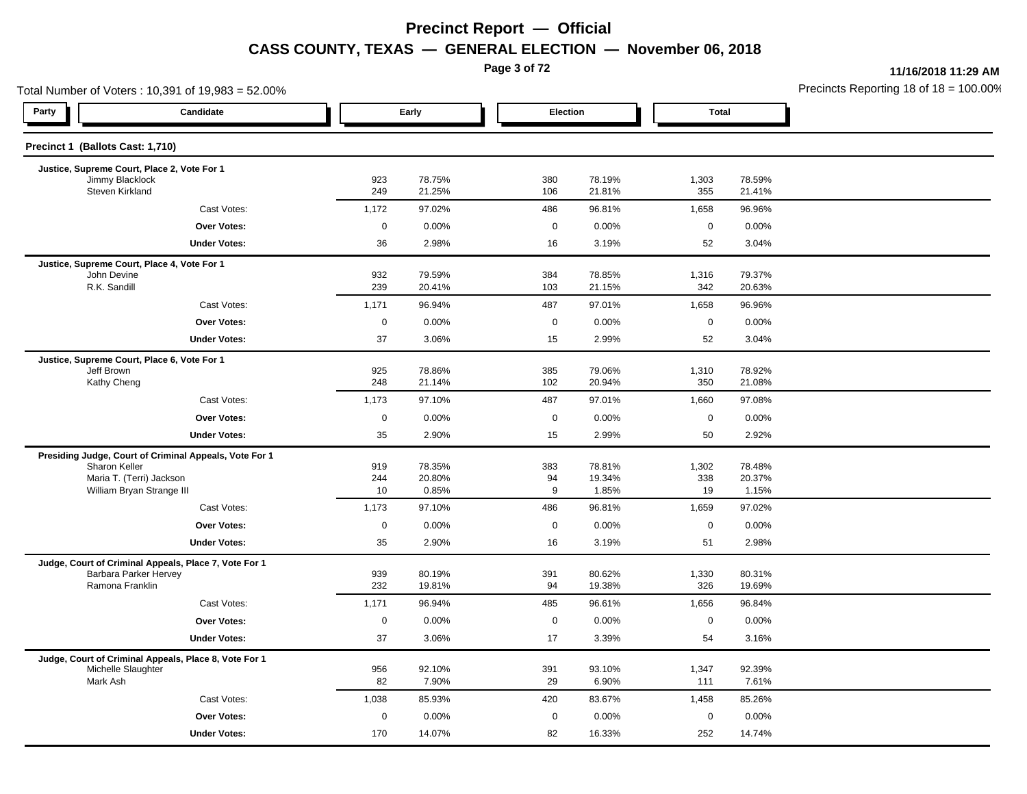# Precinct Report — Official

## CASS COUNTY, TEXAS — GENERAL ELECTION — November 06, 2018

11/16/2018 11:29 AM

Total Number of Voters : 10,391 of 19,983 = 52.00%

Precincts Reporting 18 of 18 = 100.00%

### Precinct 1 (Ballots Cast: 1,710)

| Party | Candidate | Early | | Election | | Total | |
|---|---|---|---|---|---|---|---|
| | **Justice, Supreme Court, Place 2, Vote For 1** | | | | | | |
| | Jimmy Blacklock | 923 | 78.75% | 380 | 78.19% | 1,303 | 78.59% |
| | Steven Kirkland | 249 | 21.25% | 106 | 21.81% | 355 | 21.41% |
| | Cast Votes: | 1,172 | 97.02% | 486 | 96.81% | 1,658 | 96.96% |
| | **Over Votes:** | 0 | 0.00% | 0 | 0.00% | 0 | 0.00% |
| | **Under Votes:** | 36 | 2.98% | 16 | 3.19% | 52 | 3.04% |
| | **Justice, Supreme Court, Place 4, Vote For 1** | | | | | | |
| | John Devine | 932 | 79.59% | 384 | 78.85% | 1,316 | 79.37% |
| | R.K. Sandill | 239 | 20.41% | 103 | 21.15% | 342 | 20.63% |
| | Cast Votes: | 1,171 | 96.94% | 487 | 97.01% | 1,658 | 96.96% |
| | **Over Votes:** | 0 | 0.00% | 0 | 0.00% | 0 | 0.00% |
| | **Under Votes:** | 37 | 3.06% | 15 | 2.99% | 52 | 3.04% |
| | **Justice, Supreme Court, Place 6, Vote For 1** | | | | | | |
| | Jeff Brown | 925 | 78.86% | 385 | 79.06% | 1,310 | 78.92% |
| | Kathy Cheng | 248 | 21.14% | 102 | 20.94% | 350 | 21.08% |
| | Cast Votes: | 1,173 | 97.10% | 487 | 97.01% | 1,660 | 97.08% |
| | **Over Votes:** | 0 | 0.00% | 0 | 0.00% | 0 | 0.00% |
| | **Under Votes:** | 35 | 2.90% | 15 | 2.99% | 50 | 2.92% |
| | **Presiding Judge, Court of Criminal Appeals, Vote For 1** | | | | | | |
| | Sharon Keller | 919 | 78.35% | 383 | 78.81% | 1,302 | 78.48% |
| | Maria T. (Terri) Jackson | 244 | 20.80% | 94 | 19.34% | 338 | 20.37% |
| | William Bryan Strange III | 10 | 0.85% | 9 | 1.85% | 19 | 1.15% |
| | Cast Votes: | 1,173 | 97.10% | 486 | 96.81% | 1,659 | 97.02% |
| | **Over Votes:** | 0 | 0.00% | 0 | 0.00% | 0 | 0.00% |
| | **Under Votes:** | 35 | 2.90% | 16 | 3.19% | 51 | 2.98% |
| | **Judge, Court of Criminal Appeals, Place 7, Vote For 1** | | | | | | |
| | Barbara Parker Hervey | 939 | 80.19% | 391 | 80.62% | 1,330 | 80.31% |
| | Ramona Franklin | 232 | 19.81% | 94 | 19.38% | 326 | 19.69% |
| | Cast Votes: | 1,171 | 96.94% | 485 | 96.61% | 1,656 | 96.84% |
| | **Over Votes:** | 0 | 0.00% | 0 | 0.00% | 0 | 0.00% |
| | **Under Votes:** | 37 | 3.06% | 17 | 3.39% | 54 | 3.16% |
| | **Judge, Court of Criminal Appeals, Place 8, Vote For 1** | | | | | | |
| | Michelle Slaughter | 956 | 92.10% | 391 | 93.10% | 1,347 | 92.39% |
| | Mark Ash | 82 | 7.90% | 29 | 6.90% | 111 | 7.61% |
| | Cast Votes: | 1,038 | 85.93% | 420 | 83.67% | 1,458 | 85.26% |
| | **Over Votes:** | 0 | 0.00% | 0 | 0.00% | 0 | 0.00% |
| | **Under Votes:** | 170 | 14.07% | 82 | 16.33% | 252 | 14.74% |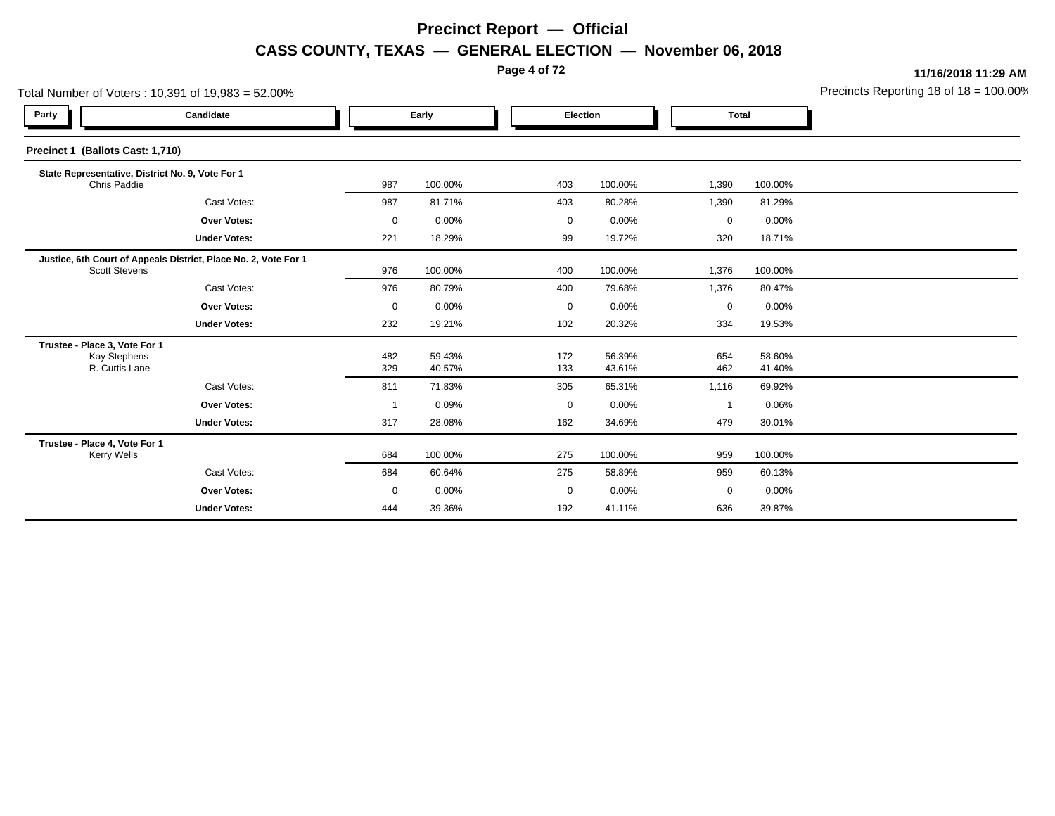# Precinct Report — Official

## CASS COUNTY, TEXAS — GENERAL ELECTION — November 06, 2018

11/16/2018 11:29 AM

Total Number of Voters : 10,391 of 19,983 = 52.00%

Precincts Reporting 18 of 18 = 100.00%

| Party | Candidate | Early | | Election | | Total | |
|---|---|---|---|---|---|---|---|
| **Precinct 1 (Ballots Cast: 1,710)** | | | | | | | |
| **State Representative, District No. 9, Vote For 1** | | | | | | | |
| | Chris Paddie | 987 | 100.00% | 403 | 100.00% | 1,390 | 100.00% |
| | Cast Votes: | 987 | 81.71% | 403 | 80.28% | 1,390 | 81.29% |
| | **Over Votes:** | 0 | 0.00% | 0 | 0.00% | 0 | 0.00% |
| | **Under Votes:** | 221 | 18.29% | 99 | 19.72% | 320 | 18.71% |
| **Justice, 6th Court of Appeals District, Place No. 2, Vote For 1** | | | | | | | |
| | Scott Stevens | 976 | 100.00% | 400 | 100.00% | 1,376 | 100.00% |
| | Cast Votes: | 976 | 80.79% | 400 | 79.68% | 1,376 | 80.47% |
| | **Over Votes:** | 0 | 0.00% | 0 | 0.00% | 0 | 0.00% |
| | **Under Votes:** | 232 | 19.21% | 102 | 20.32% | 334 | 19.53% |
| **Trustee - Place 3, Vote For 1** | | | | | | | |
| | Kay Stephens | 482 | 59.43% | 172 | 56.39% | 654 | 58.60% |
| | R. Curtis Lane | 329 | 40.57% | 133 | 43.61% | 462 | 41.40% |
| | Cast Votes: | 811 | 71.83% | 305 | 65.31% | 1,116 | 69.92% |
| | **Over Votes:** | 1 | 0.09% | 0 | 0.00% | 1 | 0.06% |
| | **Under Votes:** | 317 | 28.08% | 162 | 34.69% | 479 | 30.01% |
| **Trustee - Place 4, Vote For 1** | | | | | | | |
| | Kerry Wells | 684 | 100.00% | 275 | 100.00% | 959 | 100.00% |
| | Cast Votes: | 684 | 60.64% | 275 | 58.89% | 959 | 60.13% |
| | **Over Votes:** | 0 | 0.00% | 0 | 0.00% | 0 | 0.00% |
| | **Under Votes:** | 444 | 39.36% | 192 | 41.11% | 636 | 39.87% |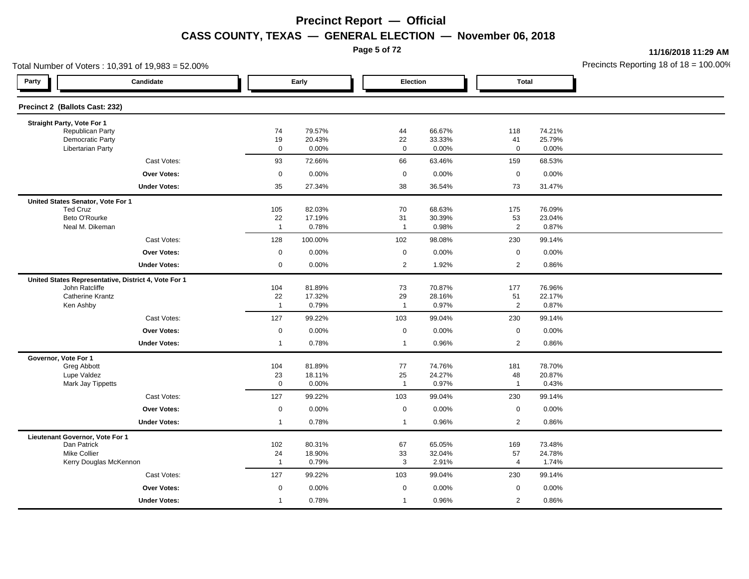# Precinct Report — Official

## CASS COUNTY, TEXAS — GENERAL ELECTION — November 06, 2018

11/16/2018 11:29 AM

Total Number of Voters : 10,391 of 19,983 = 52.00%

Precincts Reporting 18 of 18 = 100.00%

### Precinct 2 (Ballots Cast: 232)

| Party | Candidate | Early | | Election | | Total | |
|---|---|---|---|---|---|---|---|
| **Straight Party, Vote For 1** | | | | | | | |
| | Republican Party | 74 | 79.57% | 44 | 66.67% | 118 | 74.21% |
| | Democratic Party | 19 | 20.43% | 22 | 33.33% | 41 | 25.79% |
| | Libertarian Party | 0 | 0.00% | 0 | 0.00% | 0 | 0.00% |
| | Cast Votes: | 93 | 72.66% | 66 | 63.46% | 159 | 68.53% |
| | **Over Votes:** | 0 | 0.00% | 0 | 0.00% | 0 | 0.00% |
| | **Under Votes:** | 35 | 27.34% | 38 | 36.54% | 73 | 31.47% |
| **United States Senator, Vote For 1** | | | | | | | |
| | Ted Cruz | 105 | 82.03% | 70 | 68.63% | 175 | 76.09% |
| | Beto O'Rourke | 22 | 17.19% | 31 | 30.39% | 53 | 23.04% |
| | Neal M. Dikeman | 1 | 0.78% | 1 | 0.98% | 2 | 0.87% |
| | Cast Votes: | 128 | 100.00% | 102 | 98.08% | 230 | 99.14% |
| | **Over Votes:** | 0 | 0.00% | 0 | 0.00% | 0 | 0.00% |
| | **Under Votes:** | 0 | 0.00% | 2 | 1.92% | 2 | 0.86% |
| **United States Representative, District 4, Vote For 1** | | | | | | | |
| | John Ratcliffe | 104 | 81.89% | 73 | 70.87% | 177 | 76.96% |
| | Catherine Krantz | 22 | 17.32% | 29 | 28.16% | 51 | 22.17% |
| | Ken Ashby | 1 | 0.79% | 1 | 0.97% | 2 | 0.87% |
| | Cast Votes: | 127 | 99.22% | 103 | 99.04% | 230 | 99.14% |
| | **Over Votes:** | 0 | 0.00% | 0 | 0.00% | 0 | 0.00% |
| | **Under Votes:** | 1 | 0.78% | 1 | 0.96% | 2 | 0.86% |
| **Governor, Vote For 1** | | | | | | | |
| | Greg Abbott | 104 | 81.89% | 77 | 74.76% | 181 | 78.70% |
| | Lupe Valdez | 23 | 18.11% | 25 | 24.27% | 48 | 20.87% |
| | Mark Jay Tippetts | 0 | 0.00% | 1 | 0.97% | 1 | 0.43% |
| | Cast Votes: | 127 | 99.22% | 103 | 99.04% | 230 | 99.14% |
| | **Over Votes:** | 0 | 0.00% | 0 | 0.00% | 0 | 0.00% |
| | **Under Votes:** | 1 | 0.78% | 1 | 0.96% | 2 | 0.86% |
| **Lieutenant Governor, Vote For 1** | | | | | | | |
| | Dan Patrick | 102 | 80.31% | 67 | 65.05% | 169 | 73.48% |
| | Mike Collier | 24 | 18.90% | 33 | 32.04% | 57 | 24.78% |
| | Kerry Douglas McKennon | 1 | 0.79% | 3 | 2.91% | 4 | 1.74% |
| | Cast Votes: | 127 | 99.22% | 103 | 99.04% | 230 | 99.14% |
| | **Over Votes:** | 0 | 0.00% | 0 | 0.00% | 0 | 0.00% |
| | **Under Votes:** | 1 | 0.78% | 1 | 0.96% | 2 | 0.86% |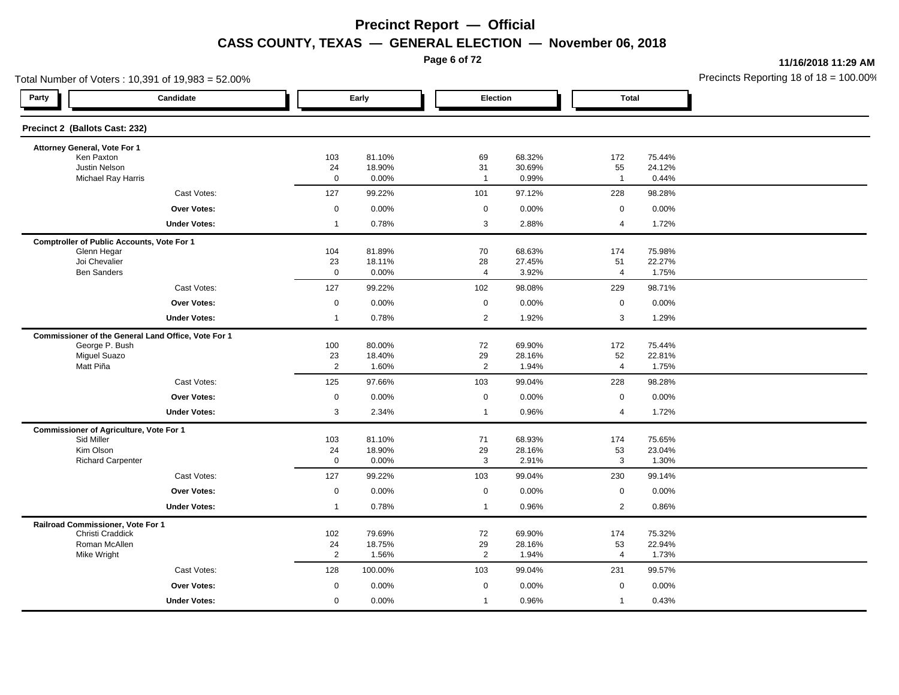# Precinct Report — Official

## CASS COUNTY, TEXAS — GENERAL ELECTION — November 06, 2018

11/16/2018 11:29 AM

Total Number of Voters : 10,391 of 19,983 = 52.00%

Precincts Reporting 18 of 18 = 100.00%

### Precinct 2 (Ballots Cast: 232)

| Party | Candidate | Early | | Election | | Total | |
|---|---|---|---|---|---|---|---|
| | **Attorney General, Vote For 1** | | | | | | |
| | Ken Paxton | 103 | 81.10% | 69 | 68.32% | 172 | 75.44% |
| | Justin Nelson | 24 | 18.90% | 31 | 30.69% | 55 | 24.12% |
| | Michael Ray Harris | 0 | 0.00% | 1 | 0.99% | 1 | 0.44% |
| | Cast Votes: | 127 | 99.22% | 101 | 97.12% | 228 | 98.28% |
| | **Over Votes:** | 0 | 0.00% | 0 | 0.00% | 0 | 0.00% |
| | **Under Votes:** | 1 | 0.78% | 3 | 2.88% | 4 | 1.72% |
| | **Comptroller of Public Accounts, Vote For 1** | | | | | | |
| | Glenn Hegar | 104 | 81.89% | 70 | 68.63% | 174 | 75.98% |
| | Joi Chevalier | 23 | 18.11% | 28 | 27.45% | 51 | 22.27% |
| | Ben Sanders | 0 | 0.00% | 4 | 3.92% | 4 | 1.75% |
| | Cast Votes: | 127 | 99.22% | 102 | 98.08% | 229 | 98.71% |
| | **Over Votes:** | 0 | 0.00% | 0 | 0.00% | 0 | 0.00% |
| | **Under Votes:** | 1 | 0.78% | 2 | 1.92% | 3 | 1.29% |
| | **Commissioner of the General Land Office, Vote For 1** | | | | | | |
| | George P. Bush | 100 | 80.00% | 72 | 69.90% | 172 | 75.44% |
| | Miguel Suazo | 23 | 18.40% | 29 | 28.16% | 52 | 22.81% |
| | Matt Piña | 2 | 1.60% | 2 | 1.94% | 4 | 1.75% |
| | Cast Votes: | 125 | 97.66% | 103 | 99.04% | 228 | 98.28% |
| | **Over Votes:** | 0 | 0.00% | 0 | 0.00% | 0 | 0.00% |
| | **Under Votes:** | 3 | 2.34% | 1 | 0.96% | 4 | 1.72% |
| | **Commissioner of Agriculture, Vote For 1** | | | | | | |
| | Sid Miller | 103 | 81.10% | 71 | 68.93% | 174 | 75.65% |
| | Kim Olson | 24 | 18.90% | 29 | 28.16% | 53 | 23.04% |
| | Richard Carpenter | 0 | 0.00% | 3 | 2.91% | 3 | 1.30% |
| | Cast Votes: | 127 | 99.22% | 103 | 99.04% | 230 | 99.14% |
| | **Over Votes:** | 0 | 0.00% | 0 | 0.00% | 0 | 0.00% |
| | **Under Votes:** | 1 | 0.78% | 1 | 0.96% | 2 | 0.86% |
| | **Railroad Commissioner, Vote For 1** | | | | | | |
| | Christi Craddick | 102 | 79.69% | 72 | 69.90% | 174 | 75.32% |
| | Roman McAllen | 24 | 18.75% | 29 | 28.16% | 53 | 22.94% |
| | Mike Wright | 2 | 1.56% | 2 | 1.94% | 4 | 1.73% |
| | Cast Votes: | 128 | 100.00% | 103 | 99.04% | 231 | 99.57% |
| | **Over Votes:** | 0 | 0.00% | 0 | 0.00% | 0 | 0.00% |
| | **Under Votes:** | 0 | 0.00% | 1 | 0.96% | 1 | 0.43% |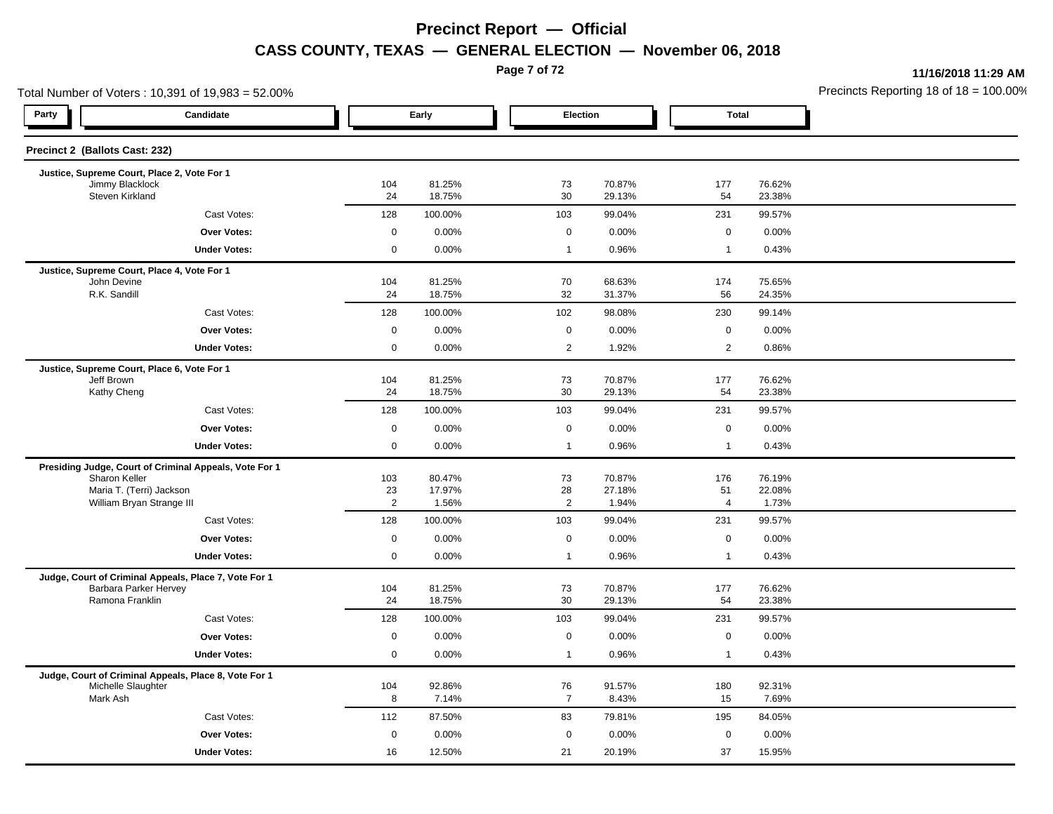# Precinct Report — Official

## CASS COUNTY, TEXAS — GENERAL ELECTION — November 06, 2018

11/16/2018 11:29 AM

Total Number of Voters : 10,391 of 19,983 = 52.00%

Precincts Reporting 18 of 18 = 100.00%

### Precinct 2 (Ballots Cast: 232)

| Party | Candidate | Early | | Election | | Total | |
|---|---|---|---|---|---|---|---|
| | **Justice, Supreme Court, Place 2, Vote For 1** | | | | | | |
| | Jimmy Blacklock | 104 | 81.25% | 73 | 70.87% | 177 | 76.62% |
| | Steven Kirkland | 24 | 18.75% | 30 | 29.13% | 54 | 23.38% |
| | Cast Votes: | 128 | 100.00% | 103 | 99.04% | 231 | 99.57% |
| | **Over Votes:** | 0 | 0.00% | 0 | 0.00% | 0 | 0.00% |
| | **Under Votes:** | 0 | 0.00% | 1 | 0.96% | 1 | 0.43% |
| | **Justice, Supreme Court, Place 4, Vote For 1** | | | | | | |
| | John Devine | 104 | 81.25% | 70 | 68.63% | 174 | 75.65% |
| | R.K. Sandill | 24 | 18.75% | 32 | 31.37% | 56 | 24.35% |
| | Cast Votes: | 128 | 100.00% | 102 | 98.08% | 230 | 99.14% |
| | **Over Votes:** | 0 | 0.00% | 0 | 0.00% | 0 | 0.00% |
| | **Under Votes:** | 0 | 0.00% | 2 | 1.92% | 2 | 0.86% |
| | **Justice, Supreme Court, Place 6, Vote For 1** | | | | | | |
| | Jeff Brown | 104 | 81.25% | 73 | 70.87% | 177 | 76.62% |
| | Kathy Cheng | 24 | 18.75% | 30 | 29.13% | 54 | 23.38% |
| | Cast Votes: | 128 | 100.00% | 103 | 99.04% | 231 | 99.57% |
| | **Over Votes:** | 0 | 0.00% | 0 | 0.00% | 0 | 0.00% |
| | **Under Votes:** | 0 | 0.00% | 1 | 0.96% | 1 | 0.43% |
| | **Presiding Judge, Court of Criminal Appeals, Vote For 1** | | | | | | |
| | Sharon Keller | 103 | 80.47% | 73 | 70.87% | 176 | 76.19% |
| | Maria T. (Terri) Jackson | 23 | 17.97% | 28 | 27.18% | 51 | 22.08% |
| | William Bryan Strange III | 2 | 1.56% | 2 | 1.94% | 4 | 1.73% |
| | Cast Votes: | 128 | 100.00% | 103 | 99.04% | 231 | 99.57% |
| | **Over Votes:** | 0 | 0.00% | 0 | 0.00% | 0 | 0.00% |
| | **Under Votes:** | 0 | 0.00% | 1 | 0.96% | 1 | 0.43% |
| | **Judge, Court of Criminal Appeals, Place 7, Vote For 1** | | | | | | |
| | Barbara Parker Hervey | 104 | 81.25% | 73 | 70.87% | 177 | 76.62% |
| | Ramona Franklin | 24 | 18.75% | 30 | 29.13% | 54 | 23.38% |
| | Cast Votes: | 128 | 100.00% | 103 | 99.04% | 231 | 99.57% |
| | **Over Votes:** | 0 | 0.00% | 0 | 0.00% | 0 | 0.00% |
| | **Under Votes:** | 0 | 0.00% | 1 | 0.96% | 1 | 0.43% |
| | **Judge, Court of Criminal Appeals, Place 8, Vote For 1** | | | | | | |
| | Michelle Slaughter | 104 | 92.86% | 76 | 91.57% | 180 | 92.31% |
| | Mark Ash | 8 | 7.14% | 7 | 8.43% | 15 | 7.69% |
| | Cast Votes: | 112 | 87.50% | 83 | 79.81% | 195 | 84.05% |
| | **Over Votes:** | 0 | 0.00% | 0 | 0.00% | 0 | 0.00% |
| | **Under Votes:** | 16 | 12.50% | 21 | 20.19% | 37 | 15.95% |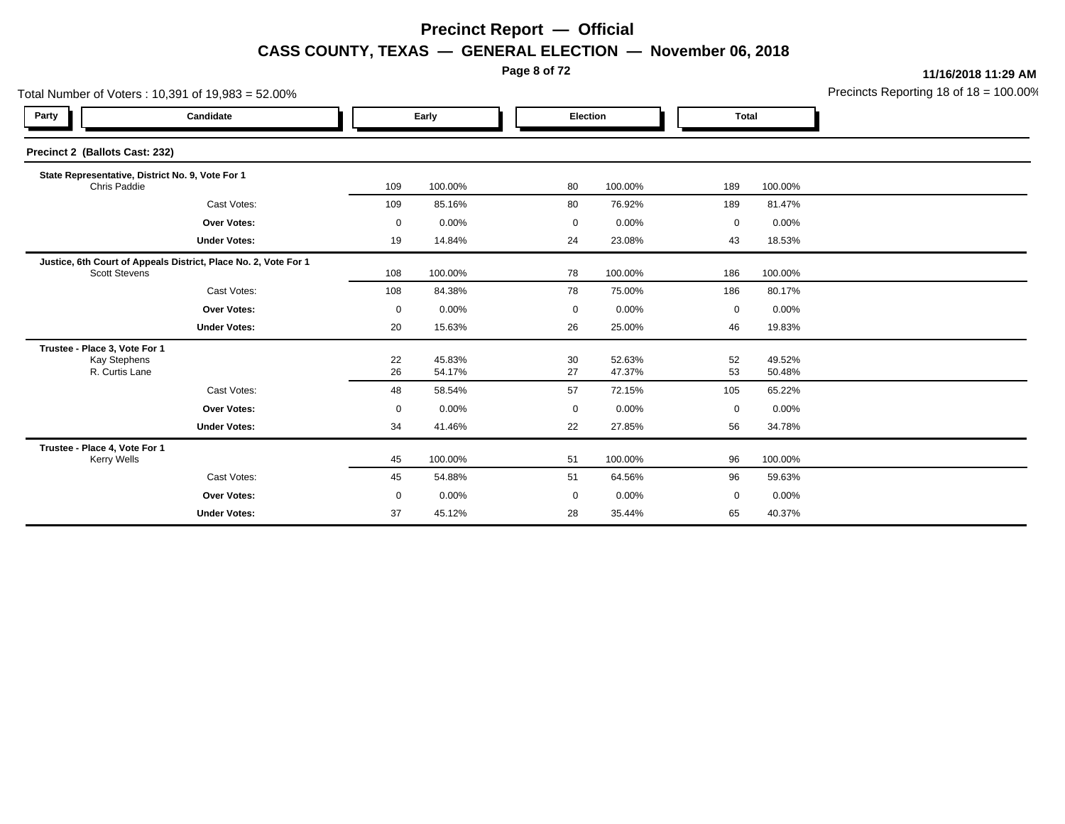# Precinct Report — Official

## CASS COUNTY, TEXAS — GENERAL ELECTION — November 06, 2018

**11/16/2018 11:29 AM**

Total Number of Voters : 10,391 of 19,983 = 52.00%

Precincts Reporting 18 of 18 = 100.00%

### Precinct 2 (Ballots Cast: 232)

| Party | Candidate | Early | | Election | | Total | |
|---|---|---|---|---|---|---|---|
| | **State Representative, District No. 9, Vote For 1** | | | | | | |
| | Chris Paddie | 109 | 100.00% | 80 | 100.00% | 189 | 100.00% |
| | Cast Votes: | 109 | 85.16% | 80 | 76.92% | 189 | 81.47% |
| | **Over Votes:** | 0 | 0.00% | 0 | 0.00% | 0 | 0.00% |
| | **Under Votes:** | 19 | 14.84% | 24 | 23.08% | 43 | 18.53% |
| | **Justice, 6th Court of Appeals District, Place No. 2, Vote For 1** | | | | | | |
| | Scott Stevens | 108 | 100.00% | 78 | 100.00% | 186 | 100.00% |
| | Cast Votes: | 108 | 84.38% | 78 | 75.00% | 186 | 80.17% |
| | **Over Votes:** | 0 | 0.00% | 0 | 0.00% | 0 | 0.00% |
| | **Under Votes:** | 20 | 15.63% | 26 | 25.00% | 46 | 19.83% |
| | **Trustee - Place 3, Vote For 1** | | | | | | |
| | Kay Stephens | 22 | 45.83% | 30 | 52.63% | 52 | 49.52% |
| | R. Curtis Lane | 26 | 54.17% | 27 | 47.37% | 53 | 50.48% |
| | Cast Votes: | 48 | 58.54% | 57 | 72.15% | 105 | 65.22% |
| | **Over Votes:** | 0 | 0.00% | 0 | 0.00% | 0 | 0.00% |
| | **Under Votes:** | 34 | 41.46% | 22 | 27.85% | 56 | 34.78% |
| | **Trustee - Place 4, Vote For 1** | | | | | | |
| | Kerry Wells | 45 | 100.00% | 51 | 100.00% | 96 | 100.00% |
| | Cast Votes: | 45 | 54.88% | 51 | 64.56% | 96 | 59.63% |
| | **Over Votes:** | 0 | 0.00% | 0 | 0.00% | 0 | 0.00% |
| | **Under Votes:** | 37 | 45.12% | 28 | 35.44% | 65 | 40.37% |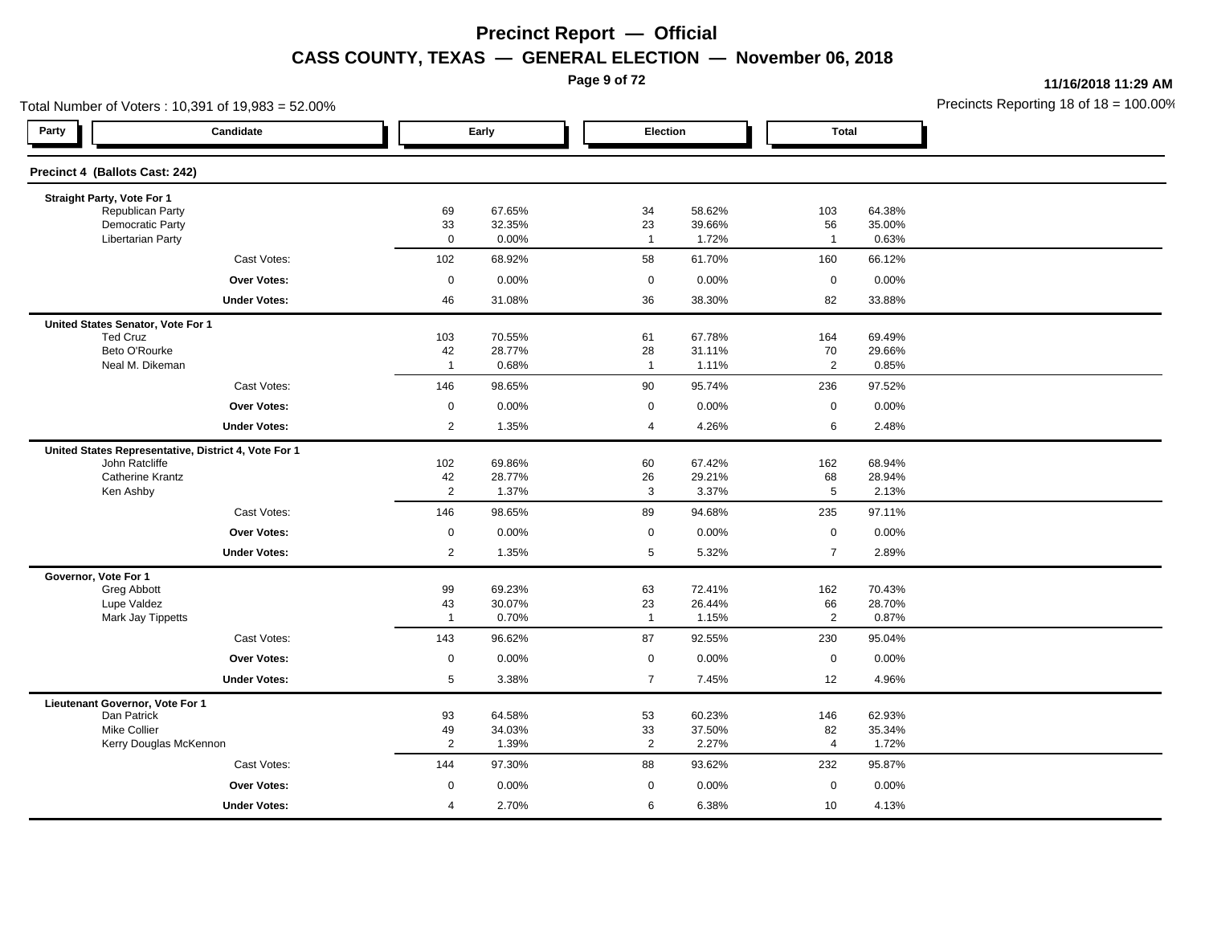# Precinct Report — Official

## CASS COUNTY, TEXAS — GENERAL ELECTION — November 06, 2018

11/16/2018 11:29 AM

Total Number of Voters : 10,391 of 19,983 = 52.00%

Precincts Reporting 18 of 18 = 100.00%

| Party | Candidate | Early | | Election | | Total | |
|---|---|---|---|---|---|---|---|
| **Precinct 4 (Ballots Cast: 242)** | | | | | | | |
| **Straight Party, Vote For 1** | | | | | | | |
| | Republican Party | 69 | 67.65% | 34 | 58.62% | 103 | 64.38% |
| | Democratic Party | 33 | 32.35% | 23 | 39.66% | 56 | 35.00% |
| | Libertarian Party | 0 | 0.00% | 1 | 1.72% | 1 | 0.63% |
| | Cast Votes: | 102 | 68.92% | 58 | 61.70% | 160 | 66.12% |
| | **Over Votes:** | 0 | 0.00% | 0 | 0.00% | 0 | 0.00% |
| | **Under Votes:** | 46 | 31.08% | 36 | 38.30% | 82 | 33.88% |
| **United States Senator, Vote For 1** | | | | | | | |
| | Ted Cruz | 103 | 70.55% | 61 | 67.78% | 164 | 69.49% |
| | Beto O'Rourke | 42 | 28.77% | 28 | 31.11% | 70 | 29.66% |
| | Neal M. Dikeman | 1 | 0.68% | 1 | 1.11% | 2 | 0.85% |
| | Cast Votes: | 146 | 98.65% | 90 | 95.74% | 236 | 97.52% |
| | **Over Votes:** | 0 | 0.00% | 0 | 0.00% | 0 | 0.00% |
| | **Under Votes:** | 2 | 1.35% | 4 | 4.26% | 6 | 2.48% |
| **United States Representative, District 4, Vote For 1** | | | | | | | |
| | John Ratcliffe | 102 | 69.86% | 60 | 67.42% | 162 | 68.94% |
| | Catherine Krantz | 42 | 28.77% | 26 | 29.21% | 68 | 28.94% |
| | Ken Ashby | 2 | 1.37% | 3 | 3.37% | 5 | 2.13% |
| | Cast Votes: | 146 | 98.65% | 89 | 94.68% | 235 | 97.11% |
| | **Over Votes:** | 0 | 0.00% | 0 | 0.00% | 0 | 0.00% |
| | **Under Votes:** | 2 | 1.35% | 5 | 5.32% | 7 | 2.89% |
| **Governor, Vote For 1** | | | | | | | |
| | Greg Abbott | 99 | 69.23% | 63 | 72.41% | 162 | 70.43% |
| | Lupe Valdez | 43 | 30.07% | 23 | 26.44% | 66 | 28.70% |
| | Mark Jay Tippetts | 1 | 0.70% | 1 | 1.15% | 2 | 0.87% |
| | Cast Votes: | 143 | 96.62% | 87 | 92.55% | 230 | 95.04% |
| | **Over Votes:** | 0 | 0.00% | 0 | 0.00% | 0 | 0.00% |
| | **Under Votes:** | 5 | 3.38% | 7 | 7.45% | 12 | 4.96% |
| **Lieutenant Governor, Vote For 1** | | | | | | | |
| | Dan Patrick | 93 | 64.58% | 53 | 60.23% | 146 | 62.93% |
| | Mike Collier | 49 | 34.03% | 33 | 37.50% | 82 | 35.34% |
| | Kerry Douglas McKennon | 2 | 1.39% | 2 | 2.27% | 4 | 1.72% |
| | Cast Votes: | 144 | 97.30% | 88 | 93.62% | 232 | 95.87% |
| | **Over Votes:** | 0 | 0.00% | 0 | 0.00% | 0 | 0.00% |
| | **Under Votes:** | 4 | 2.70% | 6 | 6.38% | 10 | 4.13% |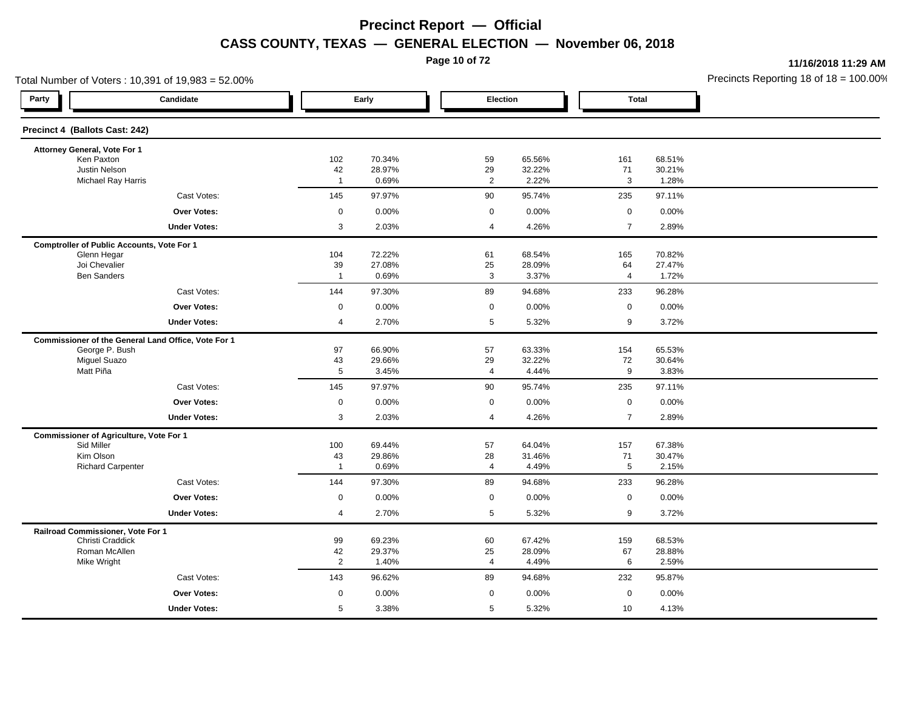# Precinct Report — Official

## CASS COUNTY, TEXAS — GENERAL ELECTION — November 06, 2018

11/16/2018 11:29 AM

Total Number of Voters : 10,391 of 19,983 = 52.00%

Precincts Reporting 18 of 18 = 100.00%

### Precinct 4 (Ballots Cast: 242)

| Party | Candidate | Early | | Election | | Total | |
|---|---|---|---|---|---|---|---|
| | **Attorney General, Vote For 1** | | | | | | |
| | Ken Paxton | 102 | 70.34% | 59 | 65.56% | 161 | 68.51% |
| | Justin Nelson | 42 | 28.97% | 29 | 32.22% | 71 | 30.21% |
| | Michael Ray Harris | 1 | 0.69% | 2 | 2.22% | 3 | 1.28% |
| | Cast Votes: | 145 | 97.97% | 90 | 95.74% | 235 | 97.11% |
| | **Over Votes:** | 0 | 0.00% | 0 | 0.00% | 0 | 0.00% |
| | **Under Votes:** | 3 | 2.03% | 4 | 4.26% | 7 | 2.89% |
| | **Comptroller of Public Accounts, Vote For 1** | | | | | | |
| | Glenn Hegar | 104 | 72.22% | 61 | 68.54% | 165 | 70.82% |
| | Joi Chevalier | 39 | 27.08% | 25 | 28.09% | 64 | 27.47% |
| | Ben Sanders | 1 | 0.69% | 3 | 3.37% | 4 | 1.72% |
| | Cast Votes: | 144 | 97.30% | 89 | 94.68% | 233 | 96.28% |
| | **Over Votes:** | 0 | 0.00% | 0 | 0.00% | 0 | 0.00% |
| | **Under Votes:** | 4 | 2.70% | 5 | 5.32% | 9 | 3.72% |
| | **Commissioner of the General Land Office, Vote For 1** | | | | | | |
| | George P. Bush | 97 | 66.90% | 57 | 63.33% | 154 | 65.53% |
| | Miguel Suazo | 43 | 29.66% | 29 | 32.22% | 72 | 30.64% |
| | Matt Piña | 5 | 3.45% | 4 | 4.44% | 9 | 3.83% |
| | Cast Votes: | 145 | 97.97% | 90 | 95.74% | 235 | 97.11% |
| | **Over Votes:** | 0 | 0.00% | 0 | 0.00% | 0 | 0.00% |
| | **Under Votes:** | 3 | 2.03% | 4 | 4.26% | 7 | 2.89% |
| | **Commissioner of Agriculture, Vote For 1** | | | | | | |
| | Sid Miller | 100 | 69.44% | 57 | 64.04% | 157 | 67.38% |
| | Kim Olson | 43 | 29.86% | 28 | 31.46% | 71 | 30.47% |
| | Richard Carpenter | 1 | 0.69% | 4 | 4.49% | 5 | 2.15% |
| | Cast Votes: | 144 | 97.30% | 89 | 94.68% | 233 | 96.28% |
| | **Over Votes:** | 0 | 0.00% | 0 | 0.00% | 0 | 0.00% |
| | **Under Votes:** | 4 | 2.70% | 5 | 5.32% | 9 | 3.72% |
| | **Railroad Commissioner, Vote For 1** | | | | | | |
| | Christi Craddick | 99 | 69.23% | 60 | 67.42% | 159 | 68.53% |
| | Roman McAllen | 42 | 29.37% | 25 | 28.09% | 67 | 28.88% |
| | Mike Wright | 2 | 1.40% | 4 | 4.49% | 6 | 2.59% |
| | Cast Votes: | 143 | 96.62% | 89 | 94.68% | 232 | 95.87% |
| | **Over Votes:** | 0 | 0.00% | 0 | 0.00% | 0 | 0.00% |
| | **Under Votes:** | 5 | 3.38% | 5 | 5.32% | 10 | 4.13% |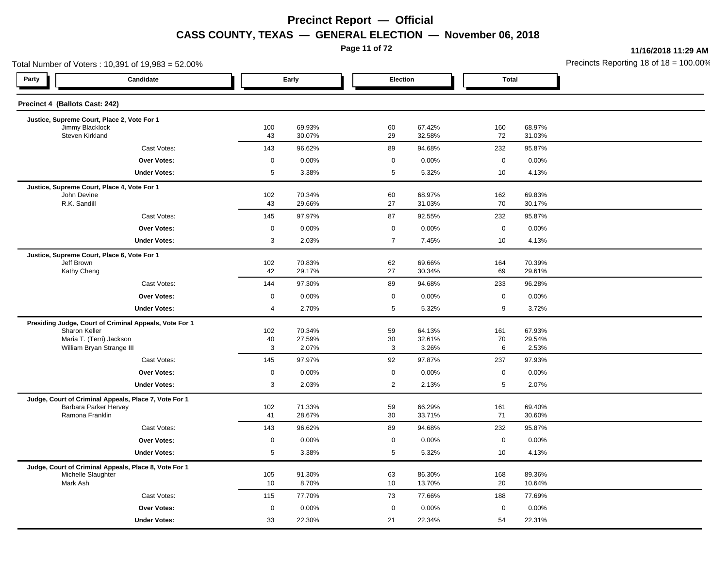# Precinct Report — Official

## CASS COUNTY, TEXAS — GENERAL ELECTION — November 06, 2018

11/16/2018 11:29 AM

Total Number of Voters : 10,391 of 19,983 = 52.00%

Precincts Reporting 18 of 18 = 100.00%

### Precinct 4 (Ballots Cast: 242)

| Party | Candidate | Early | | Election | | Total | |
|---|---|---|---|---|---|---|---|
| | **Justice, Supreme Court, Place 2, Vote For 1** | | | | | | |
| | Jimmy Blacklock | 100 | 69.93% | 60 | 67.42% | 160 | 68.97% |
| | Steven Kirkland | 43 | 30.07% | 29 | 32.58% | 72 | 31.03% |
| | Cast Votes: | 143 | 96.62% | 89 | 94.68% | 232 | 95.87% |
| | **Over Votes:** | 0 | 0.00% | 0 | 0.00% | 0 | 0.00% |
| | **Under Votes:** | 5 | 3.38% | 5 | 5.32% | 10 | 4.13% |
| | **Justice, Supreme Court, Place 4, Vote For 1** | | | | | | |
| | John Devine | 102 | 70.34% | 60 | 68.97% | 162 | 69.83% |
| | R.K. Sandill | 43 | 29.66% | 27 | 31.03% | 70 | 30.17% |
| | Cast Votes: | 145 | 97.97% | 87 | 92.55% | 232 | 95.87% |
| | **Over Votes:** | 0 | 0.00% | 0 | 0.00% | 0 | 0.00% |
| | **Under Votes:** | 3 | 2.03% | 7 | 7.45% | 10 | 4.13% |
| | **Justice, Supreme Court, Place 6, Vote For 1** | | | | | | |
| | Jeff Brown | 102 | 70.83% | 62 | 69.66% | 164 | 70.39% |
| | Kathy Cheng | 42 | 29.17% | 27 | 30.34% | 69 | 29.61% |
| | Cast Votes: | 144 | 97.30% | 89 | 94.68% | 233 | 96.28% |
| | **Over Votes:** | 0 | 0.00% | 0 | 0.00% | 0 | 0.00% |
| | **Under Votes:** | 4 | 2.70% | 5 | 5.32% | 9 | 3.72% |
| | **Presiding Judge, Court of Criminal Appeals, Vote For 1** | | | | | | |
| | Sharon Keller | 102 | 70.34% | 59 | 64.13% | 161 | 67.93% |
| | Maria T. (Terri) Jackson | 40 | 27.59% | 30 | 32.61% | 70 | 29.54% |
| | William Bryan Strange III | 3 | 2.07% | 3 | 3.26% | 6 | 2.53% |
| | Cast Votes: | 145 | 97.97% | 92 | 97.87% | 237 | 97.93% |
| | **Over Votes:** | 0 | 0.00% | 0 | 0.00% | 0 | 0.00% |
| | **Under Votes:** | 3 | 2.03% | 2 | 2.13% | 5 | 2.07% |
| | **Judge, Court of Criminal Appeals, Place 7, Vote For 1** | | | | | | |
| | Barbara Parker Hervey | 102 | 71.33% | 59 | 66.29% | 161 | 69.40% |
| | Ramona Franklin | 41 | 28.67% | 30 | 33.71% | 71 | 30.60% |
| | Cast Votes: | 143 | 96.62% | 89 | 94.68% | 232 | 95.87% |
| | **Over Votes:** | 0 | 0.00% | 0 | 0.00% | 0 | 0.00% |
| | **Under Votes:** | 5 | 3.38% | 5 | 5.32% | 10 | 4.13% |
| | **Judge, Court of Criminal Appeals, Place 8, Vote For 1** | | | | | | |
| | Michelle Slaughter | 105 | 91.30% | 63 | 86.30% | 168 | 89.36% |
| | Mark Ash | 10 | 8.70% | 10 | 13.70% | 20 | 10.64% |
| | Cast Votes: | 115 | 77.70% | 73 | 77.66% | 188 | 77.69% |
| | **Over Votes:** | 0 | 0.00% | 0 | 0.00% | 0 | 0.00% |
| | **Under Votes:** | 33 | 22.30% | 21 | 22.34% | 54 | 22.31% |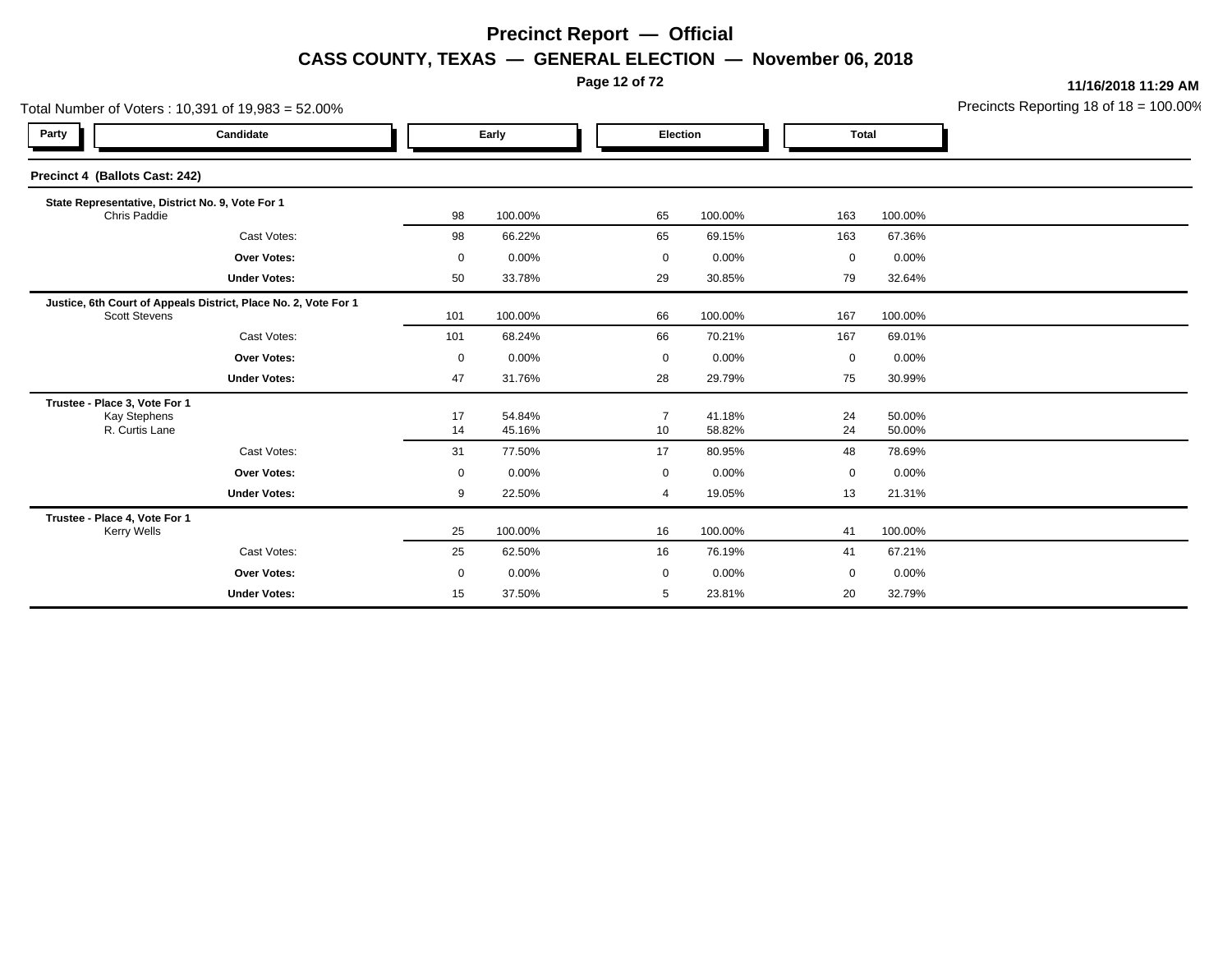# Precinct Report — Official

## CASS COUNTY, TEXAS — GENERAL ELECTION — November 06, 2018

**11/16/2018 11:29 AM**

Total Number of Voters : 10,391 of 19,983 = 52.00%

Precincts Reporting 18 of 18 = 100.00%

### Precinct 4 (Ballots Cast: 242)

| Party | Candidate | Early | | Election | | Total | |
|---|---|---|---|---|---|---|---|
| **State Representative, District No. 9, Vote For 1** | | | | | | | |
| | Chris Paddie | 98 | 100.00% | 65 | 100.00% | 163 | 100.00% |
| | Cast Votes: | 98 | 66.22% | 65 | 69.15% | 163 | 67.36% |
| | **Over Votes:** | 0 | 0.00% | 0 | 0.00% | 0 | 0.00% |
| | **Under Votes:** | 50 | 33.78% | 29 | 30.85% | 79 | 32.64% |
| **Justice, 6th Court of Appeals District, Place No. 2, Vote For 1** | | | | | | | |
| | Scott Stevens | 101 | 100.00% | 66 | 100.00% | 167 | 100.00% |
| | Cast Votes: | 101 | 68.24% | 66 | 70.21% | 167 | 69.01% |
| | **Over Votes:** | 0 | 0.00% | 0 | 0.00% | 0 | 0.00% |
| | **Under Votes:** | 47 | 31.76% | 28 | 29.79% | 75 | 30.99% |
| **Trustee - Place 3, Vote For 1** | | | | | | | |
| | Kay Stephens | 17 | 54.84% | 7 | 41.18% | 24 | 50.00% |
| | R. Curtis Lane | 14 | 45.16% | 10 | 58.82% | 24 | 50.00% |
| | Cast Votes: | 31 | 77.50% | 17 | 80.95% | 48 | 78.69% |
| | **Over Votes:** | 0 | 0.00% | 0 | 0.00% | 0 | 0.00% |
| | **Under Votes:** | 9 | 22.50% | 4 | 19.05% | 13 | 21.31% |
| **Trustee - Place 4, Vote For 1** | | | | | | | |
| | Kerry Wells | 25 | 100.00% | 16 | 100.00% | 41 | 100.00% |
| | Cast Votes: | 25 | 62.50% | 16 | 76.19% | 41 | 67.21% |
| | **Over Votes:** | 0 | 0.00% | 0 | 0.00% | 0 | 0.00% |
| | **Under Votes:** | 15 | 37.50% | 5 | 23.81% | 20 | 32.79% |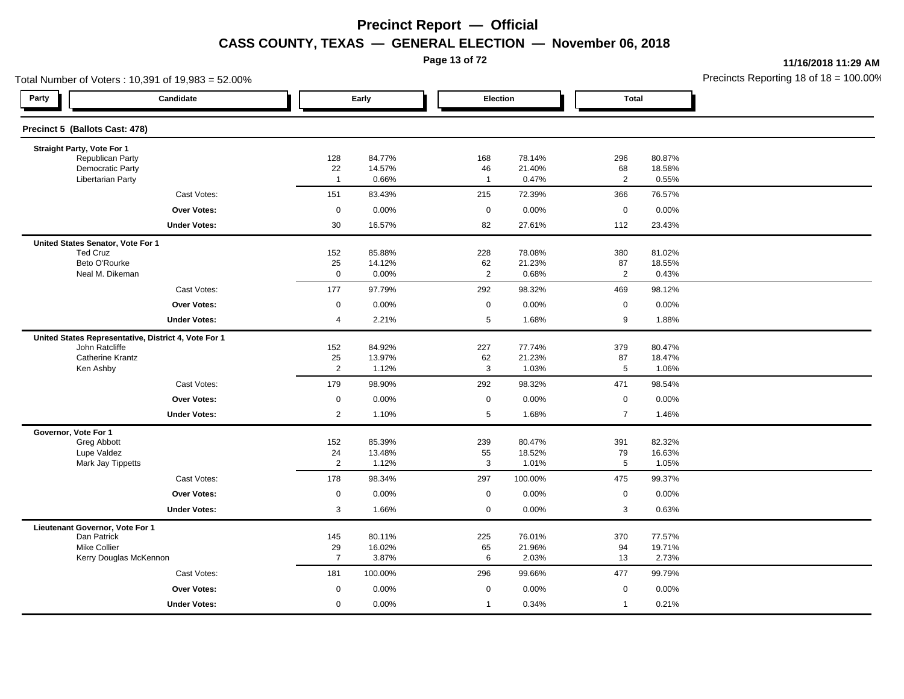# Precinct Report — Official

## CASS COUNTY, TEXAS — GENERAL ELECTION — November 06, 2018

**11/16/2018 11:29 AM**

Total Number of Voters : 10,391 of 19,983 = 52.00%

Precincts Reporting 18 of 18 = 100.00%

### Precinct 5 (Ballots Cast: 478)

| Party | Candidate | Early | | Election | | Total | |
|---|---|---|---|---|---|---|---|
| | **Straight Party, Vote For 1** | | | | | | |
| | Republican Party | 128 | 84.77% | 168 | 78.14% | 296 | 80.87% |
| | Democratic Party | 22 | 14.57% | 46 | 21.40% | 68 | 18.58% |
| | Libertarian Party | 1 | 0.66% | 1 | 0.47% | 2 | 0.55% |
| | Cast Votes: | 151 | 83.43% | 215 | 72.39% | 366 | 76.57% |
| | **Over Votes:** | 0 | 0.00% | 0 | 0.00% | 0 | 0.00% |
| | **Under Votes:** | 30 | 16.57% | 82 | 27.61% | 112 | 23.43% |
| | **United States Senator, Vote For 1** | | | | | | |
| | Ted Cruz | 152 | 85.88% | 228 | 78.08% | 380 | 81.02% |
| | Beto O'Rourke | 25 | 14.12% | 62 | 21.23% | 87 | 18.55% |
| | Neal M. Dikeman | 0 | 0.00% | 2 | 0.68% | 2 | 0.43% |
| | Cast Votes: | 177 | 97.79% | 292 | 98.32% | 469 | 98.12% |
| | **Over Votes:** | 0 | 0.00% | 0 | 0.00% | 0 | 0.00% |
| | **Under Votes:** | 4 | 2.21% | 5 | 1.68% | 9 | 1.88% |
| | **United States Representative, District 4, Vote For 1** | | | | | | |
| | John Ratcliffe | 152 | 84.92% | 227 | 77.74% | 379 | 80.47% |
| | Catherine Krantz | 25 | 13.97% | 62 | 21.23% | 87 | 18.47% |
| | Ken Ashby | 2 | 1.12% | 3 | 1.03% | 5 | 1.06% |
| | Cast Votes: | 179 | 98.90% | 292 | 98.32% | 471 | 98.54% |
| | **Over Votes:** | 0 | 0.00% | 0 | 0.00% | 0 | 0.00% |
| | **Under Votes:** | 2 | 1.10% | 5 | 1.68% | 7 | 1.46% |
| | **Governor, Vote For 1** | | | | | | |
| | Greg Abbott | 152 | 85.39% | 239 | 80.47% | 391 | 82.32% |
| | Lupe Valdez | 24 | 13.48% | 55 | 18.52% | 79 | 16.63% |
| | Mark Jay Tippetts | 2 | 1.12% | 3 | 1.01% | 5 | 1.05% |
| | Cast Votes: | 178 | 98.34% | 297 | 100.00% | 475 | 99.37% |
| | **Over Votes:** | 0 | 0.00% | 0 | 0.00% | 0 | 0.00% |
| | **Under Votes:** | 3 | 1.66% | 0 | 0.00% | 3 | 0.63% |
| | **Lieutenant Governor, Vote For 1** | | | | | | |
| | Dan Patrick | 145 | 80.11% | 225 | 76.01% | 370 | 77.57% |
| | Mike Collier | 29 | 16.02% | 65 | 21.96% | 94 | 19.71% |
| | Kerry Douglas McKennon | 7 | 3.87% | 6 | 2.03% | 13 | 2.73% |
| | Cast Votes: | 181 | 100.00% | 296 | 99.66% | 477 | 99.79% |
| | **Over Votes:** | 0 | 0.00% | 0 | 0.00% | 0 | 0.00% |
| | **Under Votes:** | 0 | 0.00% | 1 | 0.34% | 1 | 0.21% |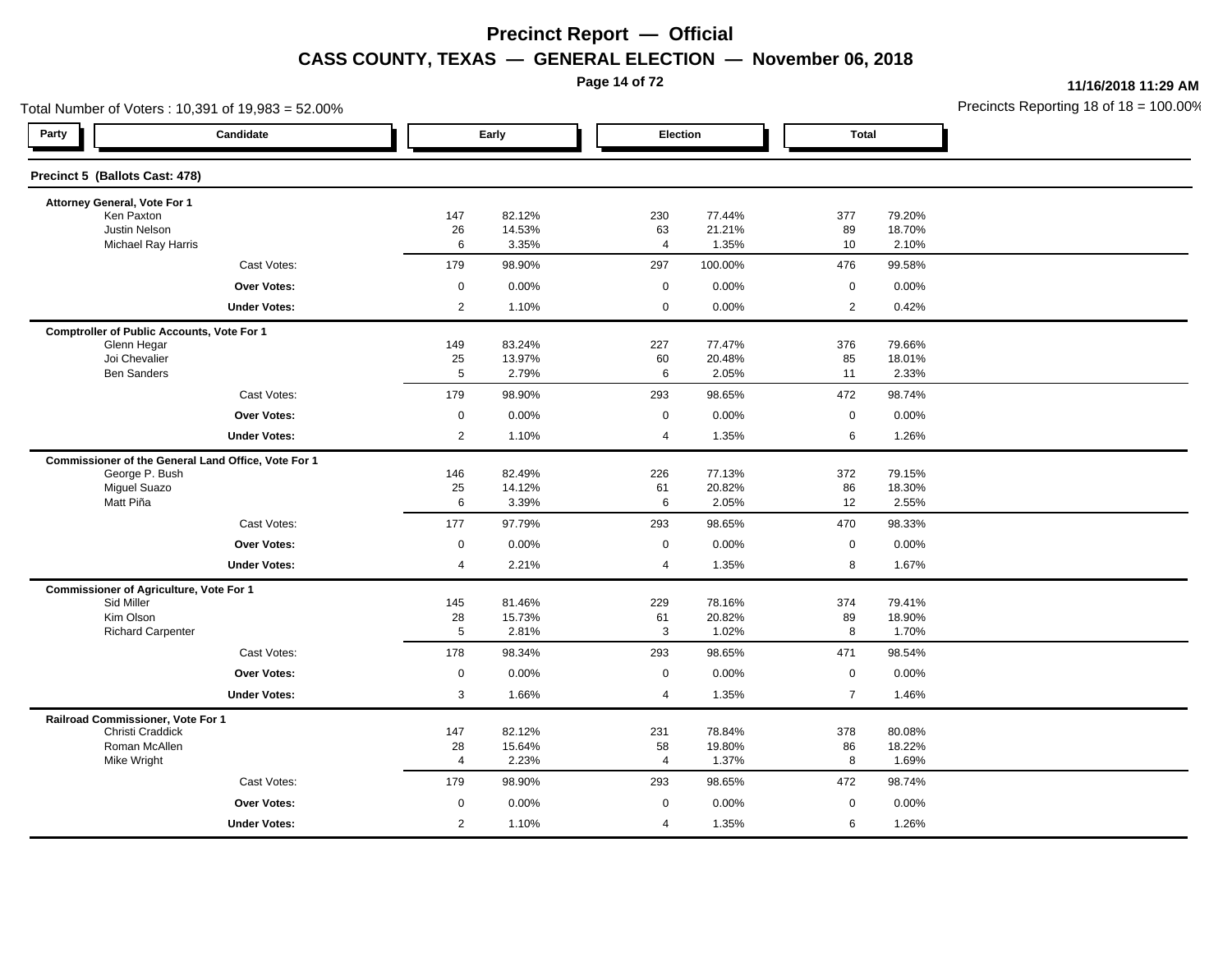# Precinct Report — Official

## CASS COUNTY, TEXAS — GENERAL ELECTION — November 06, 2018

11/16/2018 11:29 AM

Total Number of Voters : 10,391 of 19,983 = 52.00%

Precincts Reporting 18 of 18 = 100.00%

### Precinct 5 (Ballots Cast: 478)

| Party | Candidate | Early | | Election | | Total | |
|---|---|---|---|---|---|---|---|
| | **Attorney General, Vote For 1** | | | | | | |
| | Ken Paxton | 147 | 82.12% | 230 | 77.44% | 377 | 79.20% |
| | Justin Nelson | 26 | 14.53% | 63 | 21.21% | 89 | 18.70% |
| | Michael Ray Harris | 6 | 3.35% | 4 | 1.35% | 10 | 2.10% |
| | Cast Votes: | 179 | 98.90% | 297 | 100.00% | 476 | 99.58% |
| | **Over Votes:** | 0 | 0.00% | 0 | 0.00% | 0 | 0.00% |
| | **Under Votes:** | 2 | 1.10% | 0 | 0.00% | 2 | 0.42% |
| | **Comptroller of Public Accounts, Vote For 1** | | | | | | |
| | Glenn Hegar | 149 | 83.24% | 227 | 77.47% | 376 | 79.66% |
| | Joi Chevalier | 25 | 13.97% | 60 | 20.48% | 85 | 18.01% |
| | Ben Sanders | 5 | 2.79% | 6 | 2.05% | 11 | 2.33% |
| | Cast Votes: | 179 | 98.90% | 293 | 98.65% | 472 | 98.74% |
| | **Over Votes:** | 0 | 0.00% | 0 | 0.00% | 0 | 0.00% |
| | **Under Votes:** | 2 | 1.10% | 4 | 1.35% | 6 | 1.26% |
| | **Commissioner of the General Land Office, Vote For 1** | | | | | | |
| | George P. Bush | 146 | 82.49% | 226 | 77.13% | 372 | 79.15% |
| | Miguel Suazo | 25 | 14.12% | 61 | 20.82% | 86 | 18.30% |
| | Matt Piña | 6 | 3.39% | 6 | 2.05% | 12 | 2.55% |
| | Cast Votes: | 177 | 97.79% | 293 | 98.65% | 470 | 98.33% |
| | **Over Votes:** | 0 | 0.00% | 0 | 0.00% | 0 | 0.00% |
| | **Under Votes:** | 4 | 2.21% | 4 | 1.35% | 8 | 1.67% |
| | **Commissioner of Agriculture, Vote For 1** | | | | | | |
| | Sid Miller | 145 | 81.46% | 229 | 78.16% | 374 | 79.41% |
| | Kim Olson | 28 | 15.73% | 61 | 20.82% | 89 | 18.90% |
| | Richard Carpenter | 5 | 2.81% | 3 | 1.02% | 8 | 1.70% |
| | Cast Votes: | 178 | 98.34% | 293 | 98.65% | 471 | 98.54% |
| | **Over Votes:** | 0 | 0.00% | 0 | 0.00% | 0 | 0.00% |
| | **Under Votes:** | 3 | 1.66% | 4 | 1.35% | 7 | 1.46% |
| | **Railroad Commissioner, Vote For 1** | | | | | | |
| | Christi Craddick | 147 | 82.12% | 231 | 78.84% | 378 | 80.08% |
| | Roman McAllen | 28 | 15.64% | 58 | 19.80% | 86 | 18.22% |
| | Mike Wright | 4 | 2.23% | 4 | 1.37% | 8 | 1.69% |
| | Cast Votes: | 179 | 98.90% | 293 | 98.65% | 472 | 98.74% |
| | **Over Votes:** | 0 | 0.00% | 0 | 0.00% | 0 | 0.00% |
| | **Under Votes:** | 2 | 1.10% | 4 | 1.35% | 6 | 1.26% |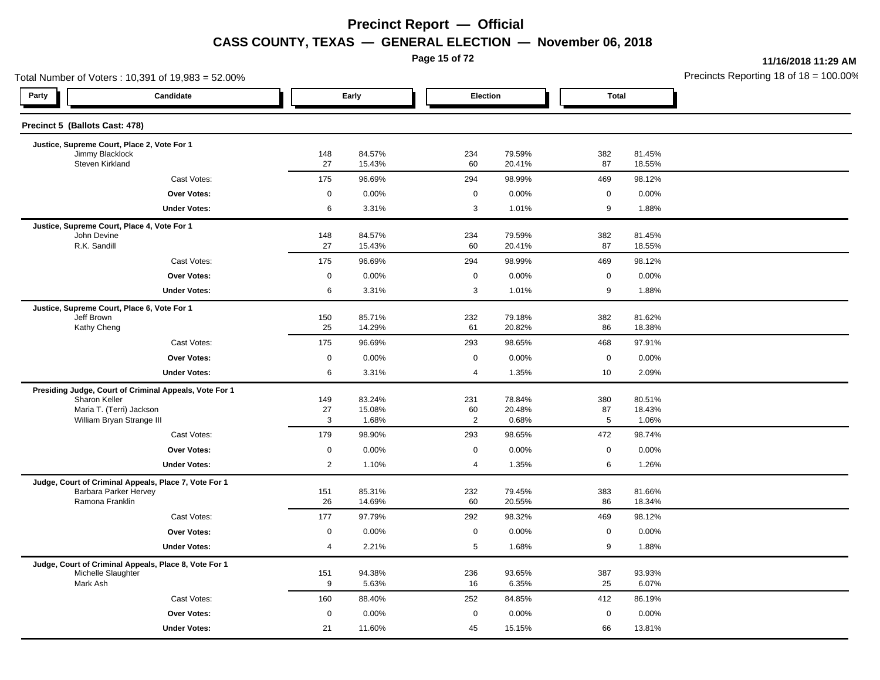# Precinct Report — Official

## CASS COUNTY, TEXAS — GENERAL ELECTION — November 06, 2018

11/16/2018 11:29 AM

Total Number of Voters : 10,391 of 19,983 = 52.00%

Precincts Reporting 18 of 18 = 100.00%

### Precinct 5 (Ballots Cast: 478)

| Party | Candidate | Early | | Election | | Total | |
|---|---|---|---|---|---|---|---|
| | **Justice, Supreme Court, Place 2, Vote For 1** | | | | | | |
| | Jimmy Blacklock | 148 | 84.57% | 234 | 79.59% | 382 | 81.45% |
| | Steven Kirkland | 27 | 15.43% | 60 | 20.41% | 87 | 18.55% |
| | Cast Votes: | 175 | 96.69% | 294 | 98.99% | 469 | 98.12% |
| | **Over Votes:** | 0 | 0.00% | 0 | 0.00% | 0 | 0.00% |
| | **Under Votes:** | 6 | 3.31% | 3 | 1.01% | 9 | 1.88% |
| | **Justice, Supreme Court, Place 4, Vote For 1** | | | | | | |
| | John Devine | 148 | 84.57% | 234 | 79.59% | 382 | 81.45% |
| | R.K. Sandill | 27 | 15.43% | 60 | 20.41% | 87 | 18.55% |
| | Cast Votes: | 175 | 96.69% | 294 | 98.99% | 469 | 98.12% |
| | **Over Votes:** | 0 | 0.00% | 0 | 0.00% | 0 | 0.00% |
| | **Under Votes:** | 6 | 3.31% | 3 | 1.01% | 9 | 1.88% |
| | **Justice, Supreme Court, Place 6, Vote For 1** | | | | | | |
| | Jeff Brown | 150 | 85.71% | 232 | 79.18% | 382 | 81.62% |
| | Kathy Cheng | 25 | 14.29% | 61 | 20.82% | 86 | 18.38% |
| | Cast Votes: | 175 | 96.69% | 293 | 98.65% | 468 | 97.91% |
| | **Over Votes:** | 0 | 0.00% | 0 | 0.00% | 0 | 0.00% |
| | **Under Votes:** | 6 | 3.31% | 4 | 1.35% | 10 | 2.09% |
| | **Presiding Judge, Court of Criminal Appeals, Vote For 1** | | | | | | |
| | Sharon Keller | 149 | 83.24% | 231 | 78.84% | 380 | 80.51% |
| | Maria T. (Terri) Jackson | 27 | 15.08% | 60 | 20.48% | 87 | 18.43% |
| | William Bryan Strange III | 3 | 1.68% | 2 | 0.68% | 5 | 1.06% |
| | Cast Votes: | 179 | 98.90% | 293 | 98.65% | 472 | 98.74% |
| | **Over Votes:** | 0 | 0.00% | 0 | 0.00% | 0 | 0.00% |
| | **Under Votes:** | 2 | 1.10% | 4 | 1.35% | 6 | 1.26% |
| | **Judge, Court of Criminal Appeals, Place 7, Vote For 1** | | | | | | |
| | Barbara Parker Hervey | 151 | 85.31% | 232 | 79.45% | 383 | 81.66% |
| | Ramona Franklin | 26 | 14.69% | 60 | 20.55% | 86 | 18.34% |
| | Cast Votes: | 177 | 97.79% | 292 | 98.32% | 469 | 98.12% |
| | **Over Votes:** | 0 | 0.00% | 0 | 0.00% | 0 | 0.00% |
| | **Under Votes:** | 4 | 2.21% | 5 | 1.68% | 9 | 1.88% |
| | **Judge, Court of Criminal Appeals, Place 8, Vote For 1** | | | | | | |
| | Michelle Slaughter | 151 | 94.38% | 236 | 93.65% | 387 | 93.93% |
| | Mark Ash | 9 | 5.63% | 16 | 6.35% | 25 | 6.07% |
| | Cast Votes: | 160 | 88.40% | 252 | 84.85% | 412 | 86.19% |
| | **Over Votes:** | 0 | 0.00% | 0 | 0.00% | 0 | 0.00% |
| | **Under Votes:** | 21 | 11.60% | 45 | 15.15% | 66 | 13.81% |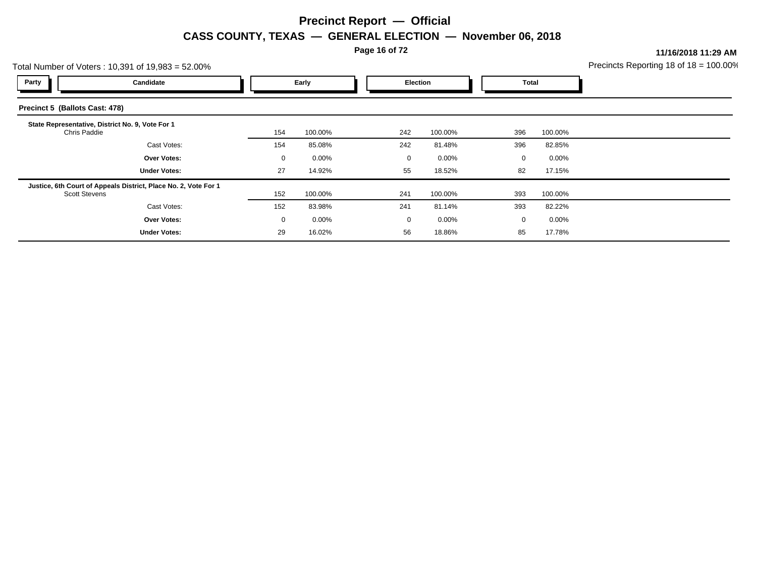# Precinct Report — Official

## CASS COUNTY, TEXAS — GENERAL ELECTION — November 06, 2018

**11/16/2018 11:29 AM**

Total Number of Voters : 10,391 of 19,983 = 52.00%

Precincts Reporting 18 of 18 = 100.00%

### Precinct 5 (Ballots Cast: 478)

| Party | Candidate | Early | | Election | | Total | |
|---|---|---|---|---|---|---|---|
| | **State Representative, District No. 9, Vote For 1** | | | | | | |
| | Chris Paddie | 154 | 100.00% | 242 | 100.00% | 396 | 100.00% |
| | Cast Votes: | 154 | 85.08% | 242 | 81.48% | 396 | 82.85% |
| | **Over Votes:** | 0 | 0.00% | 0 | 0.00% | 0 | 0.00% |
| | **Under Votes:** | 27 | 14.92% | 55 | 18.52% | 82 | 17.15% |
| | **Justice, 6th Court of Appeals District, Place No. 2, Vote For 1** | | | | | | |
| | Scott Stevens | 152 | 100.00% | 241 | 100.00% | 393 | 100.00% |
| | Cast Votes: | 152 | 83.98% | 241 | 81.14% | 393 | 82.22% |
| | **Over Votes:** | 0 | 0.00% | 0 | 0.00% | 0 | 0.00% |
| | **Under Votes:** | 29 | 16.02% | 56 | 18.86% | 85 | 17.78% |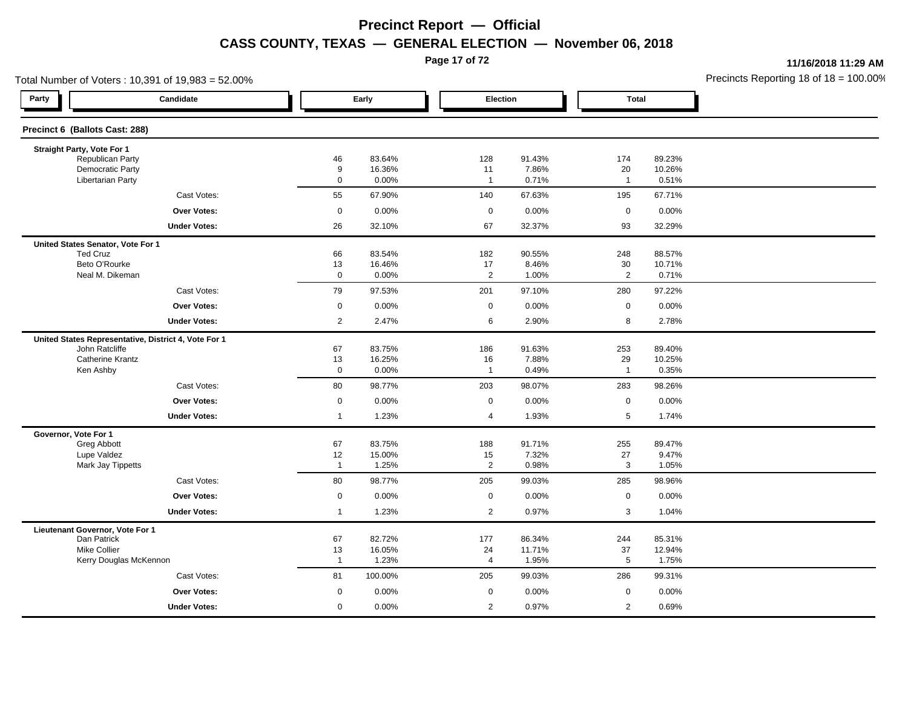# Precinct Report — Official

## CASS COUNTY, TEXAS — GENERAL ELECTION — November 06, 2018

11/16/2018 11:29 AM

Total Number of Voters : 10,391 of 19,983 = 52.00%

Precincts Reporting 18 of 18 = 100.00%

### Precinct 6 (Ballots Cast: 288)

| Party | Candidate | Early | | Election | | Total | |
|---|---|---|---|---|---|---|---|
| **Straight Party, Vote For 1** | | | | | | | |
| | Republican Party | 46 | 83.64% | 128 | 91.43% | 174 | 89.23% |
| | Democratic Party | 9 | 16.36% | 11 | 7.86% | 20 | 10.26% |
| | Libertarian Party | 0 | 0.00% | 1 | 0.71% | 1 | 0.51% |
| | Cast Votes: | 55 | 67.90% | 140 | 67.63% | 195 | 67.71% |
| | **Over Votes:** | 0 | 0.00% | 0 | 0.00% | 0 | 0.00% |
| | **Under Votes:** | 26 | 32.10% | 67 | 32.37% | 93 | 32.29% |
| **United States Senator, Vote For 1** | | | | | | | |
| | Ted Cruz | 66 | 83.54% | 182 | 90.55% | 248 | 88.57% |
| | Beto O'Rourke | 13 | 16.46% | 17 | 8.46% | 30 | 10.71% |
| | Neal M. Dikeman | 0 | 0.00% | 2 | 1.00% | 2 | 0.71% |
| | Cast Votes: | 79 | 97.53% | 201 | 97.10% | 280 | 97.22% |
| | **Over Votes:** | 0 | 0.00% | 0 | 0.00% | 0 | 0.00% |
| | **Under Votes:** | 2 | 2.47% | 6 | 2.90% | 8 | 2.78% |
| **United States Representative, District 4, Vote For 1** | | | | | | | |
| | John Ratcliffe | 67 | 83.75% | 186 | 91.63% | 253 | 89.40% |
| | Catherine Krantz | 13 | 16.25% | 16 | 7.88% | 29 | 10.25% |
| | Ken Ashby | 0 | 0.00% | 1 | 0.49% | 1 | 0.35% |
| | Cast Votes: | 80 | 98.77% | 203 | 98.07% | 283 | 98.26% |
| | **Over Votes:** | 0 | 0.00% | 0 | 0.00% | 0 | 0.00% |
| | **Under Votes:** | 1 | 1.23% | 4 | 1.93% | 5 | 1.74% |
| **Governor, Vote For 1** | | | | | | | |
| | Greg Abbott | 67 | 83.75% | 188 | 91.71% | 255 | 89.47% |
| | Lupe Valdez | 12 | 15.00% | 15 | 7.32% | 27 | 9.47% |
| | Mark Jay Tippetts | 1 | 1.25% | 2 | 0.98% | 3 | 1.05% |
| | Cast Votes: | 80 | 98.77% | 205 | 99.03% | 285 | 98.96% |
| | **Over Votes:** | 0 | 0.00% | 0 | 0.00% | 0 | 0.00% |
| | **Under Votes:** | 1 | 1.23% | 2 | 0.97% | 3 | 1.04% |
| **Lieutenant Governor, Vote For 1** | | | | | | | |
| | Dan Patrick | 67 | 82.72% | 177 | 86.34% | 244 | 85.31% |
| | Mike Collier | 13 | 16.05% | 24 | 11.71% | 37 | 12.94% |
| | Kerry Douglas McKennon | 1 | 1.23% | 4 | 1.95% | 5 | 1.75% |
| | Cast Votes: | 81 | 100.00% | 205 | 99.03% | 286 | 99.31% |
| | **Over Votes:** | 0 | 0.00% | 0 | 0.00% | 0 | 0.00% |
| | **Under Votes:** | 0 | 0.00% | 2 | 0.97% | 2 | 0.69% |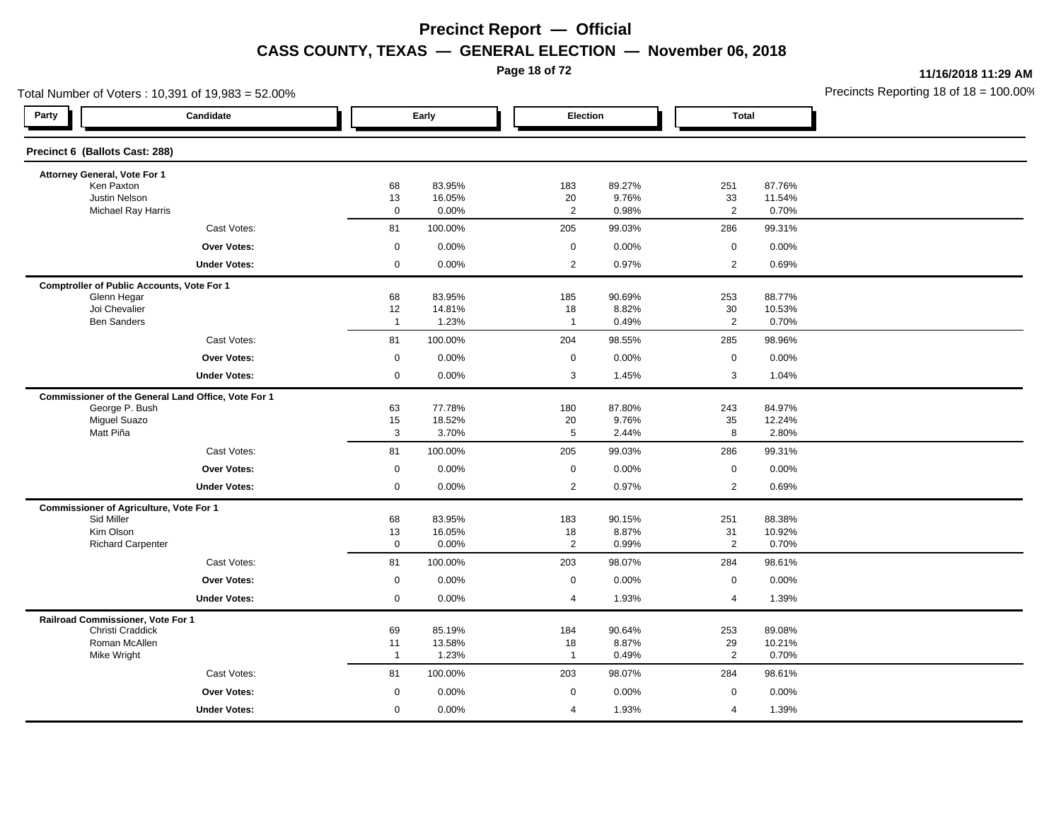# Precinct Report — Official

## CASS COUNTY, TEXAS — GENERAL ELECTION — November 06, 2018

**11/16/2018 11:29 AM**

Total Number of Voters : 10,391 of 19,983 = 52.00%

Precincts Reporting 18 of 18 = 100.00%

### Precinct 6 (Ballots Cast: 288)

| Party | Candidate | Early | | Election | | Total | |
|---|---|---|---|---|---|---|---|
| | **Attorney General, Vote For 1** | | | | | | |
| | Ken Paxton | 68 | 83.95% | 183 | 89.27% | 251 | 87.76% |
| | Justin Nelson | 13 | 16.05% | 20 | 9.76% | 33 | 11.54% |
| | Michael Ray Harris | 0 | 0.00% | 2 | 0.98% | 2 | 0.70% |
| | Cast Votes: | 81 | 100.00% | 205 | 99.03% | 286 | 99.31% |
| | **Over Votes:** | 0 | 0.00% | 0 | 0.00% | 0 | 0.00% |
| | **Under Votes:** | 0 | 0.00% | 2 | 0.97% | 2 | 0.69% |
| | **Comptroller of Public Accounts, Vote For 1** | | | | | | |
| | Glenn Hegar | 68 | 83.95% | 185 | 90.69% | 253 | 88.77% |
| | Joi Chevalier | 12 | 14.81% | 18 | 8.82% | 30 | 10.53% |
| | Ben Sanders | 1 | 1.23% | 1 | 0.49% | 2 | 0.70% |
| | Cast Votes: | 81 | 100.00% | 204 | 98.55% | 285 | 98.96% |
| | **Over Votes:** | 0 | 0.00% | 0 | 0.00% | 0 | 0.00% |
| | **Under Votes:** | 0 | 0.00% | 3 | 1.45% | 3 | 1.04% |
| | **Commissioner of the General Land Office, Vote For 1** | | | | | | |
| | George P. Bush | 63 | 77.78% | 180 | 87.80% | 243 | 84.97% |
| | Miguel Suazo | 15 | 18.52% | 20 | 9.76% | 35 | 12.24% |
| | Matt Piña | 3 | 3.70% | 5 | 2.44% | 8 | 2.80% |
| | Cast Votes: | 81 | 100.00% | 205 | 99.03% | 286 | 99.31% |
| | **Over Votes:** | 0 | 0.00% | 0 | 0.00% | 0 | 0.00% |
| | **Under Votes:** | 0 | 0.00% | 2 | 0.97% | 2 | 0.69% |
| | **Commissioner of Agriculture, Vote For 1** | | | | | | |
| | Sid Miller | 68 | 83.95% | 183 | 90.15% | 251 | 88.38% |
| | Kim Olson | 13 | 16.05% | 18 | 8.87% | 31 | 10.92% |
| | Richard Carpenter | 0 | 0.00% | 2 | 0.99% | 2 | 0.70% |
| | Cast Votes: | 81 | 100.00% | 203 | 98.07% | 284 | 98.61% |
| | **Over Votes:** | 0 | 0.00% | 0 | 0.00% | 0 | 0.00% |
| | **Under Votes:** | 0 | 0.00% | 4 | 1.93% | 4 | 1.39% |
| | **Railroad Commissioner, Vote For 1** | | | | | | |
| | Christi Craddick | 69 | 85.19% | 184 | 90.64% | 253 | 89.08% |
| | Roman McAllen | 11 | 13.58% | 18 | 8.87% | 29 | 10.21% |
| | Mike Wright | 1 | 1.23% | 1 | 0.49% | 2 | 0.70% |
| | Cast Votes: | 81 | 100.00% | 203 | 98.07% | 284 | 98.61% |
| | **Over Votes:** | 0 | 0.00% | 0 | 0.00% | 0 | 0.00% |
| | **Under Votes:** | 0 | 0.00% | 4 | 1.93% | 4 | 1.39% |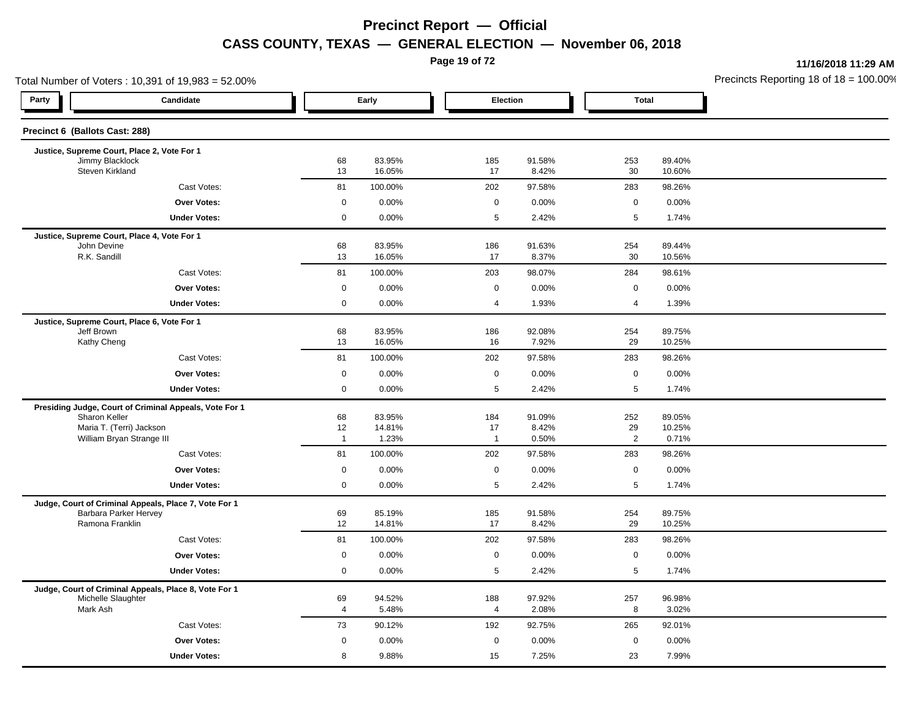# Precinct Report — Official

## CASS COUNTY, TEXAS — GENERAL ELECTION — November 06, 2018

11/16/2018 11:29 AM

Total Number of Voters : 10,391 of 19,983 = 52.00%

Precincts Reporting 18 of 18 = 100.00%

### Precinct 6 (Ballots Cast: 288)

| Party | Candidate | Early | | Election | | Total | |
|---|---|---|---|---|---|---|---|
| | **Justice, Supreme Court, Place 2, Vote For 1** | | | | | | |
| | Jimmy Blacklock | 68 | 83.95% | 185 | 91.58% | 253 | 89.40% |
| | Steven Kirkland | 13 | 16.05% | 17 | 8.42% | 30 | 10.60% |
| | Cast Votes: | 81 | 100.00% | 202 | 97.58% | 283 | 98.26% |
| | **Over Votes:** | 0 | 0.00% | 0 | 0.00% | 0 | 0.00% |
| | **Under Votes:** | 0 | 0.00% | 5 | 2.42% | 5 | 1.74% |
| | **Justice, Supreme Court, Place 4, Vote For 1** | | | | | | |
| | John Devine | 68 | 83.95% | 186 | 91.63% | 254 | 89.44% |
| | R.K. Sandill | 13 | 16.05% | 17 | 8.37% | 30 | 10.56% |
| | Cast Votes: | 81 | 100.00% | 203 | 98.07% | 284 | 98.61% |
| | **Over Votes:** | 0 | 0.00% | 0 | 0.00% | 0 | 0.00% |
| | **Under Votes:** | 0 | 0.00% | 4 | 1.93% | 4 | 1.39% |
| | **Justice, Supreme Court, Place 6, Vote For 1** | | | | | | |
| | Jeff Brown | 68 | 83.95% | 186 | 92.08% | 254 | 89.75% |
| | Kathy Cheng | 13 | 16.05% | 16 | 7.92% | 29 | 10.25% |
| | Cast Votes: | 81 | 100.00% | 202 | 97.58% | 283 | 98.26% |
| | **Over Votes:** | 0 | 0.00% | 0 | 0.00% | 0 | 0.00% |
| | **Under Votes:** | 0 | 0.00% | 5 | 2.42% | 5 | 1.74% |
| | **Presiding Judge, Court of Criminal Appeals, Vote For 1** | | | | | | |
| | Sharon Keller | 68 | 83.95% | 184 | 91.09% | 252 | 89.05% |
| | Maria T. (Terri) Jackson | 12 | 14.81% | 17 | 8.42% | 29 | 10.25% |
| | William Bryan Strange III | 1 | 1.23% | 1 | 0.50% | 2 | 0.71% |
| | Cast Votes: | 81 | 100.00% | 202 | 97.58% | 283 | 98.26% |
| | **Over Votes:** | 0 | 0.00% | 0 | 0.00% | 0 | 0.00% |
| | **Under Votes:** | 0 | 0.00% | 5 | 2.42% | 5 | 1.74% |
| | **Judge, Court of Criminal Appeals, Place 7, Vote For 1** | | | | | | |
| | Barbara Parker Hervey | 69 | 85.19% | 185 | 91.58% | 254 | 89.75% |
| | Ramona Franklin | 12 | 14.81% | 17 | 8.42% | 29 | 10.25% |
| | Cast Votes: | 81 | 100.00% | 202 | 97.58% | 283 | 98.26% |
| | **Over Votes:** | 0 | 0.00% | 0 | 0.00% | 0 | 0.00% |
| | **Under Votes:** | 0 | 0.00% | 5 | 2.42% | 5 | 1.74% |
| | **Judge, Court of Criminal Appeals, Place 8, Vote For 1** | | | | | | |
| | Michelle Slaughter | 69 | 94.52% | 188 | 97.92% | 257 | 96.98% |
| | Mark Ash | 4 | 5.48% | 4 | 2.08% | 8 | 3.02% |
| | Cast Votes: | 73 | 90.12% | 192 | 92.75% | 265 | 92.01% |
| | **Over Votes:** | 0 | 0.00% | 0 | 0.00% | 0 | 0.00% |
| | **Under Votes:** | 8 | 9.88% | 15 | 7.25% | 23 | 7.99% |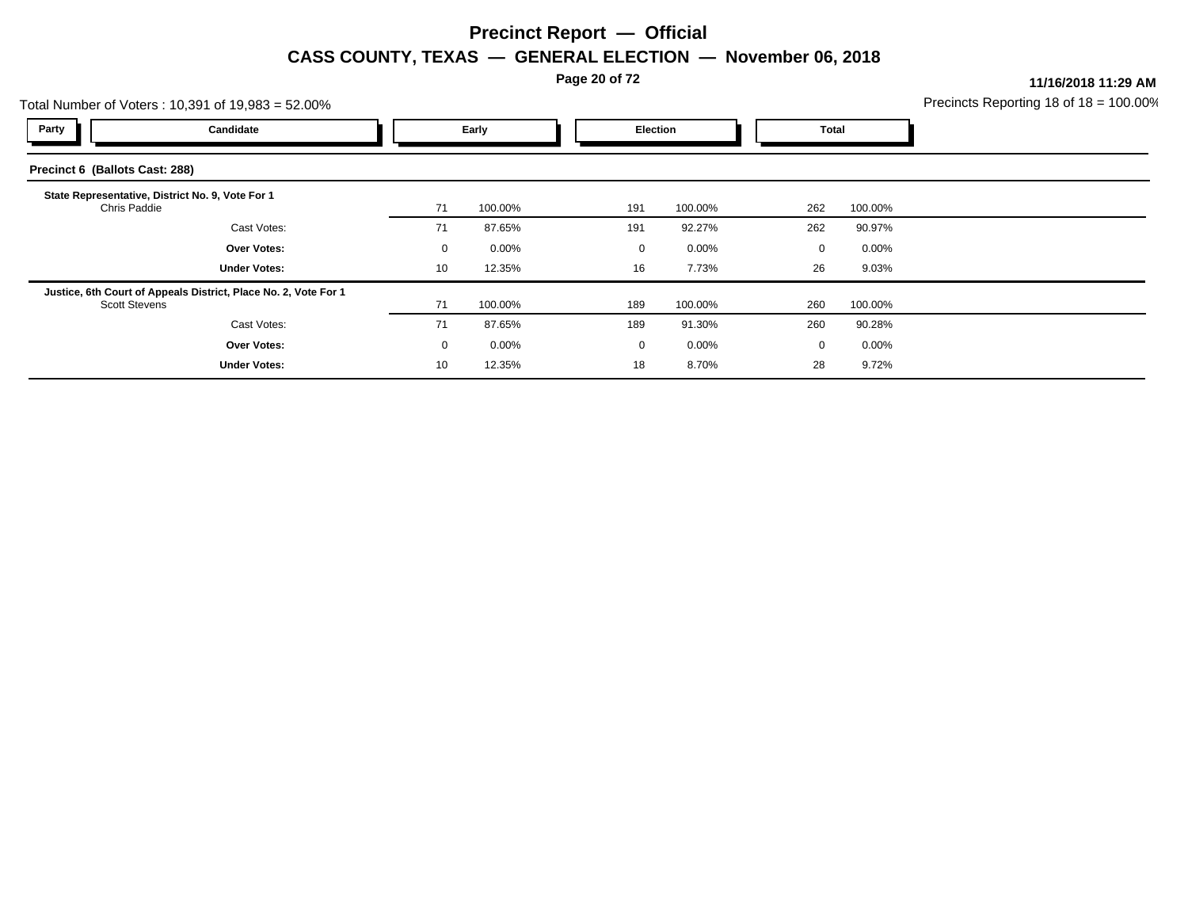# Precinct Report — Official

## CASS COUNTY, TEXAS — GENERAL ELECTION — November 06, 2018

**11/16/2018 11:29 AM**

Total Number of Voters : 10,391 of 19,983 = 52.00%

Precincts Reporting 18 of 18 = 100.00%

| Party | Candidate | Early | | Election | | Total | |
|---|---|---|---|---|---|---|---|
| **Precinct 6 (Ballots Cast: 288)** | | | | | | | |
| **State Representative, District No. 9, Vote For 1** | | | | | | | |
| | Chris Paddie | 71 | 100.00% | 191 | 100.00% | 262 | 100.00% |
| | Cast Votes: | 71 | 87.65% | 191 | 92.27% | 262 | 90.97% |
| | **Over Votes:** | 0 | 0.00% | 0 | 0.00% | 0 | 0.00% |
| | **Under Votes:** | 10 | 12.35% | 16 | 7.73% | 26 | 9.03% |
| **Justice, 6th Court of Appeals District, Place No. 2, Vote For 1** | | | | | | | |
| | Scott Stevens | 71 | 100.00% | 189 | 100.00% | 260 | 100.00% |
| | Cast Votes: | 71 | 87.65% | 189 | 91.30% | 260 | 90.28% |
| | **Over Votes:** | 0 | 0.00% | 0 | 0.00% | 0 | 0.00% |
| | **Under Votes:** | 10 | 12.35% | 18 | 8.70% | 28 | 9.72% |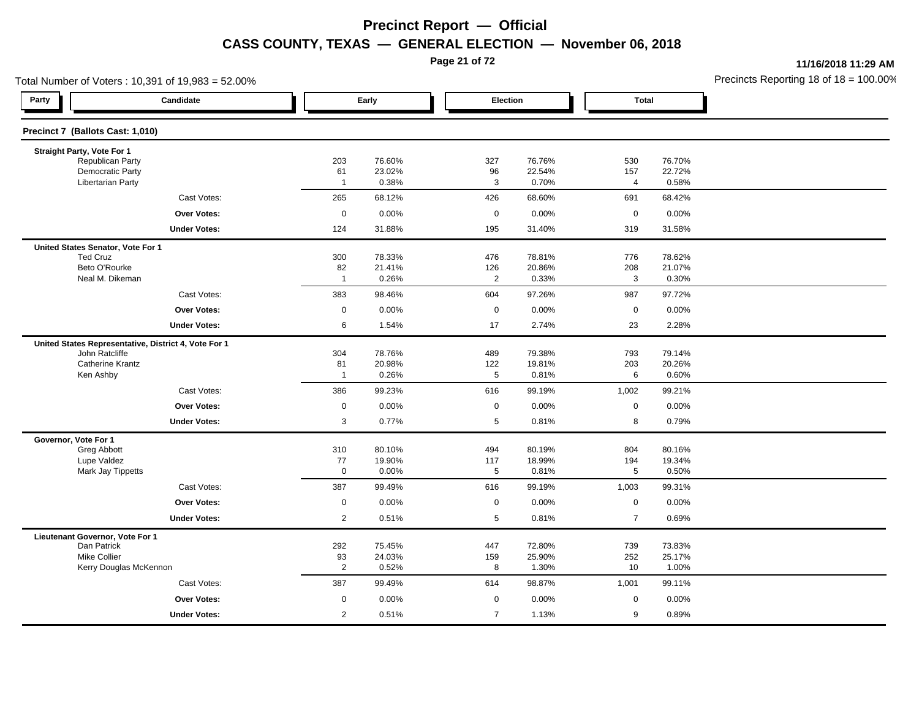# Precinct Report — Official

## CASS COUNTY, TEXAS — GENERAL ELECTION — November 06, 2018

11/16/2018 11:29 AM

Total Number of Voters : 10,391 of 19,983 = 52.00%

Precincts Reporting 18 of 18 = 100.00%

### Precinct 7 (Ballots Cast: 1,010)

| Party | Candidate | Early | | Election | | Total | |
|---|---|---|---|---|---|---|---|
| **Straight Party, Vote For 1** | | | | | | | |
| | Republican Party | 203 | 76.60% | 327 | 76.76% | 530 | 76.70% |
| | Democratic Party | 61 | 23.02% | 96 | 22.54% | 157 | 22.72% |
| | Libertarian Party | 1 | 0.38% | 3 | 0.70% | 4 | 0.58% |
| | Cast Votes: | 265 | 68.12% | 426 | 68.60% | 691 | 68.42% |
| | **Over Votes:** | 0 | 0.00% | 0 | 0.00% | 0 | 0.00% |
| | **Under Votes:** | 124 | 31.88% | 195 | 31.40% | 319 | 31.58% |
| **United States Senator, Vote For 1** | | | | | | | |
| | Ted Cruz | 300 | 78.33% | 476 | 78.81% | 776 | 78.62% |
| | Beto O'Rourke | 82 | 21.41% | 126 | 20.86% | 208 | 21.07% |
| | Neal M. Dikeman | 1 | 0.26% | 2 | 0.33% | 3 | 0.30% |
| | Cast Votes: | 383 | 98.46% | 604 | 97.26% | 987 | 97.72% |
| | **Over Votes:** | 0 | 0.00% | 0 | 0.00% | 0 | 0.00% |
| | **Under Votes:** | 6 | 1.54% | 17 | 2.74% | 23 | 2.28% |
| **United States Representative, District 4, Vote For 1** | | | | | | | |
| | John Ratcliffe | 304 | 78.76% | 489 | 79.38% | 793 | 79.14% |
| | Catherine Krantz | 81 | 20.98% | 122 | 19.81% | 203 | 20.26% |
| | Ken Ashby | 1 | 0.26% | 5 | 0.81% | 6 | 0.60% |
| | Cast Votes: | 386 | 99.23% | 616 | 99.19% | 1,002 | 99.21% |
| | **Over Votes:** | 0 | 0.00% | 0 | 0.00% | 0 | 0.00% |
| | **Under Votes:** | 3 | 0.77% | 5 | 0.81% | 8 | 0.79% |
| **Governor, Vote For 1** | | | | | | | |
| | Greg Abbott | 310 | 80.10% | 494 | 80.19% | 804 | 80.16% |
| | Lupe Valdez | 77 | 19.90% | 117 | 18.99% | 194 | 19.34% |
| | Mark Jay Tippetts | 0 | 0.00% | 5 | 0.81% | 5 | 0.50% |
| | Cast Votes: | 387 | 99.49% | 616 | 99.19% | 1,003 | 99.31% |
| | **Over Votes:** | 0 | 0.00% | 0 | 0.00% | 0 | 0.00% |
| | **Under Votes:** | 2 | 0.51% | 5 | 0.81% | 7 | 0.69% |
| **Lieutenant Governor, Vote For 1** | | | | | | | |
| | Dan Patrick | 292 | 75.45% | 447 | 72.80% | 739 | 73.83% |
| | Mike Collier | 93 | 24.03% | 159 | 25.90% | 252 | 25.17% |
| | Kerry Douglas McKennon | 2 | 0.52% | 8 | 1.30% | 10 | 1.00% |
| | Cast Votes: | 387 | 99.49% | 614 | 98.87% | 1,001 | 99.11% |
| | **Over Votes:** | 0 | 0.00% | 0 | 0.00% | 0 | 0.00% |
| | **Under Votes:** | 2 | 0.51% | 7 | 1.13% | 9 | 0.89% |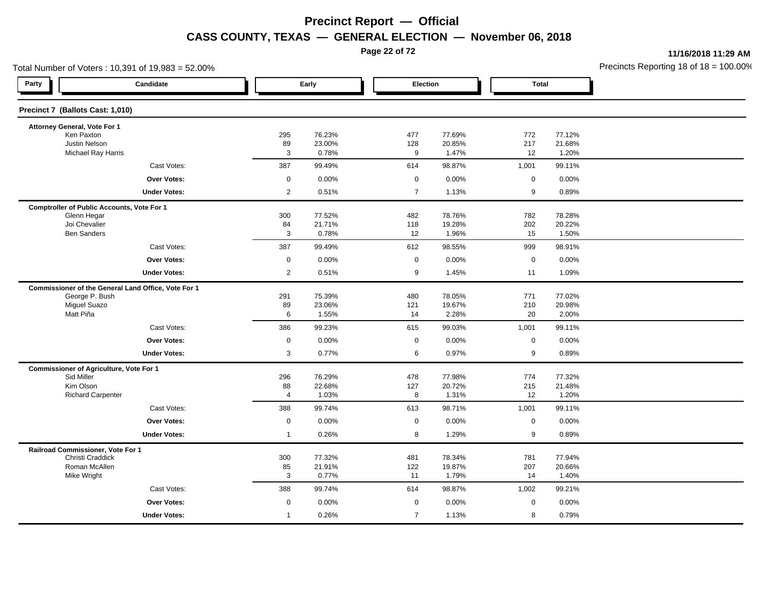# Precinct Report — Official

## CASS COUNTY, TEXAS — GENERAL ELECTION — November 06, 2018

11/16/2018 11:29 AM

Total Number of Voters : 10,391 of 19,983 = 52.00%

Precincts Reporting 18 of 18 = 100.00%

### Precinct 7 (Ballots Cast: 1,010)

| Party | Candidate | Early | | Election | | Total | |
|---|---|---|---|---|---|---|---|
| | **Attorney General, Vote For 1** | | | | | | |
| | Ken Paxton | 295 | 76.23% | 477 | 77.69% | 772 | 77.12% |
| | Justin Nelson | 89 | 23.00% | 128 | 20.85% | 217 | 21.68% |
| | Michael Ray Harris | 3 | 0.78% | 9 | 1.47% | 12 | 1.20% |
| | Cast Votes: | 387 | 99.49% | 614 | 98.87% | 1,001 | 99.11% |
| | **Over Votes:** | 0 | 0.00% | 0 | 0.00% | 0 | 0.00% |
| | **Under Votes:** | 2 | 0.51% | 7 | 1.13% | 9 | 0.89% |
| | **Comptroller of Public Accounts, Vote For 1** | | | | | | |
| | Glenn Hegar | 300 | 77.52% | 482 | 78.76% | 782 | 78.28% |
| | Joi Chevalier | 84 | 21.71% | 118 | 19.28% | 202 | 20.22% |
| | Ben Sanders | 3 | 0.78% | 12 | 1.96% | 15 | 1.50% |
| | Cast Votes: | 387 | 99.49% | 612 | 98.55% | 999 | 98.91% |
| | **Over Votes:** | 0 | 0.00% | 0 | 0.00% | 0 | 0.00% |
| | **Under Votes:** | 2 | 0.51% | 9 | 1.45% | 11 | 1.09% |
| | **Commissioner of the General Land Office, Vote For 1** | | | | | | |
| | George P. Bush | 291 | 75.39% | 480 | 78.05% | 771 | 77.02% |
| | Miguel Suazo | 89 | 23.06% | 121 | 19.67% | 210 | 20.98% |
| | Matt Piña | 6 | 1.55% | 14 | 2.28% | 20 | 2.00% |
| | Cast Votes: | 386 | 99.23% | 615 | 99.03% | 1,001 | 99.11% |
| | **Over Votes:** | 0 | 0.00% | 0 | 0.00% | 0 | 0.00% |
| | **Under Votes:** | 3 | 0.77% | 6 | 0.97% | 9 | 0.89% |
| | **Commissioner of Agriculture, Vote For 1** | | | | | | |
| | Sid Miller | 296 | 76.29% | 478 | 77.98% | 774 | 77.32% |
| | Kim Olson | 88 | 22.68% | 127 | 20.72% | 215 | 21.48% |
| | Richard Carpenter | 4 | 1.03% | 8 | 1.31% | 12 | 1.20% |
| | Cast Votes: | 388 | 99.74% | 613 | 98.71% | 1,001 | 99.11% |
| | **Over Votes:** | 0 | 0.00% | 0 | 0.00% | 0 | 0.00% |
| | **Under Votes:** | 1 | 0.26% | 8 | 1.29% | 9 | 0.89% |
| | **Railroad Commissioner, Vote For 1** | | | | | | |
| | Christi Craddick | 300 | 77.32% | 481 | 78.34% | 781 | 77.94% |
| | Roman McAllen | 85 | 21.91% | 122 | 19.87% | 207 | 20.66% |
| | Mike Wright | 3 | 0.77% | 11 | 1.79% | 14 | 1.40% |
| | Cast Votes: | 388 | 99.74% | 614 | 98.87% | 1,002 | 99.21% |
| | **Over Votes:** | 0 | 0.00% | 0 | 0.00% | 0 | 0.00% |
| | **Under Votes:** | 1 | 0.26% | 7 | 1.13% | 8 | 0.79% |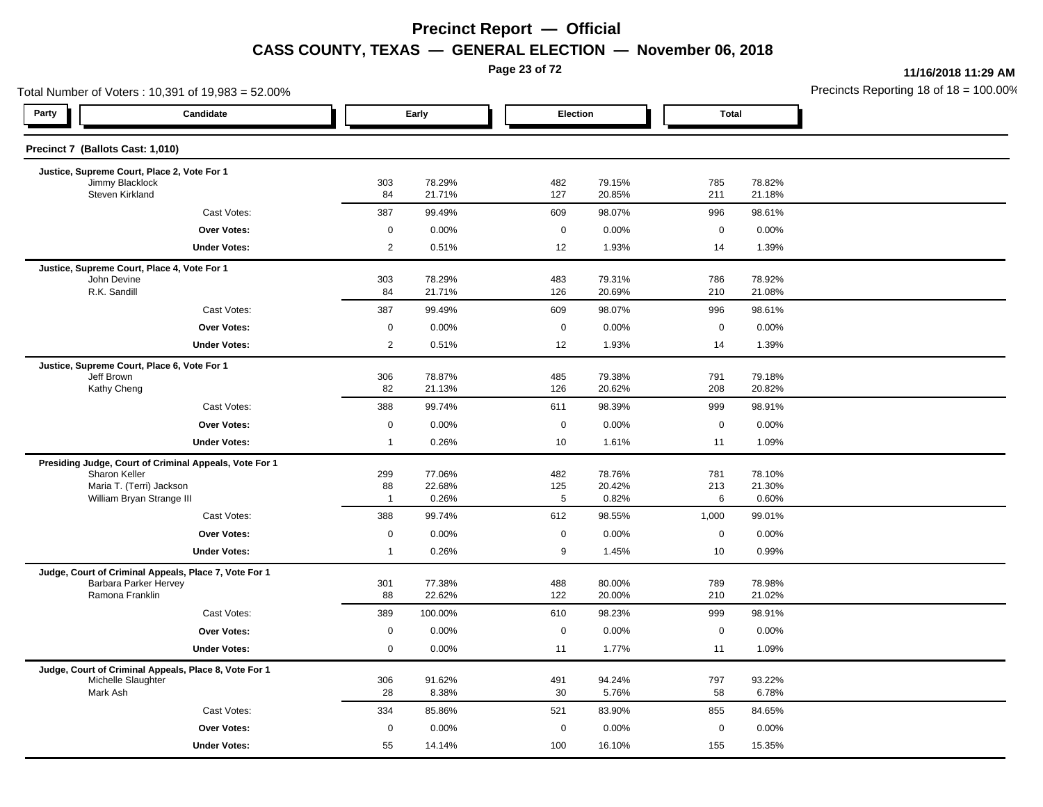# Precinct Report — Official

## CASS COUNTY, TEXAS — GENERAL ELECTION — November 06, 2018

**11/16/2018 11:29 AM**

Total Number of Voters : 10,391 of 19,983 = 52.00%

Precincts Reporting 18 of 18 = 100.00%

### Precinct 7 (Ballots Cast: 1,010)

| Party | Candidate | Early | | Election | | Total | |
|---|---|---|---|---|---|---|---|
| | **Justice, Supreme Court, Place 2, Vote For 1** | | | | | | |
| | Jimmy Blacklock | 303 | 78.29% | 482 | 79.15% | 785 | 78.82% |
| | Steven Kirkland | 84 | 21.71% | 127 | 20.85% | 211 | 21.18% |
| | Cast Votes: | 387 | 99.49% | 609 | 98.07% | 996 | 98.61% |
| | **Over Votes:** | 0 | 0.00% | 0 | 0.00% | 0 | 0.00% |
| | **Under Votes:** | 2 | 0.51% | 12 | 1.93% | 14 | 1.39% |
| | **Justice, Supreme Court, Place 4, Vote For 1** | | | | | | |
| | John Devine | 303 | 78.29% | 483 | 79.31% | 786 | 78.92% |
| | R.K. Sandill | 84 | 21.71% | 126 | 20.69% | 210 | 21.08% |
| | Cast Votes: | 387 | 99.49% | 609 | 98.07% | 996 | 98.61% |
| | **Over Votes:** | 0 | 0.00% | 0 | 0.00% | 0 | 0.00% |
| | **Under Votes:** | 2 | 0.51% | 12 | 1.93% | 14 | 1.39% |
| | **Justice, Supreme Court, Place 6, Vote For 1** | | | | | | |
| | Jeff Brown | 306 | 78.87% | 485 | 79.38% | 791 | 79.18% |
| | Kathy Cheng | 82 | 21.13% | 126 | 20.62% | 208 | 20.82% |
| | Cast Votes: | 388 | 99.74% | 611 | 98.39% | 999 | 98.91% |
| | **Over Votes:** | 0 | 0.00% | 0 | 0.00% | 0 | 0.00% |
| | **Under Votes:** | 1 | 0.26% | 10 | 1.61% | 11 | 1.09% |
| | **Presiding Judge, Court of Criminal Appeals, Vote For 1** | | | | | | |
| | Sharon Keller | 299 | 77.06% | 482 | 78.76% | 781 | 78.10% |
| | Maria T. (Terri) Jackson | 88 | 22.68% | 125 | 20.42% | 213 | 21.30% |
| | William Bryan Strange III | 1 | 0.26% | 5 | 0.82% | 6 | 0.60% |
| | Cast Votes: | 388 | 99.74% | 612 | 98.55% | 1,000 | 99.01% |
| | **Over Votes:** | 0 | 0.00% | 0 | 0.00% | 0 | 0.00% |
| | **Under Votes:** | 1 | 0.26% | 9 | 1.45% | 10 | 0.99% |
| | **Judge, Court of Criminal Appeals, Place 7, Vote For 1** | | | | | | |
| | Barbara Parker Hervey | 301 | 77.38% | 488 | 80.00% | 789 | 78.98% |
| | Ramona Franklin | 88 | 22.62% | 122 | 20.00% | 210 | 21.02% |
| | Cast Votes: | 389 | 100.00% | 610 | 98.23% | 999 | 98.91% |
| | **Over Votes:** | 0 | 0.00% | 0 | 0.00% | 0 | 0.00% |
| | **Under Votes:** | 0 | 0.00% | 11 | 1.77% | 11 | 1.09% |
| | **Judge, Court of Criminal Appeals, Place 8, Vote For 1** | | | | | | |
| | Michelle Slaughter | 306 | 91.62% | 491 | 94.24% | 797 | 93.22% |
| | Mark Ash | 28 | 8.38% | 30 | 5.76% | 58 | 6.78% |
| | Cast Votes: | 334 | 85.86% | 521 | 83.90% | 855 | 84.65% |
| | **Over Votes:** | 0 | 0.00% | 0 | 0.00% | 0 | 0.00% |
| | **Under Votes:** | 55 | 14.14% | 100 | 16.10% | 155 | 15.35% |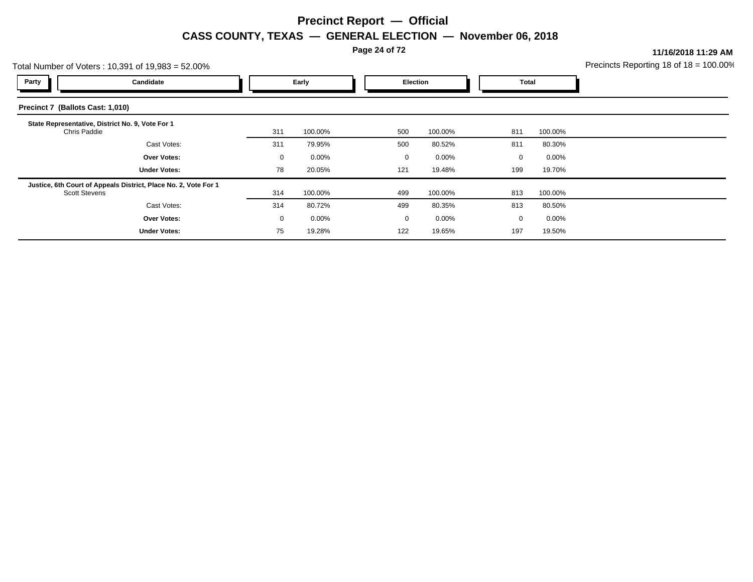# Precinct Report — Official

## CASS COUNTY, TEXAS — GENERAL ELECTION — November 06, 2018

**11/16/2018 11:29 AM**

Total Number of Voters : 10,391 of 19,983 = 52.00%

Precincts Reporting 18 of 18 = 100.00%

| Party | Candidate | Early | | Election | | Total | |
|---|---|---|---|---|---|---|---|
| | **Precinct 7 (Ballots Cast: 1,010)** | | | | | | |
| | **State Representative, District No. 9, Vote For 1** | | | | | | |
| | Chris Paddie | 311 | 100.00% | 500 | 100.00% | 811 | 100.00% |
| | Cast Votes: | 311 | 79.95% | 500 | 80.52% | 811 | 80.30% |
| | **Over Votes:** | 0 | 0.00% | 0 | 0.00% | 0 | 0.00% |
| | **Under Votes:** | 78 | 20.05% | 121 | 19.48% | 199 | 19.70% |
| | **Justice, 6th Court of Appeals District, Place No. 2, Vote For 1** | | | | | | |
| | Scott Stevens | 314 | 100.00% | 499 | 100.00% | 813 | 100.00% |
| | Cast Votes: | 314 | 80.72% | 499 | 80.35% | 813 | 80.50% |
| | **Over Votes:** | 0 | 0.00% | 0 | 0.00% | 0 | 0.00% |
| | **Under Votes:** | 75 | 19.28% | 122 | 19.65% | 197 | 19.50% |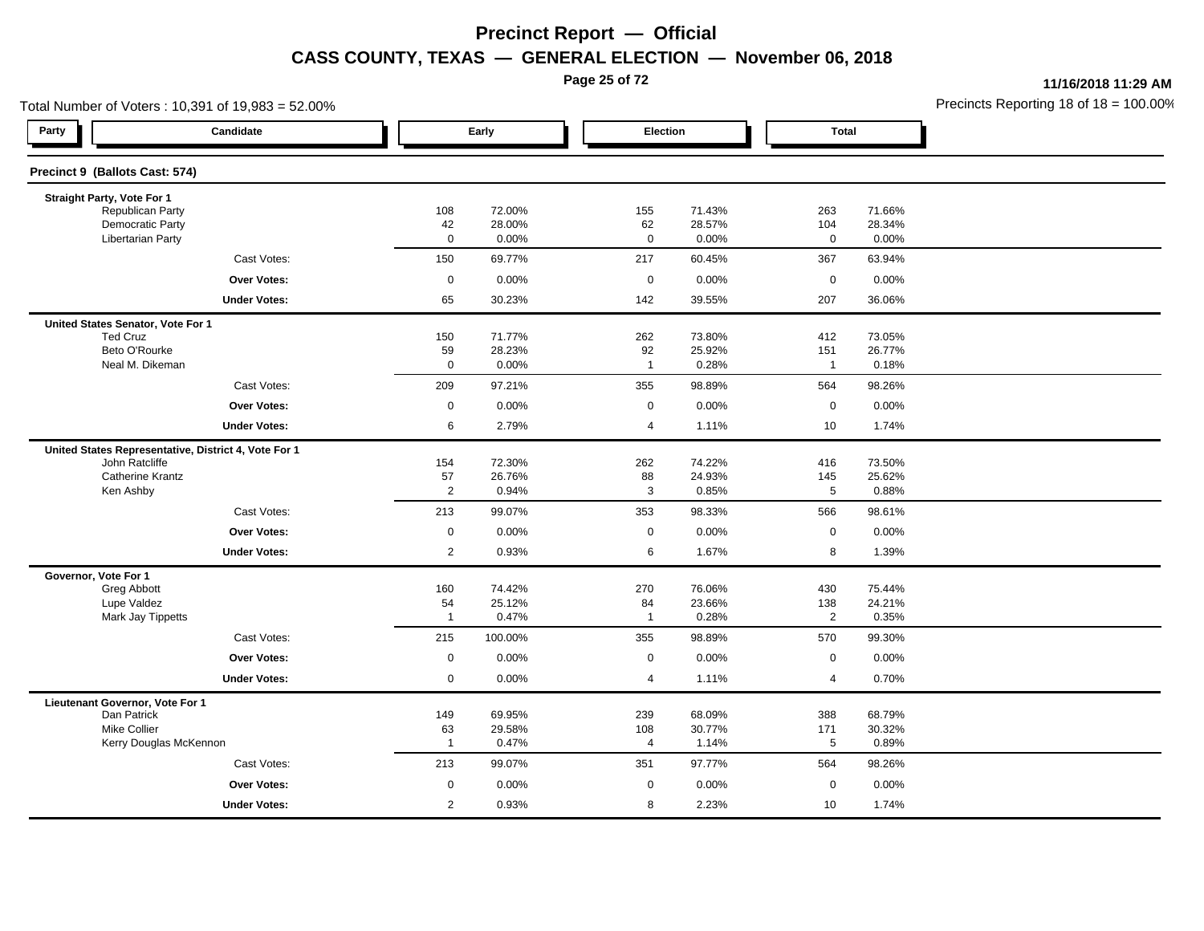# Precinct Report — Official

## CASS COUNTY, TEXAS — GENERAL ELECTION — November 06, 2018

11/16/2018 11:29 AM

Total Number of Voters : 10,391 of 19,983 = 52.00%

Precincts Reporting 18 of 18 = 100.00%

### Precinct 9 (Ballots Cast: 574)

| Party | Candidate | Early | | Election | | Total | |
|---|---|---|---|---|---|---|---|
| | **Straight Party, Vote For 1** | | | | | | |
| | Republican Party | 108 | 72.00% | 155 | 71.43% | 263 | 71.66% |
| | Democratic Party | 42 | 28.00% | 62 | 28.57% | 104 | 28.34% |
| | Libertarian Party | 0 | 0.00% | 0 | 0.00% | 0 | 0.00% |
| | Cast Votes: | 150 | 69.77% | 217 | 60.45% | 367 | 63.94% |
| | **Over Votes:** | 0 | 0.00% | 0 | 0.00% | 0 | 0.00% |
| | **Under Votes:** | 65 | 30.23% | 142 | 39.55% | 207 | 36.06% |
| | **United States Senator, Vote For 1** | | | | | | |
| | Ted Cruz | 150 | 71.77% | 262 | 73.80% | 412 | 73.05% |
| | Beto O'Rourke | 59 | 28.23% | 92 | 25.92% | 151 | 26.77% |
| | Neal M. Dikeman | 0 | 0.00% | 1 | 0.28% | 1 | 0.18% |
| | Cast Votes: | 209 | 97.21% | 355 | 98.89% | 564 | 98.26% |
| | **Over Votes:** | 0 | 0.00% | 0 | 0.00% | 0 | 0.00% |
| | **Under Votes:** | 6 | 2.79% | 4 | 1.11% | 10 | 1.74% |
| | **United States Representative, District 4, Vote For 1** | | | | | | |
| | John Ratcliffe | 154 | 72.30% | 262 | 74.22% | 416 | 73.50% |
| | Catherine Krantz | 57 | 26.76% | 88 | 24.93% | 145 | 25.62% |
| | Ken Ashby | 2 | 0.94% | 3 | 0.85% | 5 | 0.88% |
| | Cast Votes: | 213 | 99.07% | 353 | 98.33% | 566 | 98.61% |
| | **Over Votes:** | 0 | 0.00% | 0 | 0.00% | 0 | 0.00% |
| | **Under Votes:** | 2 | 0.93% | 6 | 1.67% | 8 | 1.39% |
| | **Governor, Vote For 1** | | | | | | |
| | Greg Abbott | 160 | 74.42% | 270 | 76.06% | 430 | 75.44% |
| | Lupe Valdez | 54 | 25.12% | 84 | 23.66% | 138 | 24.21% |
| | Mark Jay Tippetts | 1 | 0.47% | 1 | 0.28% | 2 | 0.35% |
| | Cast Votes: | 215 | 100.00% | 355 | 98.89% | 570 | 99.30% |
| | **Over Votes:** | 0 | 0.00% | 0 | 0.00% | 0 | 0.00% |
| | **Under Votes:** | 0 | 0.00% | 4 | 1.11% | 4 | 0.70% |
| | **Lieutenant Governor, Vote For 1** | | | | | | |
| | Dan Patrick | 149 | 69.95% | 239 | 68.09% | 388 | 68.79% |
| | Mike Collier | 63 | 29.58% | 108 | 30.77% | 171 | 30.32% |
| | Kerry Douglas McKennon | 1 | 0.47% | 4 | 1.14% | 5 | 0.89% |
| | Cast Votes: | 213 | 99.07% | 351 | 97.77% | 564 | 98.26% |
| | **Over Votes:** | 0 | 0.00% | 0 | 0.00% | 0 | 0.00% |
| | **Under Votes:** | 2 | 0.93% | 8 | 2.23% | 10 | 1.74% |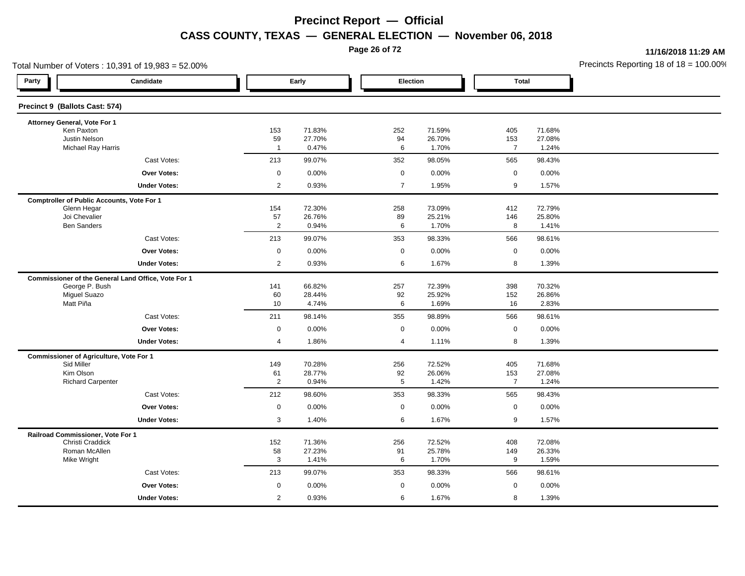# Precinct Report — Official

## CASS COUNTY, TEXAS — GENERAL ELECTION — November 06, 2018

11/16/2018 11:29 AM

Total Number of Voters : 10,391 of 19,983 = 52.00%

Precincts Reporting 18 of 18 = 100.00%

### Precinct 9 (Ballots Cast: 574)

| Party | Candidate | Early | | Election | | Total | |
|---|---|---|---|---|---|---|---|
| | **Attorney General, Vote For 1** | | | | | | |
| | Ken Paxton | 153 | 71.83% | 252 | 71.59% | 405 | 71.68% |
| | Justin Nelson | 59 | 27.70% | 94 | 26.70% | 153 | 27.08% |
| | Michael Ray Harris | 1 | 0.47% | 6 | 1.70% | 7 | 1.24% |
| | Cast Votes: | 213 | 99.07% | 352 | 98.05% | 565 | 98.43% |
| | **Over Votes:** | 0 | 0.00% | 0 | 0.00% | 0 | 0.00% |
| | **Under Votes:** | 2 | 0.93% | 7 | 1.95% | 9 | 1.57% |
| | **Comptroller of Public Accounts, Vote For 1** | | | | | | |
| | Glenn Hegar | 154 | 72.30% | 258 | 73.09% | 412 | 72.79% |
| | Joi Chevalier | 57 | 26.76% | 89 | 25.21% | 146 | 25.80% |
| | Ben Sanders | 2 | 0.94% | 6 | 1.70% | 8 | 1.41% |
| | Cast Votes: | 213 | 99.07% | 353 | 98.33% | 566 | 98.61% |
| | **Over Votes:** | 0 | 0.00% | 0 | 0.00% | 0 | 0.00% |
| | **Under Votes:** | 2 | 0.93% | 6 | 1.67% | 8 | 1.39% |
| | **Commissioner of the General Land Office, Vote For 1** | | | | | | |
| | George P. Bush | 141 | 66.82% | 257 | 72.39% | 398 | 70.32% |
| | Miguel Suazo | 60 | 28.44% | 92 | 25.92% | 152 | 26.86% |
| | Matt Piña | 10 | 4.74% | 6 | 1.69% | 16 | 2.83% |
| | Cast Votes: | 211 | 98.14% | 355 | 98.89% | 566 | 98.61% |
| | **Over Votes:** | 0 | 0.00% | 0 | 0.00% | 0 | 0.00% |
| | **Under Votes:** | 4 | 1.86% | 4 | 1.11% | 8 | 1.39% |
| | **Commissioner of Agriculture, Vote For 1** | | | | | | |
| | Sid Miller | 149 | 70.28% | 256 | 72.52% | 405 | 71.68% |
| | Kim Olson | 61 | 28.77% | 92 | 26.06% | 153 | 27.08% |
| | Richard Carpenter | 2 | 0.94% | 5 | 1.42% | 7 | 1.24% |
| | Cast Votes: | 212 | 98.60% | 353 | 98.33% | 565 | 98.43% |
| | **Over Votes:** | 0 | 0.00% | 0 | 0.00% | 0 | 0.00% |
| | **Under Votes:** | 3 | 1.40% | 6 | 1.67% | 9 | 1.57% |
| | **Railroad Commissioner, Vote For 1** | | | | | | |
| | Christi Craddick | 152 | 71.36% | 256 | 72.52% | 408 | 72.08% |
| | Roman McAllen | 58 | 27.23% | 91 | 25.78% | 149 | 26.33% |
| | Mike Wright | 3 | 1.41% | 6 | 1.70% | 9 | 1.59% |
| | Cast Votes: | 213 | 99.07% | 353 | 98.33% | 566 | 98.61% |
| | **Over Votes:** | 0 | 0.00% | 0 | 0.00% | 0 | 0.00% |
| | **Under Votes:** | 2 | 0.93% | 6 | 1.67% | 8 | 1.39% |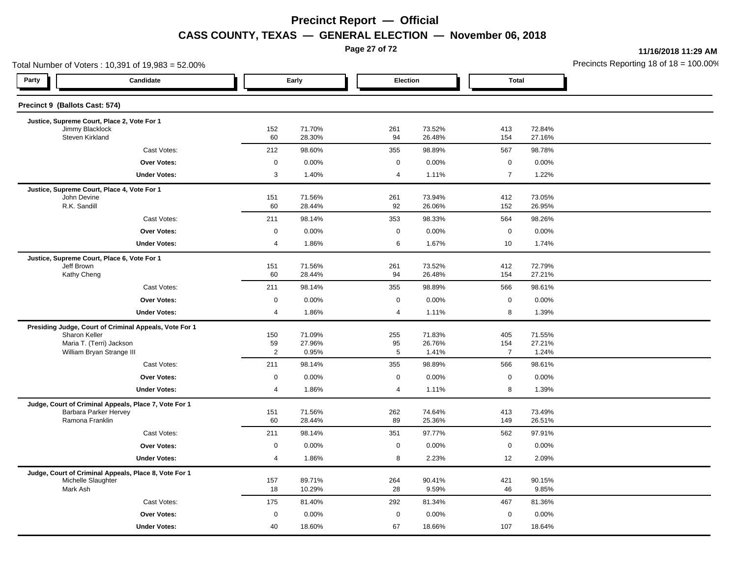# Precinct Report — Official

## CASS COUNTY, TEXAS — GENERAL ELECTION — November 06, 2018

11/16/2018 11:29 AM

Total Number of Voters : 10,391 of 19,983 = 52.00%

Precincts Reporting 18 of 18 = 100.00%

### Precinct 9 (Ballots Cast: 574)

| Party | Candidate | Early | | Election | | Total | |
|---|---|---|---|---|---|---|---|
| | **Justice, Supreme Court, Place 2, Vote For 1** | | | | | | |
| | Jimmy Blacklock | 152 | 71.70% | 261 | 73.52% | 413 | 72.84% |
| | Steven Kirkland | 60 | 28.30% | 94 | 26.48% | 154 | 27.16% |
| | Cast Votes: | 212 | 98.60% | 355 | 98.89% | 567 | 98.78% |
| | **Over Votes:** | 0 | 0.00% | 0 | 0.00% | 0 | 0.00% |
| | **Under Votes:** | 3 | 1.40% | 4 | 1.11% | 7 | 1.22% |
| | **Justice, Supreme Court, Place 4, Vote For 1** | | | | | | |
| | John Devine | 151 | 71.56% | 261 | 73.94% | 412 | 73.05% |
| | R.K. Sandill | 60 | 28.44% | 92 | 26.06% | 152 | 26.95% |
| | Cast Votes: | 211 | 98.14% | 353 | 98.33% | 564 | 98.26% |
| | **Over Votes:** | 0 | 0.00% | 0 | 0.00% | 0 | 0.00% |
| | **Under Votes:** | 4 | 1.86% | 6 | 1.67% | 10 | 1.74% |
| | **Justice, Supreme Court, Place 6, Vote For 1** | | | | | | |
| | Jeff Brown | 151 | 71.56% | 261 | 73.52% | 412 | 72.79% |
| | Kathy Cheng | 60 | 28.44% | 94 | 26.48% | 154 | 27.21% |
| | Cast Votes: | 211 | 98.14% | 355 | 98.89% | 566 | 98.61% |
| | **Over Votes:** | 0 | 0.00% | 0 | 0.00% | 0 | 0.00% |
| | **Under Votes:** | 4 | 1.86% | 4 | 1.11% | 8 | 1.39% |
| | **Presiding Judge, Court of Criminal Appeals, Vote For 1** | | | | | | |
| | Sharon Keller | 150 | 71.09% | 255 | 71.83% | 405 | 71.55% |
| | Maria T. (Terri) Jackson | 59 | 27.96% | 95 | 26.76% | 154 | 27.21% |
| | William Bryan Strange III | 2 | 0.95% | 5 | 1.41% | 7 | 1.24% |
| | Cast Votes: | 211 | 98.14% | 355 | 98.89% | 566 | 98.61% |
| | **Over Votes:** | 0 | 0.00% | 0 | 0.00% | 0 | 0.00% |
| | **Under Votes:** | 4 | 1.86% | 4 | 1.11% | 8 | 1.39% |
| | **Judge, Court of Criminal Appeals, Place 7, Vote For 1** | | | | | | |
| | Barbara Parker Hervey | 151 | 71.56% | 262 | 74.64% | 413 | 73.49% |
| | Ramona Franklin | 60 | 28.44% | 89 | 25.36% | 149 | 26.51% |
| | Cast Votes: | 211 | 98.14% | 351 | 97.77% | 562 | 97.91% |
| | **Over Votes:** | 0 | 0.00% | 0 | 0.00% | 0 | 0.00% |
| | **Under Votes:** | 4 | 1.86% | 8 | 2.23% | 12 | 2.09% |
| | **Judge, Court of Criminal Appeals, Place 8, Vote For 1** | | | | | | |
| | Michelle Slaughter | 157 | 89.71% | 264 | 90.41% | 421 | 90.15% |
| | Mark Ash | 18 | 10.29% | 28 | 9.59% | 46 | 9.85% |
| | Cast Votes: | 175 | 81.40% | 292 | 81.34% | 467 | 81.36% |
| | **Over Votes:** | 0 | 0.00% | 0 | 0.00% | 0 | 0.00% |
| | **Under Votes:** | 40 | 18.60% | 67 | 18.66% | 107 | 18.64% |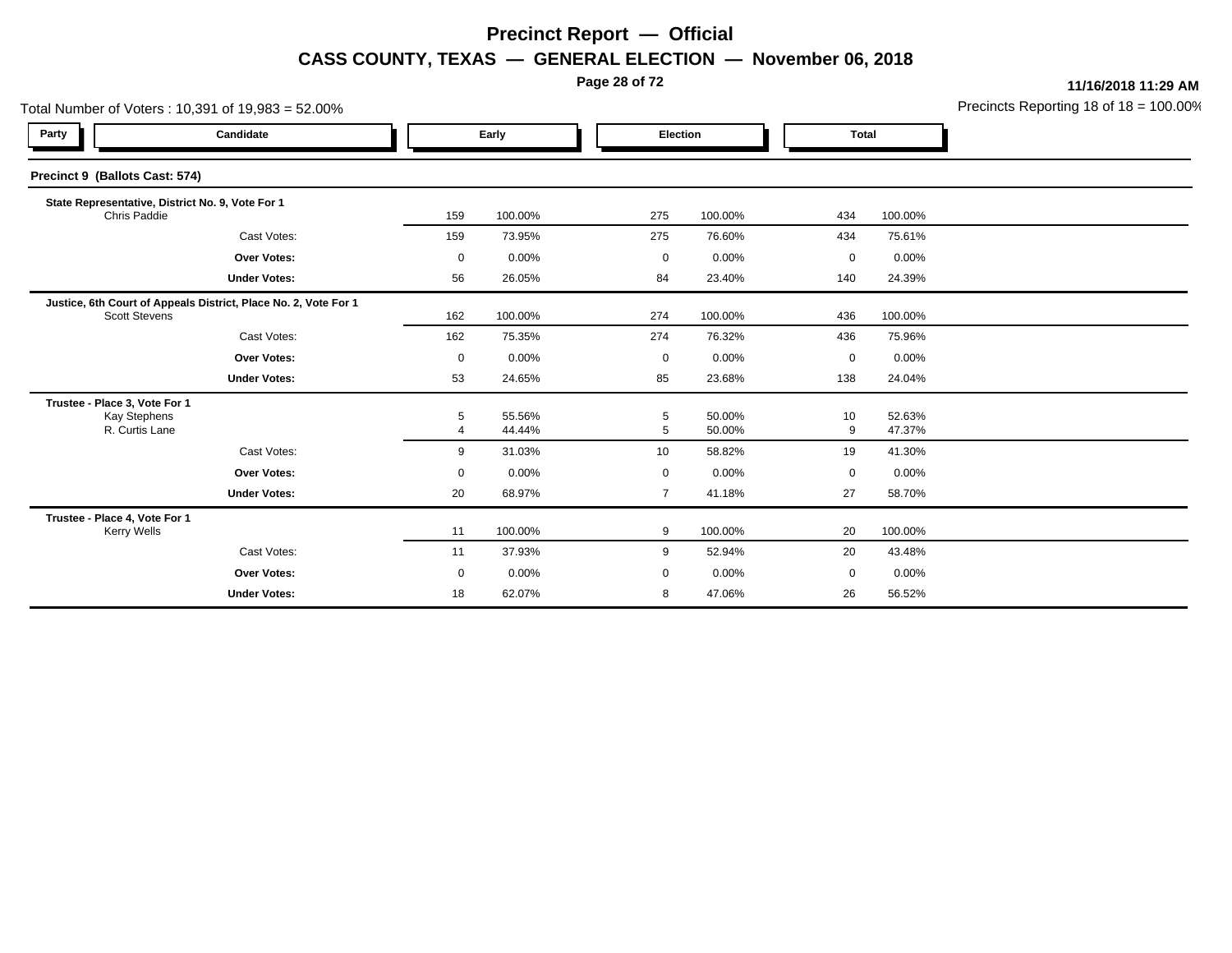# Precinct Report — Official

## CASS COUNTY, TEXAS — GENERAL ELECTION — November 06, 2018

**11/16/2018 11:29 AM**

Total Number of Voters : 10,391 of 19,983 = 52.00%

Precincts Reporting 18 of 18 = 100.00%

| Party | Candidate | Early | | Election | | Total | |
|---|---|---|---|---|---|---|---|
| **Precinct 9 (Ballots Cast: 574)** | | | | | | | |
| **State Representative, District No. 9, Vote For 1** | | | | | | | |
| | Chris Paddie | 159 | 100.00% | 275 | 100.00% | 434 | 100.00% |
| | Cast Votes: | 159 | 73.95% | 275 | 76.60% | 434 | 75.61% |
| | **Over Votes:** | 0 | 0.00% | 0 | 0.00% | 0 | 0.00% |
| | **Under Votes:** | 56 | 26.05% | 84 | 23.40% | 140 | 24.39% |
| **Justice, 6th Court of Appeals District, Place No. 2, Vote For 1** | | | | | | | |
| | Scott Stevens | 162 | 100.00% | 274 | 100.00% | 436 | 100.00% |
| | Cast Votes: | 162 | 75.35% | 274 | 76.32% | 436 | 75.96% |
| | **Over Votes:** | 0 | 0.00% | 0 | 0.00% | 0 | 0.00% |
| | **Under Votes:** | 53 | 24.65% | 85 | 23.68% | 138 | 24.04% |
| **Trustee - Place 3, Vote For 1** | | | | | | | |
| | Kay Stephens | 5 | 55.56% | 5 | 50.00% | 10 | 52.63% |
| | R. Curtis Lane | 4 | 44.44% | 5 | 50.00% | 9 | 47.37% |
| | Cast Votes: | 9 | 31.03% | 10 | 58.82% | 19 | 41.30% |
| | **Over Votes:** | 0 | 0.00% | 0 | 0.00% | 0 | 0.00% |
| | **Under Votes:** | 20 | 68.97% | 7 | 41.18% | 27 | 58.70% |
| **Trustee - Place 4, Vote For 1** | | | | | | | |
| | Kerry Wells | 11 | 100.00% | 9 | 100.00% | 20 | 100.00% |
| | Cast Votes: | 11 | 37.93% | 9 | 52.94% | 20 | 43.48% |
| | **Over Votes:** | 0 | 0.00% | 0 | 0.00% | 0 | 0.00% |
| | **Under Votes:** | 18 | 62.07% | 8 | 47.06% | 26 | 56.52% |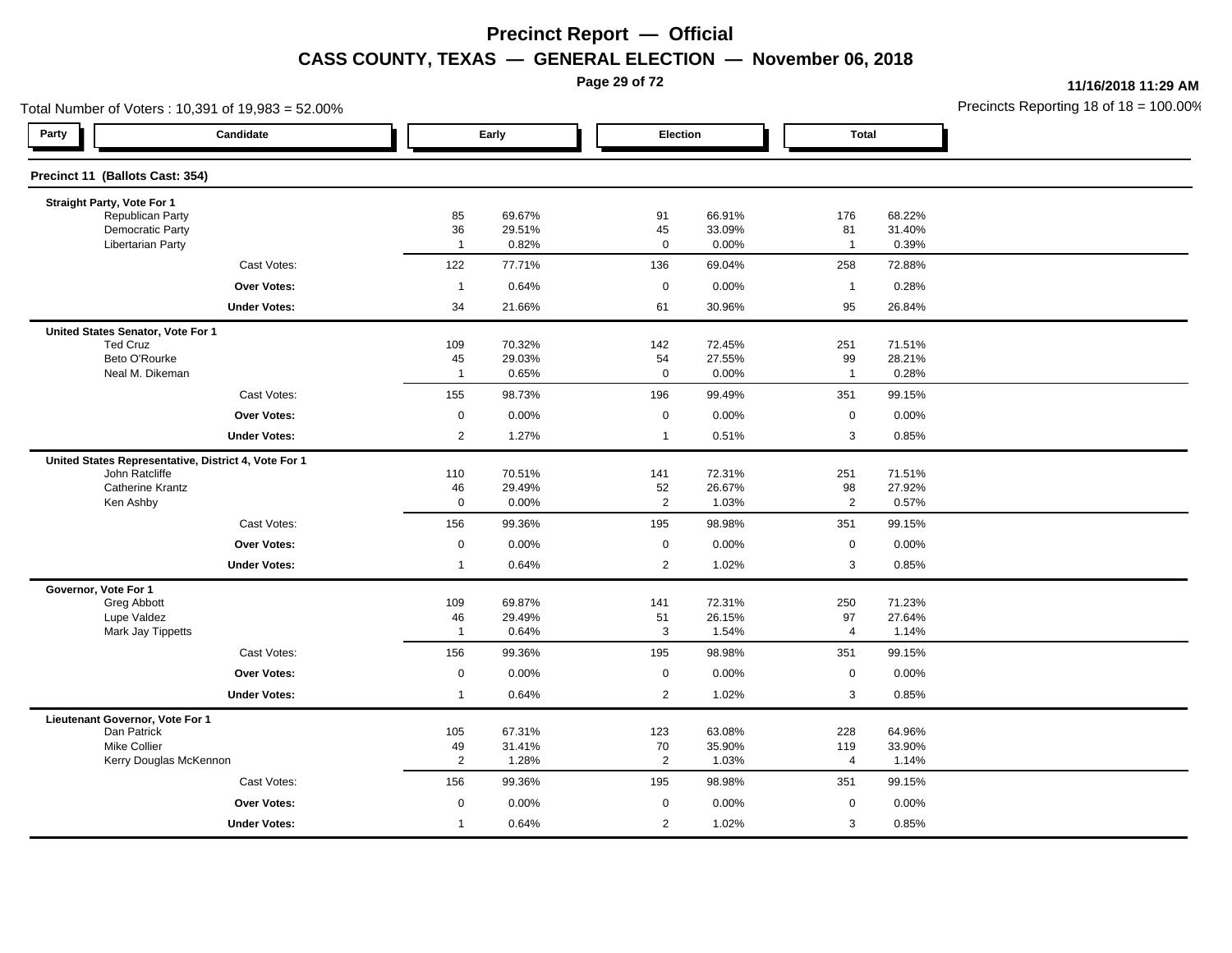# Precinct Report — Official

## CASS COUNTY, TEXAS — GENERAL ELECTION — November 06, 2018

**11/16/2018 11:29 AM**

Total Number of Voters : 10,391 of 19,983 = 52.00%

Precincts Reporting 18 of 18 = 100.00%

### Precinct 11 (Ballots Cast: 354)

| Party | Candidate | Early | | Election | | Total | |
|---|---|---|---|---|---|---|---|
| | **Straight Party, Vote For 1** | | | | | | |
| | Republican Party | 85 | 69.67% | 91 | 66.91% | 176 | 68.22% |
| | Democratic Party | 36 | 29.51% | 45 | 33.09% | 81 | 31.40% |
| | Libertarian Party | 1 | 0.82% | 0 | 0.00% | 1 | 0.39% |
| | Cast Votes: | 122 | 77.71% | 136 | 69.04% | 258 | 72.88% |
| | **Over Votes:** | 1 | 0.64% | 0 | 0.00% | 1 | 0.28% |
| | **Under Votes:** | 34 | 21.66% | 61 | 30.96% | 95 | 26.84% |
| | **United States Senator, Vote For 1** | | | | | | |
| | Ted Cruz | 109 | 70.32% | 142 | 72.45% | 251 | 71.51% |
| | Beto O'Rourke | 45 | 29.03% | 54 | 27.55% | 99 | 28.21% |
| | Neal M. Dikeman | 1 | 0.65% | 0 | 0.00% | 1 | 0.28% |
| | Cast Votes: | 155 | 98.73% | 196 | 99.49% | 351 | 99.15% |
| | **Over Votes:** | 0 | 0.00% | 0 | 0.00% | 0 | 0.00% |
| | **Under Votes:** | 2 | 1.27% | 1 | 0.51% | 3 | 0.85% |
| | **United States Representative, District 4, Vote For 1** | | | | | | |
| | John Ratcliffe | 110 | 70.51% | 141 | 72.31% | 251 | 71.51% |
| | Catherine Krantz | 46 | 29.49% | 52 | 26.67% | 98 | 27.92% |
| | Ken Ashby | 0 | 0.00% | 2 | 1.03% | 2 | 0.57% |
| | Cast Votes: | 156 | 99.36% | 195 | 98.98% | 351 | 99.15% |
| | **Over Votes:** | 0 | 0.00% | 0 | 0.00% | 0 | 0.00% |
| | **Under Votes:** | 1 | 0.64% | 2 | 1.02% | 3 | 0.85% |
| | **Governor, Vote For 1** | | | | | | |
| | Greg Abbott | 109 | 69.87% | 141 | 72.31% | 250 | 71.23% |
| | Lupe Valdez | 46 | 29.49% | 51 | 26.15% | 97 | 27.64% |
| | Mark Jay Tippetts | 1 | 0.64% | 3 | 1.54% | 4 | 1.14% |
| | Cast Votes: | 156 | 99.36% | 195 | 98.98% | 351 | 99.15% |
| | **Over Votes:** | 0 | 0.00% | 0 | 0.00% | 0 | 0.00% |
| | **Under Votes:** | 1 | 0.64% | 2 | 1.02% | 3 | 0.85% |
| | **Lieutenant Governor, Vote For 1** | | | | | | |
| | Dan Patrick | 105 | 67.31% | 123 | 63.08% | 228 | 64.96% |
| | Mike Collier | 49 | 31.41% | 70 | 35.90% | 119 | 33.90% |
| | Kerry Douglas McKennon | 2 | 1.28% | 2 | 1.03% | 4 | 1.14% |
| | Cast Votes: | 156 | 99.36% | 195 | 98.98% | 351 | 99.15% |
| | **Over Votes:** | 0 | 0.00% | 0 | 0.00% | 0 | 0.00% |
| | **Under Votes:** | 1 | 0.64% | 2 | 1.02% | 3 | 0.85% |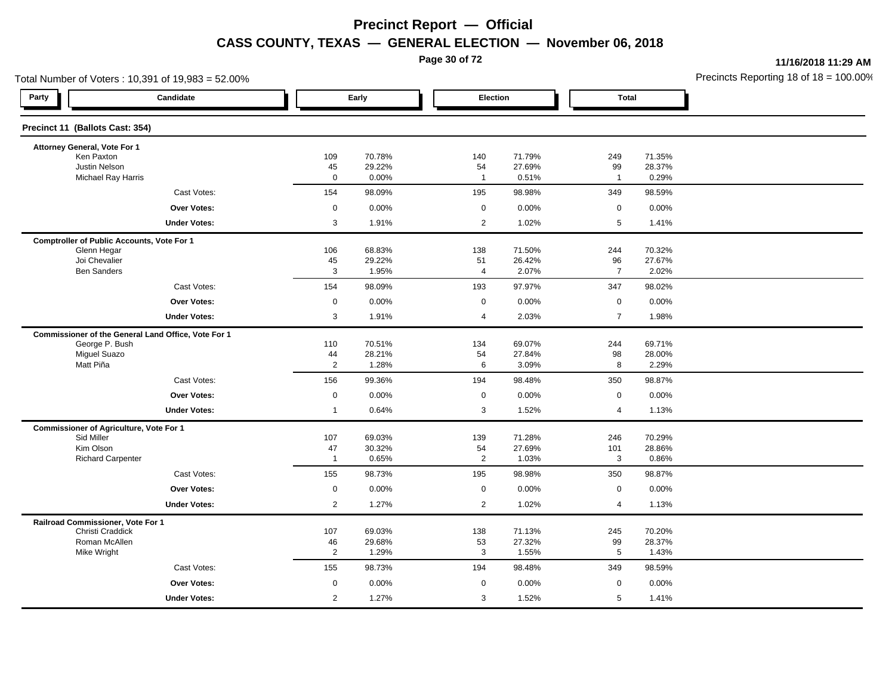# Precinct Report — Official

## CASS COUNTY, TEXAS — GENERAL ELECTION — November 06, 2018

**11/16/2018 11:29 AM**

Total Number of Voters : 10,391 of 19,983 = 52.00%

Precincts Reporting 18 of 18 = 100.00%

### Precinct 11 (Ballots Cast: 354)

| Party | Candidate | Early | | Election | | Total | |
|---|---|---|---|---|---|---|---|
| | **Attorney General, Vote For 1** | | | | | | |
| | Ken Paxton | 109 | 70.78% | 140 | 71.79% | 249 | 71.35% |
| | Justin Nelson | 45 | 29.22% | 54 | 27.69% | 99 | 28.37% |
| | Michael Ray Harris | 0 | 0.00% | 1 | 0.51% | 1 | 0.29% |
| | Cast Votes: | 154 | 98.09% | 195 | 98.98% | 349 | 98.59% |
| | **Over Votes:** | 0 | 0.00% | 0 | 0.00% | 0 | 0.00% |
| | **Under Votes:** | 3 | 1.91% | 2 | 1.02% | 5 | 1.41% |
| | **Comptroller of Public Accounts, Vote For 1** | | | | | | |
| | Glenn Hegar | 106 | 68.83% | 138 | 71.50% | 244 | 70.32% |
| | Joi Chevalier | 45 | 29.22% | 51 | 26.42% | 96 | 27.67% |
| | Ben Sanders | 3 | 1.95% | 4 | 2.07% | 7 | 2.02% |
| | Cast Votes: | 154 | 98.09% | 193 | 97.97% | 347 | 98.02% |
| | **Over Votes:** | 0 | 0.00% | 0 | 0.00% | 0 | 0.00% |
| | **Under Votes:** | 3 | 1.91% | 4 | 2.03% | 7 | 1.98% |
| | **Commissioner of the General Land Office, Vote For 1** | | | | | | |
| | George P. Bush | 110 | 70.51% | 134 | 69.07% | 244 | 69.71% |
| | Miguel Suazo | 44 | 28.21% | 54 | 27.84% | 98 | 28.00% |
| | Matt Piña | 2 | 1.28% | 6 | 3.09% | 8 | 2.29% |
| | Cast Votes: | 156 | 99.36% | 194 | 98.48% | 350 | 98.87% |
| | **Over Votes:** | 0 | 0.00% | 0 | 0.00% | 0 | 0.00% |
| | **Under Votes:** | 1 | 0.64% | 3 | 1.52% | 4 | 1.13% |
| | **Commissioner of Agriculture, Vote For 1** | | | | | | |
| | Sid Miller | 107 | 69.03% | 139 | 71.28% | 246 | 70.29% |
| | Kim Olson | 47 | 30.32% | 54 | 27.69% | 101 | 28.86% |
| | Richard Carpenter | 1 | 0.65% | 2 | 1.03% | 3 | 0.86% |
| | Cast Votes: | 155 | 98.73% | 195 | 98.98% | 350 | 98.87% |
| | **Over Votes:** | 0 | 0.00% | 0 | 0.00% | 0 | 0.00% |
| | **Under Votes:** | 2 | 1.27% | 2 | 1.02% | 4 | 1.13% |
| | **Railroad Commissioner, Vote For 1** | | | | | | |
| | Christi Craddick | 107 | 69.03% | 138 | 71.13% | 245 | 70.20% |
| | Roman McAllen | 46 | 29.68% | 53 | 27.32% | 99 | 28.37% |
| | Mike Wright | 2 | 1.29% | 3 | 1.55% | 5 | 1.43% |
| | Cast Votes: | 155 | 98.73% | 194 | 98.48% | 349 | 98.59% |
| | **Over Votes:** | 0 | 0.00% | 0 | 0.00% | 0 | 0.00% |
| | **Under Votes:** | 2 | 1.27% | 3 | 1.52% | 5 | 1.41% |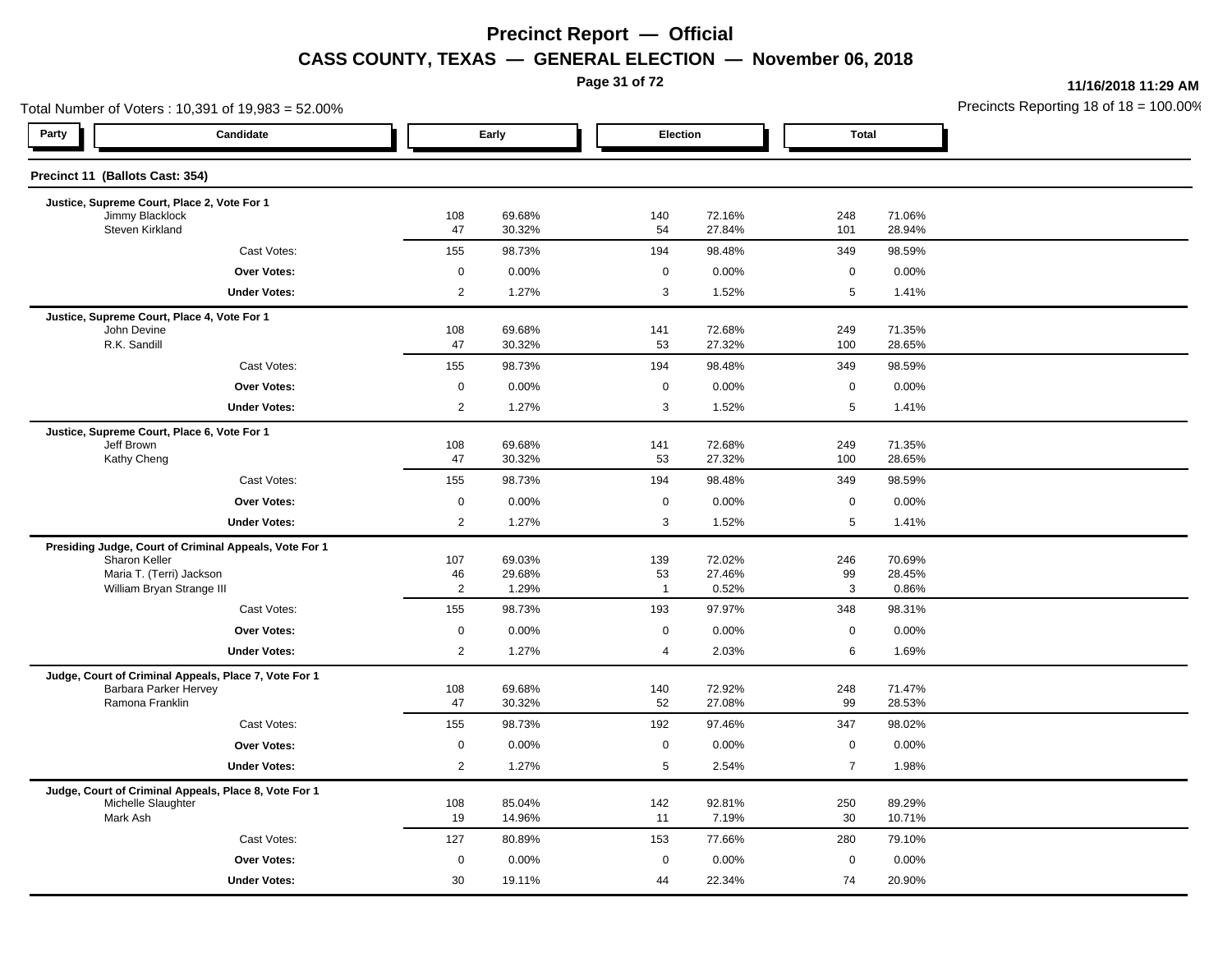# Precinct Report — Official

## CASS COUNTY, TEXAS — GENERAL ELECTION — November 06, 2018

11/16/2018 11:29 AM

Total Number of Voters : 10,391 of 19,983 = 52.00%

Precincts Reporting 18 of 18 = 100.00%

### Precinct 11 (Ballots Cast: 354)

| Party | Candidate | Early | | Election | | Total | |
|---|---|---|---|---|---|---|---|
| | **Justice, Supreme Court, Place 2, Vote For 1** | | | | | | |
| | Jimmy Blacklock | 108 | 69.68% | 140 | 72.16% | 248 | 71.06% |
| | Steven Kirkland | 47 | 30.32% | 54 | 27.84% | 101 | 28.94% |
| | Cast Votes: | 155 | 98.73% | 194 | 98.48% | 349 | 98.59% |
| | **Over Votes:** | 0 | 0.00% | 0 | 0.00% | 0 | 0.00% |
| | **Under Votes:** | 2 | 1.27% | 3 | 1.52% | 5 | 1.41% |
| | **Justice, Supreme Court, Place 4, Vote For 1** | | | | | | |
| | John Devine | 108 | 69.68% | 141 | 72.68% | 249 | 71.35% |
| | R.K. Sandill | 47 | 30.32% | 53 | 27.32% | 100 | 28.65% |
| | Cast Votes: | 155 | 98.73% | 194 | 98.48% | 349 | 98.59% |
| | **Over Votes:** | 0 | 0.00% | 0 | 0.00% | 0 | 0.00% |
| | **Under Votes:** | 2 | 1.27% | 3 | 1.52% | 5 | 1.41% |
| | **Justice, Supreme Court, Place 6, Vote For 1** | | | | | | |
| | Jeff Brown | 108 | 69.68% | 141 | 72.68% | 249 | 71.35% |
| | Kathy Cheng | 47 | 30.32% | 53 | 27.32% | 100 | 28.65% |
| | Cast Votes: | 155 | 98.73% | 194 | 98.48% | 349 | 98.59% |
| | **Over Votes:** | 0 | 0.00% | 0 | 0.00% | 0 | 0.00% |
| | **Under Votes:** | 2 | 1.27% | 3 | 1.52% | 5 | 1.41% |
| | **Presiding Judge, Court of Criminal Appeals, Vote For 1** | | | | | | |
| | Sharon Keller | 107 | 69.03% | 139 | 72.02% | 246 | 70.69% |
| | Maria T. (Terri) Jackson | 46 | 29.68% | 53 | 27.46% | 99 | 28.45% |
| | William Bryan Strange III | 2 | 1.29% | 1 | 0.52% | 3 | 0.86% |
| | Cast Votes: | 155 | 98.73% | 193 | 97.97% | 348 | 98.31% |
| | **Over Votes:** | 0 | 0.00% | 0 | 0.00% | 0 | 0.00% |
| | **Under Votes:** | 2 | 1.27% | 4 | 2.03% | 6 | 1.69% |
| | **Judge, Court of Criminal Appeals, Place 7, Vote For 1** | | | | | | |
| | Barbara Parker Hervey | 108 | 69.68% | 140 | 72.92% | 248 | 71.47% |
| | Ramona Franklin | 47 | 30.32% | 52 | 27.08% | 99 | 28.53% |
| | Cast Votes: | 155 | 98.73% | 192 | 97.46% | 347 | 98.02% |
| | **Over Votes:** | 0 | 0.00% | 0 | 0.00% | 0 | 0.00% |
| | **Under Votes:** | 2 | 1.27% | 5 | 2.54% | 7 | 1.98% |
| | **Judge, Court of Criminal Appeals, Place 8, Vote For 1** | | | | | | |
| | Michelle Slaughter | 108 | 85.04% | 142 | 92.81% | 250 | 89.29% |
| | Mark Ash | 19 | 14.96% | 11 | 7.19% | 30 | 10.71% |
| | Cast Votes: | 127 | 80.89% | 153 | 77.66% | 280 | 79.10% |
| | **Over Votes:** | 0 | 0.00% | 0 | 0.00% | 0 | 0.00% |
| | **Under Votes:** | 30 | 19.11% | 44 | 22.34% | 74 | 20.90% |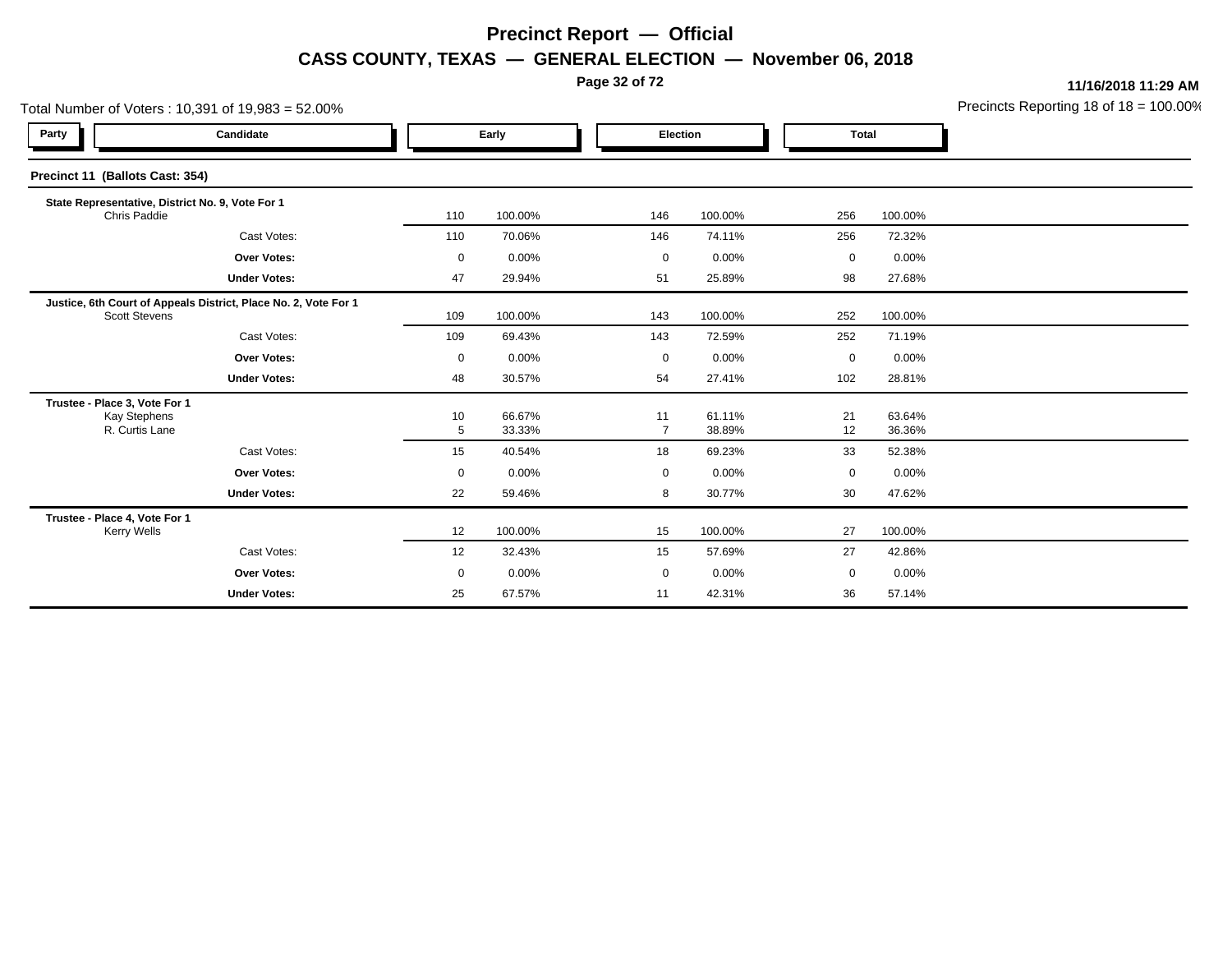# Precinct Report — Official

## CASS COUNTY, TEXAS — GENERAL ELECTION — November 06, 2018

**11/16/2018 11:29 AM**

Total Number of Voters : 10,391 of 19,983 = 52.00%

Precincts Reporting 18 of 18 = 100.00%

### Precinct 11 (Ballots Cast: 354)

| Party | Candidate | Early | | Election | | Total | |
|---|---|---|---|---|---|---|---|
| | **State Representative, District No. 9, Vote For 1** | | | | | | |
| | Chris Paddie | 110 | 100.00% | 146 | 100.00% | 256 | 100.00% |
| | Cast Votes: | 110 | 70.06% | 146 | 74.11% | 256 | 72.32% |
| | **Over Votes:** | 0 | 0.00% | 0 | 0.00% | 0 | 0.00% |
| | **Under Votes:** | 47 | 29.94% | 51 | 25.89% | 98 | 27.68% |
| | **Justice, 6th Court of Appeals District, Place No. 2, Vote For 1** | | | | | | |
| | Scott Stevens | 109 | 100.00% | 143 | 100.00% | 252 | 100.00% |
| | Cast Votes: | 109 | 69.43% | 143 | 72.59% | 252 | 71.19% |
| | **Over Votes:** | 0 | 0.00% | 0 | 0.00% | 0 | 0.00% |
| | **Under Votes:** | 48 | 30.57% | 54 | 27.41% | 102 | 28.81% |
| | **Trustee - Place 3, Vote For 1** | | | | | | |
| | Kay Stephens | 10 | 66.67% | 11 | 61.11% | 21 | 63.64% |
| | R. Curtis Lane | 5 | 33.33% | 7 | 38.89% | 12 | 36.36% |
| | Cast Votes: | 15 | 40.54% | 18 | 69.23% | 33 | 52.38% |
| | **Over Votes:** | 0 | 0.00% | 0 | 0.00% | 0 | 0.00% |
| | **Under Votes:** | 22 | 59.46% | 8 | 30.77% | 30 | 47.62% |
| | **Trustee - Place 4, Vote For 1** | | | | | | |
| | Kerry Wells | 12 | 100.00% | 15 | 100.00% | 27 | 100.00% |
| | Cast Votes: | 12 | 32.43% | 15 | 57.69% | 27 | 42.86% |
| | **Over Votes:** | 0 | 0.00% | 0 | 0.00% | 0 | 0.00% |
| | **Under Votes:** | 25 | 67.57% | 11 | 42.31% | 36 | 57.14% |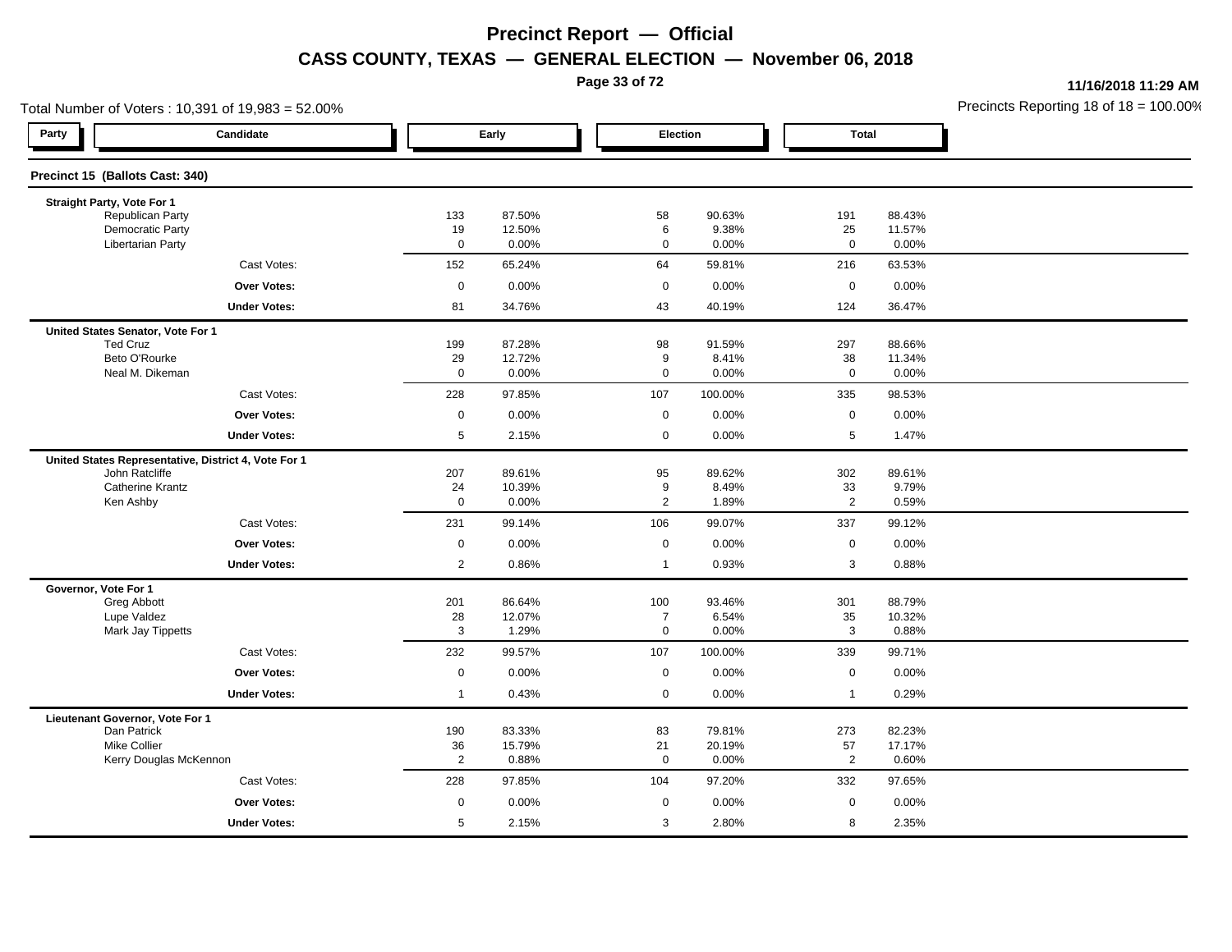# Precinct Report — Official

## CASS COUNTY, TEXAS — GENERAL ELECTION — November 06, 2018

11/16/2018 11:29 AM

Total Number of Voters : 10,391 of 19,983 = 52.00%

Precincts Reporting 18 of 18 = 100.00%

### Precinct 15 (Ballots Cast: 340)

| Party | Candidate | Early | | Election | | Total | |
|---|---|---|---|---|---|---|---|
| **Straight Party, Vote For 1** | | | | | | | |
| | Republican Party | 133 | 87.50% | 58 | 90.63% | 191 | 88.43% |
| | Democratic Party | 19 | 12.50% | 6 | 9.38% | 25 | 11.57% |
| | Libertarian Party | 0 | 0.00% | 0 | 0.00% | 0 | 0.00% |
| | Cast Votes: | 152 | 65.24% | 64 | 59.81% | 216 | 63.53% |
| | **Over Votes:** | 0 | 0.00% | 0 | 0.00% | 0 | 0.00% |
| | **Under Votes:** | 81 | 34.76% | 43 | 40.19% | 124 | 36.47% |
| **United States Senator, Vote For 1** | | | | | | | |
| | Ted Cruz | 199 | 87.28% | 98 | 91.59% | 297 | 88.66% |
| | Beto O'Rourke | 29 | 12.72% | 9 | 8.41% | 38 | 11.34% |
| | Neal M. Dikeman | 0 | 0.00% | 0 | 0.00% | 0 | 0.00% |
| | Cast Votes: | 228 | 97.85% | 107 | 100.00% | 335 | 98.53% |
| | **Over Votes:** | 0 | 0.00% | 0 | 0.00% | 0 | 0.00% |
| | **Under Votes:** | 5 | 2.15% | 0 | 0.00% | 5 | 1.47% |
| **United States Representative, District 4, Vote For 1** | | | | | | | |
| | John Ratcliffe | 207 | 89.61% | 95 | 89.62% | 302 | 89.61% |
| | Catherine Krantz | 24 | 10.39% | 9 | 8.49% | 33 | 9.79% |
| | Ken Ashby | 0 | 0.00% | 2 | 1.89% | 2 | 0.59% |
| | Cast Votes: | 231 | 99.14% | 106 | 99.07% | 337 | 99.12% |
| | **Over Votes:** | 0 | 0.00% | 0 | 0.00% | 0 | 0.00% |
| | **Under Votes:** | 2 | 0.86% | 1 | 0.93% | 3 | 0.88% |
| **Governor, Vote For 1** | | | | | | | |
| | Greg Abbott | 201 | 86.64% | 100 | 93.46% | 301 | 88.79% |
| | Lupe Valdez | 28 | 12.07% | 7 | 6.54% | 35 | 10.32% |
| | Mark Jay Tippetts | 3 | 1.29% | 0 | 0.00% | 3 | 0.88% |
| | Cast Votes: | 232 | 99.57% | 107 | 100.00% | 339 | 99.71% |
| | **Over Votes:** | 0 | 0.00% | 0 | 0.00% | 0 | 0.00% |
| | **Under Votes:** | 1 | 0.43% | 0 | 0.00% | 1 | 0.29% |
| **Lieutenant Governor, Vote For 1** | | | | | | | |
| | Dan Patrick | 190 | 83.33% | 83 | 79.81% | 273 | 82.23% |
| | Mike Collier | 36 | 15.79% | 21 | 20.19% | 57 | 17.17% |
| | Kerry Douglas McKennon | 2 | 0.88% | 0 | 0.00% | 2 | 0.60% |
| | Cast Votes: | 228 | 97.85% | 104 | 97.20% | 332 | 97.65% |
| | **Over Votes:** | 0 | 0.00% | 0 | 0.00% | 0 | 0.00% |
| | **Under Votes:** | 5 | 2.15% | 3 | 2.80% | 8 | 2.35% |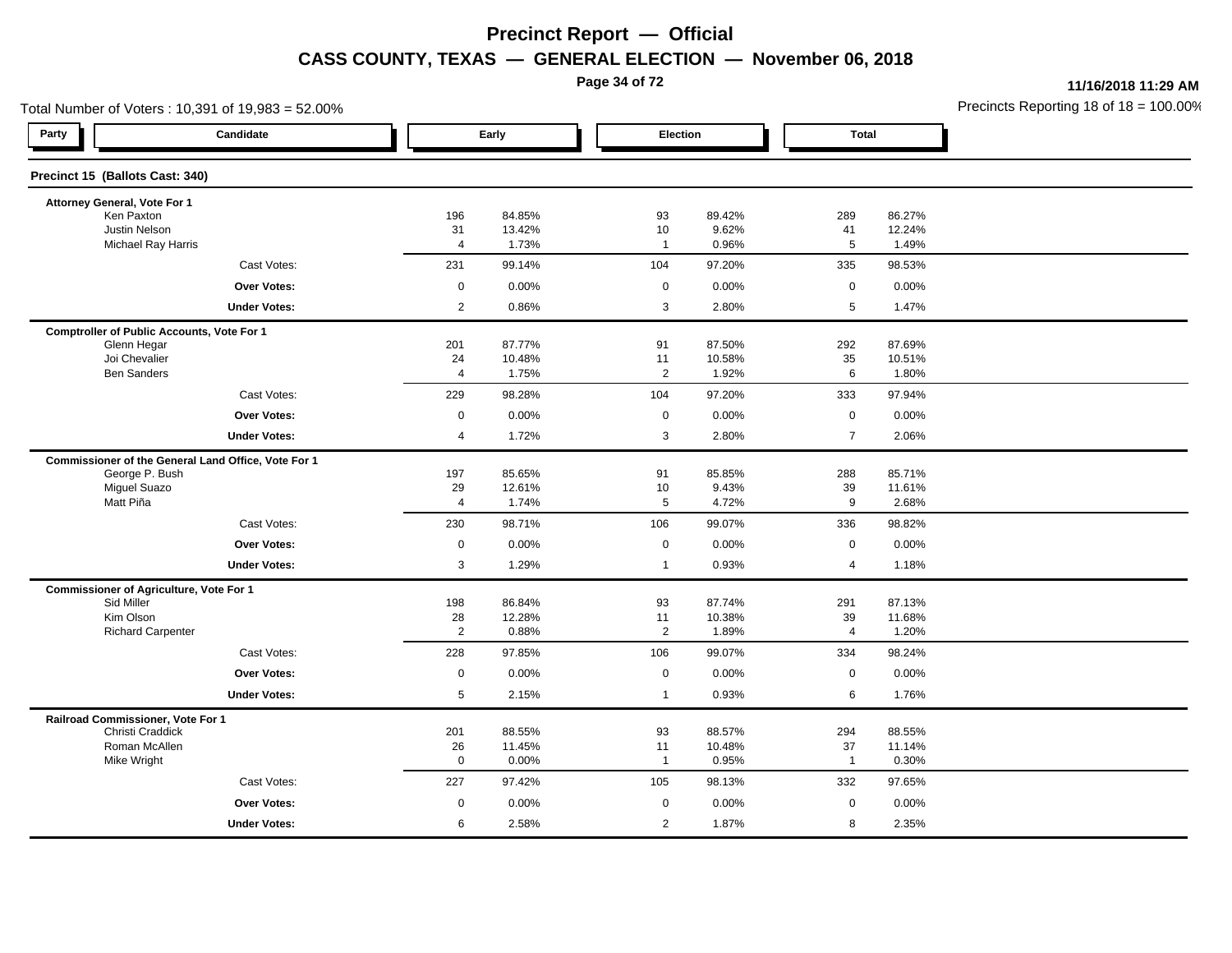# Precinct Report — Official

## CASS COUNTY, TEXAS — GENERAL ELECTION — November 06, 2018

11/16/2018 11:29 AM

Total Number of Voters : 10,391 of 19,983 = 52.00%

Precincts Reporting 18 of 18 = 100.00%

### Precinct 15 (Ballots Cast: 340)

| Party | Candidate | Early | | Election | | Total | |
|---|---|---|---|---|---|---|---|
| | **Attorney General, Vote For 1** | | | | | | |
| | Ken Paxton | 196 | 84.85% | 93 | 89.42% | 289 | 86.27% |
| | Justin Nelson | 31 | 13.42% | 10 | 9.62% | 41 | 12.24% |
| | Michael Ray Harris | 4 | 1.73% | 1 | 0.96% | 5 | 1.49% |
| | Cast Votes: | 231 | 99.14% | 104 | 97.20% | 335 | 98.53% |
| | **Over Votes:** | 0 | 0.00% | 0 | 0.00% | 0 | 0.00% |
| | **Under Votes:** | 2 | 0.86% | 3 | 2.80% | 5 | 1.47% |
| | **Comptroller of Public Accounts, Vote For 1** | | | | | | |
| | Glenn Hegar | 201 | 87.77% | 91 | 87.50% | 292 | 87.69% |
| | Joi Chevalier | 24 | 10.48% | 11 | 10.58% | 35 | 10.51% |
| | Ben Sanders | 4 | 1.75% | 2 | 1.92% | 6 | 1.80% |
| | Cast Votes: | 229 | 98.28% | 104 | 97.20% | 333 | 97.94% |
| | **Over Votes:** | 0 | 0.00% | 0 | 0.00% | 0 | 0.00% |
| | **Under Votes:** | 4 | 1.72% | 3 | 2.80% | 7 | 2.06% |
| | **Commissioner of the General Land Office, Vote For 1** | | | | | | |
| | George P. Bush | 197 | 85.65% | 91 | 85.85% | 288 | 85.71% |
| | Miguel Suazo | 29 | 12.61% | 10 | 9.43% | 39 | 11.61% |
| | Matt Piña | 4 | 1.74% | 5 | 4.72% | 9 | 2.68% |
| | Cast Votes: | 230 | 98.71% | 106 | 99.07% | 336 | 98.82% |
| | **Over Votes:** | 0 | 0.00% | 0 | 0.00% | 0 | 0.00% |
| | **Under Votes:** | 3 | 1.29% | 1 | 0.93% | 4 | 1.18% |
| | **Commissioner of Agriculture, Vote For 1** | | | | | | |
| | Sid Miller | 198 | 86.84% | 93 | 87.74% | 291 | 87.13% |
| | Kim Olson | 28 | 12.28% | 11 | 10.38% | 39 | 11.68% |
| | Richard Carpenter | 2 | 0.88% | 2 | 1.89% | 4 | 1.20% |
| | Cast Votes: | 228 | 97.85% | 106 | 99.07% | 334 | 98.24% |
| | **Over Votes:** | 0 | 0.00% | 0 | 0.00% | 0 | 0.00% |
| | **Under Votes:** | 5 | 2.15% | 1 | 0.93% | 6 | 1.76% |
| | **Railroad Commissioner, Vote For 1** | | | | | | |
| | Christi Craddick | 201 | 88.55% | 93 | 88.57% | 294 | 88.55% |
| | Roman McAllen | 26 | 11.45% | 11 | 10.48% | 37 | 11.14% |
| | Mike Wright | 0 | 0.00% | 1 | 0.95% | 1 | 0.30% |
| | Cast Votes: | 227 | 97.42% | 105 | 98.13% | 332 | 97.65% |
| | **Over Votes:** | 0 | 0.00% | 0 | 0.00% | 0 | 0.00% |
| | **Under Votes:** | 6 | 2.58% | 2 | 1.87% | 8 | 2.35% |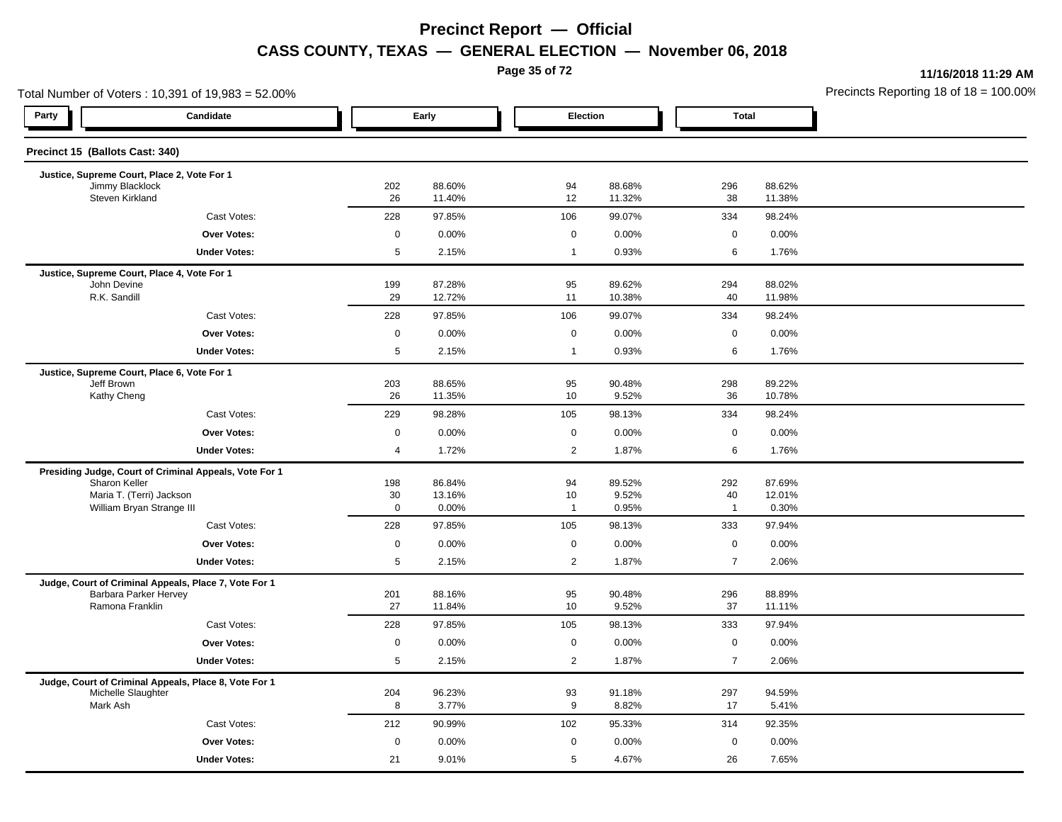# Precinct Report — Official

## CASS COUNTY, TEXAS — GENERAL ELECTION — November 06, 2018

11/16/2018 11:29 AM

Total Number of Voters : 10,391 of 19,983 = 52.00%

Precincts Reporting 18 of 18 = 100.00%

### Precinct 15 (Ballots Cast: 340)

| Party | Candidate | Early | | Election | | Total | |
|---|---|---|---|---|---|---|---|
| | **Justice, Supreme Court, Place 2, Vote For 1** | | | | | | |
| | Jimmy Blacklock | 202 | 88.60% | 94 | 88.68% | 296 | 88.62% |
| | Steven Kirkland | 26 | 11.40% | 12 | 11.32% | 38 | 11.38% |
| | Cast Votes: | 228 | 97.85% | 106 | 99.07% | 334 | 98.24% |
| | **Over Votes:** | 0 | 0.00% | 0 | 0.00% | 0 | 0.00% |
| | **Under Votes:** | 5 | 2.15% | 1 | 0.93% | 6 | 1.76% |
| | **Justice, Supreme Court, Place 4, Vote For 1** | | | | | | |
| | John Devine | 199 | 87.28% | 95 | 89.62% | 294 | 88.02% |
| | R.K. Sandill | 29 | 12.72% | 11 | 10.38% | 40 | 11.98% |
| | Cast Votes: | 228 | 97.85% | 106 | 99.07% | 334 | 98.24% |
| | **Over Votes:** | 0 | 0.00% | 0 | 0.00% | 0 | 0.00% |
| | **Under Votes:** | 5 | 2.15% | 1 | 0.93% | 6 | 1.76% |
| | **Justice, Supreme Court, Place 6, Vote For 1** | | | | | | |
| | Jeff Brown | 203 | 88.65% | 95 | 90.48% | 298 | 89.22% |
| | Kathy Cheng | 26 | 11.35% | 10 | 9.52% | 36 | 10.78% |
| | Cast Votes: | 229 | 98.28% | 105 | 98.13% | 334 | 98.24% |
| | **Over Votes:** | 0 | 0.00% | 0 | 0.00% | 0 | 0.00% |
| | **Under Votes:** | 4 | 1.72% | 2 | 1.87% | 6 | 1.76% |
| | **Presiding Judge, Court of Criminal Appeals, Vote For 1** | | | | | | |
| | Sharon Keller | 198 | 86.84% | 94 | 89.52% | 292 | 87.69% |
| | Maria T. (Terri) Jackson | 30 | 13.16% | 10 | 9.52% | 40 | 12.01% |
| | William Bryan Strange III | 0 | 0.00% | 1 | 0.95% | 1 | 0.30% |
| | Cast Votes: | 228 | 97.85% | 105 | 98.13% | 333 | 97.94% |
| | **Over Votes:** | 0 | 0.00% | 0 | 0.00% | 0 | 0.00% |
| | **Under Votes:** | 5 | 2.15% | 2 | 1.87% | 7 | 2.06% |
| | **Judge, Court of Criminal Appeals, Place 7, Vote For 1** | | | | | | |
| | Barbara Parker Hervey | 201 | 88.16% | 95 | 90.48% | 296 | 88.89% |
| | Ramona Franklin | 27 | 11.84% | 10 | 9.52% | 37 | 11.11% |
| | Cast Votes: | 228 | 97.85% | 105 | 98.13% | 333 | 97.94% |
| | **Over Votes:** | 0 | 0.00% | 0 | 0.00% | 0 | 0.00% |
| | **Under Votes:** | 5 | 2.15% | 2 | 1.87% | 7 | 2.06% |
| | **Judge, Court of Criminal Appeals, Place 8, Vote For 1** | | | | | | |
| | Michelle Slaughter | 204 | 96.23% | 93 | 91.18% | 297 | 94.59% |
| | Mark Ash | 8 | 3.77% | 9 | 8.82% | 17 | 5.41% |
| | Cast Votes: | 212 | 90.99% | 102 | 95.33% | 314 | 92.35% |
| | **Over Votes:** | 0 | 0.00% | 0 | 0.00% | 0 | 0.00% |
| | **Under Votes:** | 21 | 9.01% | 5 | 4.67% | 26 | 7.65% |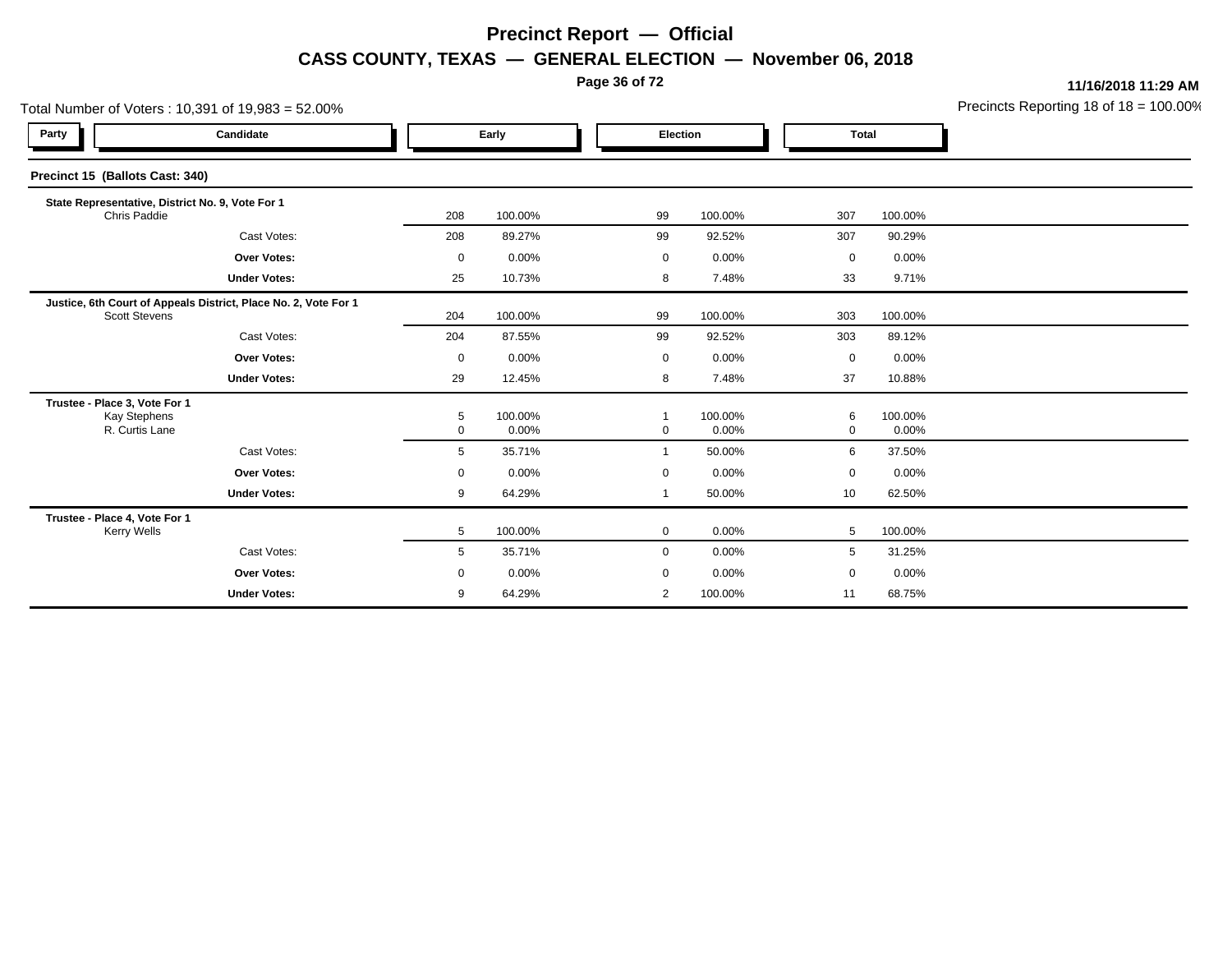# Precinct Report — Official

## CASS COUNTY, TEXAS — GENERAL ELECTION — November 06, 2018

**11/16/2018 11:29 AM**

Total Number of Voters : 10,391 of 19,983 = 52.00%

Precincts Reporting 18 of 18 = 100.00%

| Party | Candidate | Early | | Election | | Total | |
|---|---|---|---|---|---|---|---|
| **Precinct 15 (Ballots Cast: 340)** | | | | | | | |
| **State Representative, District No. 9, Vote For 1** | | | | | | | |
| | Chris Paddie | 208 | 100.00% | 99 | 100.00% | 307 | 100.00% |
| | Cast Votes: | 208 | 89.27% | 99 | 92.52% | 307 | 90.29% |
| | **Over Votes:** | 0 | 0.00% | 0 | 0.00% | 0 | 0.00% |
| | **Under Votes:** | 25 | 10.73% | 8 | 7.48% | 33 | 9.71% |
| **Justice, 6th Court of Appeals District, Place No. 2, Vote For 1** | | | | | | | |
| | Scott Stevens | 204 | 100.00% | 99 | 100.00% | 303 | 100.00% |
| | Cast Votes: | 204 | 87.55% | 99 | 92.52% | 303 | 89.12% |
| | **Over Votes:** | 0 | 0.00% | 0 | 0.00% | 0 | 0.00% |
| | **Under Votes:** | 29 | 12.45% | 8 | 7.48% | 37 | 10.88% |
| **Trustee - Place 3, Vote For 1** | | | | | | | |
| | Kay Stephens | 5 | 100.00% | 1 | 100.00% | 6 | 100.00% |
| | R. Curtis Lane | 0 | 0.00% | 0 | 0.00% | 0 | 0.00% |
| | Cast Votes: | 5 | 35.71% | 1 | 50.00% | 6 | 37.50% |
| | **Over Votes:** | 0 | 0.00% | 0 | 0.00% | 0 | 0.00% |
| | **Under Votes:** | 9 | 64.29% | 1 | 50.00% | 10 | 62.50% |
| **Trustee - Place 4, Vote For 1** | | | | | | | |
| | Kerry Wells | 5 | 100.00% | 0 | 0.00% | 5 | 100.00% |
| | Cast Votes: | 5 | 35.71% | 0 | 0.00% | 5 | 31.25% |
| | **Over Votes:** | 0 | 0.00% | 0 | 0.00% | 0 | 0.00% |
| | **Under Votes:** | 9 | 64.29% | 2 | 100.00% | 11 | 68.75% |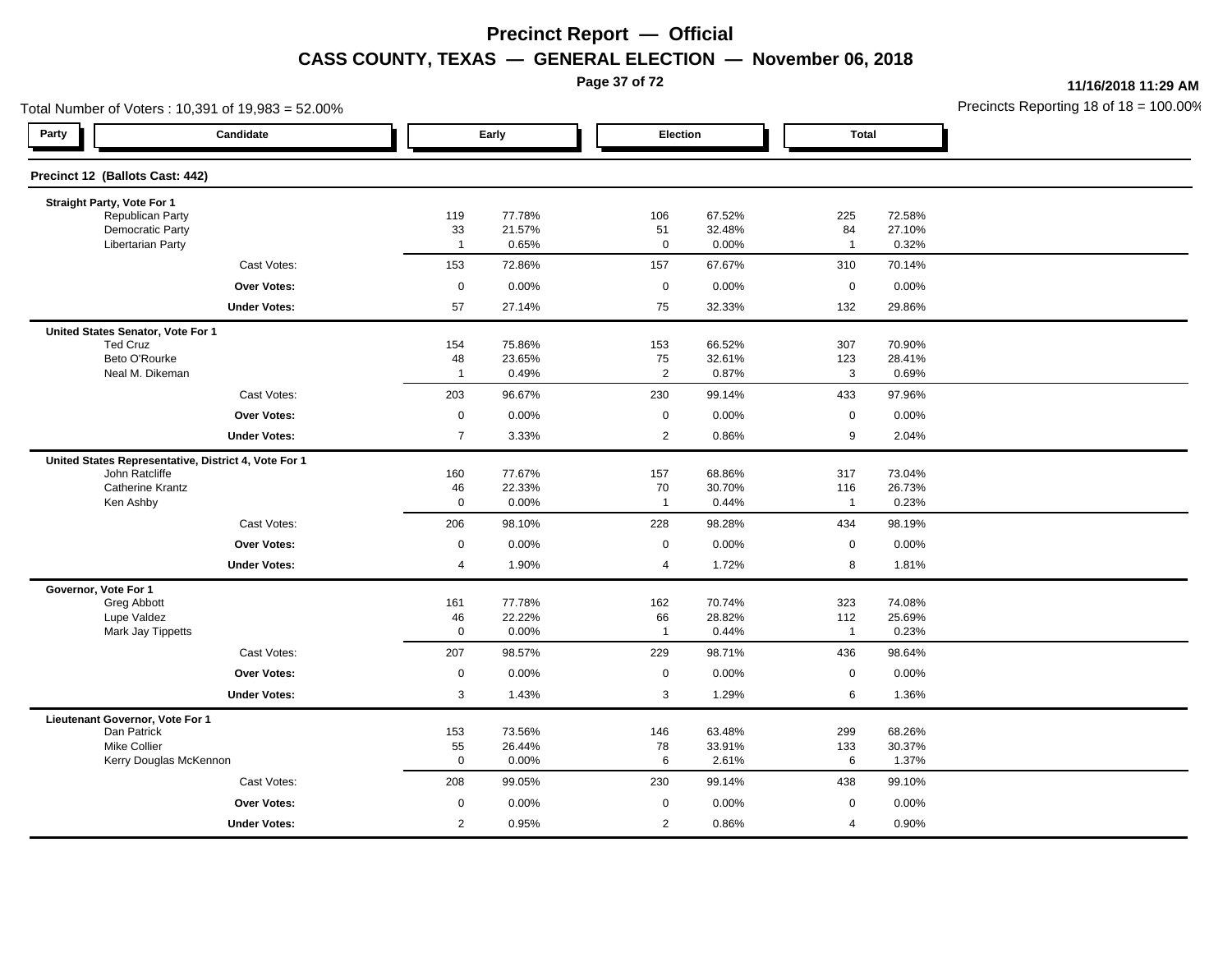# Precinct Report — Official

## CASS COUNTY, TEXAS — GENERAL ELECTION — November 06, 2018

11/16/2018 11:29 AM

Total Number of Voters : 10,391 of 19,983 = 52.00%

Precincts Reporting 18 of 18 = 100.00%

### Precinct 12 (Ballots Cast: 442)

| Party | Candidate | Early | | Election | | Total | |
|---|---|---|---|---|---|---|---|
| | **Straight Party, Vote For 1** | | | | | | |
| | Republican Party | 119 | 77.78% | 106 | 67.52% | 225 | 72.58% |
| | Democratic Party | 33 | 21.57% | 51 | 32.48% | 84 | 27.10% |
| | Libertarian Party | 1 | 0.65% | 0 | 0.00% | 1 | 0.32% |
| | Cast Votes: | 153 | 72.86% | 157 | 67.67% | 310 | 70.14% |
| | **Over Votes:** | 0 | 0.00% | 0 | 0.00% | 0 | 0.00% |
| | **Under Votes:** | 57 | 27.14% | 75 | 32.33% | 132 | 29.86% |
| | **United States Senator, Vote For 1** | | | | | | |
| | Ted Cruz | 154 | 75.86% | 153 | 66.52% | 307 | 70.90% |
| | Beto O'Rourke | 48 | 23.65% | 75 | 32.61% | 123 | 28.41% |
| | Neal M. Dikeman | 1 | 0.49% | 2 | 0.87% | 3 | 0.69% |
| | Cast Votes: | 203 | 96.67% | 230 | 99.14% | 433 | 97.96% |
| | **Over Votes:** | 0 | 0.00% | 0 | 0.00% | 0 | 0.00% |
| | **Under Votes:** | 7 | 3.33% | 2 | 0.86% | 9 | 2.04% |
| | **United States Representative, District 4, Vote For 1** | | | | | | |
| | John Ratcliffe | 160 | 77.67% | 157 | 68.86% | 317 | 73.04% |
| | Catherine Krantz | 46 | 22.33% | 70 | 30.70% | 116 | 26.73% |
| | Ken Ashby | 0 | 0.00% | 1 | 0.44% | 1 | 0.23% |
| | Cast Votes: | 206 | 98.10% | 228 | 98.28% | 434 | 98.19% |
| | **Over Votes:** | 0 | 0.00% | 0 | 0.00% | 0 | 0.00% |
| | **Under Votes:** | 4 | 1.90% | 4 | 1.72% | 8 | 1.81% |
| | **Governor, Vote For 1** | | | | | | |
| | Greg Abbott | 161 | 77.78% | 162 | 70.74% | 323 | 74.08% |
| | Lupe Valdez | 46 | 22.22% | 66 | 28.82% | 112 | 25.69% |
| | Mark Jay Tippetts | 0 | 0.00% | 1 | 0.44% | 1 | 0.23% |
| | Cast Votes: | 207 | 98.57% | 229 | 98.71% | 436 | 98.64% |
| | **Over Votes:** | 0 | 0.00% | 0 | 0.00% | 0 | 0.00% |
| | **Under Votes:** | 3 | 1.43% | 3 | 1.29% | 6 | 1.36% |
| | **Lieutenant Governor, Vote For 1** | | | | | | |
| | Dan Patrick | 153 | 73.56% | 146 | 63.48% | 299 | 68.26% |
| | Mike Collier | 55 | 26.44% | 78 | 33.91% | 133 | 30.37% |
| | Kerry Douglas McKennon | 0 | 0.00% | 6 | 2.61% | 6 | 1.37% |
| | Cast Votes: | 208 | 99.05% | 230 | 99.14% | 438 | 99.10% |
| | **Over Votes:** | 0 | 0.00% | 0 | 0.00% | 0 | 0.00% |
| | **Under Votes:** | 2 | 0.95% | 2 | 0.86% | 4 | 0.90% |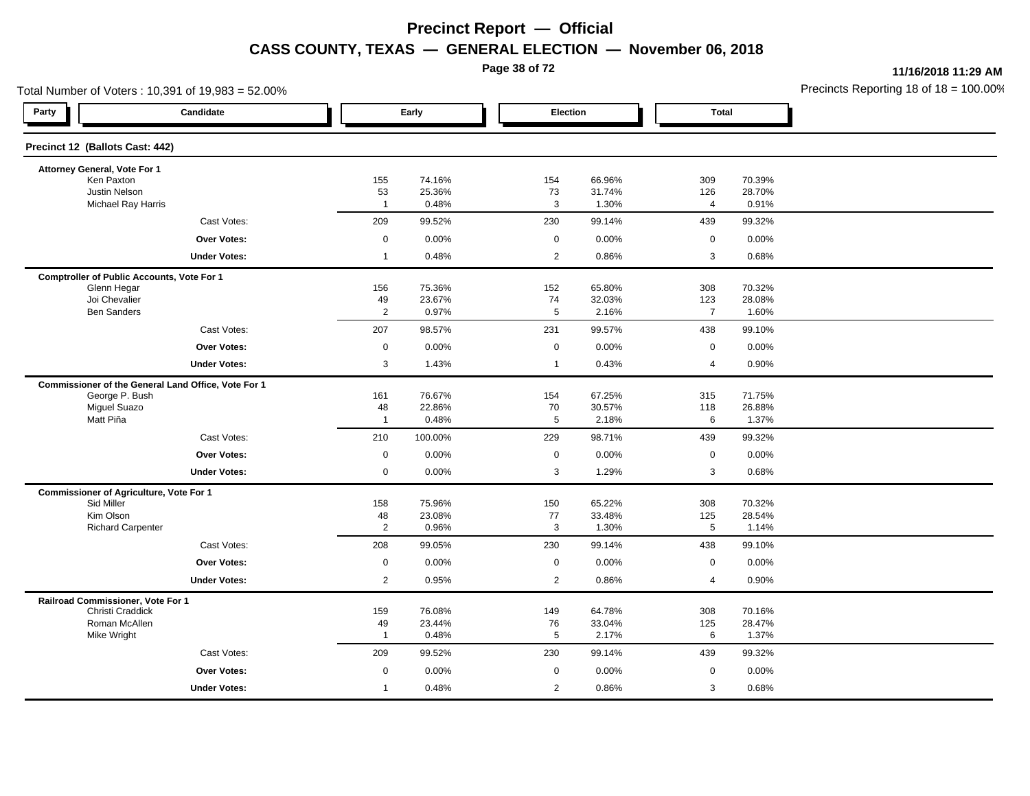# Precinct Report — Official

## CASS COUNTY, TEXAS — GENERAL ELECTION — November 06, 2018

11/16/2018 11:29 AM

Total Number of Voters : 10,391 of 19,983 = 52.00%

Precincts Reporting 18 of 18 = 100.00%

### Precinct 12 (Ballots Cast: 442)

| Party | Candidate | Early | | Election | | Total | |
|---|---|---|---|---|---|---|---|
| **Attorney General, Vote For 1** | | | | | | | |
| | Ken Paxton | 155 | 74.16% | 154 | 66.96% | 309 | 70.39% |
| | Justin Nelson | 53 | 25.36% | 73 | 31.74% | 126 | 28.70% |
| | Michael Ray Harris | 1 | 0.48% | 3 | 1.30% | 4 | 0.91% |
| | Cast Votes: | 209 | 99.52% | 230 | 99.14% | 439 | 99.32% |
| | **Over Votes:** | 0 | 0.00% | 0 | 0.00% | 0 | 0.00% |
| | **Under Votes:** | 1 | 0.48% | 2 | 0.86% | 3 | 0.68% |
| **Comptroller of Public Accounts, Vote For 1** | | | | | | | |
| | Glenn Hegar | 156 | 75.36% | 152 | 65.80% | 308 | 70.32% |
| | Joi Chevalier | 49 | 23.67% | 74 | 32.03% | 123 | 28.08% |
| | Ben Sanders | 2 | 0.97% | 5 | 2.16% | 7 | 1.60% |
| | Cast Votes: | 207 | 98.57% | 231 | 99.57% | 438 | 99.10% |
| | **Over Votes:** | 0 | 0.00% | 0 | 0.00% | 0 | 0.00% |
| | **Under Votes:** | 3 | 1.43% | 1 | 0.43% | 4 | 0.90% |
| **Commissioner of the General Land Office, Vote For 1** | | | | | | | |
| | George P. Bush | 161 | 76.67% | 154 | 67.25% | 315 | 71.75% |
| | Miguel Suazo | 48 | 22.86% | 70 | 30.57% | 118 | 26.88% |
| | Matt Piña | 1 | 0.48% | 5 | 2.18% | 6 | 1.37% |
| | Cast Votes: | 210 | 100.00% | 229 | 98.71% | 439 | 99.32% |
| | **Over Votes:** | 0 | 0.00% | 0 | 0.00% | 0 | 0.00% |
| | **Under Votes:** | 0 | 0.00% | 3 | 1.29% | 3 | 0.68% |
| **Commissioner of Agriculture, Vote For 1** | | | | | | | |
| | Sid Miller | 158 | 75.96% | 150 | 65.22% | 308 | 70.32% |
| | Kim Olson | 48 | 23.08% | 77 | 33.48% | 125 | 28.54% |
| | Richard Carpenter | 2 | 0.96% | 3 | 1.30% | 5 | 1.14% |
| | Cast Votes: | 208 | 99.05% | 230 | 99.14% | 438 | 99.10% |
| | **Over Votes:** | 0 | 0.00% | 0 | 0.00% | 0 | 0.00% |
| | **Under Votes:** | 2 | 0.95% | 2 | 0.86% | 4 | 0.90% |
| **Railroad Commissioner, Vote For 1** | | | | | | | |
| | Christi Craddick | 159 | 76.08% | 149 | 64.78% | 308 | 70.16% |
| | Roman McAllen | 49 | 23.44% | 76 | 33.04% | 125 | 28.47% |
| | Mike Wright | 1 | 0.48% | 5 | 2.17% | 6 | 1.37% |
| | Cast Votes: | 209 | 99.52% | 230 | 99.14% | 439 | 99.32% |
| | **Over Votes:** | 0 | 0.00% | 0 | 0.00% | 0 | 0.00% |
| | **Under Votes:** | 1 | 0.48% | 2 | 0.86% | 3 | 0.68% |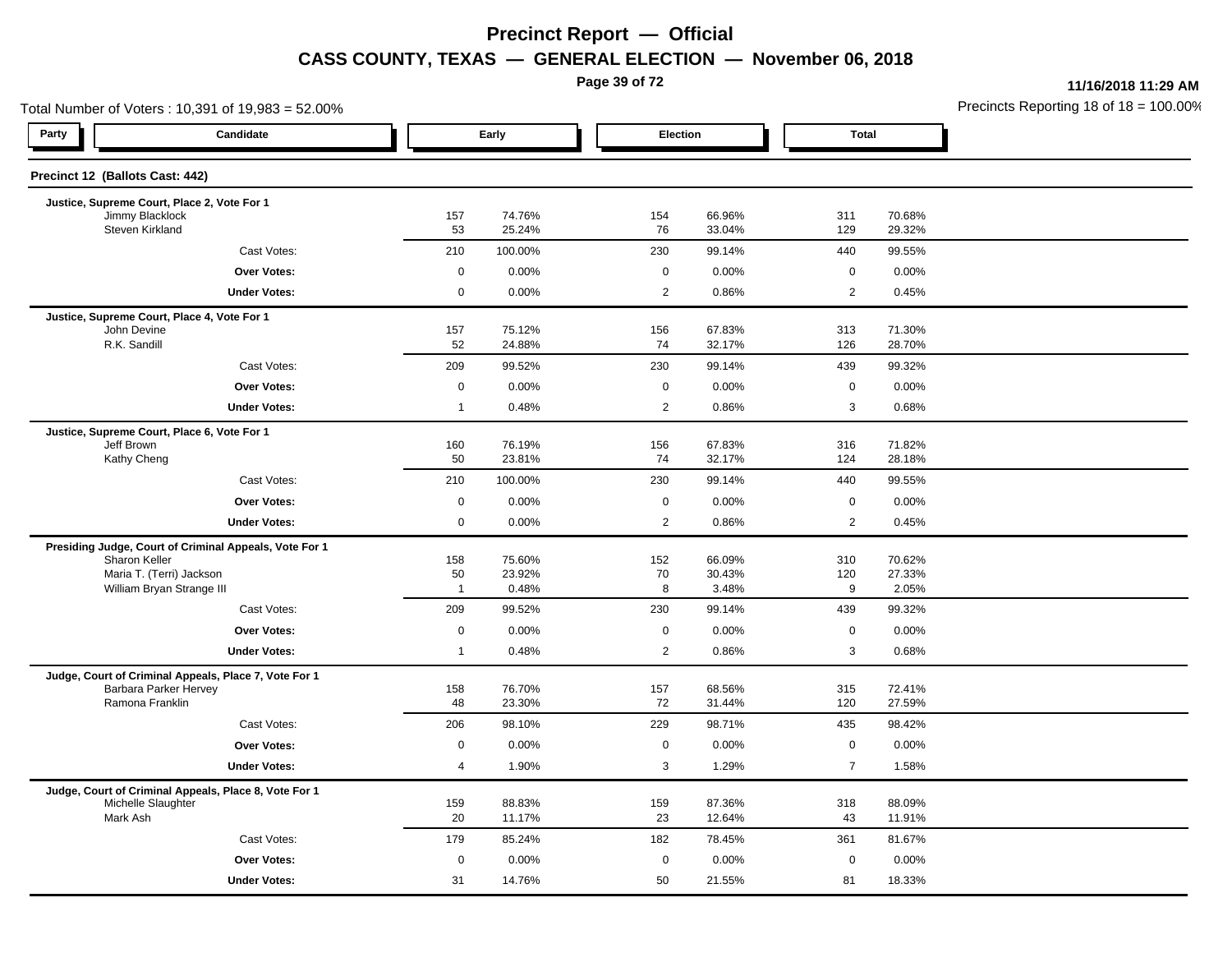# Precinct Report — Official

## CASS COUNTY, TEXAS — GENERAL ELECTION — November 06, 2018

11/16/2018 11:29 AM

Total Number of Voters : 10,391 of 19,983 = 52.00%

Precincts Reporting 18 of 18 = 100.00%

### Precinct 12 (Ballots Cast: 442)

| Party | Candidate | Early | | Election | | Total | |
|---|---|---|---|---|---|---|---|
| | **Justice, Supreme Court, Place 2, Vote For 1** | | | | | | |
| | Jimmy Blacklock | 157 | 74.76% | 154 | 66.96% | 311 | 70.68% |
| | Steven Kirkland | 53 | 25.24% | 76 | 33.04% | 129 | 29.32% |
| | Cast Votes: | 210 | 100.00% | 230 | 99.14% | 440 | 99.55% |
| | **Over Votes:** | 0 | 0.00% | 0 | 0.00% | 0 | 0.00% |
| | **Under Votes:** | 0 | 0.00% | 2 | 0.86% | 2 | 0.45% |
| | **Justice, Supreme Court, Place 4, Vote For 1** | | | | | | |
| | John Devine | 157 | 75.12% | 156 | 67.83% | 313 | 71.30% |
| | R.K. Sandill | 52 | 24.88% | 74 | 32.17% | 126 | 28.70% |
| | Cast Votes: | 209 | 99.52% | 230 | 99.14% | 439 | 99.32% |
| | **Over Votes:** | 0 | 0.00% | 0 | 0.00% | 0 | 0.00% |
| | **Under Votes:** | 1 | 0.48% | 2 | 0.86% | 3 | 0.68% |
| | **Justice, Supreme Court, Place 6, Vote For 1** | | | | | | |
| | Jeff Brown | 160 | 76.19% | 156 | 67.83% | 316 | 71.82% |
| | Kathy Cheng | 50 | 23.81% | 74 | 32.17% | 124 | 28.18% |
| | Cast Votes: | 210 | 100.00% | 230 | 99.14% | 440 | 99.55% |
| | **Over Votes:** | 0 | 0.00% | 0 | 0.00% | 0 | 0.00% |
| | **Under Votes:** | 0 | 0.00% | 2 | 0.86% | 2 | 0.45% |
| | **Presiding Judge, Court of Criminal Appeals, Vote For 1** | | | | | | |
| | Sharon Keller | 158 | 75.60% | 152 | 66.09% | 310 | 70.62% |
| | Maria T. (Terri) Jackson | 50 | 23.92% | 70 | 30.43% | 120 | 27.33% |
| | William Bryan Strange III | 1 | 0.48% | 8 | 3.48% | 9 | 2.05% |
| | Cast Votes: | 209 | 99.52% | 230 | 99.14% | 439 | 99.32% |
| | **Over Votes:** | 0 | 0.00% | 0 | 0.00% | 0 | 0.00% |
| | **Under Votes:** | 1 | 0.48% | 2 | 0.86% | 3 | 0.68% |
| | **Judge, Court of Criminal Appeals, Place 7, Vote For 1** | | | | | | |
| | Barbara Parker Hervey | 158 | 76.70% | 157 | 68.56% | 315 | 72.41% |
| | Ramona Franklin | 48 | 23.30% | 72 | 31.44% | 120 | 27.59% |
| | Cast Votes: | 206 | 98.10% | 229 | 98.71% | 435 | 98.42% |
| | **Over Votes:** | 0 | 0.00% | 0 | 0.00% | 0 | 0.00% |
| | **Under Votes:** | 4 | 1.90% | 3 | 1.29% | 7 | 1.58% |
| | **Judge, Court of Criminal Appeals, Place 8, Vote For 1** | | | | | | |
| | Michelle Slaughter | 159 | 88.83% | 159 | 87.36% | 318 | 88.09% |
| | Mark Ash | 20 | 11.17% | 23 | 12.64% | 43 | 11.91% |
| | Cast Votes: | 179 | 85.24% | 182 | 78.45% | 361 | 81.67% |
| | **Over Votes:** | 0 | 0.00% | 0 | 0.00% | 0 | 0.00% |
| | **Under Votes:** | 31 | 14.76% | 50 | 21.55% | 81 | 18.33% |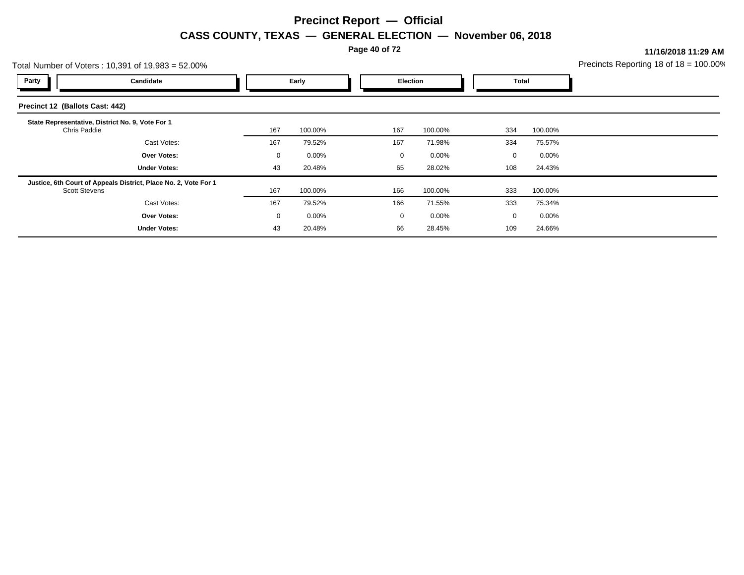# Precinct Report — Official

## CASS COUNTY, TEXAS — GENERAL ELECTION — November 06, 2018

**11/16/2018 11:29 AM**

Total Number of Voters : 10,391 of 19,983 = 52.00%

Precincts Reporting 18 of 18 = 100.00%

### Precinct 12 (Ballots Cast: 442)

| Party | Candidate | Early | | Election | | Total | |
|---|---|---|---|---|---|---|---|
| | **State Representative, District No. 9, Vote For 1** | | | | | | |
| | Chris Paddie | 167 | 100.00% | 167 | 100.00% | 334 | 100.00% |
| | Cast Votes: | 167 | 79.52% | 167 | 71.98% | 334 | 75.57% |
| | **Over Votes:** | 0 | 0.00% | 0 | 0.00% | 0 | 0.00% |
| | **Under Votes:** | 43 | 20.48% | 65 | 28.02% | 108 | 24.43% |
| | **Justice, 6th Court of Appeals District, Place No. 2, Vote For 1** | | | | | | |
| | Scott Stevens | 167 | 100.00% | 166 | 100.00% | 333 | 100.00% |
| | Cast Votes: | 167 | 79.52% | 166 | 71.55% | 333 | 75.34% |
| | **Over Votes:** | 0 | 0.00% | 0 | 0.00% | 0 | 0.00% |
| | **Under Votes:** | 43 | 20.48% | 66 | 28.45% | 109 | 24.66% |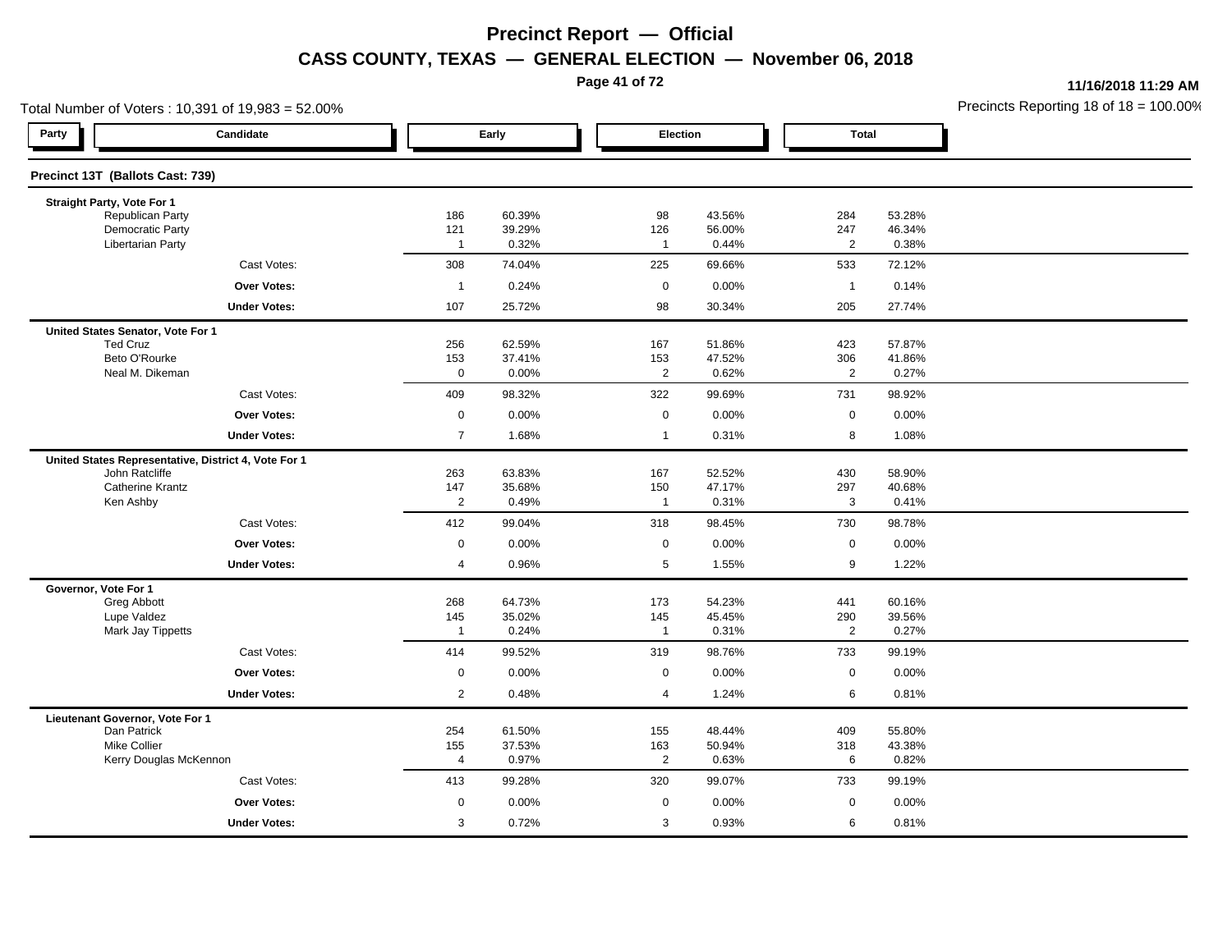# Precinct Report — Official

## CASS COUNTY, TEXAS — GENERAL ELECTION — November 06, 2018

11/16/2018 11:29 AM

Total Number of Voters : 10,391 of 19,983 = 52.00%

Precincts Reporting 18 of 18 = 100.00%

### Precinct 13T (Ballots Cast: 739)

| Party | Candidate | Early | | Election | | Total | |
|---|---|---|---|---|---|---|---|
| **Straight Party, Vote For 1** | | | | | | | |
| | Republican Party | 186 | 60.39% | 98 | 43.56% | 284 | 53.28% |
| | Democratic Party | 121 | 39.29% | 126 | 56.00% | 247 | 46.34% |
| | Libertarian Party | 1 | 0.32% | 1 | 0.44% | 2 | 0.38% |
| | Cast Votes: | 308 | 74.04% | 225 | 69.66% | 533 | 72.12% |
| | **Over Votes:** | 1 | 0.24% | 0 | 0.00% | 1 | 0.14% |
| | **Under Votes:** | 107 | 25.72% | 98 | 30.34% | 205 | 27.74% |
| **United States Senator, Vote For 1** | | | | | | | |
| | Ted Cruz | 256 | 62.59% | 167 | 51.86% | 423 | 57.87% |
| | Beto O'Rourke | 153 | 37.41% | 153 | 47.52% | 306 | 41.86% |
| | Neal M. Dikeman | 0 | 0.00% | 2 | 0.62% | 2 | 0.27% |
| | Cast Votes: | 409 | 98.32% | 322 | 99.69% | 731 | 98.92% |
| | **Over Votes:** | 0 | 0.00% | 0 | 0.00% | 0 | 0.00% |
| | **Under Votes:** | 7 | 1.68% | 1 | 0.31% | 8 | 1.08% |
| **United States Representative, District 4, Vote For 1** | | | | | | | |
| | John Ratcliffe | 263 | 63.83% | 167 | 52.52% | 430 | 58.90% |
| | Catherine Krantz | 147 | 35.68% | 150 | 47.17% | 297 | 40.68% |
| | Ken Ashby | 2 | 0.49% | 1 | 0.31% | 3 | 0.41% |
| | Cast Votes: | 412 | 99.04% | 318 | 98.45% | 730 | 98.78% |
| | **Over Votes:** | 0 | 0.00% | 0 | 0.00% | 0 | 0.00% |
| | **Under Votes:** | 4 | 0.96% | 5 | 1.55% | 9 | 1.22% |
| **Governor, Vote For 1** | | | | | | | |
| | Greg Abbott | 268 | 64.73% | 173 | 54.23% | 441 | 60.16% |
| | Lupe Valdez | 145 | 35.02% | 145 | 45.45% | 290 | 39.56% |
| | Mark Jay Tippetts | 1 | 0.24% | 1 | 0.31% | 2 | 0.27% |
| | Cast Votes: | 414 | 99.52% | 319 | 98.76% | 733 | 99.19% |
| | **Over Votes:** | 0 | 0.00% | 0 | 0.00% | 0 | 0.00% |
| | **Under Votes:** | 2 | 0.48% | 4 | 1.24% | 6 | 0.81% |
| **Lieutenant Governor, Vote For 1** | | | | | | | |
| | Dan Patrick | 254 | 61.50% | 155 | 48.44% | 409 | 55.80% |
| | Mike Collier | 155 | 37.53% | 163 | 50.94% | 318 | 43.38% |
| | Kerry Douglas McKennon | 4 | 0.97% | 2 | 0.63% | 6 | 0.82% |
| | Cast Votes: | 413 | 99.28% | 320 | 99.07% | 733 | 99.19% |
| | **Over Votes:** | 0 | 0.00% | 0 | 0.00% | 0 | 0.00% |
| | **Under Votes:** | 3 | 0.72% | 3 | 0.93% | 6 | 0.81% |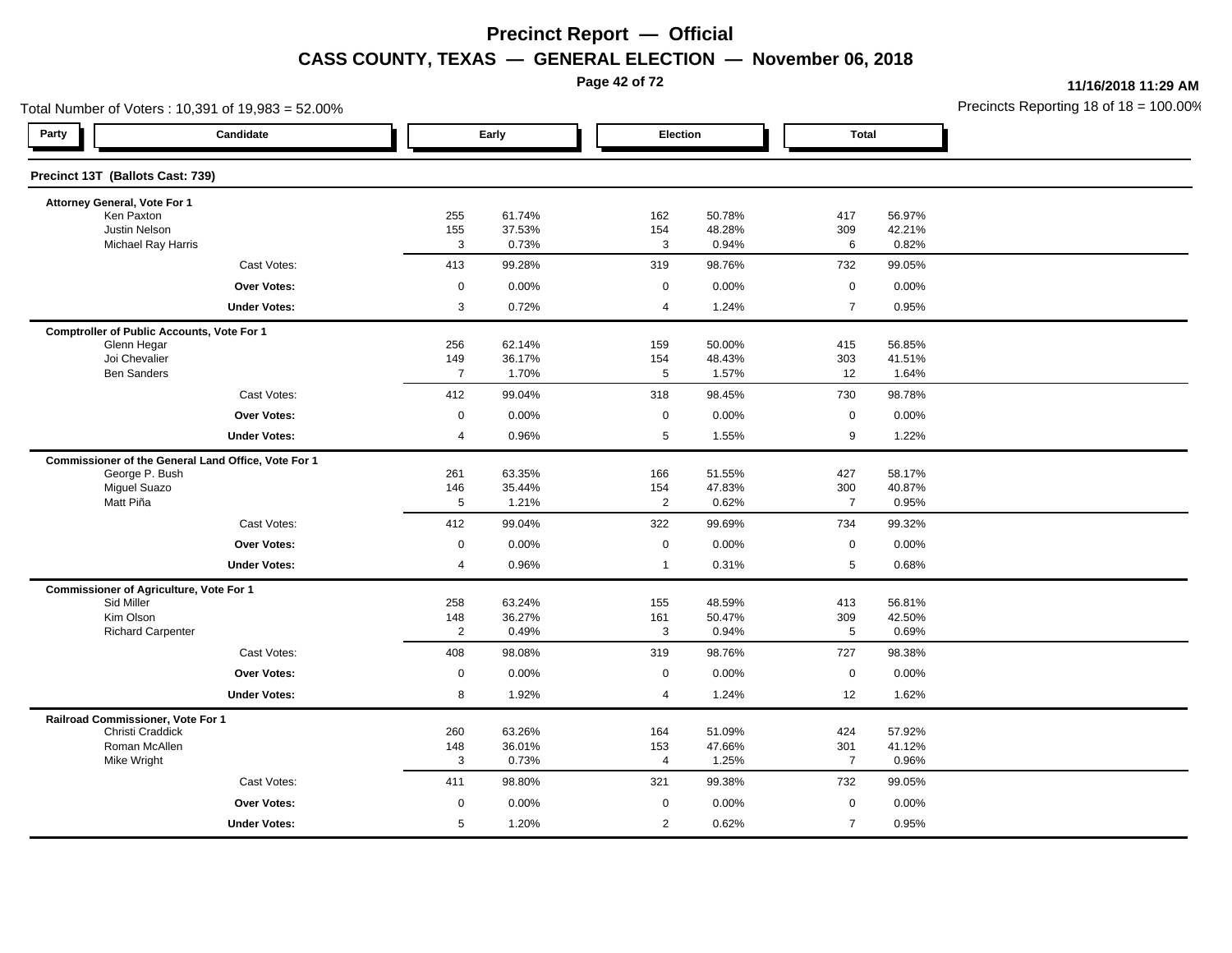# Precinct Report — Official

## CASS COUNTY, TEXAS — GENERAL ELECTION — November 06, 2018

11/16/2018 11:29 AM

Total Number of Voters : 10,391 of 19,983 = 52.00%

Precincts Reporting 18 of 18 = 100.00%

### Precinct 13T (Ballots Cast: 739)

| Party | Candidate | Early | | Election | | Total | |
|---|---|---|---|---|---|---|---|
| | **Attorney General, Vote For 1** | | | | | | |
| | Ken Paxton | 255 | 61.74% | 162 | 50.78% | 417 | 56.97% |
| | Justin Nelson | 155 | 37.53% | 154 | 48.28% | 309 | 42.21% |
| | Michael Ray Harris | 3 | 0.73% | 3 | 0.94% | 6 | 0.82% |
| | Cast Votes: | 413 | 99.28% | 319 | 98.76% | 732 | 99.05% |
| | **Over Votes:** | 0 | 0.00% | 0 | 0.00% | 0 | 0.00% |
| | **Under Votes:** | 3 | 0.72% | 4 | 1.24% | 7 | 0.95% |
| | **Comptroller of Public Accounts, Vote For 1** | | | | | | |
| | Glenn Hegar | 256 | 62.14% | 159 | 50.00% | 415 | 56.85% |
| | Joi Chevalier | 149 | 36.17% | 154 | 48.43% | 303 | 41.51% |
| | Ben Sanders | 7 | 1.70% | 5 | 1.57% | 12 | 1.64% |
| | Cast Votes: | 412 | 99.04% | 318 | 98.45% | 730 | 98.78% |
| | **Over Votes:** | 0 | 0.00% | 0 | 0.00% | 0 | 0.00% |
| | **Under Votes:** | 4 | 0.96% | 5 | 1.55% | 9 | 1.22% |
| | **Commissioner of the General Land Office, Vote For 1** | | | | | | |
| | George P. Bush | 261 | 63.35% | 166 | 51.55% | 427 | 58.17% |
| | Miguel Suazo | 146 | 35.44% | 154 | 47.83% | 300 | 40.87% |
| | Matt Piña | 5 | 1.21% | 2 | 0.62% | 7 | 0.95% |
| | Cast Votes: | 412 | 99.04% | 322 | 99.69% | 734 | 99.32% |
| | **Over Votes:** | 0 | 0.00% | 0 | 0.00% | 0 | 0.00% |
| | **Under Votes:** | 4 | 0.96% | 1 | 0.31% | 5 | 0.68% |
| | **Commissioner of Agriculture, Vote For 1** | | | | | | |
| | Sid Miller | 258 | 63.24% | 155 | 48.59% | 413 | 56.81% |
| | Kim Olson | 148 | 36.27% | 161 | 50.47% | 309 | 42.50% |
| | Richard Carpenter | 2 | 0.49% | 3 | 0.94% | 5 | 0.69% |
| | Cast Votes: | 408 | 98.08% | 319 | 98.76% | 727 | 98.38% |
| | **Over Votes:** | 0 | 0.00% | 0 | 0.00% | 0 | 0.00% |
| | **Under Votes:** | 8 | 1.92% | 4 | 1.24% | 12 | 1.62% |
| | **Railroad Commissioner, Vote For 1** | | | | | | |
| | Christi Craddick | 260 | 63.26% | 164 | 51.09% | 424 | 57.92% |
| | Roman McAllen | 148 | 36.01% | 153 | 47.66% | 301 | 41.12% |
| | Mike Wright | 3 | 0.73% | 4 | 1.25% | 7 | 0.96% |
| | Cast Votes: | 411 | 98.80% | 321 | 99.38% | 732 | 99.05% |
| | **Over Votes:** | 0 | 0.00% | 0 | 0.00% | 0 | 0.00% |
| | **Under Votes:** | 5 | 1.20% | 2 | 0.62% | 7 | 0.95% |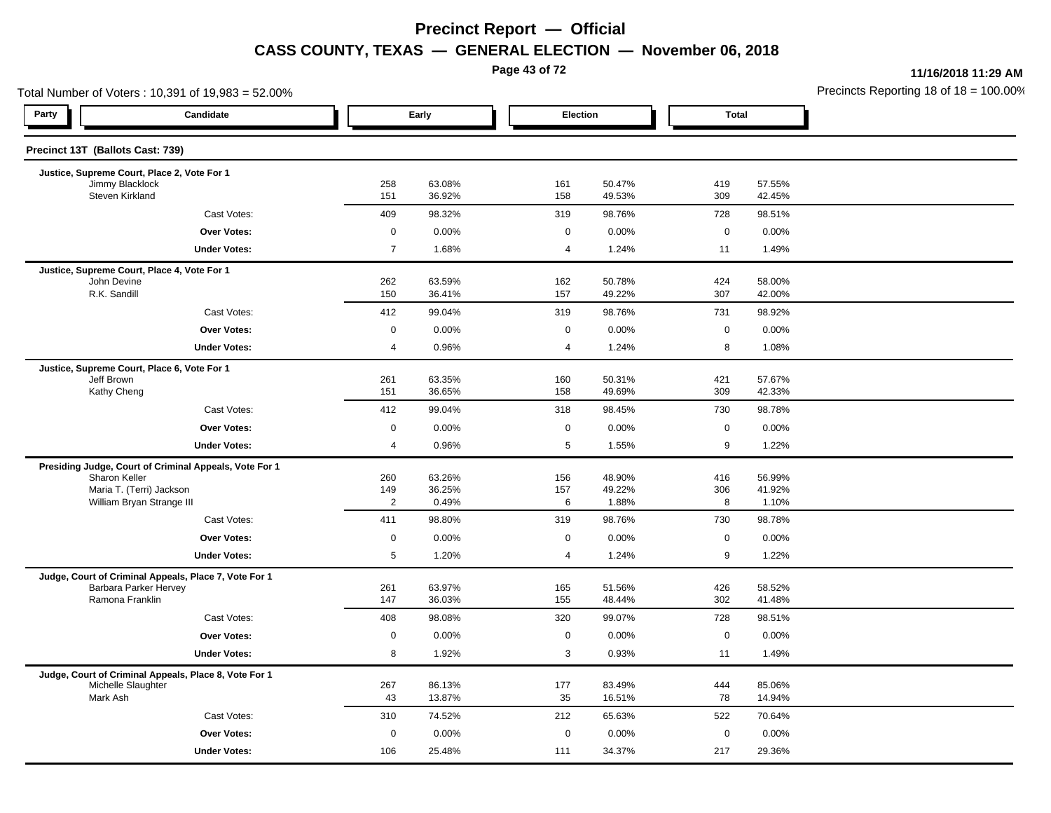# Precinct Report — Official

## CASS COUNTY, TEXAS — GENERAL ELECTION — November 06, 2018

11/16/2018 11:29 AM

Total Number of Voters : 10,391 of 19,983 = 52.00%

Precincts Reporting 18 of 18 = 100.00%

### Precinct 13T (Ballots Cast: 739)

| Party | Candidate | Early | | Election | | Total | |
|---|---|---|---|---|---|---|---|
| | **Justice, Supreme Court, Place 2, Vote For 1** | | | | | | |
| | Jimmy Blacklock | 258 | 63.08% | 161 | 50.47% | 419 | 57.55% |
| | Steven Kirkland | 151 | 36.92% | 158 | 49.53% | 309 | 42.45% |
| | Cast Votes: | 409 | 98.32% | 319 | 98.76% | 728 | 98.51% |
| | **Over Votes:** | 0 | 0.00% | 0 | 0.00% | 0 | 0.00% |
| | **Under Votes:** | 7 | 1.68% | 4 | 1.24% | 11 | 1.49% |
| | **Justice, Supreme Court, Place 4, Vote For 1** | | | | | | |
| | John Devine | 262 | 63.59% | 162 | 50.78% | 424 | 58.00% |
| | R.K. Sandill | 150 | 36.41% | 157 | 49.22% | 307 | 42.00% |
| | Cast Votes: | 412 | 99.04% | 319 | 98.76% | 731 | 98.92% |
| | **Over Votes:** | 0 | 0.00% | 0 | 0.00% | 0 | 0.00% |
| | **Under Votes:** | 4 | 0.96% | 4 | 1.24% | 8 | 1.08% |
| | **Justice, Supreme Court, Place 6, Vote For 1** | | | | | | |
| | Jeff Brown | 261 | 63.35% | 160 | 50.31% | 421 | 57.67% |
| | Kathy Cheng | 151 | 36.65% | 158 | 49.69% | 309 | 42.33% |
| | Cast Votes: | 412 | 99.04% | 318 | 98.45% | 730 | 98.78% |
| | **Over Votes:** | 0 | 0.00% | 0 | 0.00% | 0 | 0.00% |
| | **Under Votes:** | 4 | 0.96% | 5 | 1.55% | 9 | 1.22% |
| | **Presiding Judge, Court of Criminal Appeals, Vote For 1** | | | | | | |
| | Sharon Keller | 260 | 63.26% | 156 | 48.90% | 416 | 56.99% |
| | Maria T. (Terri) Jackson | 149 | 36.25% | 157 | 49.22% | 306 | 41.92% |
| | William Bryan Strange III | 2 | 0.49% | 6 | 1.88% | 8 | 1.10% |
| | Cast Votes: | 411 | 98.80% | 319 | 98.76% | 730 | 98.78% |
| | **Over Votes:** | 0 | 0.00% | 0 | 0.00% | 0 | 0.00% |
| | **Under Votes:** | 5 | 1.20% | 4 | 1.24% | 9 | 1.22% |
| | **Judge, Court of Criminal Appeals, Place 7, Vote For 1** | | | | | | |
| | Barbara Parker Hervey | 261 | 63.97% | 165 | 51.56% | 426 | 58.52% |
| | Ramona Franklin | 147 | 36.03% | 155 | 48.44% | 302 | 41.48% |
| | Cast Votes: | 408 | 98.08% | 320 | 99.07% | 728 | 98.51% |
| | **Over Votes:** | 0 | 0.00% | 0 | 0.00% | 0 | 0.00% |
| | **Under Votes:** | 8 | 1.92% | 3 | 0.93% | 11 | 1.49% |
| | **Judge, Court of Criminal Appeals, Place 8, Vote For 1** | | | | | | |
| | Michelle Slaughter | 267 | 86.13% | 177 | 83.49% | 444 | 85.06% |
| | Mark Ash | 43 | 13.87% | 35 | 16.51% | 78 | 14.94% |
| | Cast Votes: | 310 | 74.52% | 212 | 65.63% | 522 | 70.64% |
| | **Over Votes:** | 0 | 0.00% | 0 | 0.00% | 0 | 0.00% |
| | **Under Votes:** | 106 | 25.48% | 111 | 34.37% | 217 | 29.36% |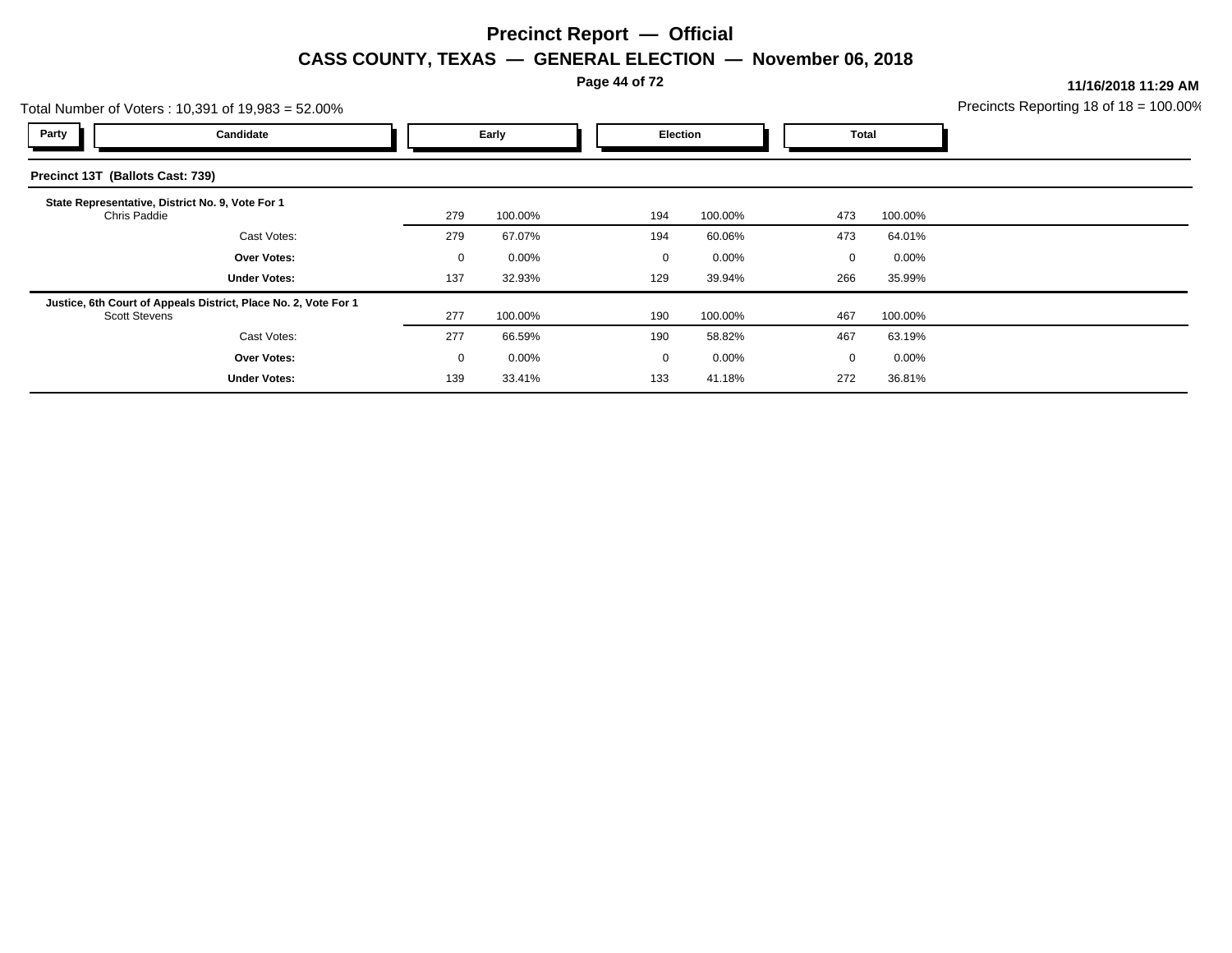# Precinct Report — Official

## CASS COUNTY, TEXAS — GENERAL ELECTION — November 06, 2018

**11/16/2018 11:29 AM**

Total Number of Voters : 10,391 of 19,983 = 52.00%

Precincts Reporting 18 of 18 = 100.00%

### Precinct 13T (Ballots Cast: 739)

| Party | Candidate | Early | | Election | | Total | |
|---|---|---|---|---|---|---|---|
| | **State Representative, District No. 9, Vote For 1** | | | | | | |
| | Chris Paddie | 279 | 100.00% | 194 | 100.00% | 473 | 100.00% |
| | Cast Votes: | 279 | 67.07% | 194 | 60.06% | 473 | 64.01% |
| | **Over Votes:** | 0 | 0.00% | 0 | 0.00% | 0 | 0.00% |
| | **Under Votes:** | 137 | 32.93% | 129 | 39.94% | 266 | 35.99% |
| | **Justice, 6th Court of Appeals District, Place No. 2, Vote For 1** | | | | | | |
| | Scott Stevens | 277 | 100.00% | 190 | 100.00% | 467 | 100.00% |
| | Cast Votes: | 277 | 66.59% | 190 | 58.82% | 467 | 63.19% |
| | **Over Votes:** | 0 | 0.00% | 0 | 0.00% | 0 | 0.00% |
| | **Under Votes:** | 139 | 33.41% | 133 | 41.18% | 272 | 36.81% |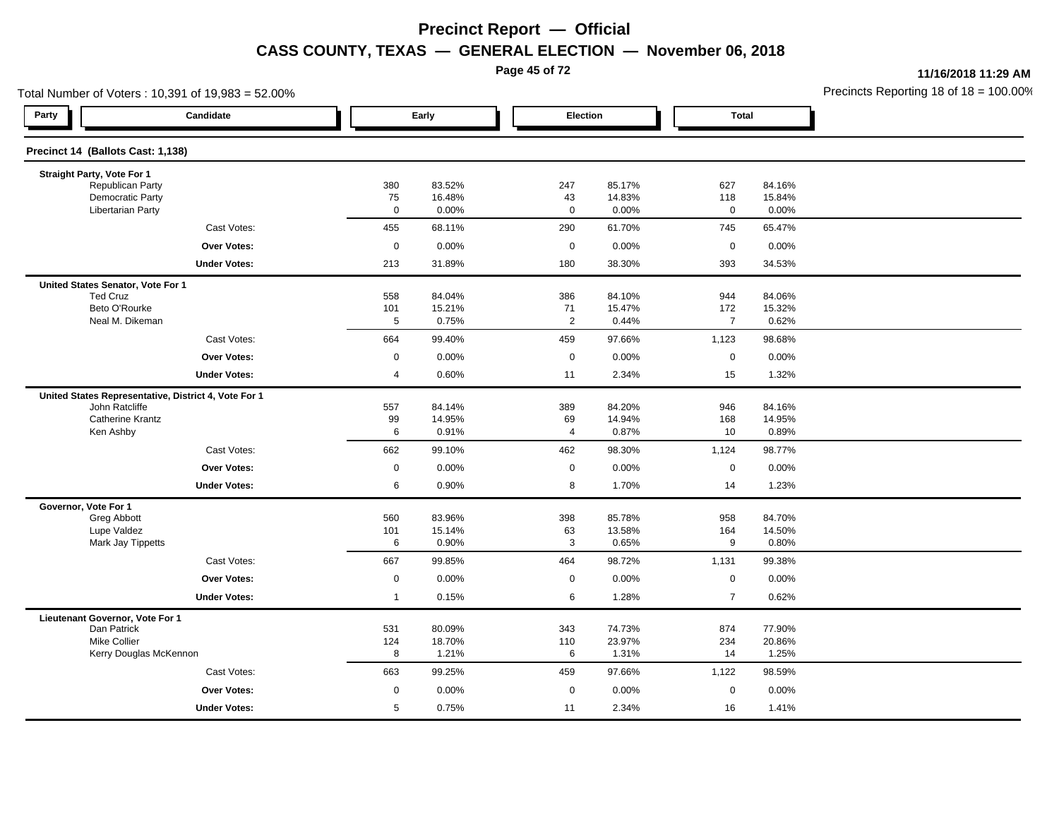# Precinct Report — Official

## CASS COUNTY, TEXAS — GENERAL ELECTION — November 06, 2018

11/16/2018 11:29 AM

Total Number of Voters : 10,391 of 19,983 = 52.00%

Precincts Reporting 18 of 18 = 100.00%

### Precinct 14 (Ballots Cast: 1,138)

| Party | Candidate | Early | | Election | | Total | |
|---|---|---|---|---|---|---|---|
| | **Straight Party, Vote For 1** | | | | | | |
| | Republican Party | 380 | 83.52% | 247 | 85.17% | 627 | 84.16% |
| | Democratic Party | 75 | 16.48% | 43 | 14.83% | 118 | 15.84% |
| | Libertarian Party | 0 | 0.00% | 0 | 0.00% | 0 | 0.00% |
| | Cast Votes: | 455 | 68.11% | 290 | 61.70% | 745 | 65.47% |
| | **Over Votes:** | 0 | 0.00% | 0 | 0.00% | 0 | 0.00% |
| | **Under Votes:** | 213 | 31.89% | 180 | 38.30% | 393 | 34.53% |
| | **United States Senator, Vote For 1** | | | | | | |
| | Ted Cruz | 558 | 84.04% | 386 | 84.10% | 944 | 84.06% |
| | Beto O'Rourke | 101 | 15.21% | 71 | 15.47% | 172 | 15.32% |
| | Neal M. Dikeman | 5 | 0.75% | 2 | 0.44% | 7 | 0.62% |
| | Cast Votes: | 664 | 99.40% | 459 | 97.66% | 1,123 | 98.68% |
| | **Over Votes:** | 0 | 0.00% | 0 | 0.00% | 0 | 0.00% |
| | **Under Votes:** | 4 | 0.60% | 11 | 2.34% | 15 | 1.32% |
| | **United States Representative, District 4, Vote For 1** | | | | | | |
| | John Ratcliffe | 557 | 84.14% | 389 | 84.20% | 946 | 84.16% |
| | Catherine Krantz | 99 | 14.95% | 69 | 14.94% | 168 | 14.95% |
| | Ken Ashby | 6 | 0.91% | 4 | 0.87% | 10 | 0.89% |
| | Cast Votes: | 662 | 99.10% | 462 | 98.30% | 1,124 | 98.77% |
| | **Over Votes:** | 0 | 0.00% | 0 | 0.00% | 0 | 0.00% |
| | **Under Votes:** | 6 | 0.90% | 8 | 1.70% | 14 | 1.23% |
| | **Governor, Vote For 1** | | | | | | |
| | Greg Abbott | 560 | 83.96% | 398 | 85.78% | 958 | 84.70% |
| | Lupe Valdez | 101 | 15.14% | 63 | 13.58% | 164 | 14.50% |
| | Mark Jay Tippetts | 6 | 0.90% | 3 | 0.65% | 9 | 0.80% |
| | Cast Votes: | 667 | 99.85% | 464 | 98.72% | 1,131 | 99.38% |
| | **Over Votes:** | 0 | 0.00% | 0 | 0.00% | 0 | 0.00% |
| | **Under Votes:** | 1 | 0.15% | 6 | 1.28% | 7 | 0.62% |
| | **Lieutenant Governor, Vote For 1** | | | | | | |
| | Dan Patrick | 531 | 80.09% | 343 | 74.73% | 874 | 77.90% |
| | Mike Collier | 124 | 18.70% | 110 | 23.97% | 234 | 20.86% |
| | Kerry Douglas McKennon | 8 | 1.21% | 6 | 1.31% | 14 | 1.25% |
| | Cast Votes: | 663 | 99.25% | 459 | 97.66% | 1,122 | 98.59% |
| | **Over Votes:** | 0 | 0.00% | 0 | 0.00% | 0 | 0.00% |
| | **Under Votes:** | 5 | 0.75% | 11 | 2.34% | 16 | 1.41% |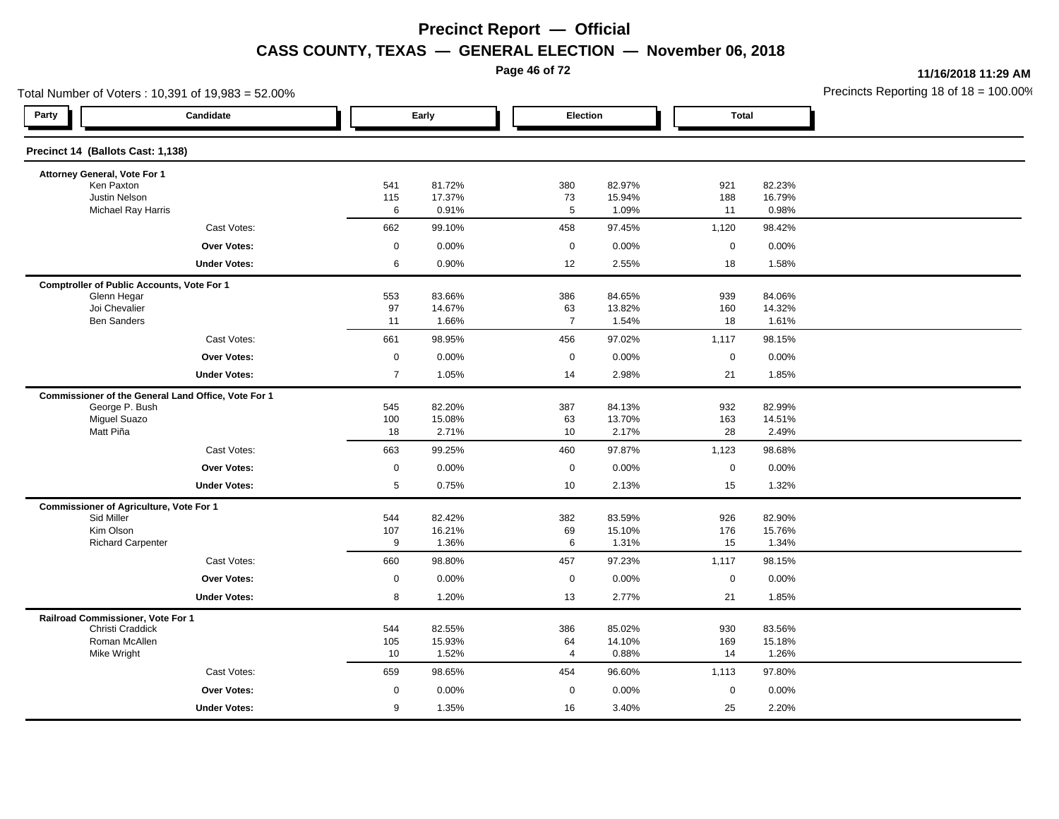# Precinct Report — Official

## CASS COUNTY, TEXAS — GENERAL ELECTION — November 06, 2018

11/16/2018 11:29 AM

Total Number of Voters : 10,391 of 19,983 = 52.00%

Precincts Reporting 18 of 18 = 100.00%

### Precinct 14 (Ballots Cast: 1,138)

| Party | Candidate | Early | | Election | | Total | |
|---|---|---|---|---|---|---|---|
| | **Attorney General, Vote For 1** | | | | | | |
| | Ken Paxton | 541 | 81.72% | 380 | 82.97% | 921 | 82.23% |
| | Justin Nelson | 115 | 17.37% | 73 | 15.94% | 188 | 16.79% |
| | Michael Ray Harris | 6 | 0.91% | 5 | 1.09% | 11 | 0.98% |
| | Cast Votes: | 662 | 99.10% | 458 | 97.45% | 1,120 | 98.42% |
| | **Over Votes:** | 0 | 0.00% | 0 | 0.00% | 0 | 0.00% |
| | **Under Votes:** | 6 | 0.90% | 12 | 2.55% | 18 | 1.58% |
| | **Comptroller of Public Accounts, Vote For 1** | | | | | | |
| | Glenn Hegar | 553 | 83.66% | 386 | 84.65% | 939 | 84.06% |
| | Joi Chevalier | 97 | 14.67% | 63 | 13.82% | 160 | 14.32% |
| | Ben Sanders | 11 | 1.66% | 7 | 1.54% | 18 | 1.61% |
| | Cast Votes: | 661 | 98.95% | 456 | 97.02% | 1,117 | 98.15% |
| | **Over Votes:** | 0 | 0.00% | 0 | 0.00% | 0 | 0.00% |
| | **Under Votes:** | 7 | 1.05% | 14 | 2.98% | 21 | 1.85% |
| | **Commissioner of the General Land Office, Vote For 1** | | | | | | |
| | George P. Bush | 545 | 82.20% | 387 | 84.13% | 932 | 82.99% |
| | Miguel Suazo | 100 | 15.08% | 63 | 13.70% | 163 | 14.51% |
| | Matt Piña | 18 | 2.71% | 10 | 2.17% | 28 | 2.49% |
| | Cast Votes: | 663 | 99.25% | 460 | 97.87% | 1,123 | 98.68% |
| | **Over Votes:** | 0 | 0.00% | 0 | 0.00% | 0 | 0.00% |
| | **Under Votes:** | 5 | 0.75% | 10 | 2.13% | 15 | 1.32% |
| | **Commissioner of Agriculture, Vote For 1** | | | | | | |
| | Sid Miller | 544 | 82.42% | 382 | 83.59% | 926 | 82.90% |
| | Kim Olson | 107 | 16.21% | 69 | 15.10% | 176 | 15.76% |
| | Richard Carpenter | 9 | 1.36% | 6 | 1.31% | 15 | 1.34% |
| | Cast Votes: | 660 | 98.80% | 457 | 97.23% | 1,117 | 98.15% |
| | **Over Votes:** | 0 | 0.00% | 0 | 0.00% | 0 | 0.00% |
| | **Under Votes:** | 8 | 1.20% | 13 | 2.77% | 21 | 1.85% |
| | **Railroad Commissioner, Vote For 1** | | | | | | |
| | Christi Craddick | 544 | 82.55% | 386 | 85.02% | 930 | 83.56% |
| | Roman McAllen | 105 | 15.93% | 64 | 14.10% | 169 | 15.18% |
| | Mike Wright | 10 | 1.52% | 4 | 0.88% | 14 | 1.26% |
| | Cast Votes: | 659 | 98.65% | 454 | 96.60% | 1,113 | 97.80% |
| | **Over Votes:** | 0 | 0.00% | 0 | 0.00% | 0 | 0.00% |
| | **Under Votes:** | 9 | 1.35% | 16 | 3.40% | 25 | 2.20% |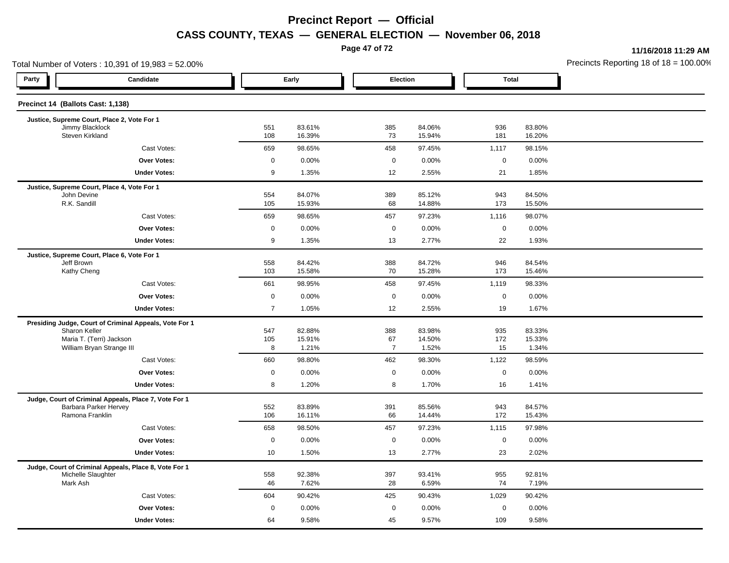# Precinct Report — Official

## CASS COUNTY, TEXAS — GENERAL ELECTION — November 06, 2018

11/16/2018 11:29 AM

Total Number of Voters : 10,391 of 19,983 = 52.00%

Precincts Reporting 18 of 18 = 100.00%

### Precinct 14 (Ballots Cast: 1,138)

| Party | Candidate | Early | | Election | | Total | |
|---|---|---|---|---|---|---|---|
| | **Justice, Supreme Court, Place 2, Vote For 1** | | | | | | |
| | Jimmy Blacklock | 551 | 83.61% | 385 | 84.06% | 936 | 83.80% |
| | Steven Kirkland | 108 | 16.39% | 73 | 15.94% | 181 | 16.20% |
| | Cast Votes: | 659 | 98.65% | 458 | 97.45% | 1,117 | 98.15% |
| | **Over Votes:** | 0 | 0.00% | 0 | 0.00% | 0 | 0.00% |
| | **Under Votes:** | 9 | 1.35% | 12 | 2.55% | 21 | 1.85% |
| | **Justice, Supreme Court, Place 4, Vote For 1** | | | | | | |
| | John Devine | 554 | 84.07% | 389 | 85.12% | 943 | 84.50% |
| | R.K. Sandill | 105 | 15.93% | 68 | 14.88% | 173 | 15.50% |
| | Cast Votes: | 659 | 98.65% | 457 | 97.23% | 1,116 | 98.07% |
| | **Over Votes:** | 0 | 0.00% | 0 | 0.00% | 0 | 0.00% |
| | **Under Votes:** | 9 | 1.35% | 13 | 2.77% | 22 | 1.93% |
| | **Justice, Supreme Court, Place 6, Vote For 1** | | | | | | |
| | Jeff Brown | 558 | 84.42% | 388 | 84.72% | 946 | 84.54% |
| | Kathy Cheng | 103 | 15.58% | 70 | 15.28% | 173 | 15.46% |
| | Cast Votes: | 661 | 98.95% | 458 | 97.45% | 1,119 | 98.33% |
| | **Over Votes:** | 0 | 0.00% | 0 | 0.00% | 0 | 0.00% |
| | **Under Votes:** | 7 | 1.05% | 12 | 2.55% | 19 | 1.67% |
| | **Presiding Judge, Court of Criminal Appeals, Vote For 1** | | | | | | |
| | Sharon Keller | 547 | 82.88% | 388 | 83.98% | 935 | 83.33% |
| | Maria T. (Terri) Jackson | 105 | 15.91% | 67 | 14.50% | 172 | 15.33% |
| | William Bryan Strange III | 8 | 1.21% | 7 | 1.52% | 15 | 1.34% |
| | Cast Votes: | 660 | 98.80% | 462 | 98.30% | 1,122 | 98.59% |
| | **Over Votes:** | 0 | 0.00% | 0 | 0.00% | 0 | 0.00% |
| | **Under Votes:** | 8 | 1.20% | 8 | 1.70% | 16 | 1.41% |
| | **Judge, Court of Criminal Appeals, Place 7, Vote For 1** | | | | | | |
| | Barbara Parker Hervey | 552 | 83.89% | 391 | 85.56% | 943 | 84.57% |
| | Ramona Franklin | 106 | 16.11% | 66 | 14.44% | 172 | 15.43% |
| | Cast Votes: | 658 | 98.50% | 457 | 97.23% | 1,115 | 97.98% |
| | **Over Votes:** | 0 | 0.00% | 0 | 0.00% | 0 | 0.00% |
| | **Under Votes:** | 10 | 1.50% | 13 | 2.77% | 23 | 2.02% |
| | **Judge, Court of Criminal Appeals, Place 8, Vote For 1** | | | | | | |
| | Michelle Slaughter | 558 | 92.38% | 397 | 93.41% | 955 | 92.81% |
| | Mark Ash | 46 | 7.62% | 28 | 6.59% | 74 | 7.19% |
| | Cast Votes: | 604 | 90.42% | 425 | 90.43% | 1,029 | 90.42% |
| | **Over Votes:** | 0 | 0.00% | 0 | 0.00% | 0 | 0.00% |
| | **Under Votes:** | 64 | 9.58% | 45 | 9.57% | 109 | 9.58% |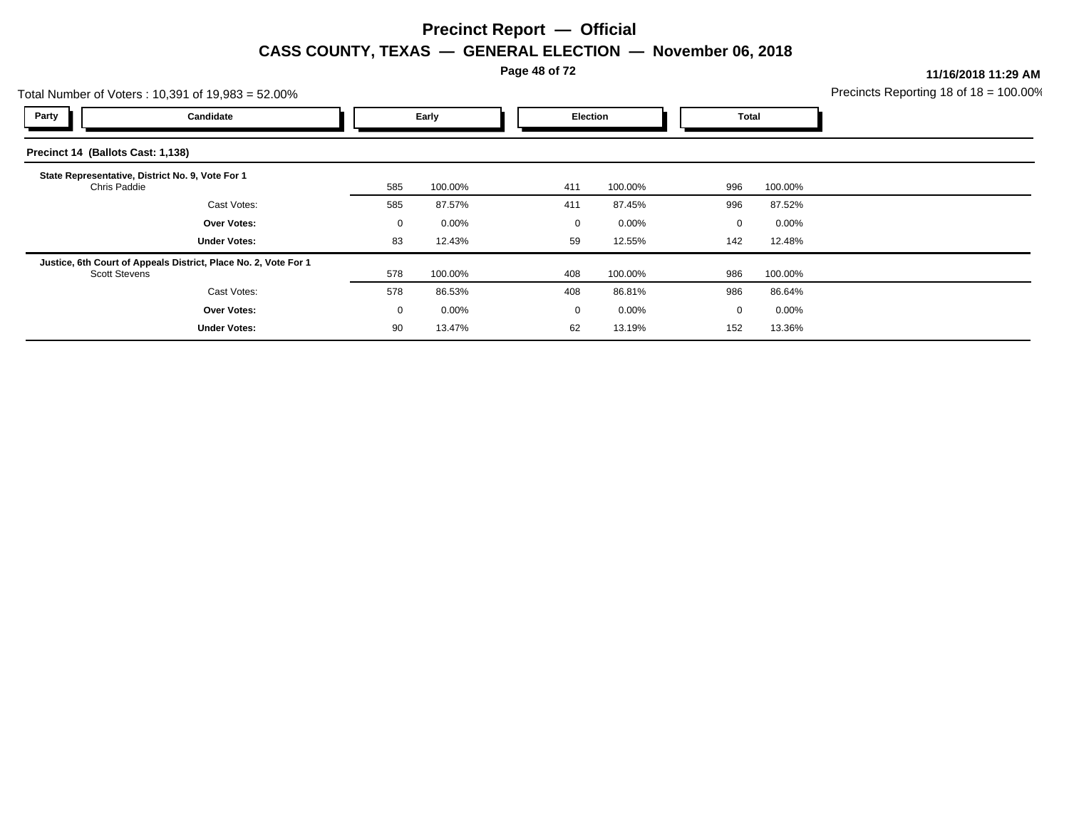# Precinct Report — Official

## CASS COUNTY, TEXAS — GENERAL ELECTION — November 06, 2018

**11/16/2018 11:29 AM**

Total Number of Voters : 10,391 of 19,983 = 52.00%

Precincts Reporting 18 of 18 = 100.00%

| Party | Candidate | Early | | Election | | Total | |
|---|---|---|---|---|---|---|---|
| **Precinct 14 (Ballots Cast: 1,138)** | | | | | | | |
| **State Representative, District No. 9, Vote For 1** | | | | | | | |
| | Chris Paddie | 585 | 100.00% | 411 | 100.00% | 996 | 100.00% |
| | Cast Votes: | 585 | 87.57% | 411 | 87.45% | 996 | 87.52% |
| | **Over Votes:** | 0 | 0.00% | 0 | 0.00% | 0 | 0.00% |
| | **Under Votes:** | 83 | 12.43% | 59 | 12.55% | 142 | 12.48% |
| **Justice, 6th Court of Appeals District, Place No. 2, Vote For 1** | | | | | | | |
| | Scott Stevens | 578 | 100.00% | 408 | 100.00% | 986 | 100.00% |
| | Cast Votes: | 578 | 86.53% | 408 | 86.81% | 986 | 86.64% |
| | **Over Votes:** | 0 | 0.00% | 0 | 0.00% | 0 | 0.00% |
| | **Under Votes:** | 90 | 13.47% | 62 | 13.19% | 152 | 13.36% |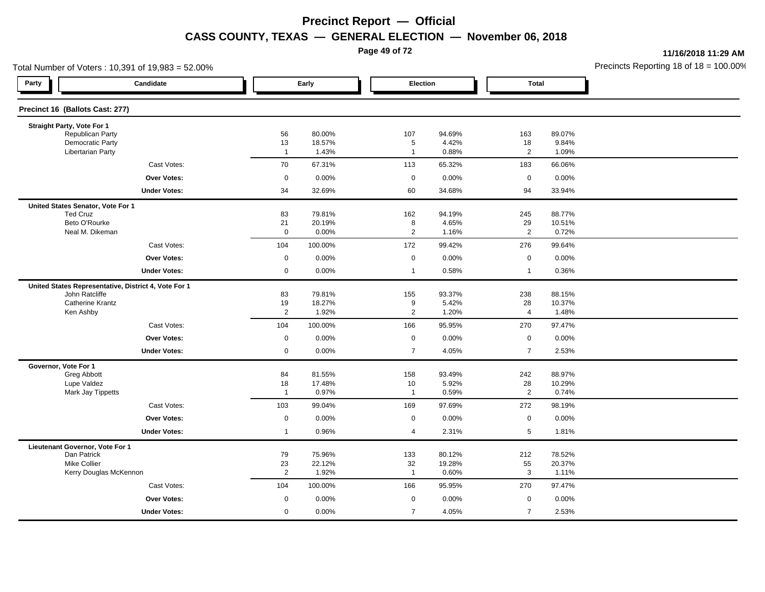# Precinct Report — Official

## CASS COUNTY, TEXAS — GENERAL ELECTION — November 06, 2018

**11/16/2018 11:29 AM**

Total Number of Voters : 10,391 of 19,983 = 52.00%

Precincts Reporting 18 of 18 = 100.00%

### Precinct 16 (Ballots Cast: 277)

| Party | Candidate | Early | | Election | | Total | |
|---|---|---|---|---|---|---|---|
| | **Straight Party, Vote For 1** | | | | | | |
| | Republican Party | 56 | 80.00% | 107 | 94.69% | 163 | 89.07% |
| | Democratic Party | 13 | 18.57% | 5 | 4.42% | 18 | 9.84% |
| | Libertarian Party | 1 | 1.43% | 1 | 0.88% | 2 | 1.09% |
| | Cast Votes: | 70 | 67.31% | 113 | 65.32% | 183 | 66.06% |
| | **Over Votes:** | 0 | 0.00% | 0 | 0.00% | 0 | 0.00% |
| | **Under Votes:** | 34 | 32.69% | 60 | 34.68% | 94 | 33.94% |
| | **United States Senator, Vote For 1** | | | | | | |
| | Ted Cruz | 83 | 79.81% | 162 | 94.19% | 245 | 88.77% |
| | Beto O'Rourke | 21 | 20.19% | 8 | 4.65% | 29 | 10.51% |
| | Neal M. Dikeman | 0 | 0.00% | 2 | 1.16% | 2 | 0.72% |
| | Cast Votes: | 104 | 100.00% | 172 | 99.42% | 276 | 99.64% |
| | **Over Votes:** | 0 | 0.00% | 0 | 0.00% | 0 | 0.00% |
| | **Under Votes:** | 0 | 0.00% | 1 | 0.58% | 1 | 0.36% |
| | **United States Representative, District 4, Vote For 1** | | | | | | |
| | John Ratcliffe | 83 | 79.81% | 155 | 93.37% | 238 | 88.15% |
| | Catherine Krantz | 19 | 18.27% | 9 | 5.42% | 28 | 10.37% |
| | Ken Ashby | 2 | 1.92% | 2 | 1.20% | 4 | 1.48% |
| | Cast Votes: | 104 | 100.00% | 166 | 95.95% | 270 | 97.47% |
| | **Over Votes:** | 0 | 0.00% | 0 | 0.00% | 0 | 0.00% |
| | **Under Votes:** | 0 | 0.00% | 7 | 4.05% | 7 | 2.53% |
| | **Governor, Vote For 1** | | | | | | |
| | Greg Abbott | 84 | 81.55% | 158 | 93.49% | 242 | 88.97% |
| | Lupe Valdez | 18 | 17.48% | 10 | 5.92% | 28 | 10.29% |
| | Mark Jay Tippetts | 1 | 0.97% | 1 | 0.59% | 2 | 0.74% |
| | Cast Votes: | 103 | 99.04% | 169 | 97.69% | 272 | 98.19% |
| | **Over Votes:** | 0 | 0.00% | 0 | 0.00% | 0 | 0.00% |
| | **Under Votes:** | 1 | 0.96% | 4 | 2.31% | 5 | 1.81% |
| | **Lieutenant Governor, Vote For 1** | | | | | | |
| | Dan Patrick | 79 | 75.96% | 133 | 80.12% | 212 | 78.52% |
| | Mike Collier | 23 | 22.12% | 32 | 19.28% | 55 | 20.37% |
| | Kerry Douglas McKennon | 2 | 1.92% | 1 | 0.60% | 3 | 1.11% |
| | Cast Votes: | 104 | 100.00% | 166 | 95.95% | 270 | 97.47% |
| | **Over Votes:** | 0 | 0.00% | 0 | 0.00% | 0 | 0.00% |
| | **Under Votes:** | 0 | 0.00% | 7 | 4.05% | 7 | 2.53% |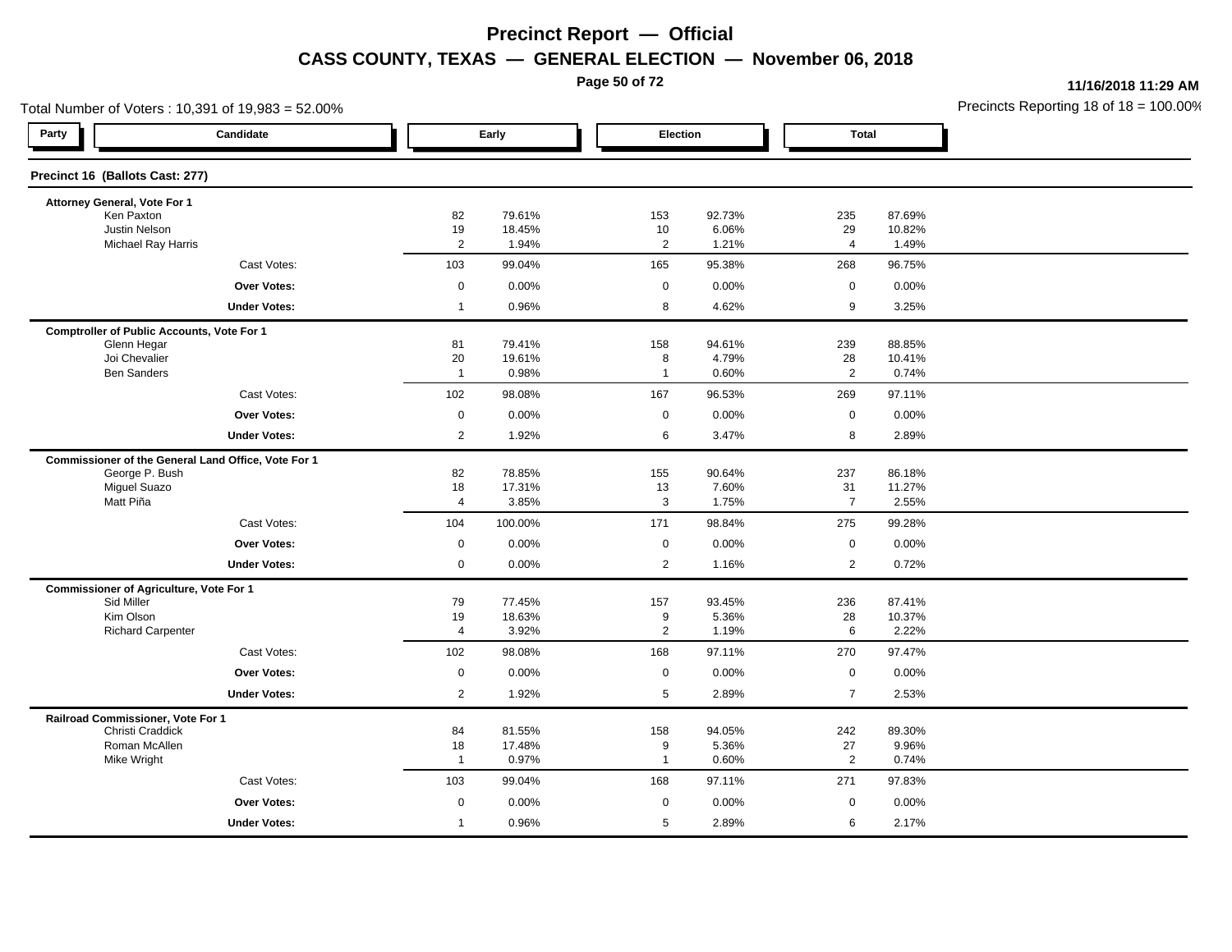# Precinct Report — Official

## CASS COUNTY, TEXAS — GENERAL ELECTION — November 06, 2018

11/16/2018 11:29 AM

Total Number of Voters : 10,391 of 19,983 = 52.00%

Precincts Reporting 18 of 18 = 100.00%

### Precinct 16 (Ballots Cast: 277)

| Party | Candidate | Early | | Election | | Total | |
|---|---|---|---|---|---|---|---|
| | **Attorney General, Vote For 1** | | | | | | |
| | Ken Paxton | 82 | 79.61% | 153 | 92.73% | 235 | 87.69% |
| | Justin Nelson | 19 | 18.45% | 10 | 6.06% | 29 | 10.82% |
| | Michael Ray Harris | 2 | 1.94% | 2 | 1.21% | 4 | 1.49% |
| | Cast Votes: | 103 | 99.04% | 165 | 95.38% | 268 | 96.75% |
| | **Over Votes:** | 0 | 0.00% | 0 | 0.00% | 0 | 0.00% |
| | **Under Votes:** | 1 | 0.96% | 8 | 4.62% | 9 | 3.25% |
| | **Comptroller of Public Accounts, Vote For 1** | | | | | | |
| | Glenn Hegar | 81 | 79.41% | 158 | 94.61% | 239 | 88.85% |
| | Joi Chevalier | 20 | 19.61% | 8 | 4.79% | 28 | 10.41% |
| | Ben Sanders | 1 | 0.98% | 1 | 0.60% | 2 | 0.74% |
| | Cast Votes: | 102 | 98.08% | 167 | 96.53% | 269 | 97.11% |
| | **Over Votes:** | 0 | 0.00% | 0 | 0.00% | 0 | 0.00% |
| | **Under Votes:** | 2 | 1.92% | 6 | 3.47% | 8 | 2.89% |
| | **Commissioner of the General Land Office, Vote For 1** | | | | | | |
| | George P. Bush | 82 | 78.85% | 155 | 90.64% | 237 | 86.18% |
| | Miguel Suazo | 18 | 17.31% | 13 | 7.60% | 31 | 11.27% |
| | Matt Piña | 4 | 3.85% | 3 | 1.75% | 7 | 2.55% |
| | Cast Votes: | 104 | 100.00% | 171 | 98.84% | 275 | 99.28% |
| | **Over Votes:** | 0 | 0.00% | 0 | 0.00% | 0 | 0.00% |
| | **Under Votes:** | 0 | 0.00% | 2 | 1.16% | 2 | 0.72% |
| | **Commissioner of Agriculture, Vote For 1** | | | | | | |
| | Sid Miller | 79 | 77.45% | 157 | 93.45% | 236 | 87.41% |
| | Kim Olson | 19 | 18.63% | 9 | 5.36% | 28 | 10.37% |
| | Richard Carpenter | 4 | 3.92% | 2 | 1.19% | 6 | 2.22% |
| | Cast Votes: | 102 | 98.08% | 168 | 97.11% | 270 | 97.47% |
| | **Over Votes:** | 0 | 0.00% | 0 | 0.00% | 0 | 0.00% |
| | **Under Votes:** | 2 | 1.92% | 5 | 2.89% | 7 | 2.53% |
| | **Railroad Commissioner, Vote For 1** | | | | | | |
| | Christi Craddick | 84 | 81.55% | 158 | 94.05% | 242 | 89.30% |
| | Roman McAllen | 18 | 17.48% | 9 | 5.36% | 27 | 9.96% |
| | Mike Wright | 1 | 0.97% | 1 | 0.60% | 2 | 0.74% |
| | Cast Votes: | 103 | 99.04% | 168 | 97.11% | 271 | 97.83% |
| | **Over Votes:** | 0 | 0.00% | 0 | 0.00% | 0 | 0.00% |
| | **Under Votes:** | 1 | 0.96% | 5 | 2.89% | 6 | 2.17% |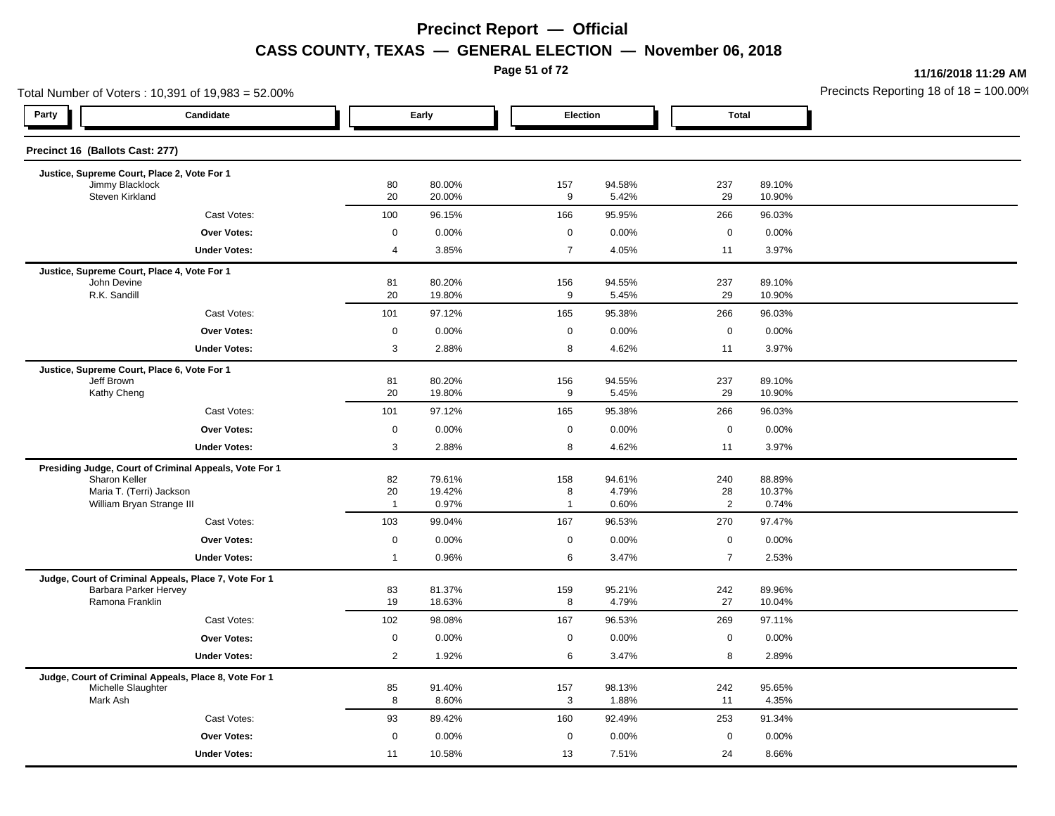# Precinct Report — Official

## CASS COUNTY, TEXAS — GENERAL ELECTION — November 06, 2018

11/16/2018 11:29 AM

Total Number of Voters : 10,391 of 19,983 = 52.00%

Precincts Reporting 18 of 18 = 100.00%

| Party | Candidate | Early | | Election | | Total | |
|---|---|---|---|---|---|---|---|
| **Precinct 16 (Ballots Cast: 277)** | | | | | | | |
| **Justice, Supreme Court, Place 2, Vote For 1** | | | | | | | |
| | Jimmy Blacklock | 80 | 80.00% | 157 | 94.58% | 237 | 89.10% |
| | Steven Kirkland | 20 | 20.00% | 9 | 5.42% | 29 | 10.90% |
| | Cast Votes: | 100 | 96.15% | 166 | 95.95% | 266 | 96.03% |
| | **Over Votes:** | 0 | 0.00% | 0 | 0.00% | 0 | 0.00% |
| | **Under Votes:** | 4 | 3.85% | 7 | 4.05% | 11 | 3.97% |
| **Justice, Supreme Court, Place 4, Vote For 1** | | | | | | | |
| | John Devine | 81 | 80.20% | 156 | 94.55% | 237 | 89.10% |
| | R.K. Sandill | 20 | 19.80% | 9 | 5.45% | 29 | 10.90% |
| | Cast Votes: | 101 | 97.12% | 165 | 95.38% | 266 | 96.03% |
| | **Over Votes:** | 0 | 0.00% | 0 | 0.00% | 0 | 0.00% |
| | **Under Votes:** | 3 | 2.88% | 8 | 4.62% | 11 | 3.97% |
| **Justice, Supreme Court, Place 6, Vote For 1** | | | | | | | |
| | Jeff Brown | 81 | 80.20% | 156 | 94.55% | 237 | 89.10% |
| | Kathy Cheng | 20 | 19.80% | 9 | 5.45% | 29 | 10.90% |
| | Cast Votes: | 101 | 97.12% | 165 | 95.38% | 266 | 96.03% |
| | **Over Votes:** | 0 | 0.00% | 0 | 0.00% | 0 | 0.00% |
| | **Under Votes:** | 3 | 2.88% | 8 | 4.62% | 11 | 3.97% |
| **Presiding Judge, Court of Criminal Appeals, Vote For 1** | | | | | | | |
| | Sharon Keller | 82 | 79.61% | 158 | 94.61% | 240 | 88.89% |
| | Maria T. (Terri) Jackson | 20 | 19.42% | 8 | 4.79% | 28 | 10.37% |
| | William Bryan Strange III | 1 | 0.97% | 1 | 0.60% | 2 | 0.74% |
| | Cast Votes: | 103 | 99.04% | 167 | 96.53% | 270 | 97.47% |
| | **Over Votes:** | 0 | 0.00% | 0 | 0.00% | 0 | 0.00% |
| | **Under Votes:** | 1 | 0.96% | 6 | 3.47% | 7 | 2.53% |
| **Judge, Court of Criminal Appeals, Place 7, Vote For 1** | | | | | | | |
| | Barbara Parker Hervey | 83 | 81.37% | 159 | 95.21% | 242 | 89.96% |
| | Ramona Franklin | 19 | 18.63% | 8 | 4.79% | 27 | 10.04% |
| | Cast Votes: | 102 | 98.08% | 167 | 96.53% | 269 | 97.11% |
| | **Over Votes:** | 0 | 0.00% | 0 | 0.00% | 0 | 0.00% |
| | **Under Votes:** | 2 | 1.92% | 6 | 3.47% | 8 | 2.89% |
| **Judge, Court of Criminal Appeals, Place 8, Vote For 1** | | | | | | | |
| | Michelle Slaughter | 85 | 91.40% | 157 | 98.13% | 242 | 95.65% |
| | Mark Ash | 8 | 8.60% | 3 | 1.88% | 11 | 4.35% |
| | Cast Votes: | 93 | 89.42% | 160 | 92.49% | 253 | 91.34% |
| | **Over Votes:** | 0 | 0.00% | 0 | 0.00% | 0 | 0.00% |
| | **Under Votes:** | 11 | 10.58% | 13 | 7.51% | 24 | 8.66% |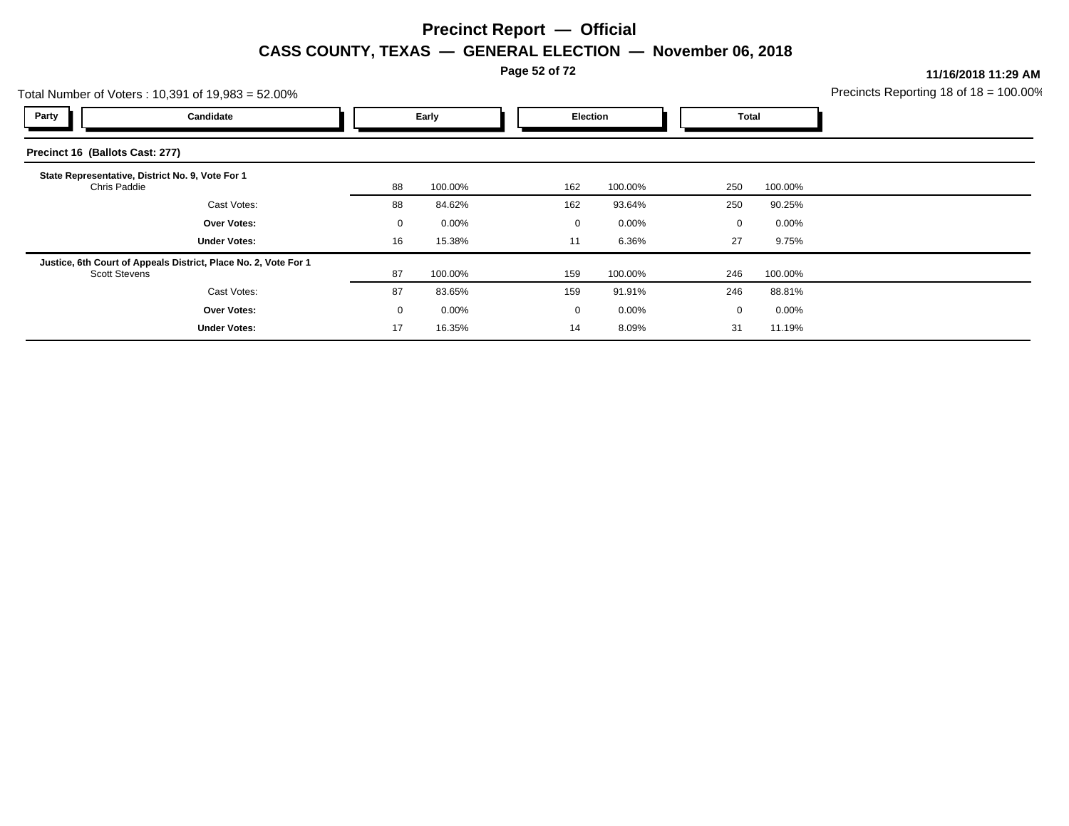# Precinct Report — Official

## CASS COUNTY, TEXAS — GENERAL ELECTION — November 06, 2018

**11/16/2018 11:29 AM**

Total Number of Voters : 10,391 of 19,983 = 52.00%

Precincts Reporting 18 of 18 = 100.00%

### Precinct 16 (Ballots Cast: 277)

| Party | Candidate | Early | | Election | | Total | |
|---|---|---|---|---|---|---|---|
| | **State Representative, District No. 9, Vote For 1** | | | | | | |
| | Chris Paddie | 88 | 100.00% | 162 | 100.00% | 250 | 100.00% |
| | Cast Votes: | 88 | 84.62% | 162 | 93.64% | 250 | 90.25% |
| | **Over Votes:** | 0 | 0.00% | 0 | 0.00% | 0 | 0.00% |
| | **Under Votes:** | 16 | 15.38% | 11 | 6.36% | 27 | 9.75% |
| | **Justice, 6th Court of Appeals District, Place No. 2, Vote For 1** | | | | | | |
| | Scott Stevens | 87 | 100.00% | 159 | 100.00% | 246 | 100.00% |
| | Cast Votes: | 87 | 83.65% | 159 | 91.91% | 246 | 88.81% |
| | **Over Votes:** | 0 | 0.00% | 0 | 0.00% | 0 | 0.00% |
| | **Under Votes:** | 17 | 16.35% | 14 | 8.09% | 31 | 11.19% |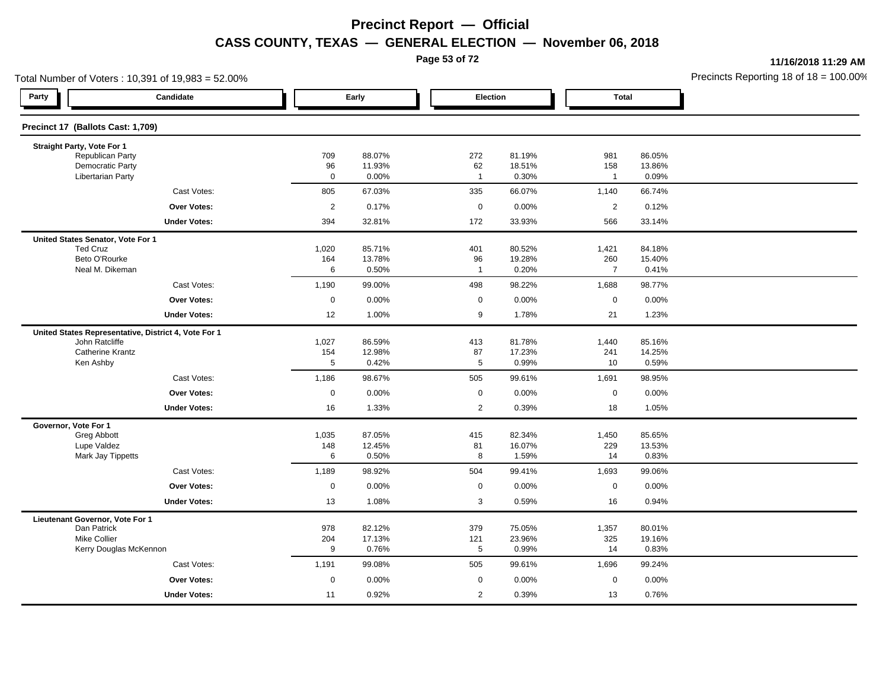# Precinct Report — Official

## CASS COUNTY, TEXAS — GENERAL ELECTION — November 06, 2018

**11/16/2018 11:29 AM**

Total Number of Voters : 10,391 of 19,983 = 52.00%

Precincts Reporting 18 of 18 = 100.00%

| Party | Candidate | Early | | Election | | Total | |
|---|---|---|---|---|---|---|---|
| **Precinct 17 (Ballots Cast: 1,709)** | | | | | | | |
| **Straight Party, Vote For 1** | | | | | | | |
| | Republican Party | 709 | 88.07% | 272 | 81.19% | 981 | 86.05% |
| | Democratic Party | 96 | 11.93% | 62 | 18.51% | 158 | 13.86% |
| | Libertarian Party | 0 | 0.00% | 1 | 0.30% | 1 | 0.09% |
| | Cast Votes: | 805 | 67.03% | 335 | 66.07% | 1,140 | 66.74% |
| | **Over Votes:** | 2 | 0.17% | 0 | 0.00% | 2 | 0.12% |
| | **Under Votes:** | 394 | 32.81% | 172 | 33.93% | 566 | 33.14% |
| **United States Senator, Vote For 1** | | | | | | | |
| | Ted Cruz | 1,020 | 85.71% | 401 | 80.52% | 1,421 | 84.18% |
| | Beto O'Rourke | 164 | 13.78% | 96 | 19.28% | 260 | 15.40% |
| | Neal M. Dikeman | 6 | 0.50% | 1 | 0.20% | 7 | 0.41% |
| | Cast Votes: | 1,190 | 99.00% | 498 | 98.22% | 1,688 | 98.77% |
| | **Over Votes:** | 0 | 0.00% | 0 | 0.00% | 0 | 0.00% |
| | **Under Votes:** | 12 | 1.00% | 9 | 1.78% | 21 | 1.23% |
| **United States Representative, District 4, Vote For 1** | | | | | | | |
| | John Ratcliffe | 1,027 | 86.59% | 413 | 81.78% | 1,440 | 85.16% |
| | Catherine Krantz | 154 | 12.98% | 87 | 17.23% | 241 | 14.25% |
| | Ken Ashby | 5 | 0.42% | 5 | 0.99% | 10 | 0.59% |
| | Cast Votes: | 1,186 | 98.67% | 505 | 99.61% | 1,691 | 98.95% |
| | **Over Votes:** | 0 | 0.00% | 0 | 0.00% | 0 | 0.00% |
| | **Under Votes:** | 16 | 1.33% | 2 | 0.39% | 18 | 1.05% |
| **Governor, Vote For 1** | | | | | | | |
| | Greg Abbott | 1,035 | 87.05% | 415 | 82.34% | 1,450 | 85.65% |
| | Lupe Valdez | 148 | 12.45% | 81 | 16.07% | 229 | 13.53% |
| | Mark Jay Tippetts | 6 | 0.50% | 8 | 1.59% | 14 | 0.83% |
| | Cast Votes: | 1,189 | 98.92% | 504 | 99.41% | 1,693 | 99.06% |
| | **Over Votes:** | 0 | 0.00% | 0 | 0.00% | 0 | 0.00% |
| | **Under Votes:** | 13 | 1.08% | 3 | 0.59% | 16 | 0.94% |
| **Lieutenant Governor, Vote For 1** | | | | | | | |
| | Dan Patrick | 978 | 82.12% | 379 | 75.05% | 1,357 | 80.01% |
| | Mike Collier | 204 | 17.13% | 121 | 23.96% | 325 | 19.16% |
| | Kerry Douglas McKennon | 9 | 0.76% | 5 | 0.99% | 14 | 0.83% |
| | Cast Votes: | 1,191 | 99.08% | 505 | 99.61% | 1,696 | 99.24% |
| | **Over Votes:** | 0 | 0.00% | 0 | 0.00% | 0 | 0.00% |
| | **Under Votes:** | 11 | 0.92% | 2 | 0.39% | 13 | 0.76% |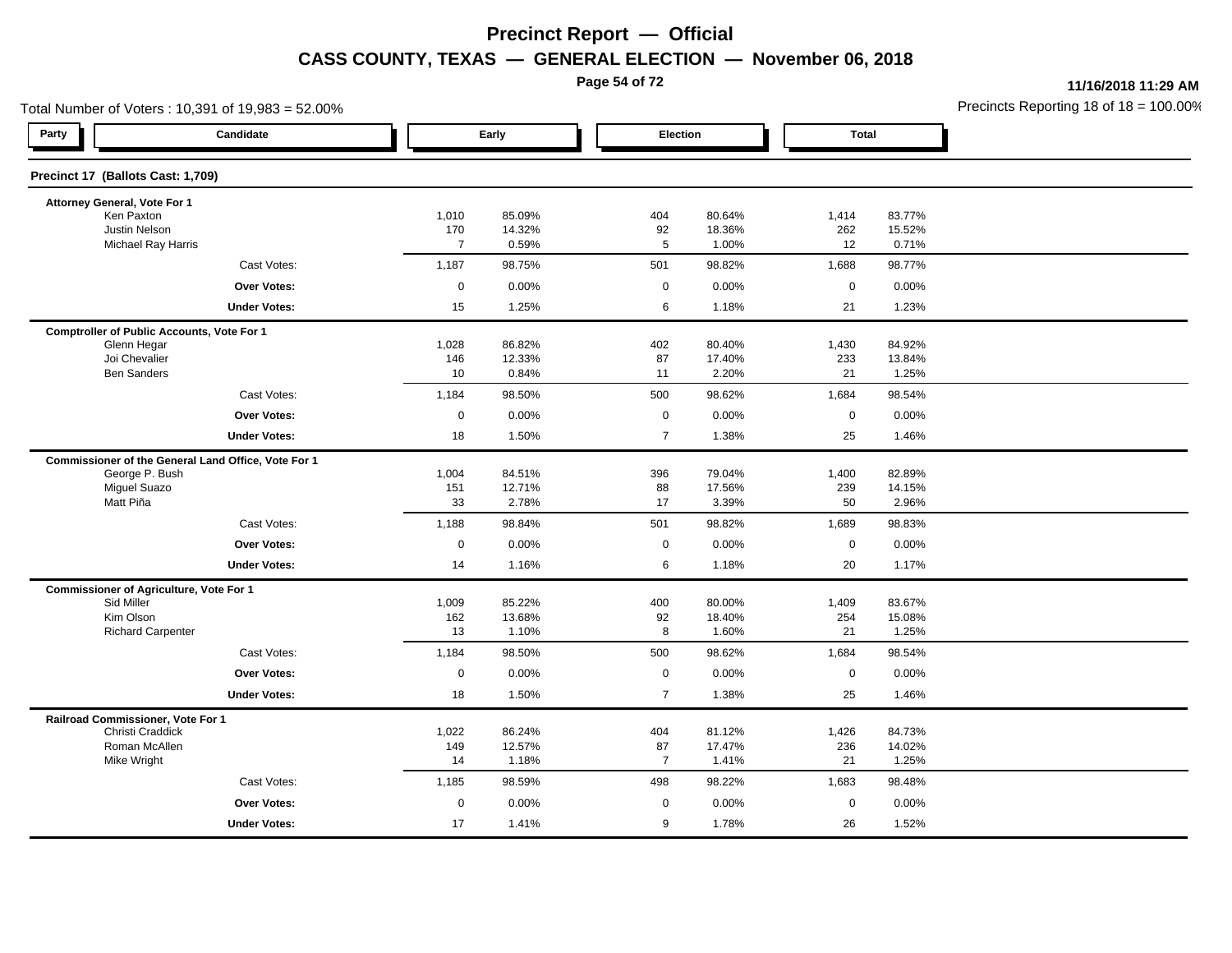# Precinct Report — Official

## CASS COUNTY, TEXAS — GENERAL ELECTION — November 06, 2018

11/16/2018 11:29 AM

Total Number of Voters : 10,391 of 19,983 = 52.00%

Precincts Reporting 18 of 18 = 100.00%

| Party | Candidate | Early | | Election | | Total | |
|---|---|---|---|---|---|---|---|
| **Precinct 17 (Ballots Cast: 1,709)** | | | | | | | |
| **Attorney General, Vote For 1** | | | | | | | |
| | Ken Paxton | 1,010 | 85.09% | 404 | 80.64% | 1,414 | 83.77% |
| | Justin Nelson | 170 | 14.32% | 92 | 18.36% | 262 | 15.52% |
| | Michael Ray Harris | 7 | 0.59% | 5 | 1.00% | 12 | 0.71% |
| | Cast Votes: | 1,187 | 98.75% | 501 | 98.82% | 1,688 | 98.77% |
| | **Over Votes:** | 0 | 0.00% | 0 | 0.00% | 0 | 0.00% |
| | **Under Votes:** | 15 | 1.25% | 6 | 1.18% | 21 | 1.23% |
| **Comptroller of Public Accounts, Vote For 1** | | | | | | | |
| | Glenn Hegar | 1,028 | 86.82% | 402 | 80.40% | 1,430 | 84.92% |
| | Joi Chevalier | 146 | 12.33% | 87 | 17.40% | 233 | 13.84% |
| | Ben Sanders | 10 | 0.84% | 11 | 2.20% | 21 | 1.25% |
| | Cast Votes: | 1,184 | 98.50% | 500 | 98.62% | 1,684 | 98.54% |
| | **Over Votes:** | 0 | 0.00% | 0 | 0.00% | 0 | 0.00% |
| | **Under Votes:** | 18 | 1.50% | 7 | 1.38% | 25 | 1.46% |
| **Commissioner of the General Land Office, Vote For 1** | | | | | | | |
| | George P. Bush | 1,004 | 84.51% | 396 | 79.04% | 1,400 | 82.89% |
| | Miguel Suazo | 151 | 12.71% | 88 | 17.56% | 239 | 14.15% |
| | Matt Piña | 33 | 2.78% | 17 | 3.39% | 50 | 2.96% |
| | Cast Votes: | 1,188 | 98.84% | 501 | 98.82% | 1,689 | 98.83% |
| | **Over Votes:** | 0 | 0.00% | 0 | 0.00% | 0 | 0.00% |
| | **Under Votes:** | 14 | 1.16% | 6 | 1.18% | 20 | 1.17% |
| **Commissioner of Agriculture, Vote For 1** | | | | | | | |
| | Sid Miller | 1,009 | 85.22% | 400 | 80.00% | 1,409 | 83.67% |
| | Kim Olson | 162 | 13.68% | 92 | 18.40% | 254 | 15.08% |
| | Richard Carpenter | 13 | 1.10% | 8 | 1.60% | 21 | 1.25% |
| | Cast Votes: | 1,184 | 98.50% | 500 | 98.62% | 1,684 | 98.54% |
| | **Over Votes:** | 0 | 0.00% | 0 | 0.00% | 0 | 0.00% |
| | **Under Votes:** | 18 | 1.50% | 7 | 1.38% | 25 | 1.46% |
| **Railroad Commissioner, Vote For 1** | | | | | | | |
| | Christi Craddick | 1,022 | 86.24% | 404 | 81.12% | 1,426 | 84.73% |
| | Roman McAllen | 149 | 12.57% | 87 | 17.47% | 236 | 14.02% |
| | Mike Wright | 14 | 1.18% | 7 | 1.41% | 21 | 1.25% |
| | Cast Votes: | 1,185 | 98.59% | 498 | 98.22% | 1,683 | 98.48% |
| | **Over Votes:** | 0 | 0.00% | 0 | 0.00% | 0 | 0.00% |
| | **Under Votes:** | 17 | 1.41% | 9 | 1.78% | 26 | 1.52% |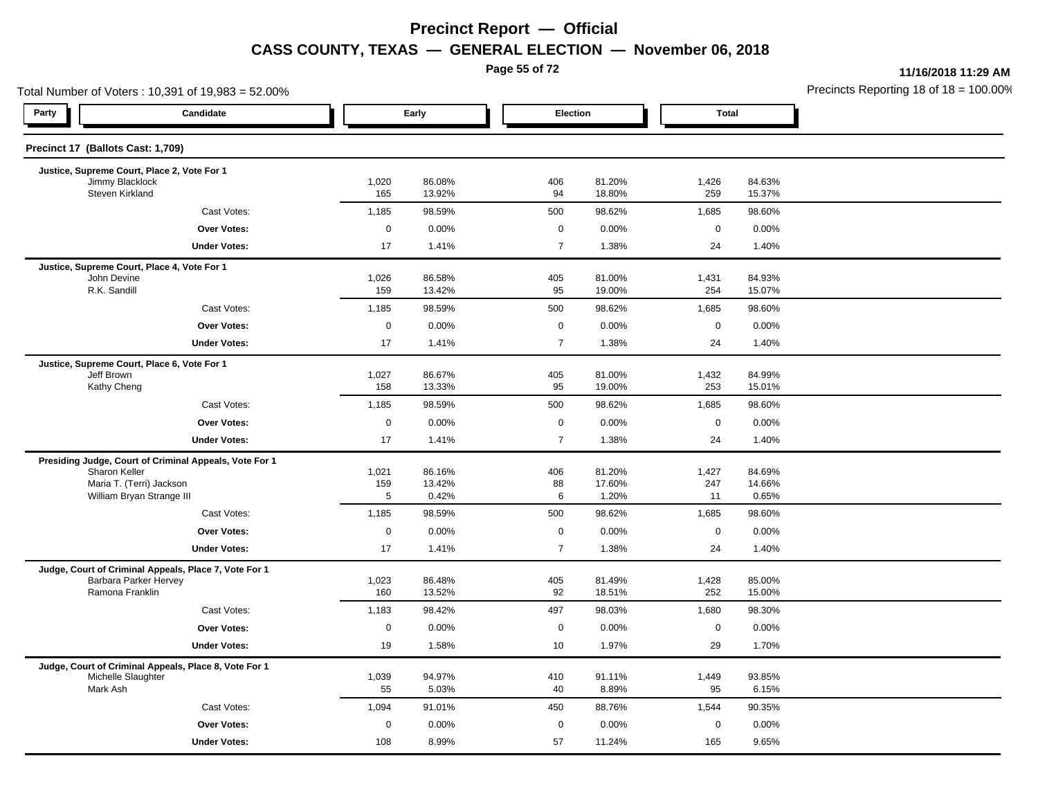# Precinct Report — Official

## CASS COUNTY, TEXAS — GENERAL ELECTION — November 06, 2018

11/16/2018 11:29 AM

Total Number of Voters : 10,391 of 19,983 = 52.00%

Precincts Reporting 18 of 18 = 100.00%

| Party | Candidate | Early | | Election | | Total | |
|---|---|---|---|---|---|---|---|
| **Precinct 17 (Ballots Cast: 1,709)** | | | | | | | |
| **Justice, Supreme Court, Place 2, Vote For 1** | | | | | | | |
| | Jimmy Blacklock | 1,020 | 86.08% | 406 | 81.20% | 1,426 | 84.63% |
| | Steven Kirkland | 165 | 13.92% | 94 | 18.80% | 259 | 15.37% |
| | Cast Votes: | 1,185 | 98.59% | 500 | 98.62% | 1,685 | 98.60% |
| | **Over Votes:** | 0 | 0.00% | 0 | 0.00% | 0 | 0.00% |
| | **Under Votes:** | 17 | 1.41% | 7 | 1.38% | 24 | 1.40% |
| **Justice, Supreme Court, Place 4, Vote For 1** | | | | | | | |
| | John Devine | 1,026 | 86.58% | 405 | 81.00% | 1,431 | 84.93% |
| | R.K. Sandill | 159 | 13.42% | 95 | 19.00% | 254 | 15.07% |
| | Cast Votes: | 1,185 | 98.59% | 500 | 98.62% | 1,685 | 98.60% |
| | **Over Votes:** | 0 | 0.00% | 0 | 0.00% | 0 | 0.00% |
| | **Under Votes:** | 17 | 1.41% | 7 | 1.38% | 24 | 1.40% |
| **Justice, Supreme Court, Place 6, Vote For 1** | | | | | | | |
| | Jeff Brown | 1,027 | 86.67% | 405 | 81.00% | 1,432 | 84.99% |
| | Kathy Cheng | 158 | 13.33% | 95 | 19.00% | 253 | 15.01% |
| | Cast Votes: | 1,185 | 98.59% | 500 | 98.62% | 1,685 | 98.60% |
| | **Over Votes:** | 0 | 0.00% | 0 | 0.00% | 0 | 0.00% |
| | **Under Votes:** | 17 | 1.41% | 7 | 1.38% | 24 | 1.40% |
| **Presiding Judge, Court of Criminal Appeals, Vote For 1** | | | | | | | |
| | Sharon Keller | 1,021 | 86.16% | 406 | 81.20% | 1,427 | 84.69% |
| | Maria T. (Terri) Jackson | 159 | 13.42% | 88 | 17.60% | 247 | 14.66% |
| | William Bryan Strange III | 5 | 0.42% | 6 | 1.20% | 11 | 0.65% |
| | Cast Votes: | 1,185 | 98.59% | 500 | 98.62% | 1,685 | 98.60% |
| | **Over Votes:** | 0 | 0.00% | 0 | 0.00% | 0 | 0.00% |
| | **Under Votes:** | 17 | 1.41% | 7 | 1.38% | 24 | 1.40% |
| **Judge, Court of Criminal Appeals, Place 7, Vote For 1** | | | | | | | |
| | Barbara Parker Hervey | 1,023 | 86.48% | 405 | 81.49% | 1,428 | 85.00% |
| | Ramona Franklin | 160 | 13.52% | 92 | 18.51% | 252 | 15.00% |
| | Cast Votes: | 1,183 | 98.42% | 497 | 98.03% | 1,680 | 98.30% |
| | **Over Votes:** | 0 | 0.00% | 0 | 0.00% | 0 | 0.00% |
| | **Under Votes:** | 19 | 1.58% | 10 | 1.97% | 29 | 1.70% |
| **Judge, Court of Criminal Appeals, Place 8, Vote For 1** | | | | | | | |
| | Michelle Slaughter | 1,039 | 94.97% | 410 | 91.11% | 1,449 | 93.85% |
| | Mark Ash | 55 | 5.03% | 40 | 8.89% | 95 | 6.15% |
| | Cast Votes: | 1,094 | 91.01% | 450 | 88.76% | 1,544 | 90.35% |
| | **Over Votes:** | 0 | 0.00% | 0 | 0.00% | 0 | 0.00% |
| | **Under Votes:** | 108 | 8.99% | 57 | 11.24% | 165 | 9.65% |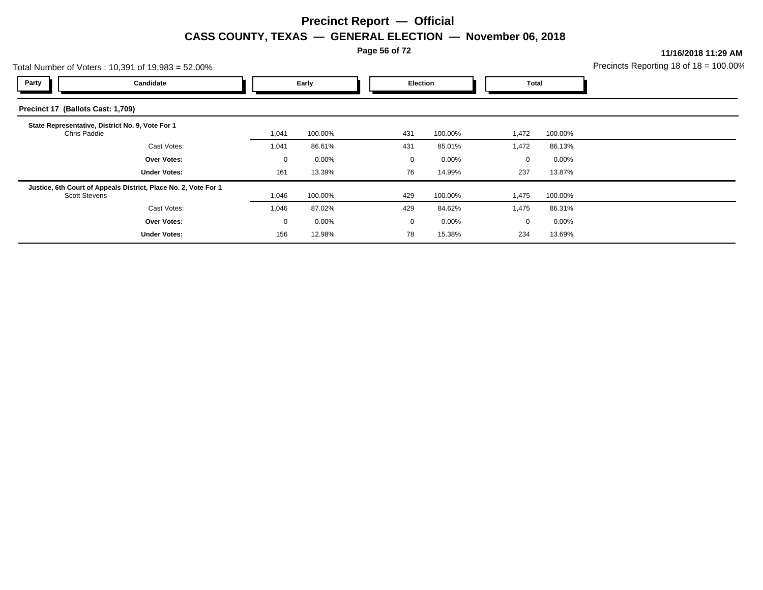# Precinct Report — Official

## CASS COUNTY, TEXAS — GENERAL ELECTION — November 06, 2018

**11/16/2018 11:29 AM**

Total Number of Voters : 10,391 of 19,983 = 52.00%

Precincts Reporting 18 of 18 = 100.00%

### Precinct 17 (Ballots Cast: 1,709)

| Party | Candidate | Early | | Election | | Total | |
|---|---|---|---|---|---|---|---|
| | **State Representative, District No. 9, Vote For 1** | | | | | | |
| | Chris Paddie | 1,041 | 100.00% | 431 | 100.00% | 1,472 | 100.00% |
| | Cast Votes: | 1,041 | 86.61% | 431 | 85.01% | 1,472 | 86.13% |
| | **Over Votes:** | 0 | 0.00% | 0 | 0.00% | 0 | 0.00% |
| | **Under Votes:** | 161 | 13.39% | 76 | 14.99% | 237 | 13.87% |
| | **Justice, 6th Court of Appeals District, Place No. 2, Vote For 1** | | | | | | |
| | Scott Stevens | 1,046 | 100.00% | 429 | 100.00% | 1,475 | 100.00% |
| | Cast Votes: | 1,046 | 87.02% | 429 | 84.62% | 1,475 | 86.31% |
| | **Over Votes:** | 0 | 0.00% | 0 | 0.00% | 0 | 0.00% |
| | **Under Votes:** | 156 | 12.98% | 78 | 15.38% | 234 | 13.69% |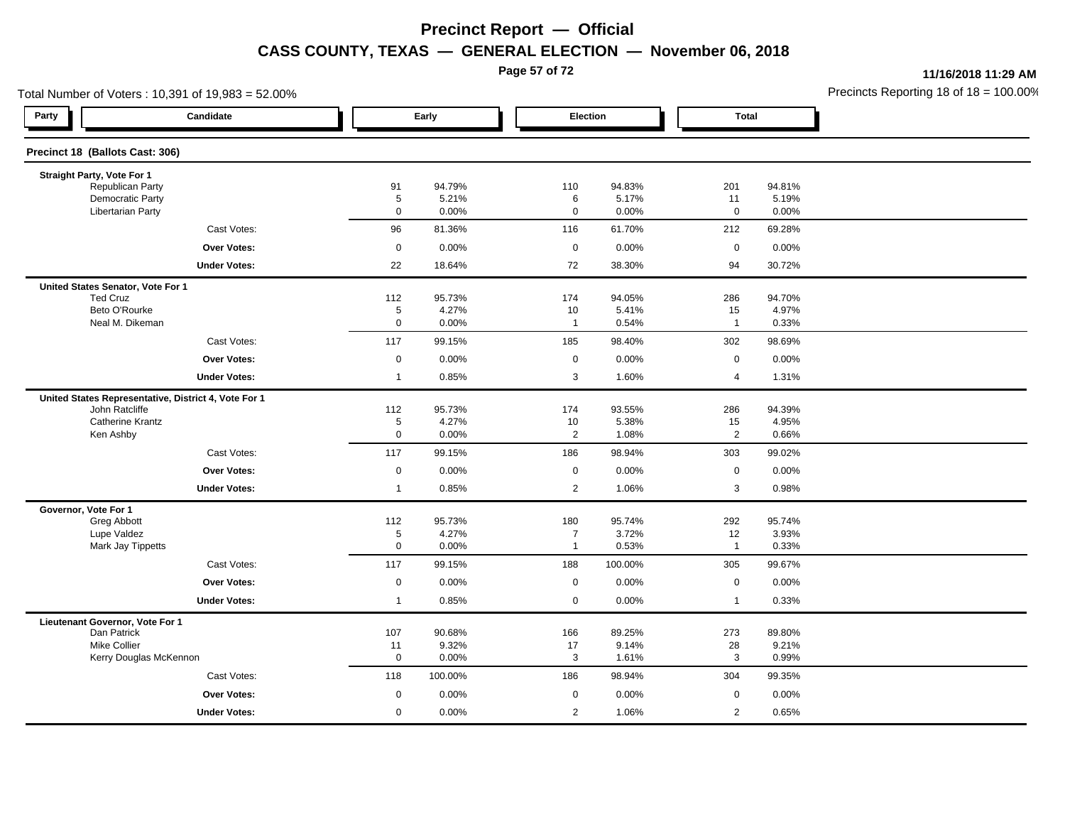# Precinct Report — Official

## CASS COUNTY, TEXAS — GENERAL ELECTION — November 06, 2018

11/16/2018 11:29 AM

Total Number of Voters : 10,391 of 19,983 = 52.00%

Precincts Reporting 18 of 18 = 100.00%

### Precinct 18 (Ballots Cast: 306)

| Party | Candidate | Early | | Election | | Total | |
|---|---|---|---|---|---|---|---|
| **Straight Party, Vote For 1** | | | | | | | |
| | Republican Party | 91 | 94.79% | 110 | 94.83% | 201 | 94.81% |
| | Democratic Party | 5 | 5.21% | 6 | 5.17% | 11 | 5.19% |
| | Libertarian Party | 0 | 0.00% | 0 | 0.00% | 0 | 0.00% |
| | Cast Votes: | 96 | 81.36% | 116 | 61.70% | 212 | 69.28% |
| | **Over Votes:** | 0 | 0.00% | 0 | 0.00% | 0 | 0.00% |
| | **Under Votes:** | 22 | 18.64% | 72 | 38.30% | 94 | 30.72% |
| **United States Senator, Vote For 1** | | | | | | | |
| | Ted Cruz | 112 | 95.73% | 174 | 94.05% | 286 | 94.70% |
| | Beto O'Rourke | 5 | 4.27% | 10 | 5.41% | 15 | 4.97% |
| | Neal M. Dikeman | 0 | 0.00% | 1 | 0.54% | 1 | 0.33% |
| | Cast Votes: | 117 | 99.15% | 185 | 98.40% | 302 | 98.69% |
| | **Over Votes:** | 0 | 0.00% | 0 | 0.00% | 0 | 0.00% |
| | **Under Votes:** | 1 | 0.85% | 3 | 1.60% | 4 | 1.31% |
| **United States Representative, District 4, Vote For 1** | | | | | | | |
| | John Ratcliffe | 112 | 95.73% | 174 | 93.55% | 286 | 94.39% |
| | Catherine Krantz | 5 | 4.27% | 10 | 5.38% | 15 | 4.95% |
| | Ken Ashby | 0 | 0.00% | 2 | 1.08% | 2 | 0.66% |
| | Cast Votes: | 117 | 99.15% | 186 | 98.94% | 303 | 99.02% |
| | **Over Votes:** | 0 | 0.00% | 0 | 0.00% | 0 | 0.00% |
| | **Under Votes:** | 1 | 0.85% | 2 | 1.06% | 3 | 0.98% |
| **Governor, Vote For 1** | | | | | | | |
| | Greg Abbott | 112 | 95.73% | 180 | 95.74% | 292 | 95.74% |
| | Lupe Valdez | 5 | 4.27% | 7 | 3.72% | 12 | 3.93% |
| | Mark Jay Tippetts | 0 | 0.00% | 1 | 0.53% | 1 | 0.33% |
| | Cast Votes: | 117 | 99.15% | 188 | 100.00% | 305 | 99.67% |
| | **Over Votes:** | 0 | 0.00% | 0 | 0.00% | 0 | 0.00% |
| | **Under Votes:** | 1 | 0.85% | 0 | 0.00% | 1 | 0.33% |
| **Lieutenant Governor, Vote For 1** | | | | | | | |
| | Dan Patrick | 107 | 90.68% | 166 | 89.25% | 273 | 89.80% |
| | Mike Collier | 11 | 9.32% | 17 | 9.14% | 28 | 9.21% |
| | Kerry Douglas McKennon | 0 | 0.00% | 3 | 1.61% | 3 | 0.99% |
| | Cast Votes: | 118 | 100.00% | 186 | 98.94% | 304 | 99.35% |
| | **Over Votes:** | 0 | 0.00% | 0 | 0.00% | 0 | 0.00% |
| | **Under Votes:** | 0 | 0.00% | 2 | 1.06% | 2 | 0.65% |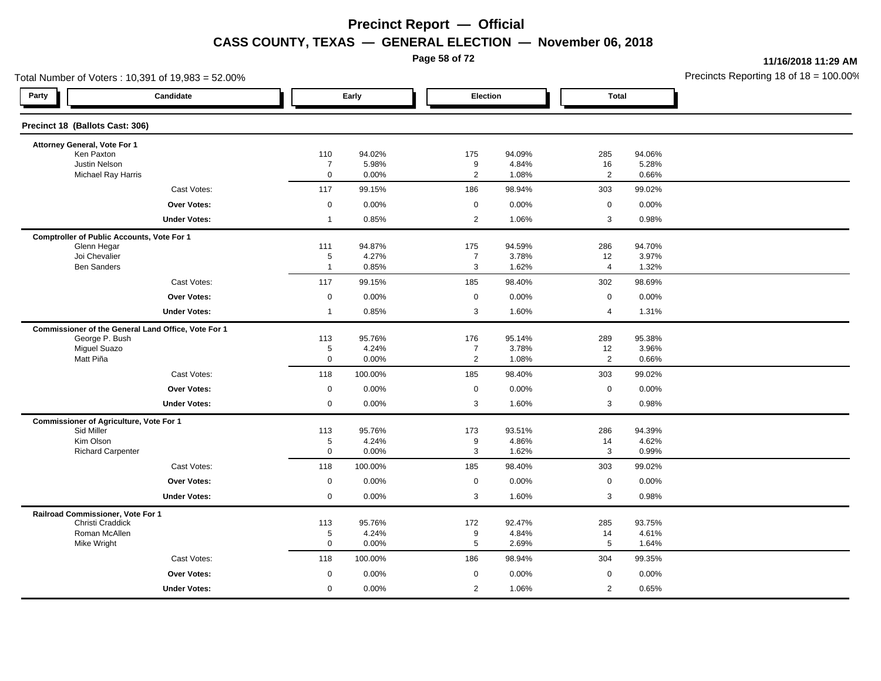# Precinct Report — Official

## CASS COUNTY, TEXAS — GENERAL ELECTION — November 06, 2018

11/16/2018 11:29 AM

Total Number of Voters : 10,391 of 19,983 = 52.00%

Precincts Reporting 18 of 18 = 100.00%

### Precinct 18 (Ballots Cast: 306)

| Party | Candidate | Early | | Election | | Total | |
|---|---|---|---|---|---|---|---|
| | **Attorney General, Vote For 1** | | | | | | |
| | Ken Paxton | 110 | 94.02% | 175 | 94.09% | 285 | 94.06% |
| | Justin Nelson | 7 | 5.98% | 9 | 4.84% | 16 | 5.28% |
| | Michael Ray Harris | 0 | 0.00% | 2 | 1.08% | 2 | 0.66% |
| | Cast Votes: | 117 | 99.15% | 186 | 98.94% | 303 | 99.02% |
| | **Over Votes:** | 0 | 0.00% | 0 | 0.00% | 0 | 0.00% |
| | **Under Votes:** | 1 | 0.85% | 2 | 1.06% | 3 | 0.98% |
| | **Comptroller of Public Accounts, Vote For 1** | | | | | | |
| | Glenn Hegar | 111 | 94.87% | 175 | 94.59% | 286 | 94.70% |
| | Joi Chevalier | 5 | 4.27% | 7 | 3.78% | 12 | 3.97% |
| | Ben Sanders | 1 | 0.85% | 3 | 1.62% | 4 | 1.32% |
| | Cast Votes: | 117 | 99.15% | 185 | 98.40% | 302 | 98.69% |
| | **Over Votes:** | 0 | 0.00% | 0 | 0.00% | 0 | 0.00% |
| | **Under Votes:** | 1 | 0.85% | 3 | 1.60% | 4 | 1.31% |
| | **Commissioner of the General Land Office, Vote For 1** | | | | | | |
| | George P. Bush | 113 | 95.76% | 176 | 95.14% | 289 | 95.38% |
| | Miguel Suazo | 5 | 4.24% | 7 | 3.78% | 12 | 3.96% |
| | Matt Piña | 0 | 0.00% | 2 | 1.08% | 2 | 0.66% |
| | Cast Votes: | 118 | 100.00% | 185 | 98.40% | 303 | 99.02% |
| | **Over Votes:** | 0 | 0.00% | 0 | 0.00% | 0 | 0.00% |
| | **Under Votes:** | 0 | 0.00% | 3 | 1.60% | 3 | 0.98% |
| | **Commissioner of Agriculture, Vote For 1** | | | | | | |
| | Sid Miller | 113 | 95.76% | 173 | 93.51% | 286 | 94.39% |
| | Kim Olson | 5 | 4.24% | 9 | 4.86% | 14 | 4.62% |
| | Richard Carpenter | 0 | 0.00% | 3 | 1.62% | 3 | 0.99% |
| | Cast Votes: | 118 | 100.00% | 185 | 98.40% | 303 | 99.02% |
| | **Over Votes:** | 0 | 0.00% | 0 | 0.00% | 0 | 0.00% |
| | **Under Votes:** | 0 | 0.00% | 3 | 1.60% | 3 | 0.98% |
| | **Railroad Commissioner, Vote For 1** | | | | | | |
| | Christi Craddick | 113 | 95.76% | 172 | 92.47% | 285 | 93.75% |
| | Roman McAllen | 5 | 4.24% | 9 | 4.84% | 14 | 4.61% |
| | Mike Wright | 0 | 0.00% | 5 | 2.69% | 5 | 1.64% |
| | Cast Votes: | 118 | 100.00% | 186 | 98.94% | 304 | 99.35% |
| | **Over Votes:** | 0 | 0.00% | 0 | 0.00% | 0 | 0.00% |
| | **Under Votes:** | 0 | 0.00% | 2 | 1.06% | 2 | 0.65% |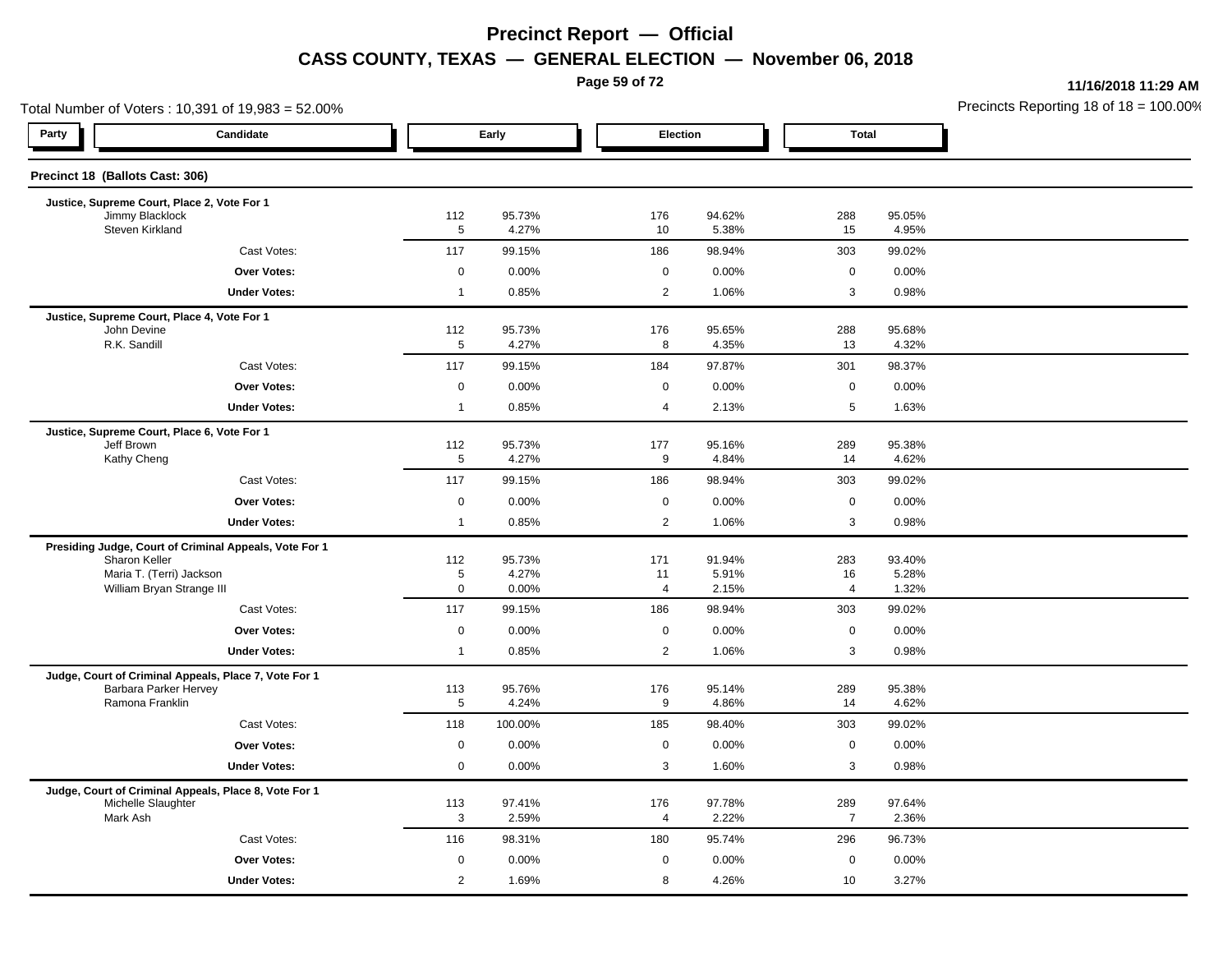# Precinct Report — Official

## CASS COUNTY, TEXAS — GENERAL ELECTION — November 06, 2018

**11/16/2018 11:29 AM**

Total Number of Voters : 10,391 of 19,983 = 52.00%

Precincts Reporting 18 of 18 = 100.00%

### Precinct 18 (Ballots Cast: 306)

| Party | Candidate | Early | | Election | | Total | |
|---|---|---|---|---|---|---|---|
| | **Justice, Supreme Court, Place 2, Vote For 1** | | | | | | |
| | Jimmy Blacklock | 112 | 95.73% | 176 | 94.62% | 288 | 95.05% |
| | Steven Kirkland | 5 | 4.27% | 10 | 5.38% | 15 | 4.95% |
| | Cast Votes: | 117 | 99.15% | 186 | 98.94% | 303 | 99.02% |
| | **Over Votes:** | 0 | 0.00% | 0 | 0.00% | 0 | 0.00% |
| | **Under Votes:** | 1 | 0.85% | 2 | 1.06% | 3 | 0.98% |
| | **Justice, Supreme Court, Place 4, Vote For 1** | | | | | | |
| | John Devine | 112 | 95.73% | 176 | 95.65% | 288 | 95.68% |
| | R.K. Sandill | 5 | 4.27% | 8 | 4.35% | 13 | 4.32% |
| | Cast Votes: | 117 | 99.15% | 184 | 97.87% | 301 | 98.37% |
| | **Over Votes:** | 0 | 0.00% | 0 | 0.00% | 0 | 0.00% |
| | **Under Votes:** | 1 | 0.85% | 4 | 2.13% | 5 | 1.63% |
| | **Justice, Supreme Court, Place 6, Vote For 1** | | | | | | |
| | Jeff Brown | 112 | 95.73% | 177 | 95.16% | 289 | 95.38% |
| | Kathy Cheng | 5 | 4.27% | 9 | 4.84% | 14 | 4.62% |
| | Cast Votes: | 117 | 99.15% | 186 | 98.94% | 303 | 99.02% |
| | **Over Votes:** | 0 | 0.00% | 0 | 0.00% | 0 | 0.00% |
| | **Under Votes:** | 1 | 0.85% | 2 | 1.06% | 3 | 0.98% |
| | **Presiding Judge, Court of Criminal Appeals, Vote For 1** | | | | | | |
| | Sharon Keller | 112 | 95.73% | 171 | 91.94% | 283 | 93.40% |
| | Maria T. (Terri) Jackson | 5 | 4.27% | 11 | 5.91% | 16 | 5.28% |
| | William Bryan Strange III | 0 | 0.00% | 4 | 2.15% | 4 | 1.32% |
| | Cast Votes: | 117 | 99.15% | 186 | 98.94% | 303 | 99.02% |
| | **Over Votes:** | 0 | 0.00% | 0 | 0.00% | 0 | 0.00% |
| | **Under Votes:** | 1 | 0.85% | 2 | 1.06% | 3 | 0.98% |
| | **Judge, Court of Criminal Appeals, Place 7, Vote For 1** | | | | | | |
| | Barbara Parker Hervey | 113 | 95.76% | 176 | 95.14% | 289 | 95.38% |
| | Ramona Franklin | 5 | 4.24% | 9 | 4.86% | 14 | 4.62% |
| | Cast Votes: | 118 | 100.00% | 185 | 98.40% | 303 | 99.02% |
| | **Over Votes:** | 0 | 0.00% | 0 | 0.00% | 0 | 0.00% |
| | **Under Votes:** | 0 | 0.00% | 3 | 1.60% | 3 | 0.98% |
| | **Judge, Court of Criminal Appeals, Place 8, Vote For 1** | | | | | | |
| | Michelle Slaughter | 113 | 97.41% | 176 | 97.78% | 289 | 97.64% |
| | Mark Ash | 3 | 2.59% | 4 | 2.22% | 7 | 2.36% |
| | Cast Votes: | 116 | 98.31% | 180 | 95.74% | 296 | 96.73% |
| | **Over Votes:** | 0 | 0.00% | 0 | 0.00% | 0 | 0.00% |
| | **Under Votes:** | 2 | 1.69% | 8 | 4.26% | 10 | 3.27% |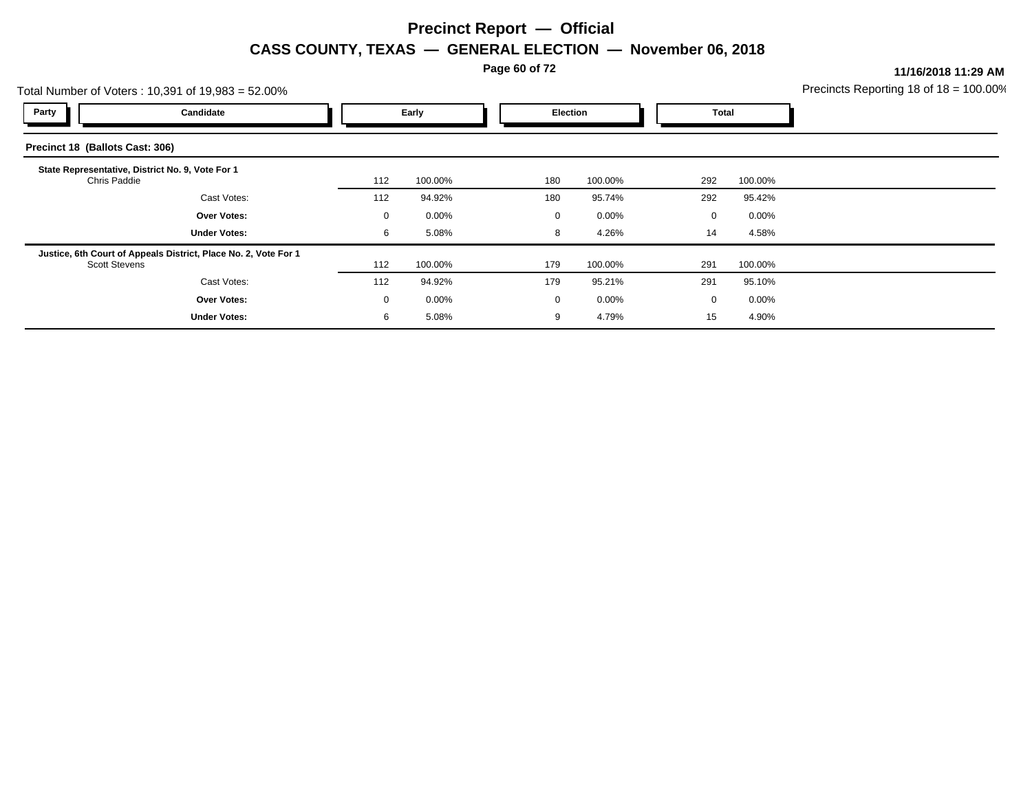# Precinct Report — Official

## CASS COUNTY, TEXAS — GENERAL ELECTION — November 06, 2018

11/16/2018 11:29 AM

Total Number of Voters : 10,391 of 19,983 = 52.00%

Precincts Reporting 18 of 18 = 100.00%

### Precinct 18 (Ballots Cast: 306)

| Party | Candidate | Early | | Election | | Total | |
|---|---|---|---|---|---|---|---|
| | **State Representative, District No. 9, Vote For 1** | | | | | | |
| | Chris Paddie | 112 | 100.00% | 180 | 100.00% | 292 | 100.00% |
| | Cast Votes: | 112 | 94.92% | 180 | 95.74% | 292 | 95.42% |
| | **Over Votes:** | 0 | 0.00% | 0 | 0.00% | 0 | 0.00% |
| | **Under Votes:** | 6 | 5.08% | 8 | 4.26% | 14 | 4.58% |
| | **Justice, 6th Court of Appeals District, Place No. 2, Vote For 1** | | | | | | |
| | Scott Stevens | 112 | 100.00% | 179 | 100.00% | 291 | 100.00% |
| | Cast Votes: | 112 | 94.92% | 179 | 95.21% | 291 | 95.10% |
| | **Over Votes:** | 0 | 0.00% | 0 | 0.00% | 0 | 0.00% |
| | **Under Votes:** | 6 | 5.08% | 9 | 4.79% | 15 | 4.90% |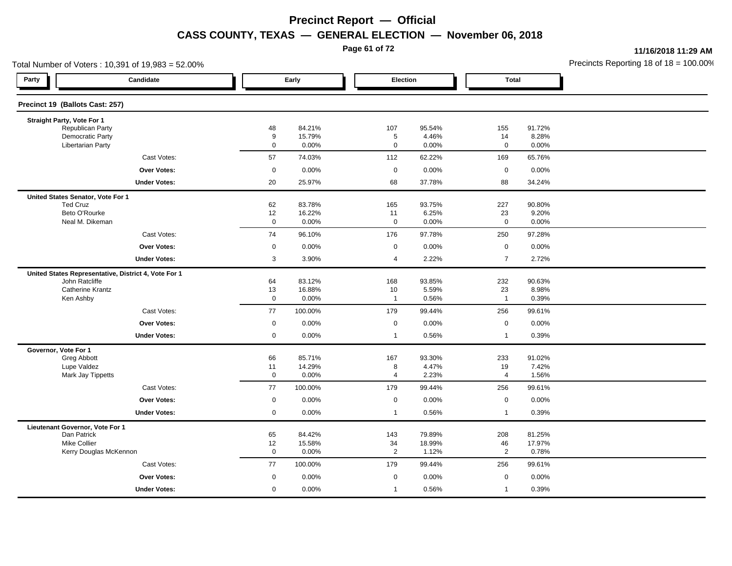# Precinct Report — Official

## CASS COUNTY, TEXAS — GENERAL ELECTION — November 06, 2018

11/16/2018 11:29 AM

Total Number of Voters : 10,391 of 19,983 = 52.00%

Precincts Reporting 18 of 18 = 100.00%

### Precinct 19 (Ballots Cast: 257)

| Party | Candidate | Early | | Election | | Total | |
|---|---|---|---|---|---|---|---|
| **Straight Party, Vote For 1** | | | | | | | |
| | Republican Party | 48 | 84.21% | 107 | 95.54% | 155 | 91.72% |
| | Democratic Party | 9 | 15.79% | 5 | 4.46% | 14 | 8.28% |
| | Libertarian Party | 0 | 0.00% | 0 | 0.00% | 0 | 0.00% |
| | Cast Votes: | 57 | 74.03% | 112 | 62.22% | 169 | 65.76% |
| | **Over Votes:** | 0 | 0.00% | 0 | 0.00% | 0 | 0.00% |
| | **Under Votes:** | 20 | 25.97% | 68 | 37.78% | 88 | 34.24% |
| **United States Senator, Vote For 1** | | | | | | | |
| | Ted Cruz | 62 | 83.78% | 165 | 93.75% | 227 | 90.80% |
| | Beto O'Rourke | 12 | 16.22% | 11 | 6.25% | 23 | 9.20% |
| | Neal M. Dikeman | 0 | 0.00% | 0 | 0.00% | 0 | 0.00% |
| | Cast Votes: | 74 | 96.10% | 176 | 97.78% | 250 | 97.28% |
| | **Over Votes:** | 0 | 0.00% | 0 | 0.00% | 0 | 0.00% |
| | **Under Votes:** | 3 | 3.90% | 4 | 2.22% | 7 | 2.72% |
| **United States Representative, District 4, Vote For 1** | | | | | | | |
| | John Ratcliffe | 64 | 83.12% | 168 | 93.85% | 232 | 90.63% |
| | Catherine Krantz | 13 | 16.88% | 10 | 5.59% | 23 | 8.98% |
| | Ken Ashby | 0 | 0.00% | 1 | 0.56% | 1 | 0.39% |
| | Cast Votes: | 77 | 100.00% | 179 | 99.44% | 256 | 99.61% |
| | **Over Votes:** | 0 | 0.00% | 0 | 0.00% | 0 | 0.00% |
| | **Under Votes:** | 0 | 0.00% | 1 | 0.56% | 1 | 0.39% |
| **Governor, Vote For 1** | | | | | | | |
| | Greg Abbott | 66 | 85.71% | 167 | 93.30% | 233 | 91.02% |
| | Lupe Valdez | 11 | 14.29% | 8 | 4.47% | 19 | 7.42% |
| | Mark Jay Tippetts | 0 | 0.00% | 4 | 2.23% | 4 | 1.56% |
| | Cast Votes: | 77 | 100.00% | 179 | 99.44% | 256 | 99.61% |
| | **Over Votes:** | 0 | 0.00% | 0 | 0.00% | 0 | 0.00% |
| | **Under Votes:** | 0 | 0.00% | 1 | 0.56% | 1 | 0.39% |
| **Lieutenant Governor, Vote For 1** | | | | | | | |
| | Dan Patrick | 65 | 84.42% | 143 | 79.89% | 208 | 81.25% |
| | Mike Collier | 12 | 15.58% | 34 | 18.99% | 46 | 17.97% |
| | Kerry Douglas McKennon | 0 | 0.00% | 2 | 1.12% | 2 | 0.78% |
| | Cast Votes: | 77 | 100.00% | 179 | 99.44% | 256 | 99.61% |
| | **Over Votes:** | 0 | 0.00% | 0 | 0.00% | 0 | 0.00% |
| | **Under Votes:** | 0 | 0.00% | 1 | 0.56% | 1 | 0.39% |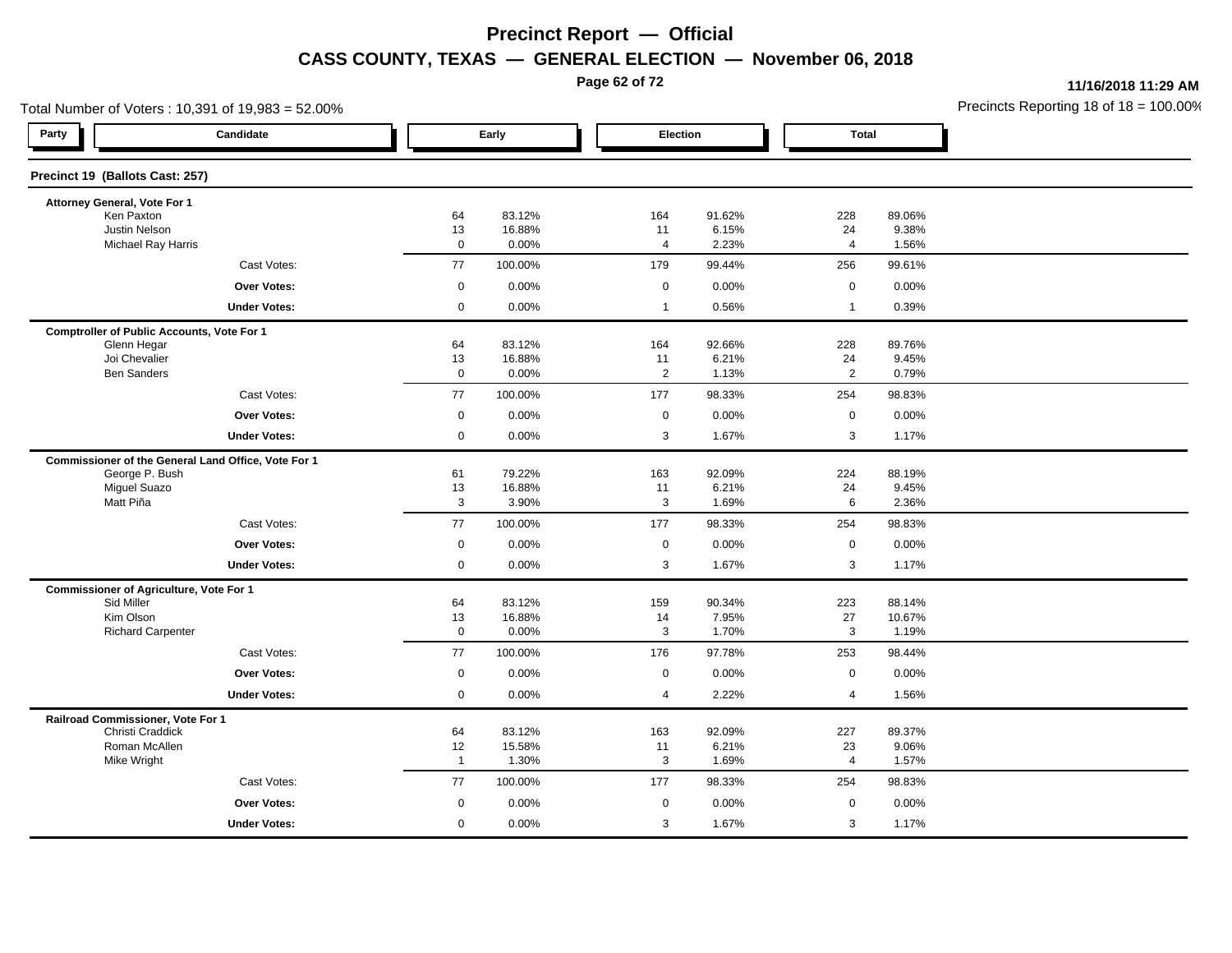# Precinct Report — Official

## CASS COUNTY, TEXAS — GENERAL ELECTION — November 06, 2018

11/16/2018 11:29 AM

Total Number of Voters : 10,391 of 19,983 = 52.00%

Precincts Reporting 18 of 18 = 100.00%

### Precinct 19 (Ballots Cast: 257)

| Party | Candidate | Early | | Election | | Total | |
|---|---|---|---|---|---|---|---|
| | **Attorney General, Vote For 1** | | | | | | |
| | Ken Paxton | 64 | 83.12% | 164 | 91.62% | 228 | 89.06% |
| | Justin Nelson | 13 | 16.88% | 11 | 6.15% | 24 | 9.38% |
| | Michael Ray Harris | 0 | 0.00% | 4 | 2.23% | 4 | 1.56% |
| | Cast Votes: | 77 | 100.00% | 179 | 99.44% | 256 | 99.61% |
| | **Over Votes:** | 0 | 0.00% | 0 | 0.00% | 0 | 0.00% |
| | **Under Votes:** | 0 | 0.00% | 1 | 0.56% | 1 | 0.39% |
| | **Comptroller of Public Accounts, Vote For 1** | | | | | | |
| | Glenn Hegar | 64 | 83.12% | 164 | 92.66% | 228 | 89.76% |
| | Joi Chevalier | 13 | 16.88% | 11 | 6.21% | 24 | 9.45% |
| | Ben Sanders | 0 | 0.00% | 2 | 1.13% | 2 | 0.79% |
| | Cast Votes: | 77 | 100.00% | 177 | 98.33% | 254 | 98.83% |
| | **Over Votes:** | 0 | 0.00% | 0 | 0.00% | 0 | 0.00% |
| | **Under Votes:** | 0 | 0.00% | 3 | 1.67% | 3 | 1.17% |
| | **Commissioner of the General Land Office, Vote For 1** | | | | | | |
| | George P. Bush | 61 | 79.22% | 163 | 92.09% | 224 | 88.19% |
| | Miguel Suazo | 13 | 16.88% | 11 | 6.21% | 24 | 9.45% |
| | Matt Piña | 3 | 3.90% | 3 | 1.69% | 6 | 2.36% |
| | Cast Votes: | 77 | 100.00% | 177 | 98.33% | 254 | 98.83% |
| | **Over Votes:** | 0 | 0.00% | 0 | 0.00% | 0 | 0.00% |
| | **Under Votes:** | 0 | 0.00% | 3 | 1.67% | 3 | 1.17% |
| | **Commissioner of Agriculture, Vote For 1** | | | | | | |
| | Sid Miller | 64 | 83.12% | 159 | 90.34% | 223 | 88.14% |
| | Kim Olson | 13 | 16.88% | 14 | 7.95% | 27 | 10.67% |
| | Richard Carpenter | 0 | 0.00% | 3 | 1.70% | 3 | 1.19% |
| | Cast Votes: | 77 | 100.00% | 176 | 97.78% | 253 | 98.44% |
| | **Over Votes:** | 0 | 0.00% | 0 | 0.00% | 0 | 0.00% |
| | **Under Votes:** | 0 | 0.00% | 4 | 2.22% | 4 | 1.56% |
| | **Railroad Commissioner, Vote For 1** | | | | | | |
| | Christi Craddick | 64 | 83.12% | 163 | 92.09% | 227 | 89.37% |
| | Roman McAllen | 12 | 15.58% | 11 | 6.21% | 23 | 9.06% |
| | Mike Wright | 1 | 1.30% | 3 | 1.69% | 4 | 1.57% |
| | Cast Votes: | 77 | 100.00% | 177 | 98.33% | 254 | 98.83% |
| | **Over Votes:** | 0 | 0.00% | 0 | 0.00% | 0 | 0.00% |
| | **Under Votes:** | 0 | 0.00% | 3 | 1.67% | 3 | 1.17% |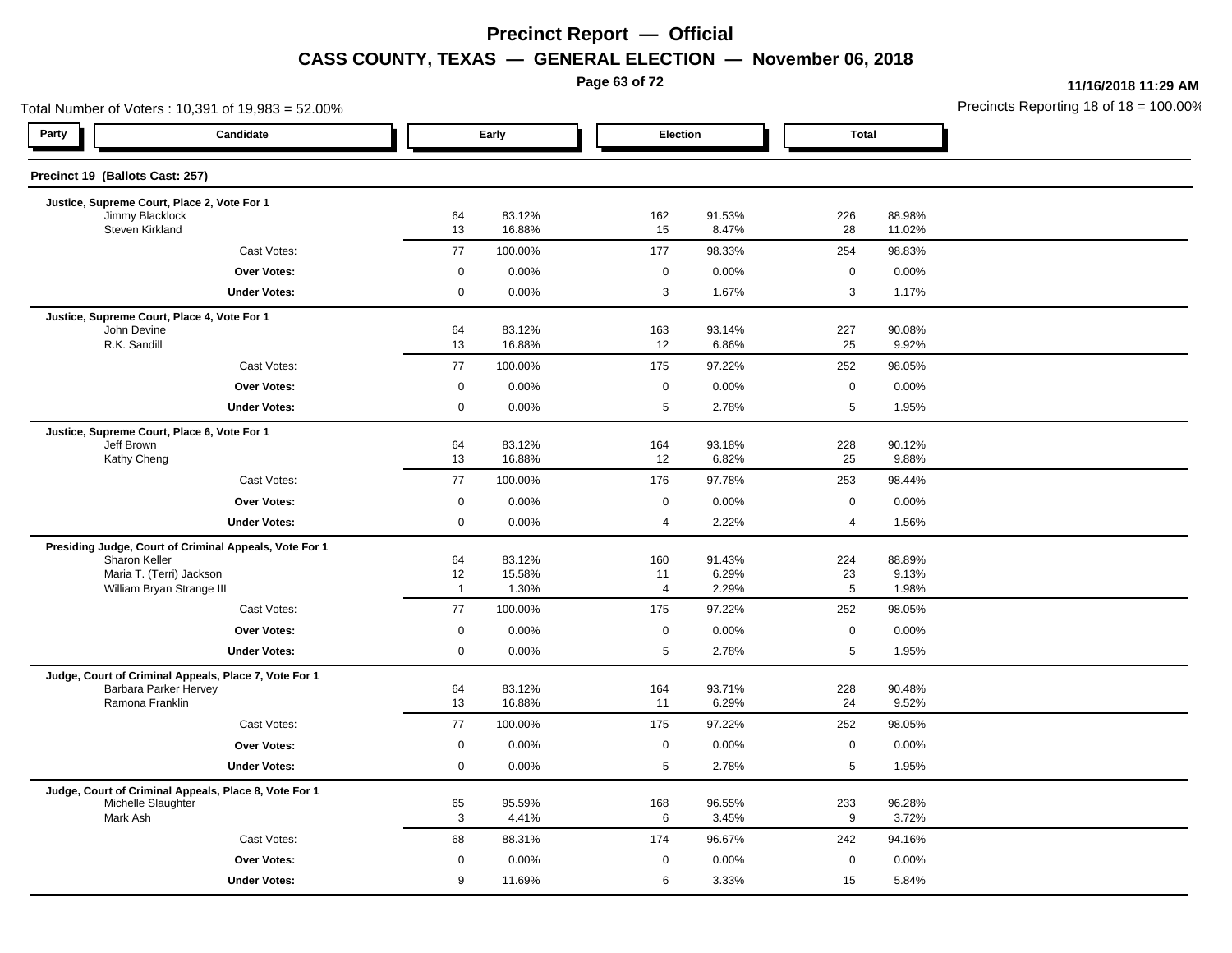# Precinct Report — Official

## CASS COUNTY, TEXAS — GENERAL ELECTION — November 06, 2018

11/16/2018 11:29 AM

Total Number of Voters : 10,391 of 19,983 = 52.00%

Precincts Reporting 18 of 18 = 100.00%

### Precinct 19 (Ballots Cast: 257)

| Party | Candidate | Early | | Election | | Total | |
|---|---|---|---|---|---|---|---|
| | **Justice, Supreme Court, Place 2, Vote For 1** | | | | | | |
| | Jimmy Blacklock | 64 | 83.12% | 162 | 91.53% | 226 | 88.98% |
| | Steven Kirkland | 13 | 16.88% | 15 | 8.47% | 28 | 11.02% |
| | Cast Votes: | 77 | 100.00% | 177 | 98.33% | 254 | 98.83% |
| | **Over Votes:** | 0 | 0.00% | 0 | 0.00% | 0 | 0.00% |
| | **Under Votes:** | 0 | 0.00% | 3 | 1.67% | 3 | 1.17% |
| | **Justice, Supreme Court, Place 4, Vote For 1** | | | | | | |
| | John Devine | 64 | 83.12% | 163 | 93.14% | 227 | 90.08% |
| | R.K. Sandill | 13 | 16.88% | 12 | 6.86% | 25 | 9.92% |
| | Cast Votes: | 77 | 100.00% | 175 | 97.22% | 252 | 98.05% |
| | **Over Votes:** | 0 | 0.00% | 0 | 0.00% | 0 | 0.00% |
| | **Under Votes:** | 0 | 0.00% | 5 | 2.78% | 5 | 1.95% |
| | **Justice, Supreme Court, Place 6, Vote For 1** | | | | | | |
| | Jeff Brown | 64 | 83.12% | 164 | 93.18% | 228 | 90.12% |
| | Kathy Cheng | 13 | 16.88% | 12 | 6.82% | 25 | 9.88% |
| | Cast Votes: | 77 | 100.00% | 176 | 97.78% | 253 | 98.44% |
| | **Over Votes:** | 0 | 0.00% | 0 | 0.00% | 0 | 0.00% |
| | **Under Votes:** | 0 | 0.00% | 4 | 2.22% | 4 | 1.56% |
| | **Presiding Judge, Court of Criminal Appeals, Vote For 1** | | | | | | |
| | Sharon Keller | 64 | 83.12% | 160 | 91.43% | 224 | 88.89% |
| | Maria T. (Terri) Jackson | 12 | 15.58% | 11 | 6.29% | 23 | 9.13% |
| | William Bryan Strange III | 1 | 1.30% | 4 | 2.29% | 5 | 1.98% |
| | Cast Votes: | 77 | 100.00% | 175 | 97.22% | 252 | 98.05% |
| | **Over Votes:** | 0 | 0.00% | 0 | 0.00% | 0 | 0.00% |
| | **Under Votes:** | 0 | 0.00% | 5 | 2.78% | 5 | 1.95% |
| | **Judge, Court of Criminal Appeals, Place 7, Vote For 1** | | | | | | |
| | Barbara Parker Hervey | 64 | 83.12% | 164 | 93.71% | 228 | 90.48% |
| | Ramona Franklin | 13 | 16.88% | 11 | 6.29% | 24 | 9.52% |
| | Cast Votes: | 77 | 100.00% | 175 | 97.22% | 252 | 98.05% |
| | **Over Votes:** | 0 | 0.00% | 0 | 0.00% | 0 | 0.00% |
| | **Under Votes:** | 0 | 0.00% | 5 | 2.78% | 5 | 1.95% |
| | **Judge, Court of Criminal Appeals, Place 8, Vote For 1** | | | | | | |
| | Michelle Slaughter | 65 | 95.59% | 168 | 96.55% | 233 | 96.28% |
| | Mark Ash | 3 | 4.41% | 6 | 3.45% | 9 | 3.72% |
| | Cast Votes: | 68 | 88.31% | 174 | 96.67% | 242 | 94.16% |
| | **Over Votes:** | 0 | 0.00% | 0 | 0.00% | 0 | 0.00% |
| | **Under Votes:** | 9 | 11.69% | 6 | 3.33% | 15 | 5.84% |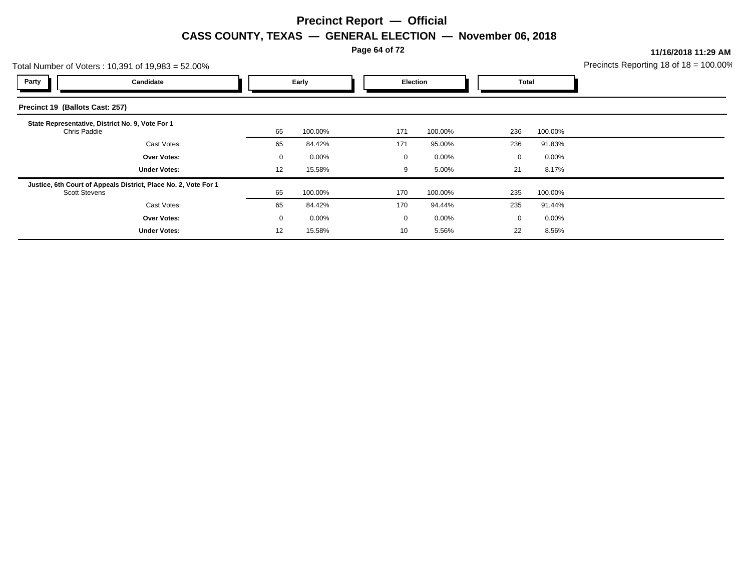# Precinct Report — Official

## CASS COUNTY, TEXAS — GENERAL ELECTION — November 06, 2018

**11/16/2018 11:29 AM**

Total Number of Voters : 10,391 of 19,983 = 52.00%

Precincts Reporting 18 of 18 = 100.00%

| Party | Candidate | Early | | Election | | Total | |
|---|---|---|---|---|---|---|---|
| **Precinct 19 (Ballots Cast: 257)** | | | | | | | |
| **State Representative, District No. 9, Vote For 1** | | | | | | | |
| | Chris Paddie | 65 | 100.00% | 171 | 100.00% | 236 | 100.00% |
| | Cast Votes: | 65 | 84.42% | 171 | 95.00% | 236 | 91.83% |
| | **Over Votes:** | 0 | 0.00% | 0 | 0.00% | 0 | 0.00% |
| | **Under Votes:** | 12 | 15.58% | 9 | 5.00% | 21 | 8.17% |
| **Justice, 6th Court of Appeals District, Place No. 2, Vote For 1** | | | | | | | |
| | Scott Stevens | 65 | 100.00% | 170 | 100.00% | 235 | 100.00% |
| | Cast Votes: | 65 | 84.42% | 170 | 94.44% | 235 | 91.44% |
| | **Over Votes:** | 0 | 0.00% | 0 | 0.00% | 0 | 0.00% |
| | **Under Votes:** | 12 | 15.58% | 10 | 5.56% | 22 | 8.56% |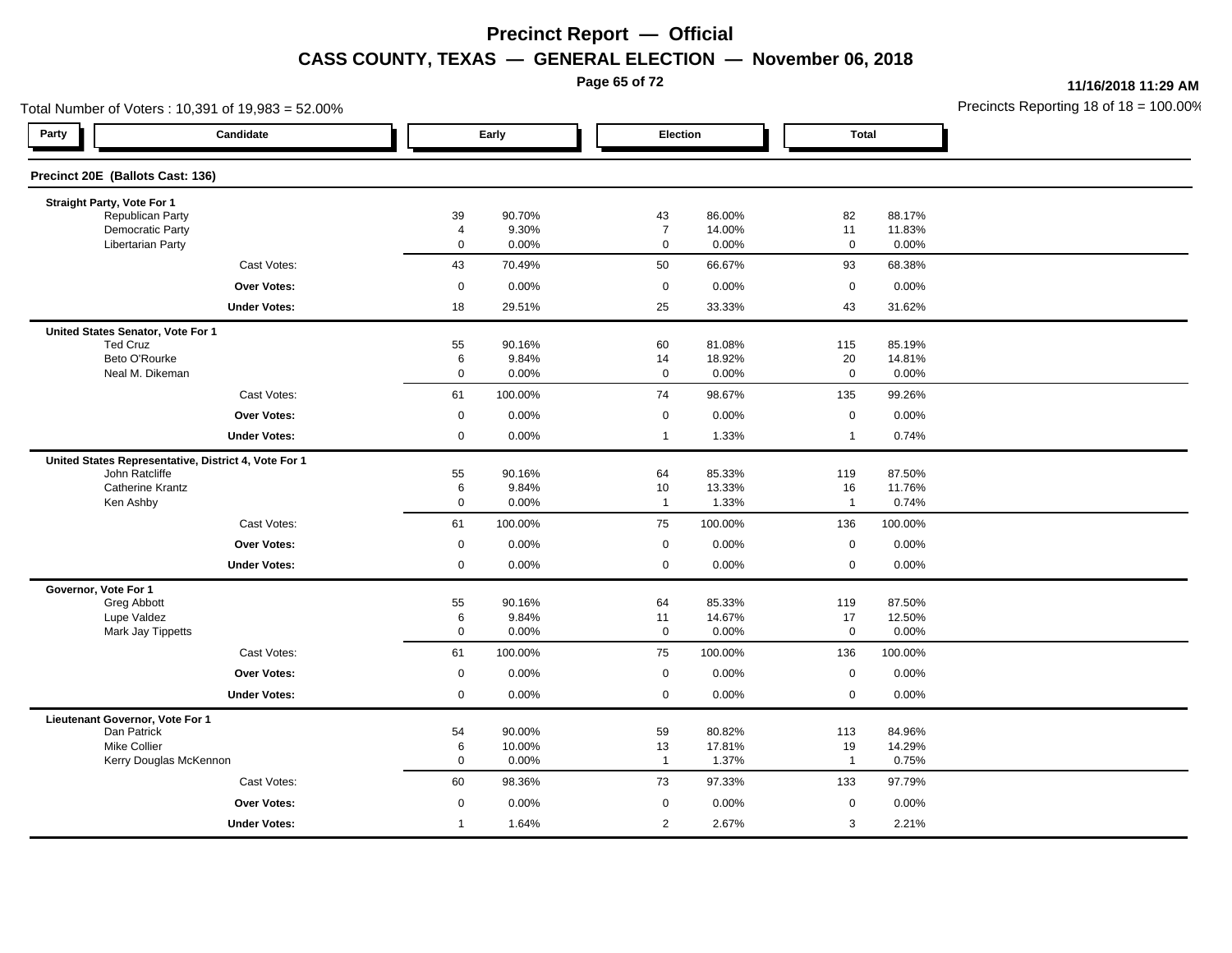# Precinct Report — Official

## CASS COUNTY, TEXAS — GENERAL ELECTION — November 06, 2018

11/16/2018 11:29 AM

Total Number of Voters : 10,391 of 19,983 = 52.00%

Precincts Reporting 18 of 18 = 100.00%

### Precinct 20E (Ballots Cast: 136)

| Party | Candidate | Early | | Election | | Total | |
|---|---|---|---|---|---|---|---|
| **Straight Party, Vote For 1** | | | | | | | |
| | Republican Party | 39 | 90.70% | 43 | 86.00% | 82 | 88.17% |
| | Democratic Party | 4 | 9.30% | 7 | 14.00% | 11 | 11.83% |
| | Libertarian Party | 0 | 0.00% | 0 | 0.00% | 0 | 0.00% |
| | Cast Votes: | 43 | 70.49% | 50 | 66.67% | 93 | 68.38% |
| | **Over Votes:** | 0 | 0.00% | 0 | 0.00% | 0 | 0.00% |
| | **Under Votes:** | 18 | 29.51% | 25 | 33.33% | 43 | 31.62% |
| **United States Senator, Vote For 1** | | | | | | | |
| | Ted Cruz | 55 | 90.16% | 60 | 81.08% | 115 | 85.19% |
| | Beto O'Rourke | 6 | 9.84% | 14 | 18.92% | 20 | 14.81% |
| | Neal M. Dikeman | 0 | 0.00% | 0 | 0.00% | 0 | 0.00% |
| | Cast Votes: | 61 | 100.00% | 74 | 98.67% | 135 | 99.26% |
| | **Over Votes:** | 0 | 0.00% | 0 | 0.00% | 0 | 0.00% |
| | **Under Votes:** | 0 | 0.00% | 1 | 1.33% | 1 | 0.74% |
| **United States Representative, District 4, Vote For 1** | | | | | | | |
| | John Ratcliffe | 55 | 90.16% | 64 | 85.33% | 119 | 87.50% |
| | Catherine Krantz | 6 | 9.84% | 10 | 13.33% | 16 | 11.76% |
| | Ken Ashby | 0 | 0.00% | 1 | 1.33% | 1 | 0.74% |
| | Cast Votes: | 61 | 100.00% | 75 | 100.00% | 136 | 100.00% |
| | **Over Votes:** | 0 | 0.00% | 0 | 0.00% | 0 | 0.00% |
| | **Under Votes:** | 0 | 0.00% | 0 | 0.00% | 0 | 0.00% |
| **Governor, Vote For 1** | | | | | | | |
| | Greg Abbott | 55 | 90.16% | 64 | 85.33% | 119 | 87.50% |
| | Lupe Valdez | 6 | 9.84% | 11 | 14.67% | 17 | 12.50% |
| | Mark Jay Tippetts | 0 | 0.00% | 0 | 0.00% | 0 | 0.00% |
| | Cast Votes: | 61 | 100.00% | 75 | 100.00% | 136 | 100.00% |
| | **Over Votes:** | 0 | 0.00% | 0 | 0.00% | 0 | 0.00% |
| | **Under Votes:** | 0 | 0.00% | 0 | 0.00% | 0 | 0.00% |
| **Lieutenant Governor, Vote For 1** | | | | | | | |
| | Dan Patrick | 54 | 90.00% | 59 | 80.82% | 113 | 84.96% |
| | Mike Collier | 6 | 10.00% | 13 | 17.81% | 19 | 14.29% |
| | Kerry Douglas McKennon | 0 | 0.00% | 1 | 1.37% | 1 | 0.75% |
| | Cast Votes: | 60 | 98.36% | 73 | 97.33% | 133 | 97.79% |
| | **Over Votes:** | 0 | 0.00% | 0 | 0.00% | 0 | 0.00% |
| | **Under Votes:** | 1 | 1.64% | 2 | 2.67% | 3 | 2.21% |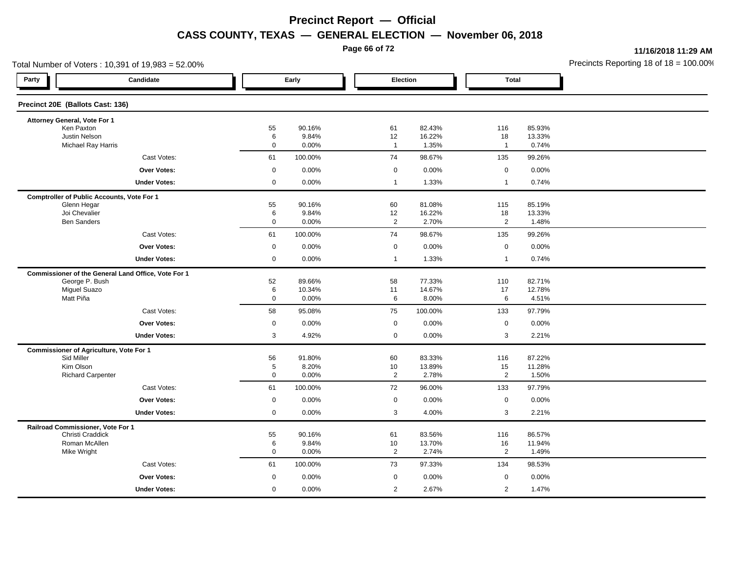# Precinct Report — Official

## CASS COUNTY, TEXAS — GENERAL ELECTION — November 06, 2018

11/16/2018 11:29 AM

Total Number of Voters : 10,391 of 19,983 = 52.00%

Precincts Reporting 18 of 18 = 100.00%

### Precinct 20E (Ballots Cast: 136)

| Party | Candidate | Early | | Election | | Total | |
|---|---|---|---|---|---|---|---|
| | **Attorney General, Vote For 1** | | | | | | |
| | Ken Paxton | 55 | 90.16% | 61 | 82.43% | 116 | 85.93% |
| | Justin Nelson | 6 | 9.84% | 12 | 16.22% | 18 | 13.33% |
| | Michael Ray Harris | 0 | 0.00% | 1 | 1.35% | 1 | 0.74% |
| | Cast Votes: | 61 | 100.00% | 74 | 98.67% | 135 | 99.26% |
| | **Over Votes:** | 0 | 0.00% | 0 | 0.00% | 0 | 0.00% |
| | **Under Votes:** | 0 | 0.00% | 1 | 1.33% | 1 | 0.74% |
| | **Comptroller of Public Accounts, Vote For 1** | | | | | | |
| | Glenn Hegar | 55 | 90.16% | 60 | 81.08% | 115 | 85.19% |
| | Joi Chevalier | 6 | 9.84% | 12 | 16.22% | 18 | 13.33% |
| | Ben Sanders | 0 | 0.00% | 2 | 2.70% | 2 | 1.48% |
| | Cast Votes: | 61 | 100.00% | 74 | 98.67% | 135 | 99.26% |
| | **Over Votes:** | 0 | 0.00% | 0 | 0.00% | 0 | 0.00% |
| | **Under Votes:** | 0 | 0.00% | 1 | 1.33% | 1 | 0.74% |
| | **Commissioner of the General Land Office, Vote For 1** | | | | | | |
| | George P. Bush | 52 | 89.66% | 58 | 77.33% | 110 | 82.71% |
| | Miguel Suazo | 6 | 10.34% | 11 | 14.67% | 17 | 12.78% |
| | Matt Piña | 0 | 0.00% | 6 | 8.00% | 6 | 4.51% |
| | Cast Votes: | 58 | 95.08% | 75 | 100.00% | 133 | 97.79% |
| | **Over Votes:** | 0 | 0.00% | 0 | 0.00% | 0 | 0.00% |
| | **Under Votes:** | 3 | 4.92% | 0 | 0.00% | 3 | 2.21% |
| | **Commissioner of Agriculture, Vote For 1** | | | | | | |
| | Sid Miller | 56 | 91.80% | 60 | 83.33% | 116 | 87.22% |
| | Kim Olson | 5 | 8.20% | 10 | 13.89% | 15 | 11.28% |
| | Richard Carpenter | 0 | 0.00% | 2 | 2.78% | 2 | 1.50% |
| | Cast Votes: | 61 | 100.00% | 72 | 96.00% | 133 | 97.79% |
| | **Over Votes:** | 0 | 0.00% | 0 | 0.00% | 0 | 0.00% |
| | **Under Votes:** | 0 | 0.00% | 3 | 4.00% | 3 | 2.21% |
| | **Railroad Commissioner, Vote For 1** | | | | | | |
| | Christi Craddick | 55 | 90.16% | 61 | 83.56% | 116 | 86.57% |
| | Roman McAllen | 6 | 9.84% | 10 | 13.70% | 16 | 11.94% |
| | Mike Wright | 0 | 0.00% | 2 | 2.74% | 2 | 1.49% |
| | Cast Votes: | 61 | 100.00% | 73 | 97.33% | 134 | 98.53% |
| | **Over Votes:** | 0 | 0.00% | 0 | 0.00% | 0 | 0.00% |
| | **Under Votes:** | 0 | 0.00% | 2 | 2.67% | 2 | 1.47% |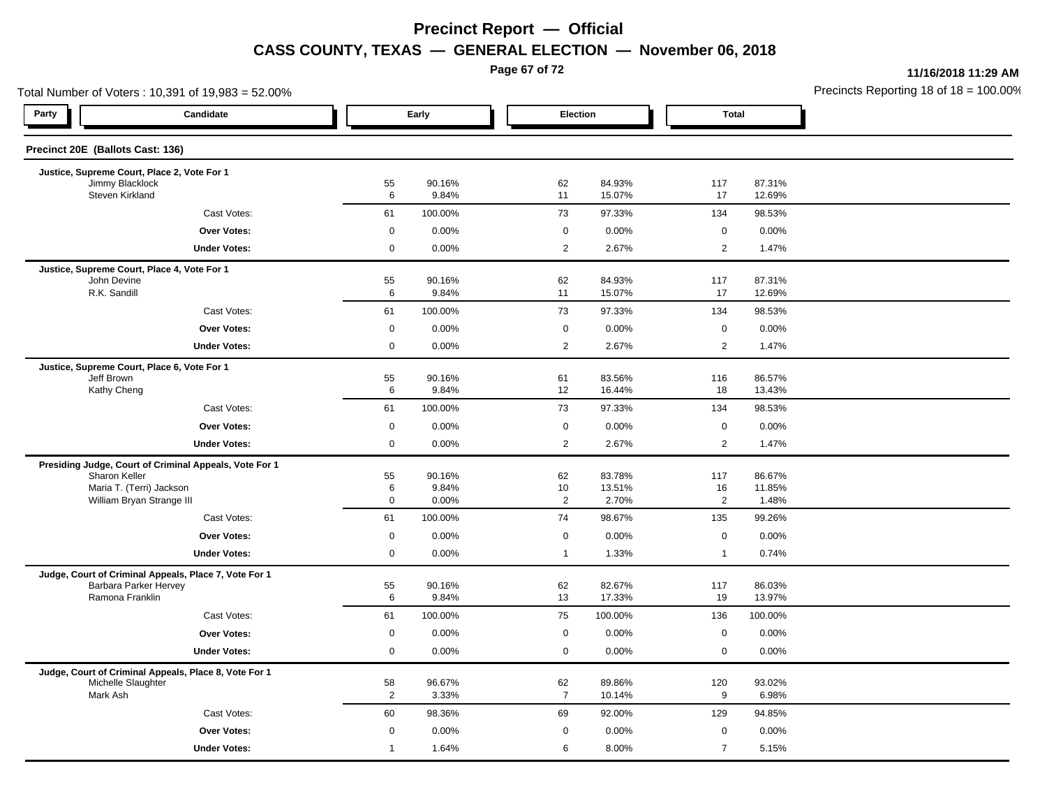# Precinct Report — Official

## CASS COUNTY, TEXAS — GENERAL ELECTION — November 06, 2018

11/16/2018 11:29 AM

Total Number of Voters : 10,391 of 19,983 = 52.00%

Precincts Reporting 18 of 18 = 100.00%

### Precinct 20E (Ballots Cast: 136)

| Party | Candidate | Early | | Election | | Total | |
|---|---|---|---|---|---|---|---|
| | **Justice, Supreme Court, Place 2, Vote For 1** | | | | | | |
| | Jimmy Blacklock | 55 | 90.16% | 62 | 84.93% | 117 | 87.31% |
| | Steven Kirkland | 6 | 9.84% | 11 | 15.07% | 17 | 12.69% |
| | Cast Votes: | 61 | 100.00% | 73 | 97.33% | 134 | 98.53% |
| | **Over Votes:** | 0 | 0.00% | 0 | 0.00% | 0 | 0.00% |
| | **Under Votes:** | 0 | 0.00% | 2 | 2.67% | 2 | 1.47% |
| | **Justice, Supreme Court, Place 4, Vote For 1** | | | | | | |
| | John Devine | 55 | 90.16% | 62 | 84.93% | 117 | 87.31% |
| | R.K. Sandill | 6 | 9.84% | 11 | 15.07% | 17 | 12.69% |
| | Cast Votes: | 61 | 100.00% | 73 | 97.33% | 134 | 98.53% |
| | **Over Votes:** | 0 | 0.00% | 0 | 0.00% | 0 | 0.00% |
| | **Under Votes:** | 0 | 0.00% | 2 | 2.67% | 2 | 1.47% |
| | **Justice, Supreme Court, Place 6, Vote For 1** | | | | | | |
| | Jeff Brown | 55 | 90.16% | 61 | 83.56% | 116 | 86.57% |
| | Kathy Cheng | 6 | 9.84% | 12 | 16.44% | 18 | 13.43% |
| | Cast Votes: | 61 | 100.00% | 73 | 97.33% | 134 | 98.53% |
| | **Over Votes:** | 0 | 0.00% | 0 | 0.00% | 0 | 0.00% |
| | **Under Votes:** | 0 | 0.00% | 2 | 2.67% | 2 | 1.47% |
| | **Presiding Judge, Court of Criminal Appeals, Vote For 1** | | | | | | |
| | Sharon Keller | 55 | 90.16% | 62 | 83.78% | 117 | 86.67% |
| | Maria T. (Terri) Jackson | 6 | 9.84% | 10 | 13.51% | 16 | 11.85% |
| | William Bryan Strange III | 0 | 0.00% | 2 | 2.70% | 2 | 1.48% |
| | Cast Votes: | 61 | 100.00% | 74 | 98.67% | 135 | 99.26% |
| | **Over Votes:** | 0 | 0.00% | 0 | 0.00% | 0 | 0.00% |
| | **Under Votes:** | 0 | 0.00% | 1 | 1.33% | 1 | 0.74% |
| | **Judge, Court of Criminal Appeals, Place 7, Vote For 1** | | | | | | |
| | Barbara Parker Hervey | 55 | 90.16% | 62 | 82.67% | 117 | 86.03% |
| | Ramona Franklin | 6 | 9.84% | 13 | 17.33% | 19 | 13.97% |
| | Cast Votes: | 61 | 100.00% | 75 | 100.00% | 136 | 100.00% |
| | **Over Votes:** | 0 | 0.00% | 0 | 0.00% | 0 | 0.00% |
| | **Under Votes:** | 0 | 0.00% | 0 | 0.00% | 0 | 0.00% |
| | **Judge, Court of Criminal Appeals, Place 8, Vote For 1** | | | | | | |
| | Michelle Slaughter | 58 | 96.67% | 62 | 89.86% | 120 | 93.02% |
| | Mark Ash | 2 | 3.33% | 7 | 10.14% | 9 | 6.98% |
| | Cast Votes: | 60 | 98.36% | 69 | 92.00% | 129 | 94.85% |
| | **Over Votes:** | 0 | 0.00% | 0 | 0.00% | 0 | 0.00% |
| | **Under Votes:** | 1 | 1.64% | 6 | 8.00% | 7 | 5.15% |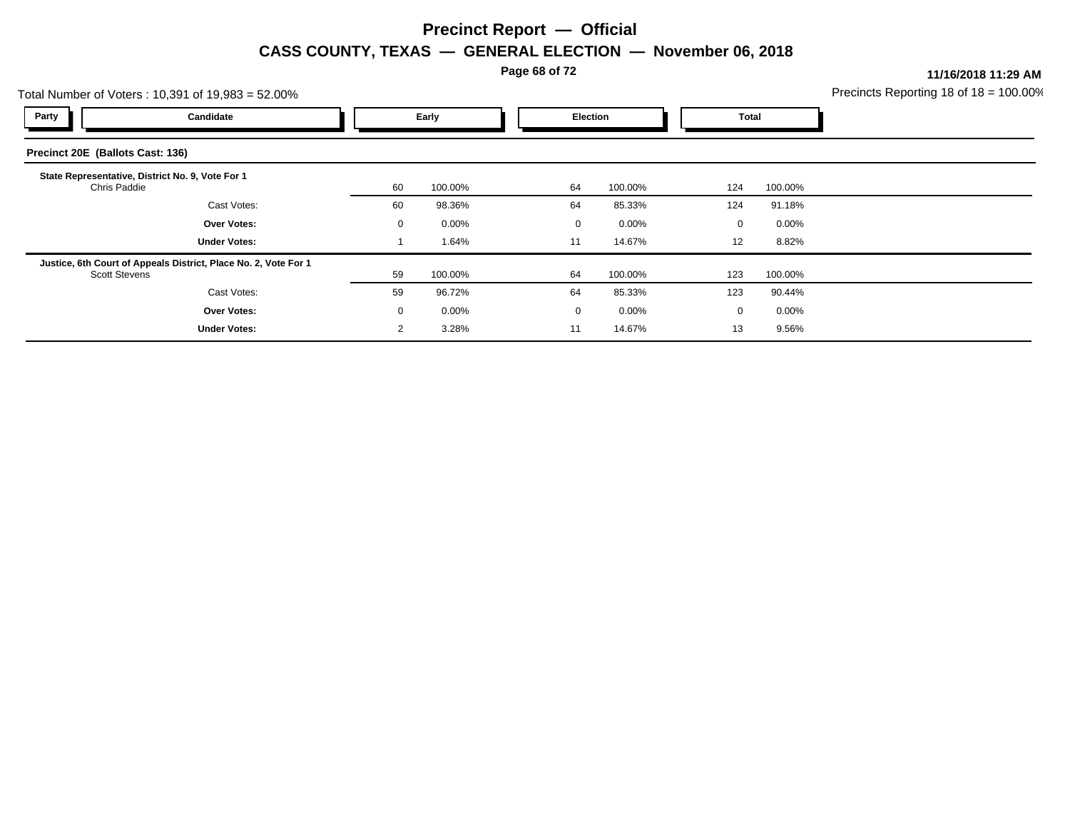# Precinct Report — Official

## CASS COUNTY, TEXAS — GENERAL ELECTION — November 06, 2018

11/16/2018 11:29 AM

Total Number of Voters : 10,391 of 19,983 = 52.00%

Precincts Reporting 18 of 18 = 100.00%

| Party | Candidate | Early | | Election | | Total | |
|---|---|---|---|---|---|---|---|
| **Precinct 20E (Ballots Cast: 136)** | | | | | | | |
| **State Representative, District No. 9, Vote For 1** | | | | | | | |
| | Chris Paddie | 60 | 100.00% | 64 | 100.00% | 124 | 100.00% |
| | Cast Votes: | 60 | 98.36% | 64 | 85.33% | 124 | 91.18% |
| | **Over Votes:** | 0 | 0.00% | 0 | 0.00% | 0 | 0.00% |
| | **Under Votes:** | 1 | 1.64% | 11 | 14.67% | 12 | 8.82% |
| **Justice, 6th Court of Appeals District, Place No. 2, Vote For 1** | | | | | | | |
| | Scott Stevens | 59 | 100.00% | 64 | 100.00% | 123 | 100.00% |
| | Cast Votes: | 59 | 96.72% | 64 | 85.33% | 123 | 90.44% |
| | **Over Votes:** | 0 | 0.00% | 0 | 0.00% | 0 | 0.00% |
| | **Under Votes:** | 2 | 3.28% | 11 | 14.67% | 13 | 9.56% |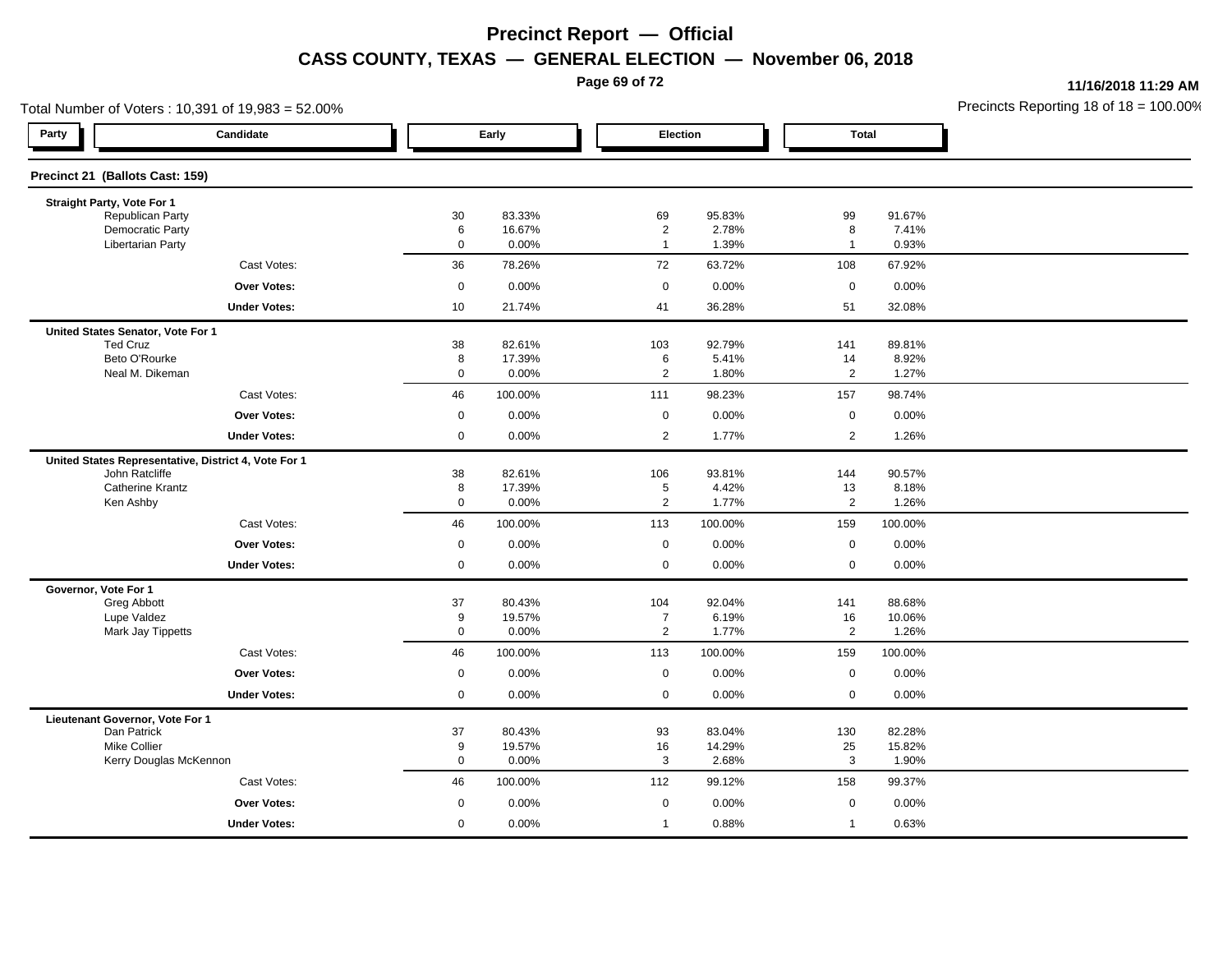# Precinct Report — Official

## CASS COUNTY, TEXAS — GENERAL ELECTION — November 06, 2018

11/16/2018 11:29 AM

Total Number of Voters : 10,391 of 19,983 = 52.00%

Precincts Reporting 18 of 18 = 100.00%

### Precinct 21 (Ballots Cast: 159)

| Party | Candidate | Early | | Election | | Total | |
|---|---|---|---|---|---|---|---|
| **Straight Party, Vote For 1** | | | | | | | |
| | Republican Party | 30 | 83.33% | 69 | 95.83% | 99 | 91.67% |
| | Democratic Party | 6 | 16.67% | 2 | 2.78% | 8 | 7.41% |
| | Libertarian Party | 0 | 0.00% | 1 | 1.39% | 1 | 0.93% |
| | Cast Votes: | 36 | 78.26% | 72 | 63.72% | 108 | 67.92% |
| | **Over Votes:** | 0 | 0.00% | 0 | 0.00% | 0 | 0.00% |
| | **Under Votes:** | 10 | 21.74% | 41 | 36.28% | 51 | 32.08% |
| **United States Senator, Vote For 1** | | | | | | | |
| | Ted Cruz | 38 | 82.61% | 103 | 92.79% | 141 | 89.81% |
| | Beto O'Rourke | 8 | 17.39% | 6 | 5.41% | 14 | 8.92% |
| | Neal M. Dikeman | 0 | 0.00% | 2 | 1.80% | 2 | 1.27% |
| | Cast Votes: | 46 | 100.00% | 111 | 98.23% | 157 | 98.74% |
| | **Over Votes:** | 0 | 0.00% | 0 | 0.00% | 0 | 0.00% |
| | **Under Votes:** | 0 | 0.00% | 2 | 1.77% | 2 | 1.26% |
| **United States Representative, District 4, Vote For 1** | | | | | | | |
| | John Ratcliffe | 38 | 82.61% | 106 | 93.81% | 144 | 90.57% |
| | Catherine Krantz | 8 | 17.39% | 5 | 4.42% | 13 | 8.18% |
| | Ken Ashby | 0 | 0.00% | 2 | 1.77% | 2 | 1.26% |
| | Cast Votes: | 46 | 100.00% | 113 | 100.00% | 159 | 100.00% |
| | **Over Votes:** | 0 | 0.00% | 0 | 0.00% | 0 | 0.00% |
| | **Under Votes:** | 0 | 0.00% | 0 | 0.00% | 0 | 0.00% |
| **Governor, Vote For 1** | | | | | | | |
| | Greg Abbott | 37 | 80.43% | 104 | 92.04% | 141 | 88.68% |
| | Lupe Valdez | 9 | 19.57% | 7 | 6.19% | 16 | 10.06% |
| | Mark Jay Tippetts | 0 | 0.00% | 2 | 1.77% | 2 | 1.26% |
| | Cast Votes: | 46 | 100.00% | 113 | 100.00% | 159 | 100.00% |
| | **Over Votes:** | 0 | 0.00% | 0 | 0.00% | 0 | 0.00% |
| | **Under Votes:** | 0 | 0.00% | 0 | 0.00% | 0 | 0.00% |
| **Lieutenant Governor, Vote For 1** | | | | | | | |
| | Dan Patrick | 37 | 80.43% | 93 | 83.04% | 130 | 82.28% |
| | Mike Collier | 9 | 19.57% | 16 | 14.29% | 25 | 15.82% |
| | Kerry Douglas McKennon | 0 | 0.00% | 3 | 2.68% | 3 | 1.90% |
| | Cast Votes: | 46 | 100.00% | 112 | 99.12% | 158 | 99.37% |
| | **Over Votes:** | 0 | 0.00% | 0 | 0.00% | 0 | 0.00% |
| | **Under Votes:** | 0 | 0.00% | 1 | 0.88% | 1 | 0.63% |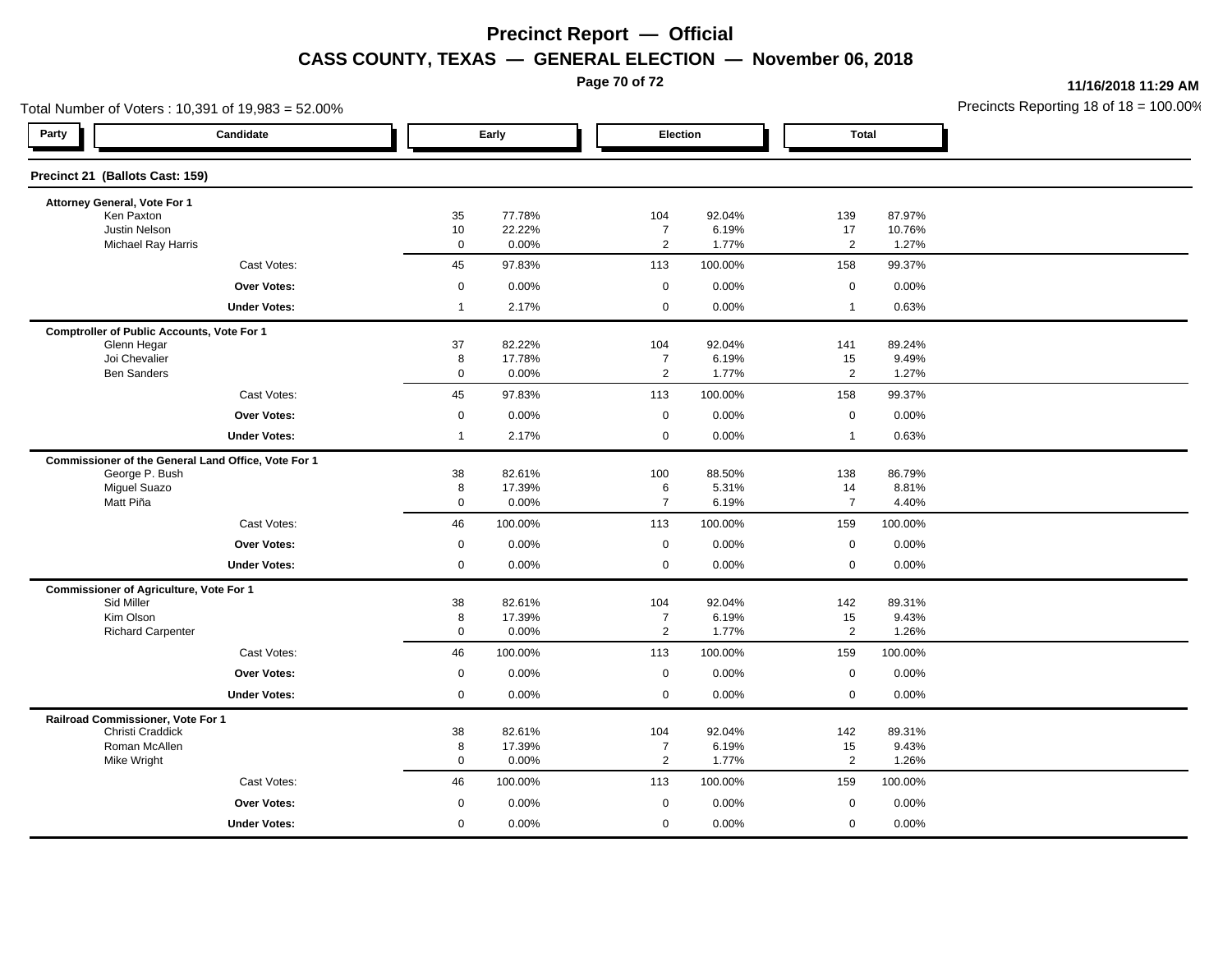# Precinct Report — Official

## CASS COUNTY, TEXAS — GENERAL ELECTION — November 06, 2018

11/16/2018 11:29 AM

Total Number of Voters : 10,391 of 19,983 = 52.00%

Precincts Reporting 18 of 18 = 100.00%

### Precinct 21 (Ballots Cast: 159)

| Party | Candidate | Early | | Election | | Total | |
|---|---|---|---|---|---|---|---|
| | **Attorney General, Vote For 1** | | | | | | |
| | Ken Paxton | 35 | 77.78% | 104 | 92.04% | 139 | 87.97% |
| | Justin Nelson | 10 | 22.22% | 7 | 6.19% | 17 | 10.76% |
| | Michael Ray Harris | 0 | 0.00% | 2 | 1.77% | 2 | 1.27% |
| | Cast Votes: | 45 | 97.83% | 113 | 100.00% | 158 | 99.37% |
| | **Over Votes:** | 0 | 0.00% | 0 | 0.00% | 0 | 0.00% |
| | **Under Votes:** | 1 | 2.17% | 0 | 0.00% | 1 | 0.63% |
| | **Comptroller of Public Accounts, Vote For 1** | | | | | | |
| | Glenn Hegar | 37 | 82.22% | 104 | 92.04% | 141 | 89.24% |
| | Joi Chevalier | 8 | 17.78% | 7 | 6.19% | 15 | 9.49% |
| | Ben Sanders | 0 | 0.00% | 2 | 1.77% | 2 | 1.27% |
| | Cast Votes: | 45 | 97.83% | 113 | 100.00% | 158 | 99.37% |
| | **Over Votes:** | 0 | 0.00% | 0 | 0.00% | 0 | 0.00% |
| | **Under Votes:** | 1 | 2.17% | 0 | 0.00% | 1 | 0.63% |
| | **Commissioner of the General Land Office, Vote For 1** | | | | | | |
| | George P. Bush | 38 | 82.61% | 100 | 88.50% | 138 | 86.79% |
| | Miguel Suazo | 8 | 17.39% | 6 | 5.31% | 14 | 8.81% |
| | Matt Piña | 0 | 0.00% | 7 | 6.19% | 7 | 4.40% |
| | Cast Votes: | 46 | 100.00% | 113 | 100.00% | 159 | 100.00% |
| | **Over Votes:** | 0 | 0.00% | 0 | 0.00% | 0 | 0.00% |
| | **Under Votes:** | 0 | 0.00% | 0 | 0.00% | 0 | 0.00% |
| | **Commissioner of Agriculture, Vote For 1** | | | | | | |
| | Sid Miller | 38 | 82.61% | 104 | 92.04% | 142 | 89.31% |
| | Kim Olson | 8 | 17.39% | 7 | 6.19% | 15 | 9.43% |
| | Richard Carpenter | 0 | 0.00% | 2 | 1.77% | 2 | 1.26% |
| | Cast Votes: | 46 | 100.00% | 113 | 100.00% | 159 | 100.00% |
| | **Over Votes:** | 0 | 0.00% | 0 | 0.00% | 0 | 0.00% |
| | **Under Votes:** | 0 | 0.00% | 0 | 0.00% | 0 | 0.00% |
| | **Railroad Commissioner, Vote For 1** | | | | | | |
| | Christi Craddick | 38 | 82.61% | 104 | 92.04% | 142 | 89.31% |
| | Roman McAllen | 8 | 17.39% | 7 | 6.19% | 15 | 9.43% |
| | Mike Wright | 0 | 0.00% | 2 | 1.77% | 2 | 1.26% |
| | Cast Votes: | 46 | 100.00% | 113 | 100.00% | 159 | 100.00% |
| | **Over Votes:** | 0 | 0.00% | 0 | 0.00% | 0 | 0.00% |
| | **Under Votes:** | 0 | 0.00% | 0 | 0.00% | 0 | 0.00% |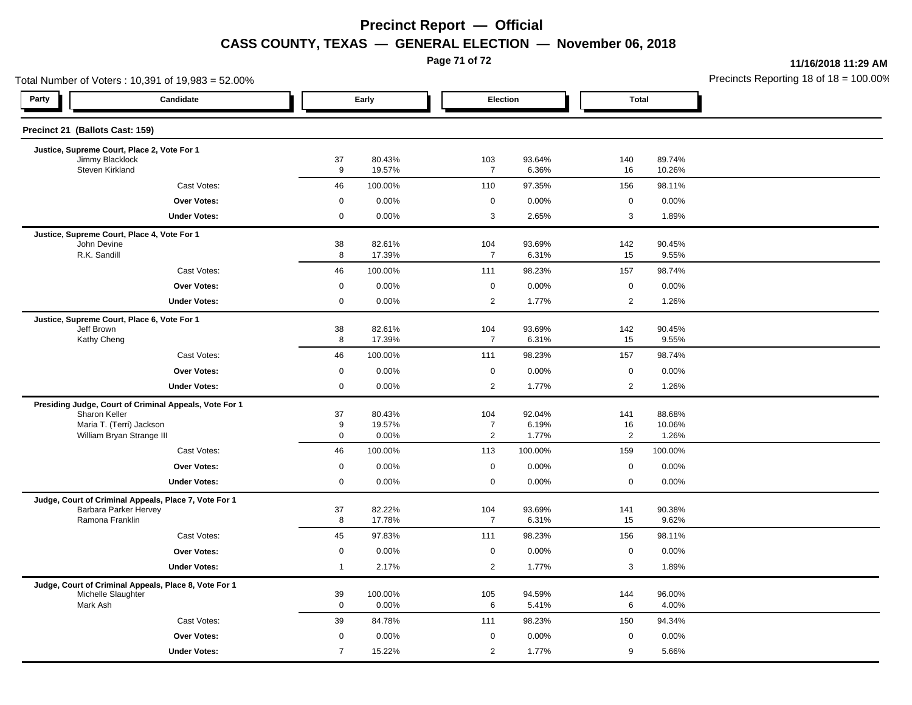# Precinct Report — Official

## CASS COUNTY, TEXAS — GENERAL ELECTION — November 06, 2018

11/16/2018 11:29 AM

Total Number of Voters : 10,391 of 19,983 = 52.00%

Precincts Reporting 18 of 18 = 100.00%

### Precinct 21 (Ballots Cast: 159)

| Party | Candidate | Early | | Election | | Total | |
|---|---|---|---|---|---|---|---|
| | **Justice, Supreme Court, Place 2, Vote For 1** | | | | | | |
| | Jimmy Blacklock | 37 | 80.43% | 103 | 93.64% | 140 | 89.74% |
| | Steven Kirkland | 9 | 19.57% | 7 | 6.36% | 16 | 10.26% |
| | Cast Votes: | 46 | 100.00% | 110 | 97.35% | 156 | 98.11% |
| | **Over Votes:** | 0 | 0.00% | 0 | 0.00% | 0 | 0.00% |
| | **Under Votes:** | 0 | 0.00% | 3 | 2.65% | 3 | 1.89% |
| | **Justice, Supreme Court, Place 4, Vote For 1** | | | | | | |
| | John Devine | 38 | 82.61% | 104 | 93.69% | 142 | 90.45% |
| | R.K. Sandill | 8 | 17.39% | 7 | 6.31% | 15 | 9.55% |
| | Cast Votes: | 46 | 100.00% | 111 | 98.23% | 157 | 98.74% |
| | **Over Votes:** | 0 | 0.00% | 0 | 0.00% | 0 | 0.00% |
| | **Under Votes:** | 0 | 0.00% | 2 | 1.77% | 2 | 1.26% |
| | **Justice, Supreme Court, Place 6, Vote For 1** | | | | | | |
| | Jeff Brown | 38 | 82.61% | 104 | 93.69% | 142 | 90.45% |
| | Kathy Cheng | 8 | 17.39% | 7 | 6.31% | 15 | 9.55% |
| | Cast Votes: | 46 | 100.00% | 111 | 98.23% | 157 | 98.74% |
| | **Over Votes:** | 0 | 0.00% | 0 | 0.00% | 0 | 0.00% |
| | **Under Votes:** | 0 | 0.00% | 2 | 1.77% | 2 | 1.26% |
| | **Presiding Judge, Court of Criminal Appeals, Vote For 1** | | | | | | |
| | Sharon Keller | 37 | 80.43% | 104 | 92.04% | 141 | 88.68% |
| | Maria T. (Terri) Jackson | 9 | 19.57% | 7 | 6.19% | 16 | 10.06% |
| | William Bryan Strange III | 0 | 0.00% | 2 | 1.77% | 2 | 1.26% |
| | Cast Votes: | 46 | 100.00% | 113 | 100.00% | 159 | 100.00% |
| | **Over Votes:** | 0 | 0.00% | 0 | 0.00% | 0 | 0.00% |
| | **Under Votes:** | 0 | 0.00% | 0 | 0.00% | 0 | 0.00% |
| | **Judge, Court of Criminal Appeals, Place 7, Vote For 1** | | | | | | |
| | Barbara Parker Hervey | 37 | 82.22% | 104 | 93.69% | 141 | 90.38% |
| | Ramona Franklin | 8 | 17.78% | 7 | 6.31% | 15 | 9.62% |
| | Cast Votes: | 45 | 97.83% | 111 | 98.23% | 156 | 98.11% |
| | **Over Votes:** | 0 | 0.00% | 0 | 0.00% | 0 | 0.00% |
| | **Under Votes:** | 1 | 2.17% | 2 | 1.77% | 3 | 1.89% |
| | **Judge, Court of Criminal Appeals, Place 8, Vote For 1** | | | | | | |
| | Michelle Slaughter | 39 | 100.00% | 105 | 94.59% | 144 | 96.00% |
| | Mark Ash | 0 | 0.00% | 6 | 5.41% | 6 | 4.00% |
| | Cast Votes: | 39 | 84.78% | 111 | 98.23% | 150 | 94.34% |
| | **Over Votes:** | 0 | 0.00% | 0 | 0.00% | 0 | 0.00% |
| | **Under Votes:** | 7 | 15.22% | 2 | 1.77% | 9 | 5.66% |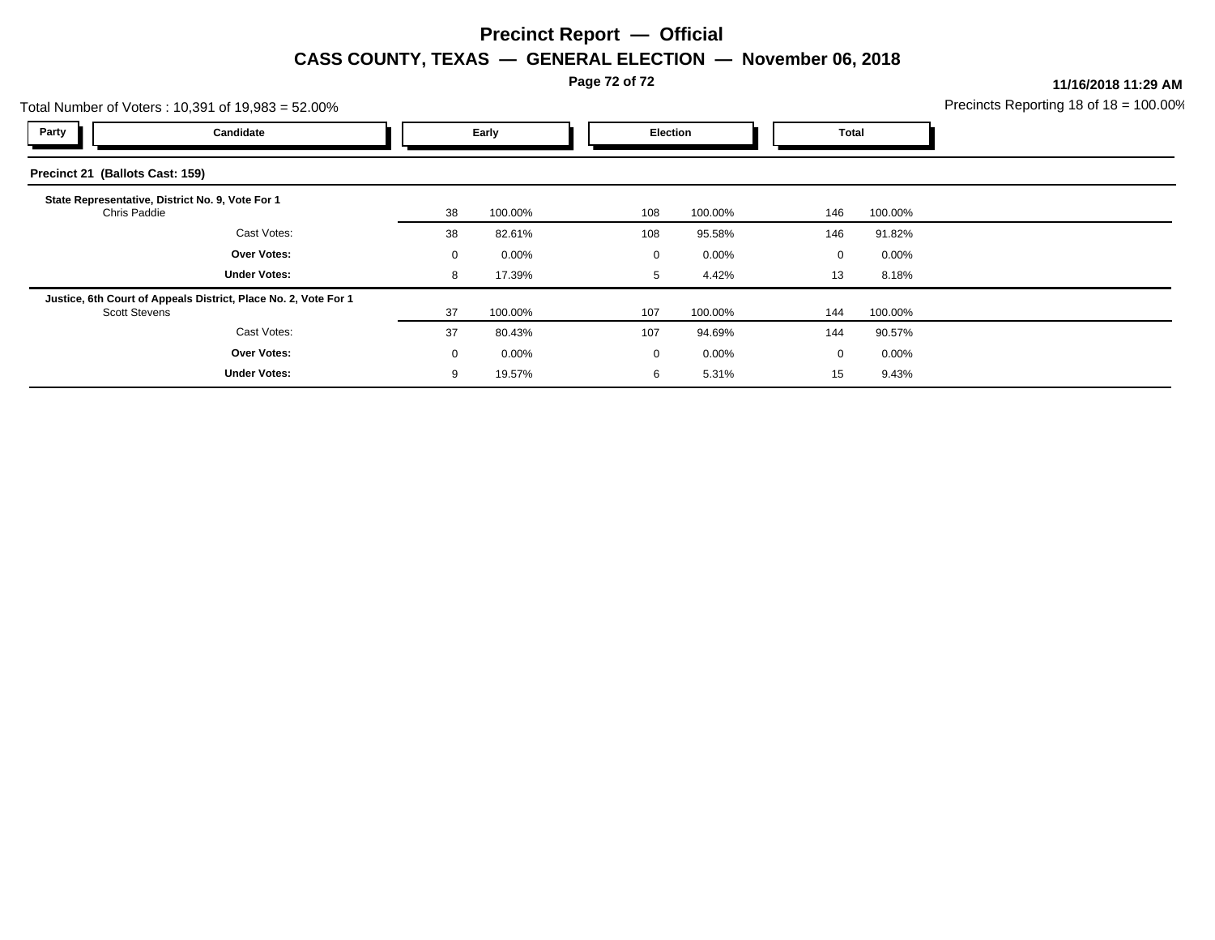# Precinct Report — Official

## CASS COUNTY, TEXAS — GENERAL ELECTION — November 06, 2018

11/16/2018 11:29 AM

Total Number of Voters : 10,391 of 19,983 = 52.00%

Precincts Reporting 18 of 18 = 100.00%

| Party | Candidate | Early | | Election | | Total | |
|---|---|---|---|---|---|---|---|
| **Precinct 21 (Ballots Cast: 159)** | | | | | | | |
| **State Representative, District No. 9, Vote For 1** | | | | | | | |
| | Chris Paddie | 38 | 100.00% | 108 | 100.00% | 146 | 100.00% |
| | Cast Votes: | 38 | 82.61% | 108 | 95.58% | 146 | 91.82% |
| | **Over Votes:** | 0 | 0.00% | 0 | 0.00% | 0 | 0.00% |
| | **Under Votes:** | 8 | 17.39% | 5 | 4.42% | 13 | 8.18% |
| **Justice, 6th Court of Appeals District, Place No. 2, Vote For 1** | | | | | | | |
| | Scott Stevens | 37 | 100.00% | 107 | 100.00% | 144 | 100.00% |
| | Cast Votes: | 37 | 80.43% | 107 | 94.69% | 144 | 90.57% |
| | **Over Votes:** | 0 | 0.00% | 0 | 0.00% | 0 | 0.00% |
| | **Under Votes:** | 9 | 19.57% | 6 | 5.31% | 15 | 9.43% |